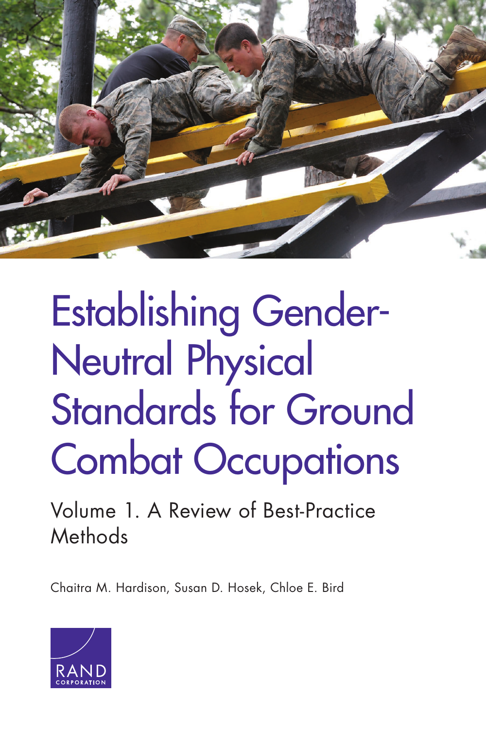# Establishing Gender-Neutral Physical Standards for Ground Combat Occupations

## Volume 1. A Review of Best-Practice Methods

Chaitra M. Hardison, Susan D. Hosek, Chloe E. Bird

RAND CORPORATION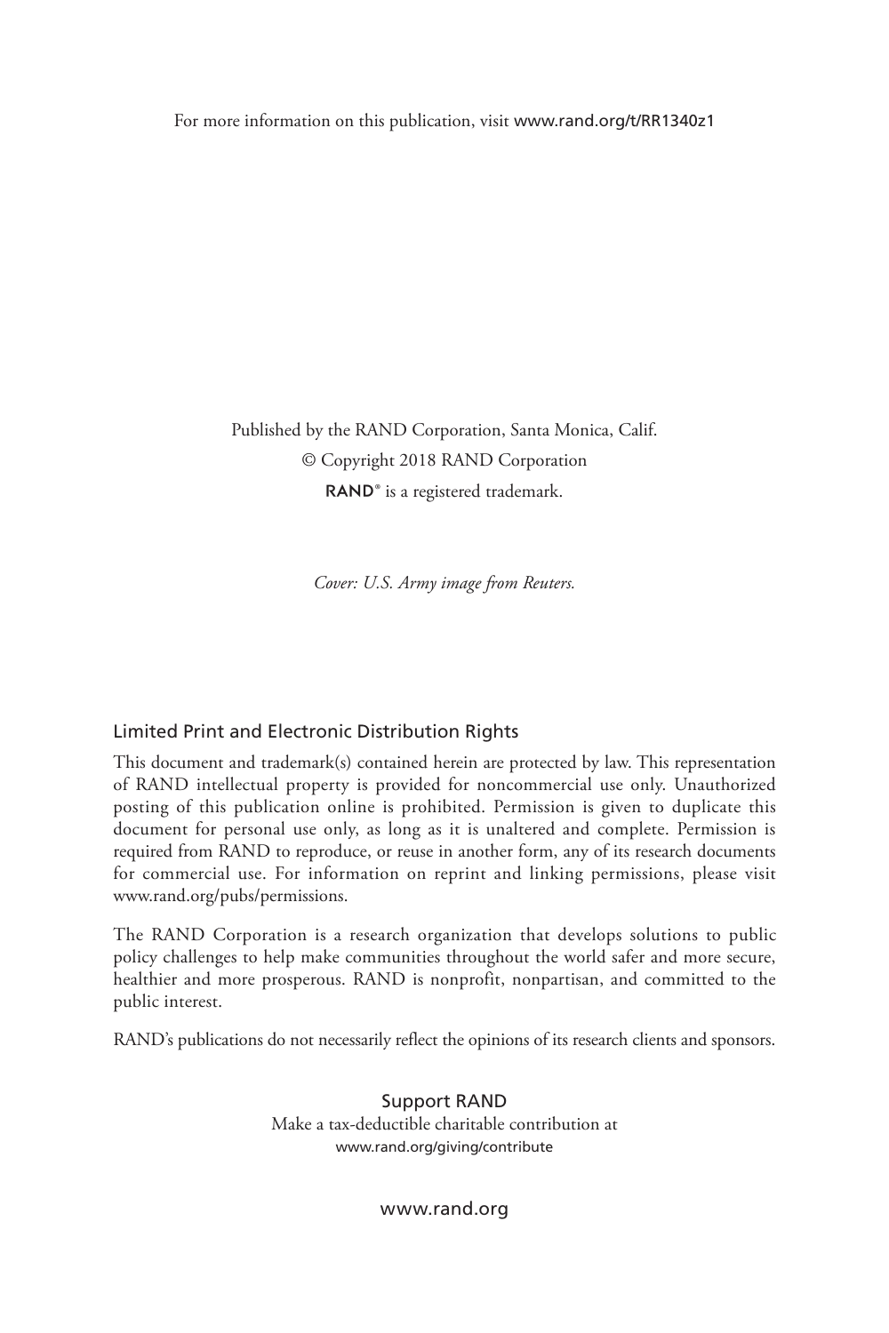For more information on this publication, visit www.rand.org/t/RR1340z1

Published by the RAND Corporation, Santa Monica, Calif.

© Copyright 2018 RAND Corporation

**RAND**® is a registered trademark.

*Cover: U.S. Army image from Reuters.*

## Limited Print and Electronic Distribution Rights

This document and trademark(s) contained herein are protected by law. This representation of RAND intellectual property is provided for noncommercial use only. Unauthorized posting of this publication online is prohibited. Permission is given to duplicate this document for personal use only, as long as it is unaltered and complete. Permission is required from RAND to reproduce, or reuse in another form, any of its research documents for commercial use. For information on reprint and linking permissions, please visit www.rand.org/pubs/permissions.

The RAND Corporation is a research organization that develops solutions to public policy challenges to help make communities throughout the world safer and more secure, healthier and more prosperous. RAND is nonprofit, nonpartisan, and committed to the public interest.

RAND's publications do not necessarily reflect the opinions of its research clients and sponsors.

Support RAND

Make a tax-deductible charitable contribution at
www.rand.org/giving/contribute

www.rand.org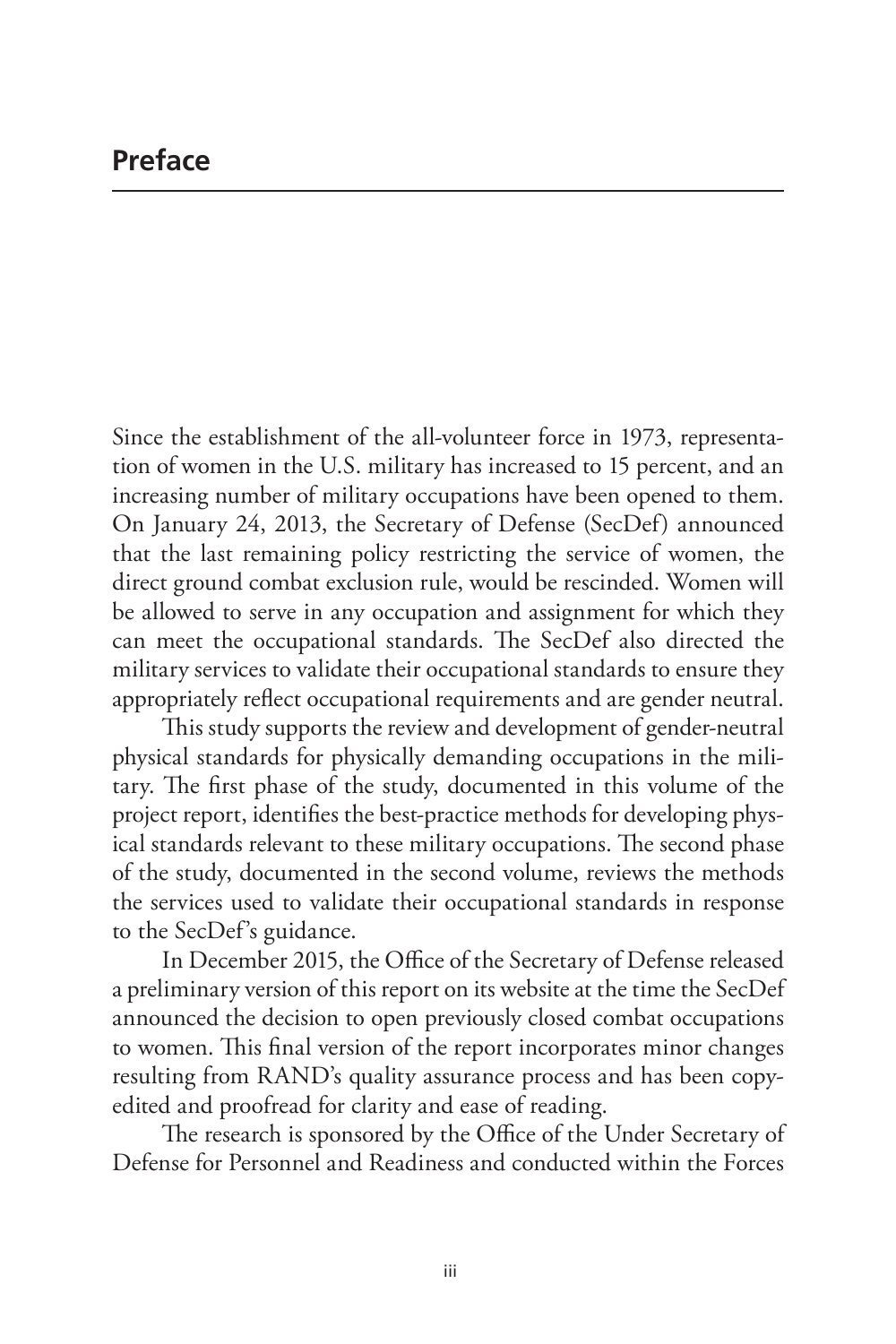# Preface

Since the establishment of the all-volunteer force in 1973, representation of women in the U.S. military has increased to 15 percent, and an increasing number of military occupations have been opened to them. On January 24, 2013, the Secretary of Defense (SecDef) announced that the last remaining policy restricting the service of women, the direct ground combat exclusion rule, would be rescinded. Women will be allowed to serve in any occupation and assignment for which they can meet the occupational standards. The SecDef also directed the military services to validate their occupational standards to ensure they appropriately reflect occupational requirements and are gender neutral.

This study supports the review and development of gender-neutral physical standards for physically demanding occupations in the military. The first phase of the study, documented in this volume of the project report, identifies the best-practice methods for developing physical standards relevant to these military occupations. The second phase of the study, documented in the second volume, reviews the methods the services used to validate their occupational standards in response to the SecDef's guidance.

In December 2015, the Office of the Secretary of Defense released a preliminary version of this report on its website at the time the SecDef announced the decision to open previously closed combat occupations to women. This final version of the report incorporates minor changes resulting from RAND's quality assurance process and has been copyedited and proofread for clarity and ease of reading.

The research is sponsored by the Office of the Under Secretary of Defense for Personnel and Readiness and conducted within the Forces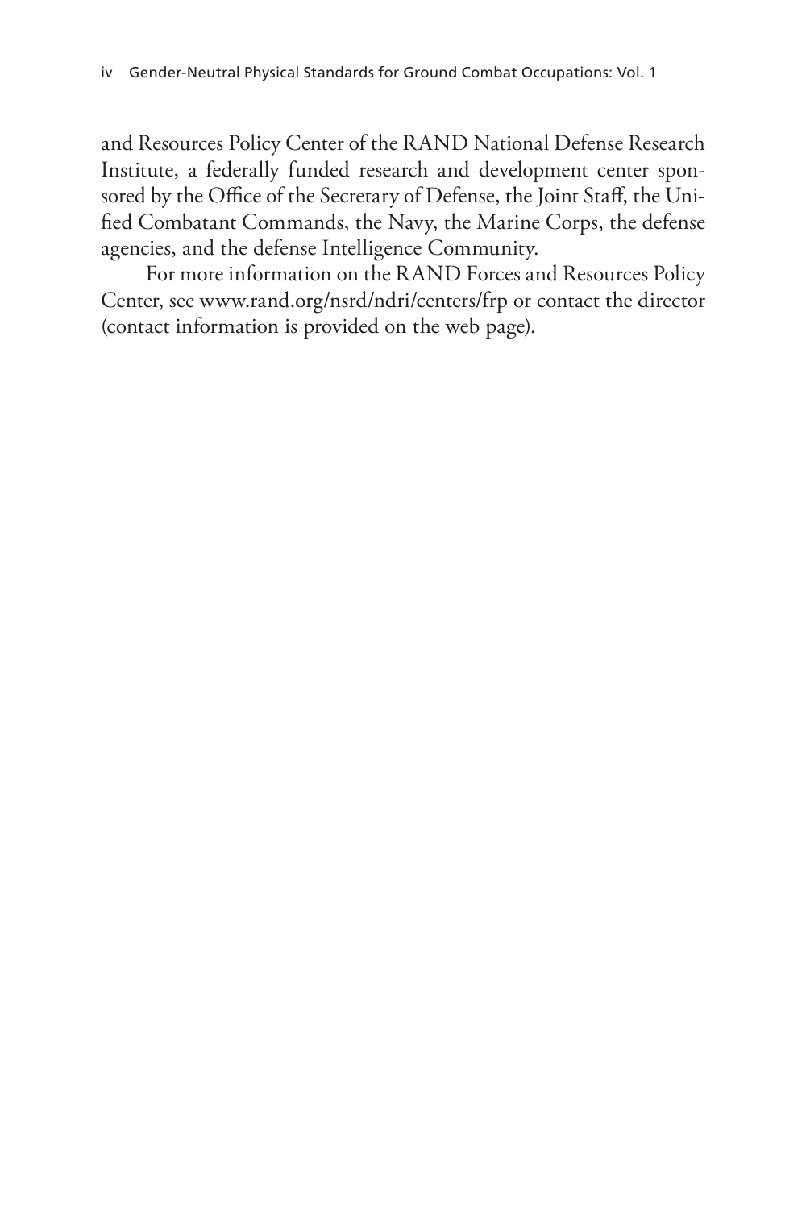and Resources Policy Center of the RAND National Defense Research Institute, a federally funded research and development center sponsored by the Office of the Secretary of Defense, the Joint Staff, the Unified Combatant Commands, the Navy, the Marine Corps, the defense agencies, and the defense Intelligence Community.

For more information on the RAND Forces and Resources Policy Center, see www.rand.org/nsrd/ndri/centers/frp or contact the director (contact information is provided on the web page).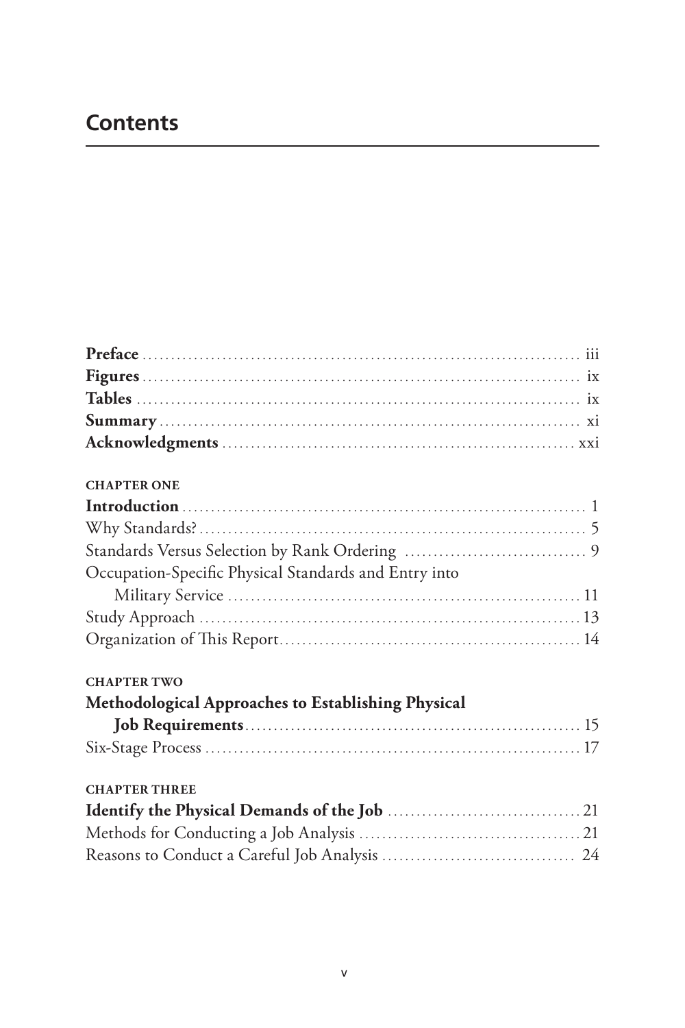# Contents

**Preface** ........................................................................ iii
**Figures** ........................................................................ ix
**Tables** ........................................................................ ix
**Summary** ........................................................................ xi
**Acknowledgments** ........................................................................ xxi

CHAPTER ONE
**Introduction** ........................................................................ 1
Why Standards? ........................................................................ 5
Standards Versus Selection by Rank Ordering ........................................................................ 9
Occupation-Specific Physical Standards and Entry into Military Service ........................................................................ 11
Study Approach ........................................................................ 13
Organization of This Report ........................................................................ 14

CHAPTER TWO
**Methodological Approaches to Establishing Physical Job Requirements** ........................................................................ 15
Six-Stage Process ........................................................................ 17

CHAPTER THREE
**Identify the Physical Demands of the Job** ........................................................................ 21
Methods for Conducting a Job Analysis ........................................................................ 21
Reasons to Conduct a Careful Job Analysis ........................................................................ 24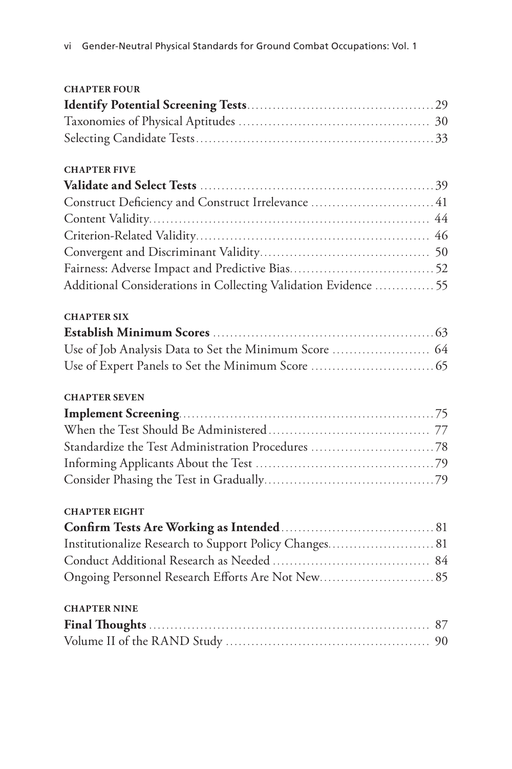**CHAPTER FOUR**

**Identify Potential Screening Tests** ... 29
Taxonomies of Physical Aptitudes ... 30
Selecting Candidate Tests ... 33

**CHAPTER FIVE**

**Validate and Select Tests** ... 39
Construct Deficiency and Construct Irrelevance ... 41
Content Validity ... 44
Criterion-Related Validity ... 46
Convergent and Discriminant Validity ... 50
Fairness: Adverse Impact and Predictive Bias ... 52
Additional Considerations in Collecting Validation Evidence ... 55

**CHAPTER SIX**

**Establish Minimum Scores** ... 63
Use of Job Analysis Data to Set the Minimum Score ... 64
Use of Expert Panels to Set the Minimum Score ... 65

**CHAPTER SEVEN**

**Implement Screening** ... 75
When the Test Should Be Administered ... 77
Standardize the Test Administration Procedures ... 78
Informing Applicants About the Test ... 79
Consider Phasing the Test in Gradually ... 79

**CHAPTER EIGHT**

**Confirm Tests Are Working as Intended** ... 81
Institutionalize Research to Support Policy Changes ... 81
Conduct Additional Research as Needed ... 84
Ongoing Personnel Research Efforts Are Not New ... 85

**CHAPTER NINE**

**Final Thoughts** ... 87
Volume II of the RAND Study ... 90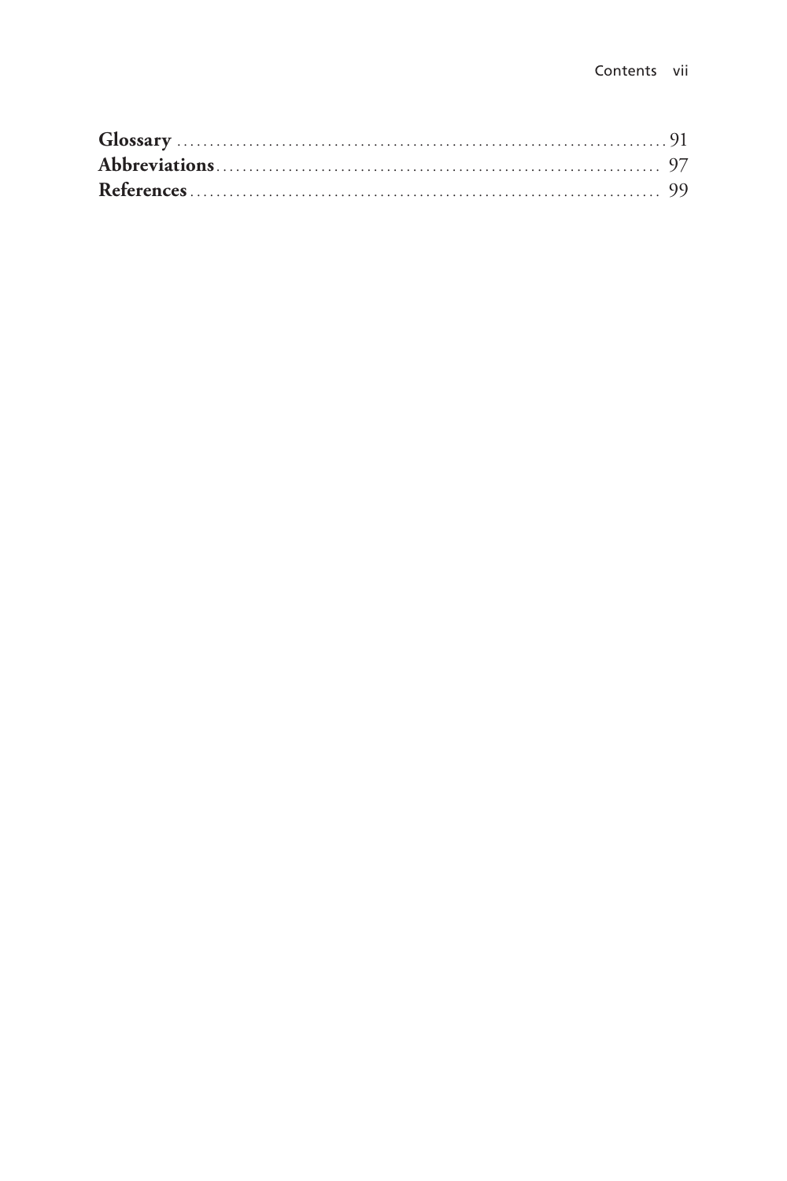**Glossary** .......................................................................... 91
**Abbreviations** .................................................................. 97
**References** ....................................................................... 99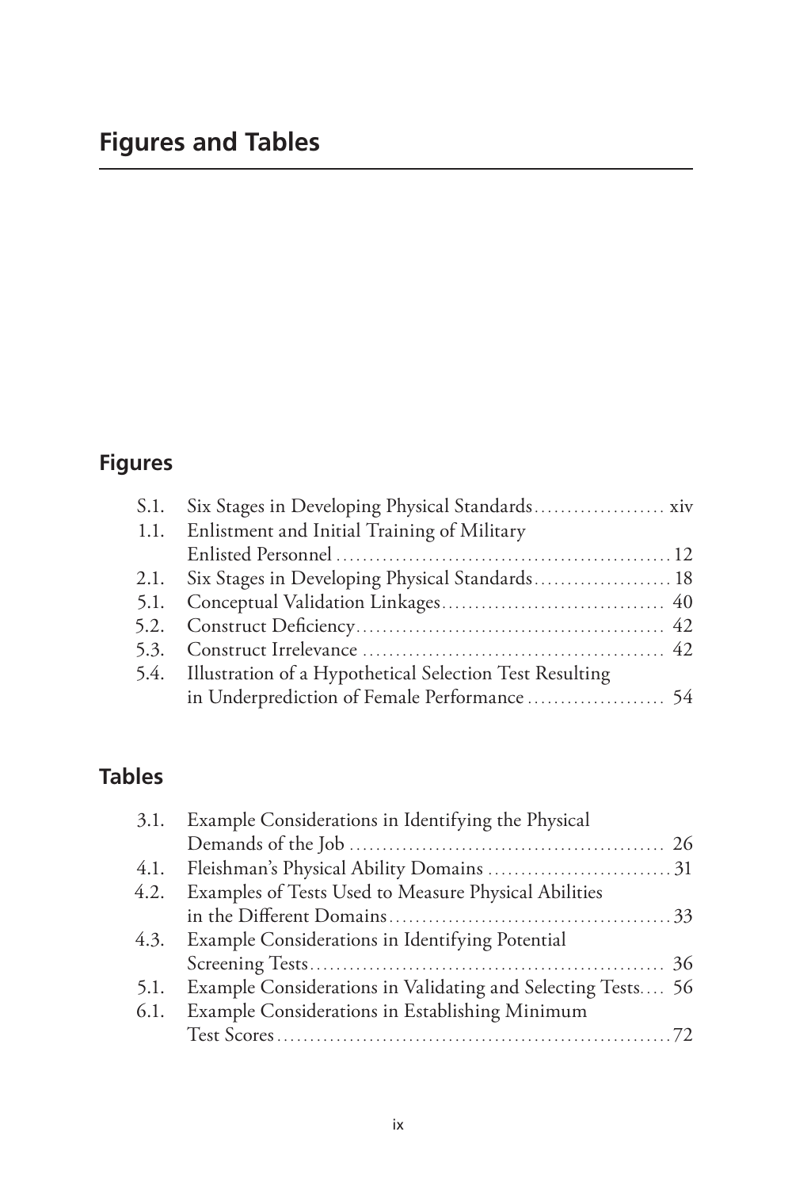# Figures and Tables

## Figures

- S.1. Six Stages in Developing Physical Standards .................... xiv
- 1.1. Enlistment and Initial Training of Military Enlisted Personnel .................... 12
- 2.1. Six Stages in Developing Physical Standards .................... 18
- 5.1. Conceptual Validation Linkages .................... 40
- 5.2. Construct Deficiency .................... 42
- 5.3. Construct Irrelevance .................... 42
- 5.4. Illustration of a Hypothetical Selection Test Resulting in Underprediction of Female Performance .................... 54

## Tables

- 3.1. Example Considerations in Identifying the Physical Demands of the Job .................... 26
- 4.1. Fleishman's Physical Ability Domains .................... 31
- 4.2. Examples of Tests Used to Measure Physical Abilities in the Different Domains .................... 33
- 4.3. Example Considerations in Identifying Potential Screening Tests .................... 36
- 5.1. Example Considerations in Validating and Selecting Tests .... 56
- 6.1. Example Considerations in Establishing Minimum Test Scores .................... 72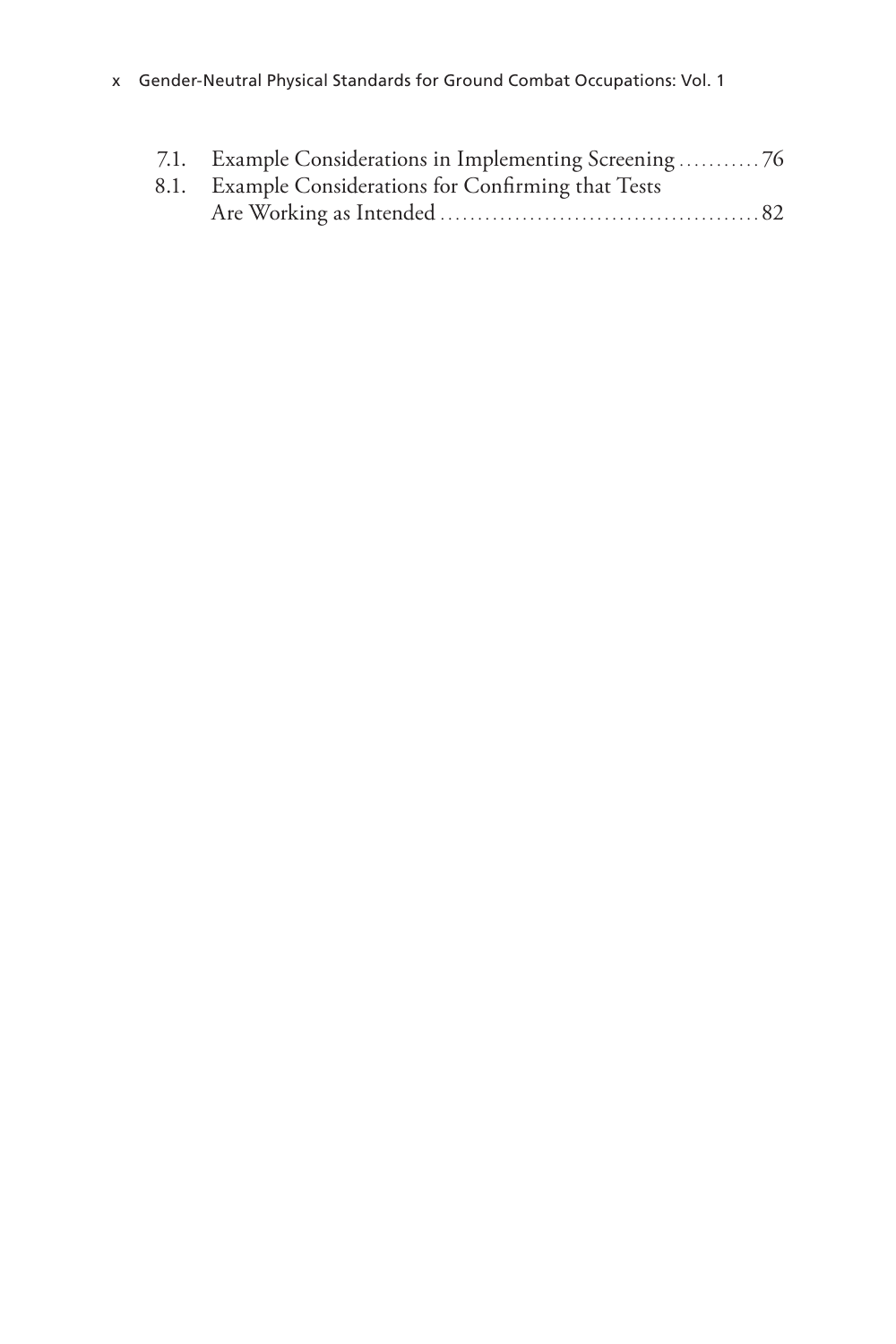7.1. Example Considerations in Implementing Screening ........... 76
8.1. Example Considerations for Confirming that Tests Are Working as Intended ........... 82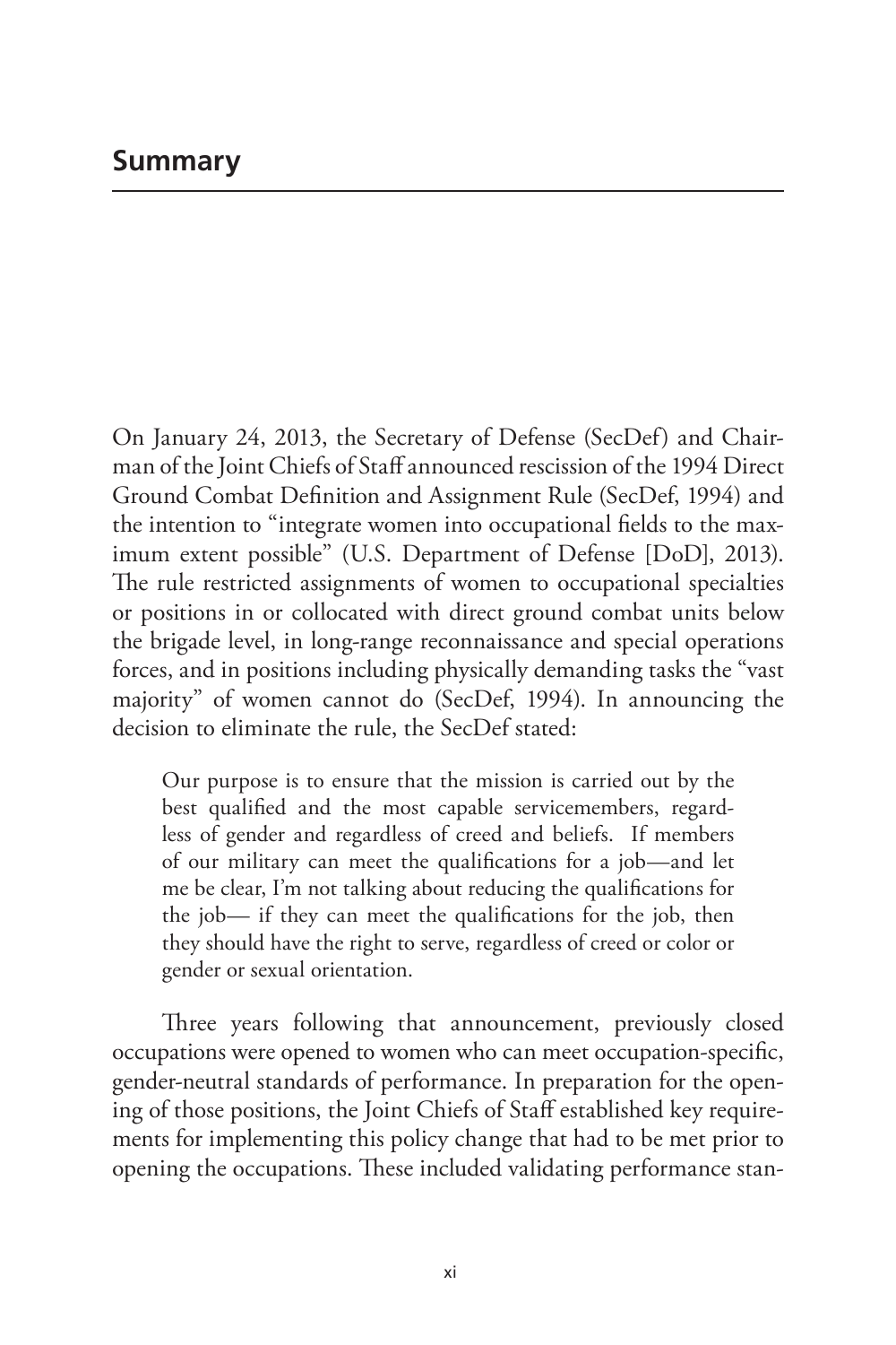# Summary

On January 24, 2013, the Secretary of Defense (SecDef) and Chairman of the Joint Chiefs of Staff announced rescission of the 1994 Direct Ground Combat Definition and Assignment Rule (SecDef, 1994) and the intention to "integrate women into occupational fields to the maximum extent possible" (U.S. Department of Defense [DoD], 2013). The rule restricted assignments of women to occupational specialties or positions in or collocated with direct ground combat units below the brigade level, in long-range reconnaissance and special operations forces, and in positions including physically demanding tasks the "vast majority" of women cannot do (SecDef, 1994). In announcing the decision to eliminate the rule, the SecDef stated:

> Our purpose is to ensure that the mission is carried out by the best qualified and the most capable servicemembers, regardless of gender and regardless of creed and beliefs. If members of our military can meet the qualifications for a job—and let me be clear, I'm not talking about reducing the qualifications for the job— if they can meet the qualifications for the job, then they should have the right to serve, regardless of creed or color or gender or sexual orientation.

Three years following that announcement, previously closed occupations were opened to women who can meet occupation-specific, gender-neutral standards of performance. In preparation for the opening of those positions, the Joint Chiefs of Staff established key requirements for implementing this policy change that had to be met prior to opening the occupations. These included validating performance stan-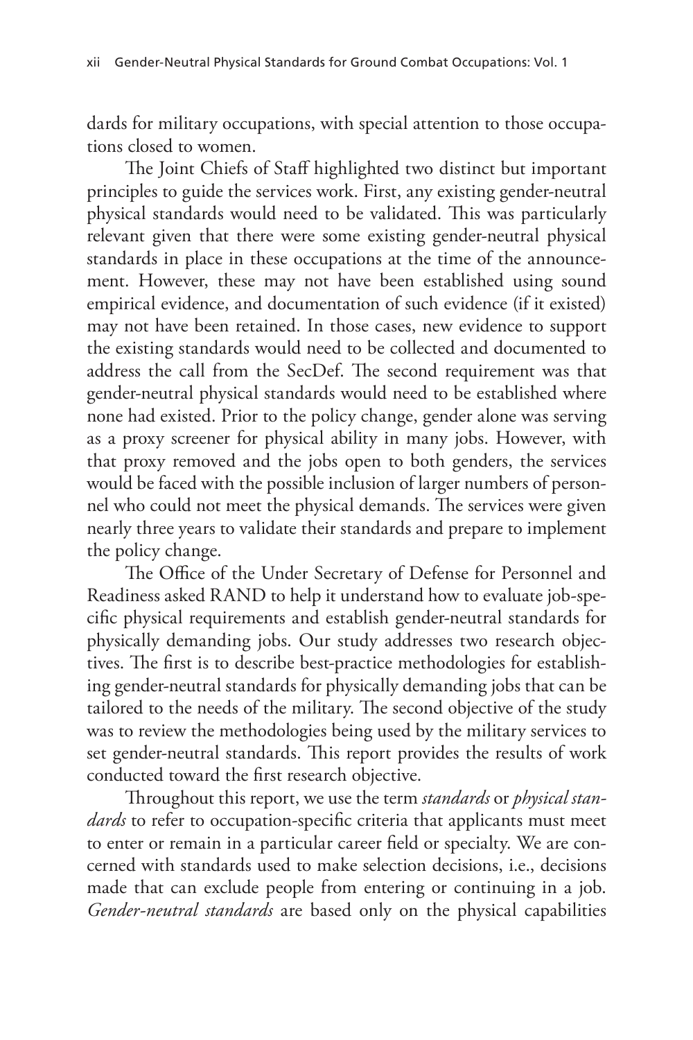dards for military occupations, with special attention to those occupations closed to women.

The Joint Chiefs of Staff highlighted two distinct but important principles to guide the services work. First, any existing gender-neutral physical standards would need to be validated. This was particularly relevant given that there were some existing gender-neutral physical standards in place in these occupations at the time of the announcement. However, these may not have been established using sound empirical evidence, and documentation of such evidence (if it existed) may not have been retained. In those cases, new evidence to support the existing standards would need to be collected and documented to address the call from the SecDef. The second requirement was that gender-neutral physical standards would need to be established where none had existed. Prior to the policy change, gender alone was serving as a proxy screener for physical ability in many jobs. However, with that proxy removed and the jobs open to both genders, the services would be faced with the possible inclusion of larger numbers of personnel who could not meet the physical demands. The services were given nearly three years to validate their standards and prepare to implement the policy change.

The Office of the Under Secretary of Defense for Personnel and Readiness asked RAND to help it understand how to evaluate job-specific physical requirements and establish gender-neutral standards for physically demanding jobs. Our study addresses two research objectives. The first is to describe best-practice methodologies for establishing gender-neutral standards for physically demanding jobs that can be tailored to the needs of the military. The second objective of the study was to review the methodologies being used by the military services to set gender-neutral standards. This report provides the results of work conducted toward the first research objective.

Throughout this report, we use the term *standards* or *physical standards* to refer to occupation-specific criteria that applicants must meet to enter or remain in a particular career field or specialty. We are concerned with standards used to make selection decisions, i.e., decisions made that can exclude people from entering or continuing in a job. *Gender-neutral standards* are based only on the physical capabilities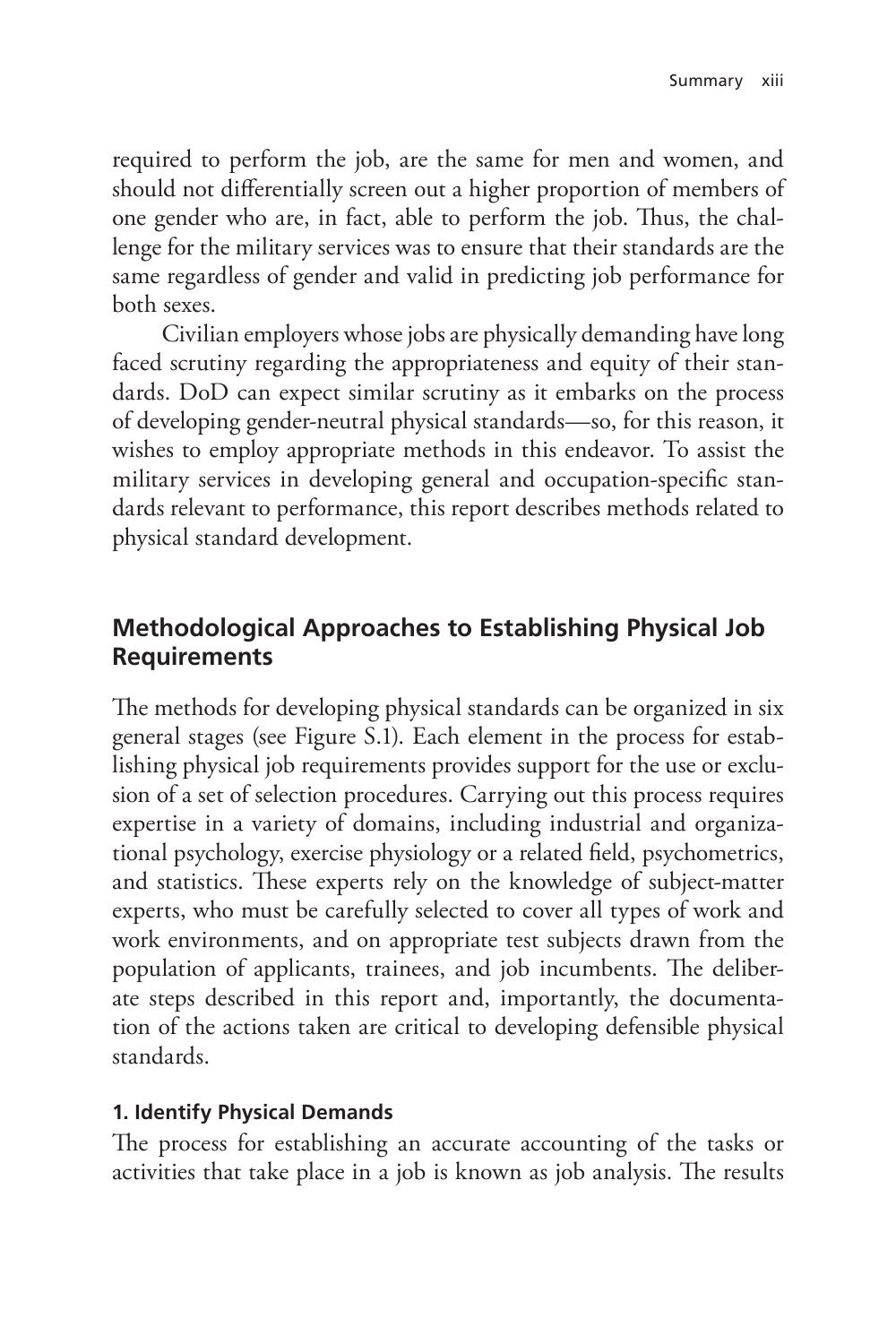required to perform the job, are the same for men and women, and should not differentially screen out a higher proportion of members of one gender who are, in fact, able to perform the job. Thus, the challenge for the military services was to ensure that their standards are the same regardless of gender and valid in predicting job performance for both sexes.

Civilian employers whose jobs are physically demanding have long faced scrutiny regarding the appropriateness and equity of their standards. DoD can expect similar scrutiny as it embarks on the process of developing gender-neutral physical standards—so, for this reason, it wishes to employ appropriate methods in this endeavor. To assist the military services in developing general and occupation-specific standards relevant to performance, this report describes methods related to physical standard development.

## Methodological Approaches to Establishing Physical Job Requirements

The methods for developing physical standards can be organized in six general stages (see Figure S.1). Each element in the process for establishing physical job requirements provides support for the use or exclusion of a set of selection procedures. Carrying out this process requires expertise in a variety of domains, including industrial and organizational psychology, exercise physiology or a related field, psychometrics, and statistics. These experts rely on the knowledge of subject-matter experts, who must be carefully selected to cover all types of work and work environments, and on appropriate test subjects drawn from the population of applicants, trainees, and job incumbents. The deliberate steps described in this report and, importantly, the documentation of the actions taken are critical to developing defensible physical standards.

### 1. Identify Physical Demands

The process for establishing an accurate accounting of the tasks or activities that take place in a job is known as job analysis. The results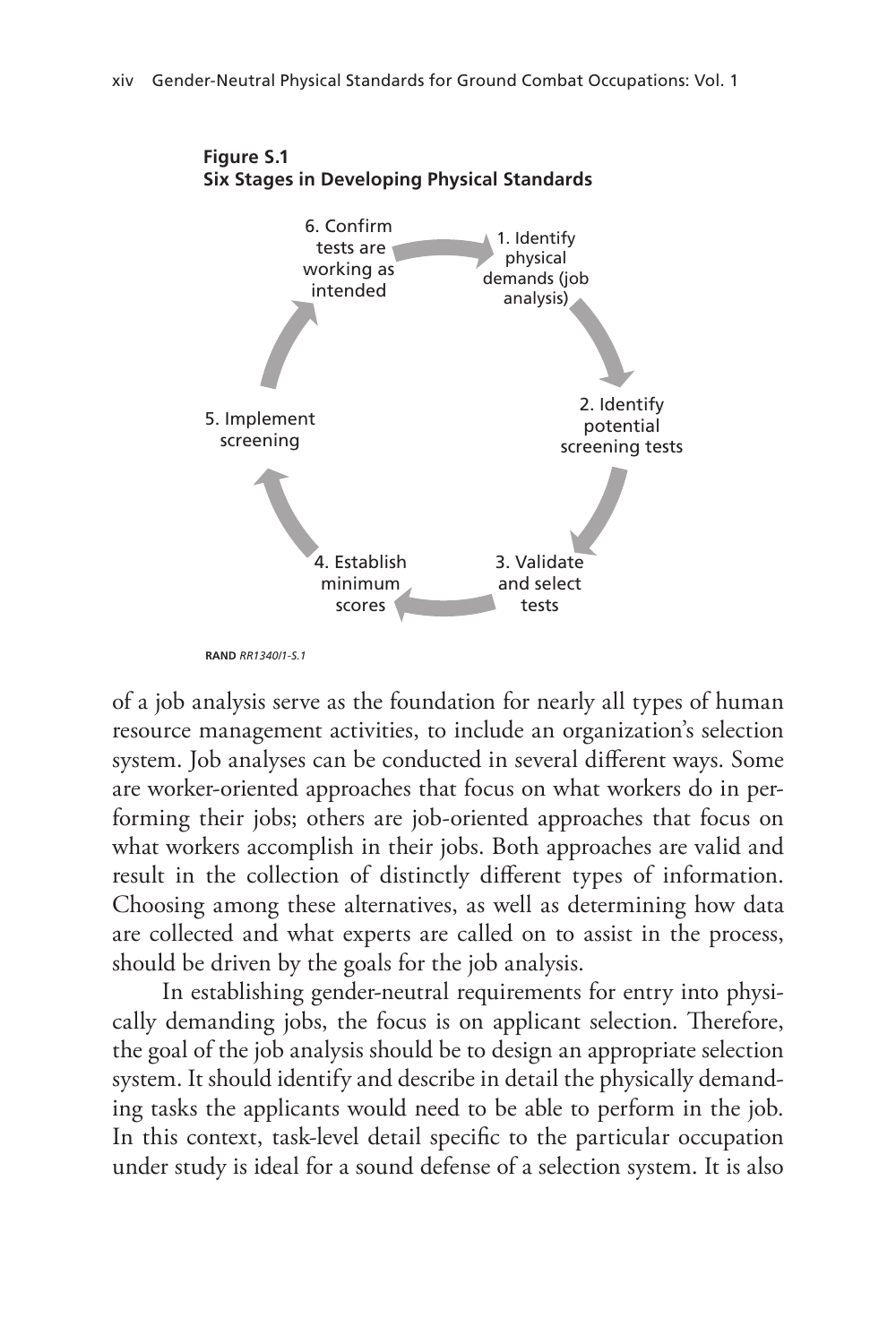**Figure S.1**
**Six Stages in Developing Physical Standards**

1. Identify physical demands (job analysis)
2. Identify potential screening tests
3. Validate and select tests
4. Establish minimum scores
5. Implement screening
6. Confirm tests are working as intended

RAND *RR1340/1-S.1*

of a job analysis serve as the foundation for nearly all types of human resource management activities, to include an organization's selection system. Job analyses can be conducted in several different ways. Some are worker-oriented approaches that focus on what workers do in performing their jobs; others are job-oriented approaches that focus on what workers accomplish in their jobs. Both approaches are valid and result in the collection of distinctly different types of information. Choosing among these alternatives, as well as determining how data are collected and what experts are called on to assist in the process, should be driven by the goals for the job analysis.

In establishing gender-neutral requirements for entry into physically demanding jobs, the focus is on applicant selection. Therefore, the goal of the job analysis should be to design an appropriate selection system. It should identify and describe in detail the physically demanding tasks the applicants would need to be able to perform in the job. In this context, task-level detail specific to the particular occupation under study is ideal for a sound defense of a selection system. It is also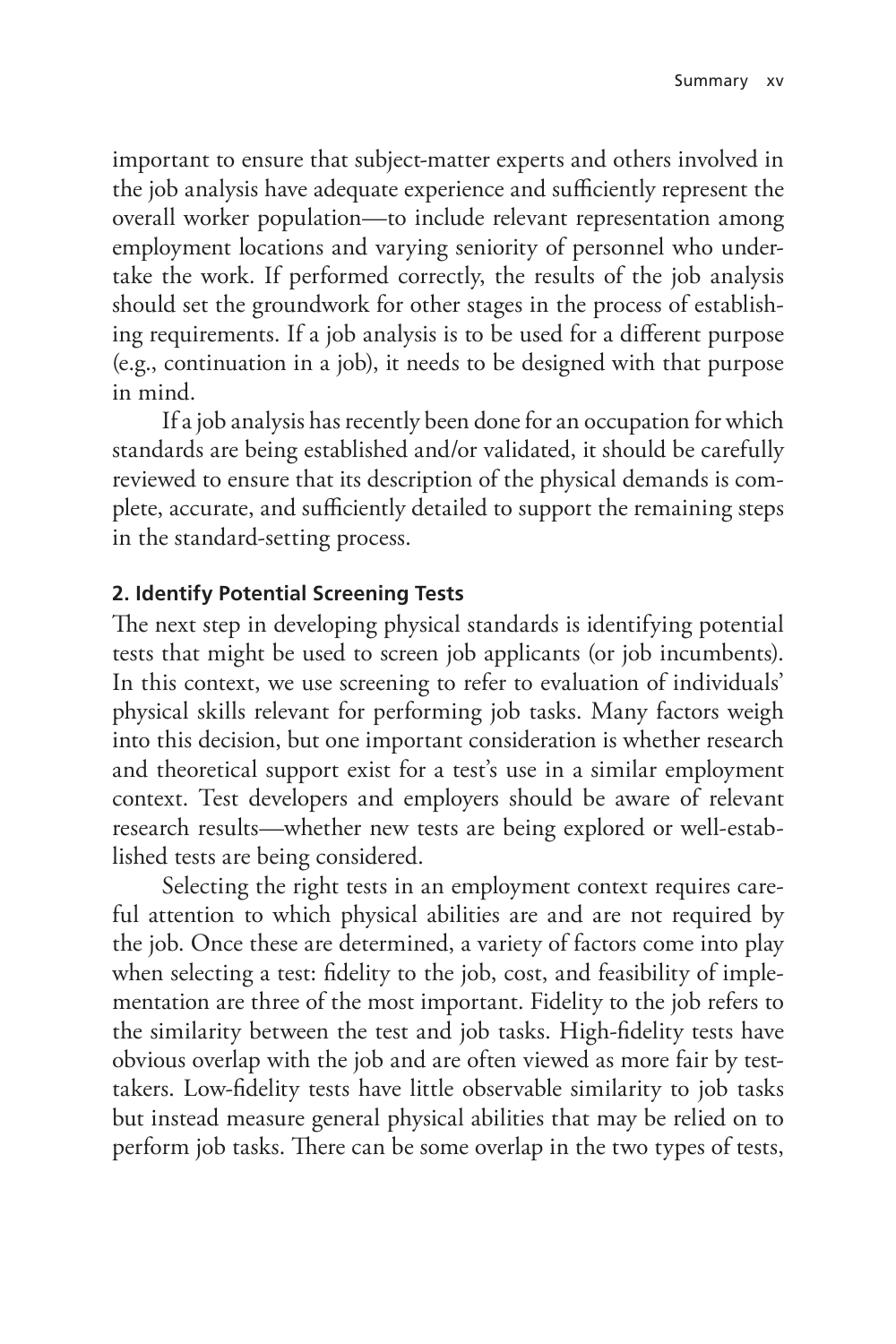important to ensure that subject-matter experts and others involved in the job analysis have adequate experience and sufficiently represent the overall worker population—to include relevant representation among employment locations and varying seniority of personnel who undertake the work. If performed correctly, the results of the job analysis should set the groundwork for other stages in the process of establishing requirements. If a job analysis is to be used for a different purpose (e.g., continuation in a job), it needs to be designed with that purpose in mind.

If a job analysis has recently been done for an occupation for which standards are being established and/or validated, it should be carefully reviewed to ensure that its description of the physical demands is complete, accurate, and sufficiently detailed to support the remaining steps in the standard-setting process.

#### 2. Identify Potential Screening Tests

The next step in developing physical standards is identifying potential tests that might be used to screen job applicants (or job incumbents). In this context, we use screening to refer to evaluation of individuals' physical skills relevant for performing job tasks. Many factors weigh into this decision, but one important consideration is whether research and theoretical support exist for a test's use in a similar employment context. Test developers and employers should be aware of relevant research results—whether new tests are being explored or well-established tests are being considered.

Selecting the right tests in an employment context requires careful attention to which physical abilities are and are not required by the job. Once these are determined, a variety of factors come into play when selecting a test: fidelity to the job, cost, and feasibility of implementation are three of the most important. Fidelity to the job refers to the similarity between the test and job tasks. High-fidelity tests have obvious overlap with the job and are often viewed as more fair by test-takers. Low-fidelity tests have little observable similarity to job tasks but instead measure general physical abilities that may be relied on to perform job tasks. There can be some overlap in the two types of tests,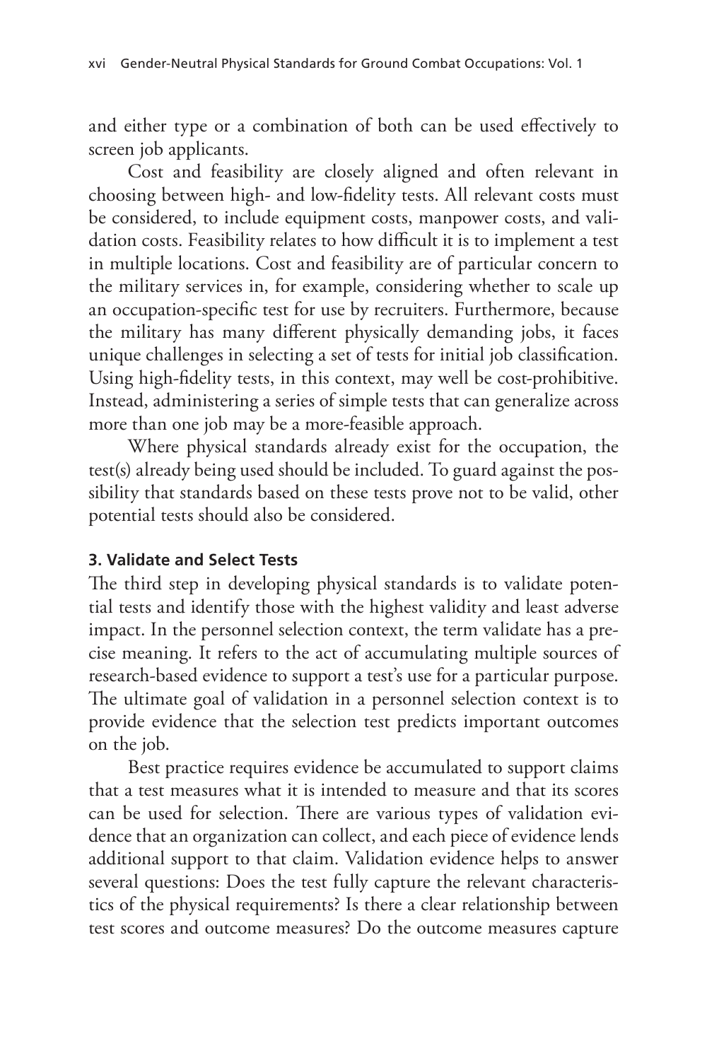and either type or a combination of both can be used effectively to screen job applicants.

Cost and feasibility are closely aligned and often relevant in choosing between high- and low-fidelity tests. All relevant costs must be considered, to include equipment costs, manpower costs, and validation costs. Feasibility relates to how difficult it is to implement a test in multiple locations. Cost and feasibility are of particular concern to the military services in, for example, considering whether to scale up an occupation-specific test for use by recruiters. Furthermore, because the military has many different physically demanding jobs, it faces unique challenges in selecting a set of tests for initial job classification. Using high-fidelity tests, in this context, may well be cost-prohibitive. Instead, administering a series of simple tests that can generalize across more than one job may be a more-feasible approach.

Where physical standards already exist for the occupation, the test(s) already being used should be included. To guard against the possibility that standards based on these tests prove not to be valid, other potential tests should also be considered.

### 3. Validate and Select Tests

The third step in developing physical standards is to validate potential tests and identify those with the highest validity and least adverse impact. In the personnel selection context, the term validate has a precise meaning. It refers to the act of accumulating multiple sources of research-based evidence to support a test's use for a particular purpose. The ultimate goal of validation in a personnel selection context is to provide evidence that the selection test predicts important outcomes on the job.

Best practice requires evidence be accumulated to support claims that a test measures what it is intended to measure and that its scores can be used for selection. There are various types of validation evidence that an organization can collect, and each piece of evidence lends additional support to that claim. Validation evidence helps to answer several questions: Does the test fully capture the relevant characteristics of the physical requirements? Is there a clear relationship between test scores and outcome measures? Do the outcome measures capture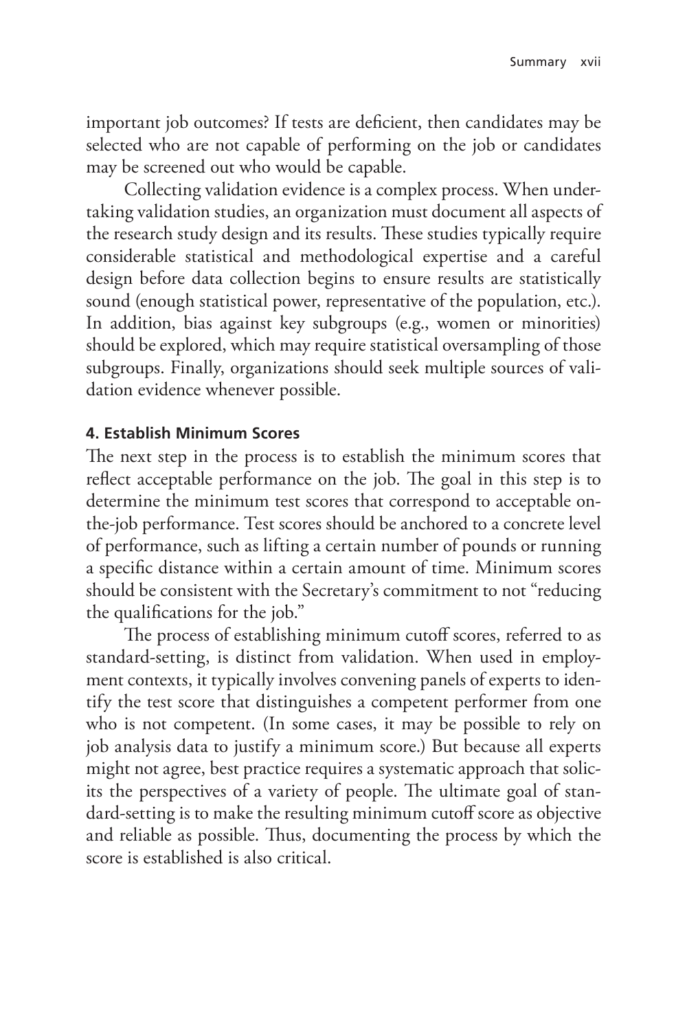important job outcomes? If tests are deficient, then candidates may be selected who are not capable of performing on the job or candidates may be screened out who would be capable.

Collecting validation evidence is a complex process. When undertaking validation studies, an organization must document all aspects of the research study design and its results. These studies typically require considerable statistical and methodological expertise and a careful design before data collection begins to ensure results are statistically sound (enough statistical power, representative of the population, etc.). In addition, bias against key subgroups (e.g., women or minorities) should be explored, which may require statistical oversampling of those subgroups. Finally, organizations should seek multiple sources of validation evidence whenever possible.

#### 4. Establish Minimum Scores

The next step in the process is to establish the minimum scores that reflect acceptable performance on the job. The goal in this step is to determine the minimum test scores that correspond to acceptable on-the-job performance. Test scores should be anchored to a concrete level of performance, such as lifting a certain number of pounds or running a specific distance within a certain amount of time. Minimum scores should be consistent with the Secretary's commitment to not "reducing the qualifications for the job."

The process of establishing minimum cutoff scores, referred to as standard-setting, is distinct from validation. When used in employment contexts, it typically involves convening panels of experts to identify the test score that distinguishes a competent performer from one who is not competent. (In some cases, it may be possible to rely on job analysis data to justify a minimum score.) But because all experts might not agree, best practice requires a systematic approach that solicits the perspectives of a variety of people. The ultimate goal of standard-setting is to make the resulting minimum cutoff score as objective and reliable as possible. Thus, documenting the process by which the score is established is also critical.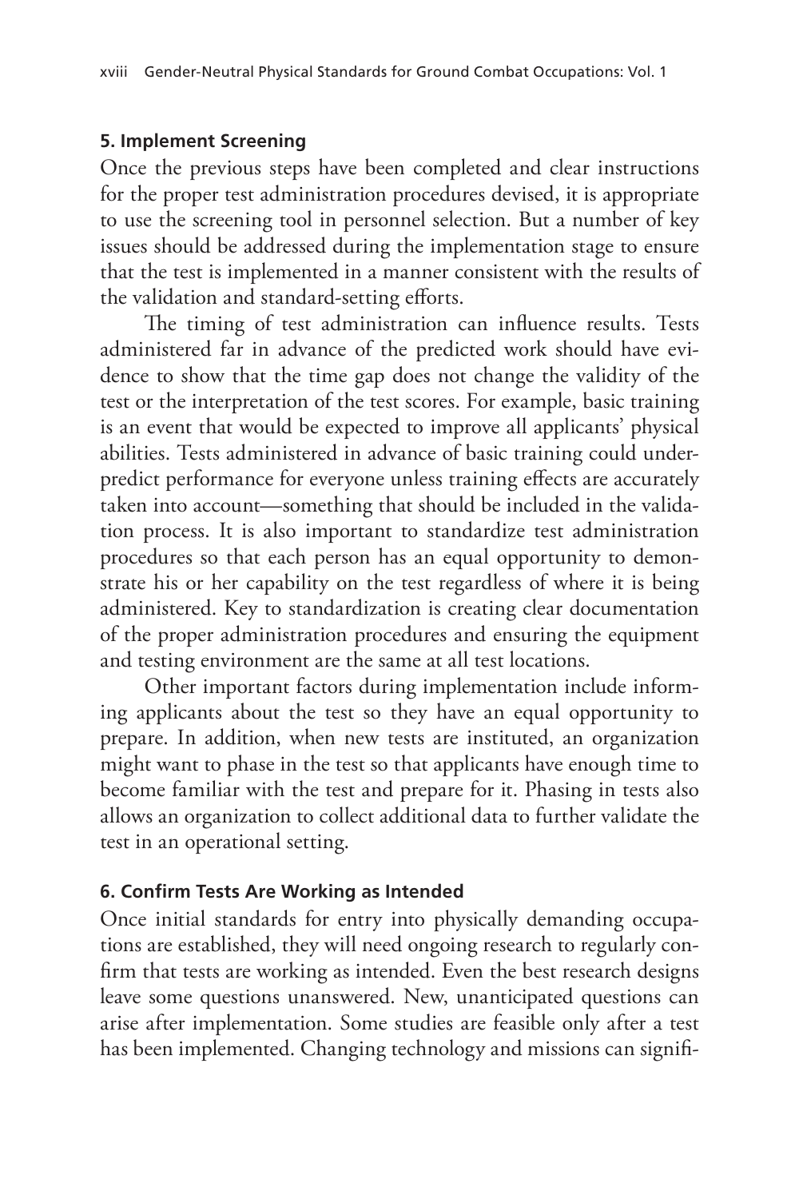### 5. Implement Screening

Once the previous steps have been completed and clear instructions for the proper test administration procedures devised, it is appropriate to use the screening tool in personnel selection. But a number of key issues should be addressed during the implementation stage to ensure that the test is implemented in a manner consistent with the results of the validation and standard-setting efforts.

The timing of test administration can influence results. Tests administered far in advance of the predicted work should have evidence to show that the time gap does not change the validity of the test or the interpretation of the test scores. For example, basic training is an event that would be expected to improve all applicants' physical abilities. Tests administered in advance of basic training could underpredict performance for everyone unless training effects are accurately taken into account—something that should be included in the validation process. It is also important to standardize test administration procedures so that each person has an equal opportunity to demonstrate his or her capability on the test regardless of where it is being administered. Key to standardization is creating clear documentation of the proper administration procedures and ensuring the equipment and testing environment are the same at all test locations.

Other important factors during implementation include informing applicants about the test so they have an equal opportunity to prepare. In addition, when new tests are instituted, an organization might want to phase in the test so that applicants have enough time to become familiar with the test and prepare for it. Phasing in tests also allows an organization to collect additional data to further validate the test in an operational setting.

### 6. Confirm Tests Are Working as Intended

Once initial standards for entry into physically demanding occupations are established, they will need ongoing research to regularly confirm that tests are working as intended. Even the best research designs leave some questions unanswered. New, unanticipated questions can arise after implementation. Some studies are feasible only after a test has been implemented. Changing technology and missions can signifi-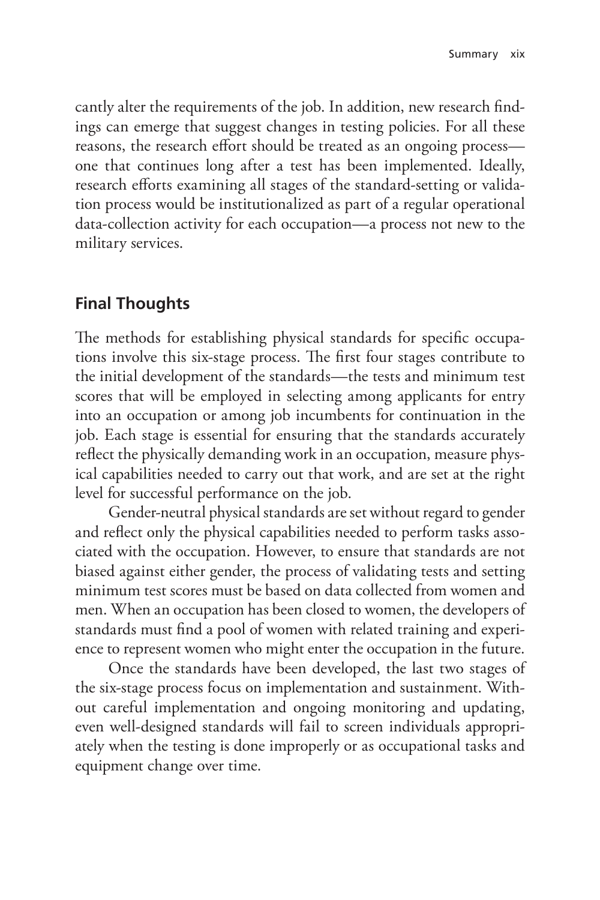cantly alter the requirements of the job. In addition, new research findings can emerge that suggest changes in testing policies. For all these reasons, the research effort should be treated as an ongoing process—one that continues long after a test has been implemented. Ideally, research efforts examining all stages of the standard-setting or validation process would be institutionalized as part of a regular operational data-collection activity for each occupation—a process not new to the military services.

## Final Thoughts

The methods for establishing physical standards for specific occupations involve this six-stage process. The first four stages contribute to the initial development of the standards—the tests and minimum test scores that will be employed in selecting among applicants for entry into an occupation or among job incumbents for continuation in the job. Each stage is essential for ensuring that the standards accurately reflect the physically demanding work in an occupation, measure physical capabilities needed to carry out that work, and are set at the right level for successful performance on the job.

Gender-neutral physical standards are set without regard to gender and reflect only the physical capabilities needed to perform tasks associated with the occupation. However, to ensure that standards are not biased against either gender, the process of validating tests and setting minimum test scores must be based on data collected from women and men. When an occupation has been closed to women, the developers of standards must find a pool of women with related training and experience to represent women who might enter the occupation in the future.

Once the standards have been developed, the last two stages of the six-stage process focus on implementation and sustainment. Without careful implementation and ongoing monitoring and updating, even well-designed standards will fail to screen individuals appropriately when the testing is done improperly or as occupational tasks and equipment change over time.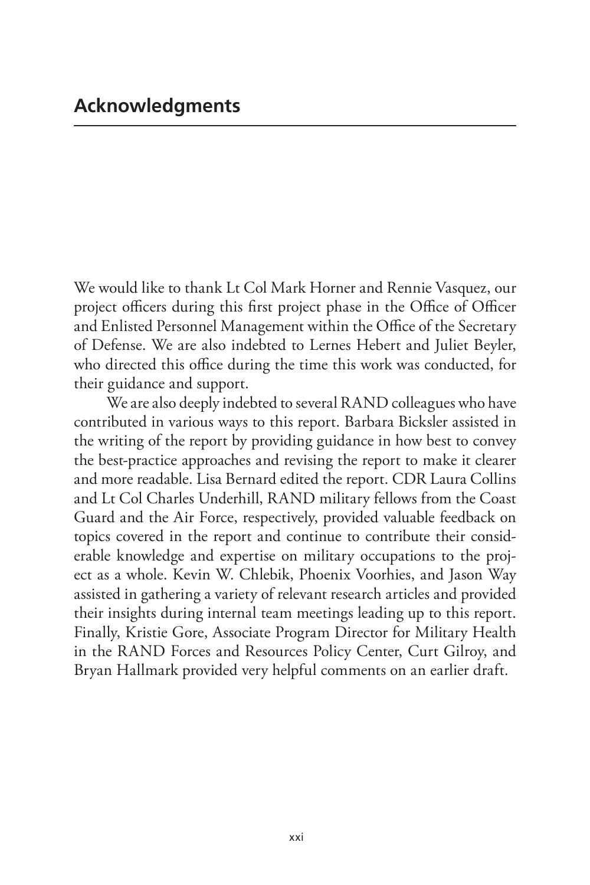## Acknowledgments

We would like to thank Lt Col Mark Horner and Rennie Vasquez, our project officers during this first project phase in the Office of Officer and Enlisted Personnel Management within the Office of the Secretary of Defense. We are also indebted to Lernes Hebert and Juliet Beyler, who directed this office during the time this work was conducted, for their guidance and support.

We are also deeply indebted to several RAND colleagues who have contributed in various ways to this report. Barbara Bicksler assisted in the writing of the report by providing guidance in how best to convey the best-practice approaches and revising the report to make it clearer and more readable. Lisa Bernard edited the report. CDR Laura Collins and Lt Col Charles Underhill, RAND military fellows from the Coast Guard and the Air Force, respectively, provided valuable feedback on topics covered in the report and continue to contribute their considerable knowledge and expertise on military occupations to the project as a whole. Kevin W. Chlebik, Phoenix Voorhies, and Jason Way assisted in gathering a variety of relevant research articles and provided their insights during internal team meetings leading up to this report. Finally, Kristie Gore, Associate Program Director for Military Health in the RAND Forces and Resources Policy Center, Curt Gilroy, and Bryan Hallmark provided very helpful comments on an earlier draft.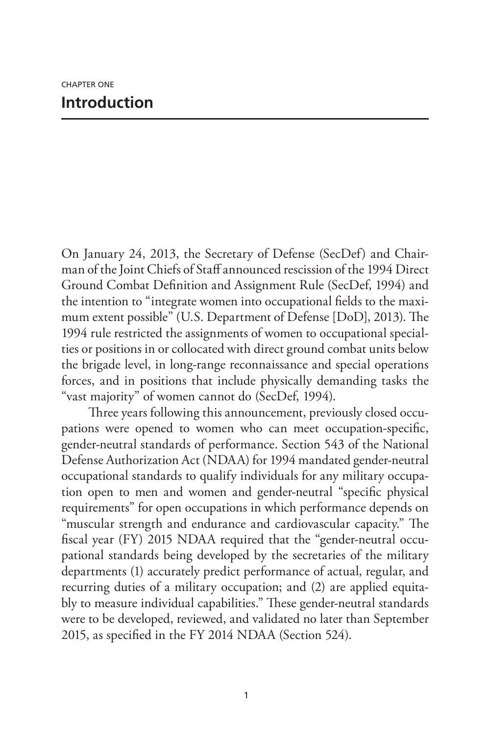CHAPTER ONE

# Introduction

On January 24, 2013, the Secretary of Defense (SecDef) and Chairman of the Joint Chiefs of Staff announced rescission of the 1994 Direct Ground Combat Definition and Assignment Rule (SecDef, 1994) and the intention to "integrate women into occupational fields to the maximum extent possible" (U.S. Department of Defense [DoD], 2013). The 1994 rule restricted the assignments of women to occupational specialties or positions in or collocated with direct ground combat units below the brigade level, in long-range reconnaissance and special operations forces, and in positions that include physically demanding tasks the "vast majority" of women cannot do (SecDef, 1994).

Three years following this announcement, previously closed occupations were opened to women who can meet occupation-specific, gender-neutral standards of performance. Section 543 of the National Defense Authorization Act (NDAA) for 1994 mandated gender-neutral occupational standards to qualify individuals for any military occupation open to men and women and gender-neutral "specific physical requirements" for open occupations in which performance depends on "muscular strength and endurance and cardiovascular capacity." The fiscal year (FY) 2015 NDAA required that the "gender-neutral occupational standards being developed by the secretaries of the military departments (1) accurately predict performance of actual, regular, and recurring duties of a military occupation; and (2) are applied equitably to measure individual capabilities." These gender-neutral standards were to be developed, reviewed, and validated no later than September 2015, as specified in the FY 2014 NDAA (Section 524).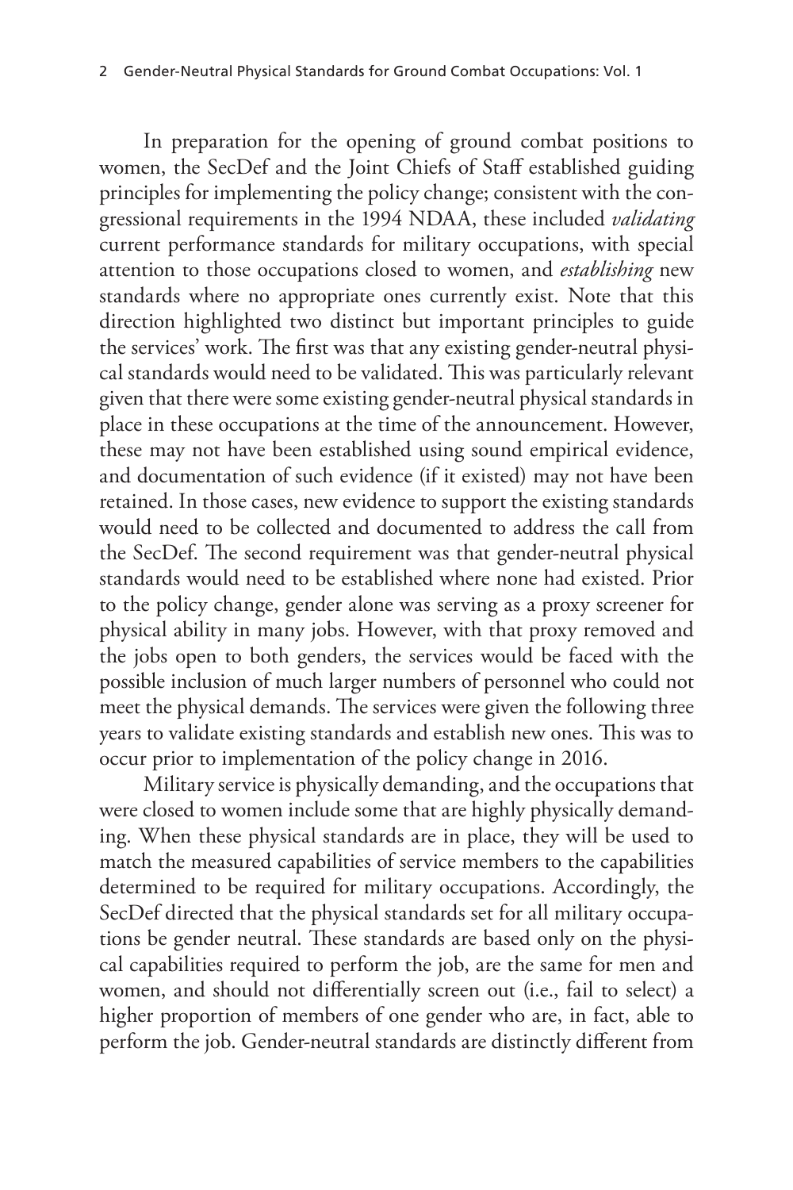In preparation for the opening of ground combat positions to women, the SecDef and the Joint Chiefs of Staff established guiding principles for implementing the policy change; consistent with the congressional requirements in the 1994 NDAA, these included *validating* current performance standards for military occupations, with special attention to those occupations closed to women, and *establishing* new standards where no appropriate ones currently exist. Note that this direction highlighted two distinct but important principles to guide the services' work. The first was that any existing gender-neutral physical standards would need to be validated. This was particularly relevant given that there were some existing gender-neutral physical standards in place in these occupations at the time of the announcement. However, these may not have been established using sound empirical evidence, and documentation of such evidence (if it existed) may not have been retained. In those cases, new evidence to support the existing standards would need to be collected and documented to address the call from the SecDef. The second requirement was that gender-neutral physical standards would need to be established where none had existed. Prior to the policy change, gender alone was serving as a proxy screener for physical ability in many jobs. However, with that proxy removed and the jobs open to both genders, the services would be faced with the possible inclusion of much larger numbers of personnel who could not meet the physical demands. The services were given the following three years to validate existing standards and establish new ones. This was to occur prior to implementation of the policy change in 2016.

Military service is physically demanding, and the occupations that were closed to women include some that are highly physically demanding. When these physical standards are in place, they will be used to match the measured capabilities of service members to the capabilities determined to be required for military occupations. Accordingly, the SecDef directed that the physical standards set for all military occupations be gender neutral. These standards are based only on the physical capabilities required to perform the job, are the same for men and women, and should not differentially screen out (i.e., fail to select) a higher proportion of members of one gender who are, in fact, able to perform the job. Gender-neutral standards are distinctly different from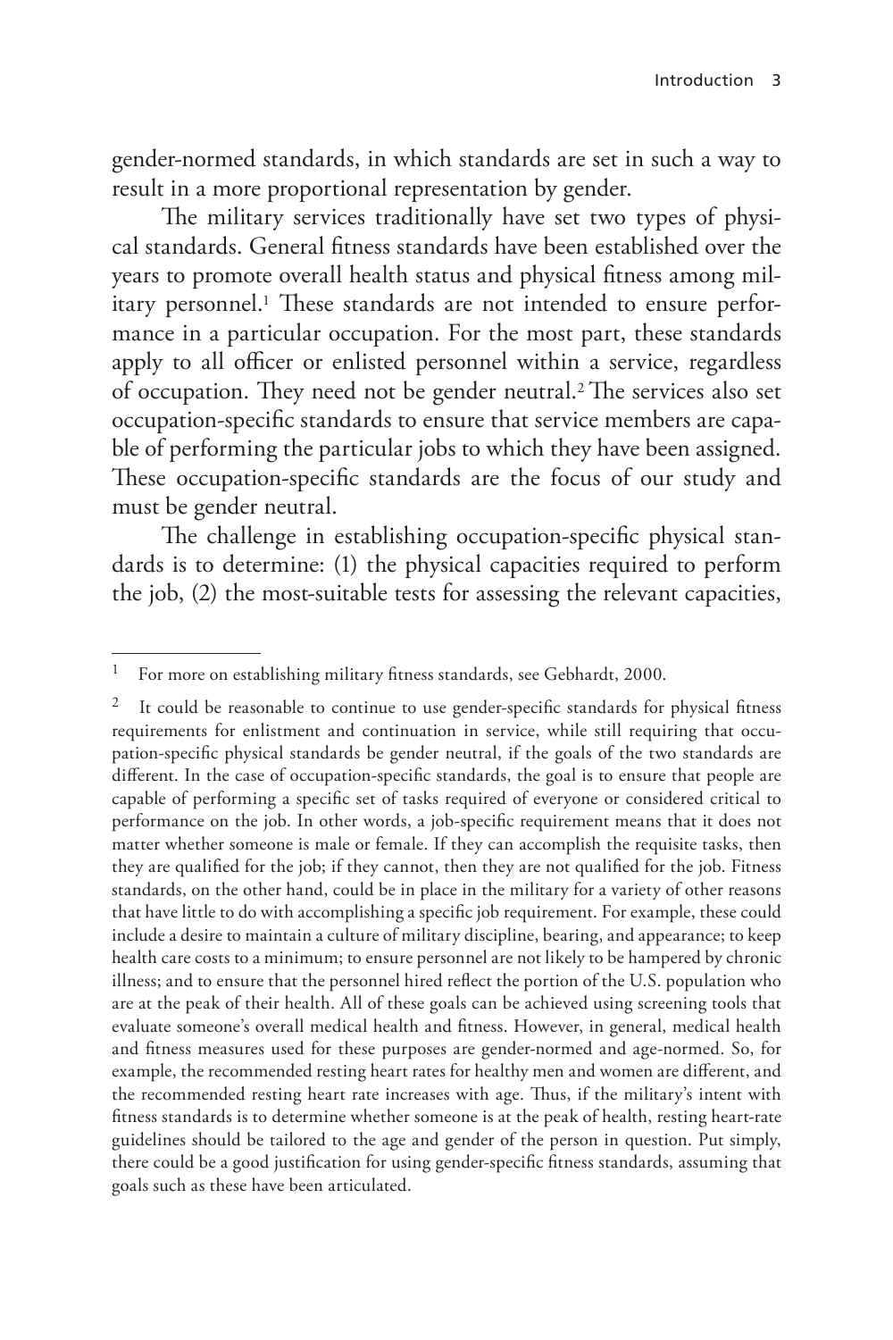gender-normed standards, in which standards are set in such a way to result in a more proportional representation by gender.

The military services traditionally have set two types of physical standards. General fitness standards have been established over the years to promote overall health status and physical fitness among military personnel.[1] These standards are not intended to ensure performance in a particular occupation. For the most part, these standards apply to all officer or enlisted personnel within a service, regardless of occupation. They need not be gender neutral.[2] The services also set occupation-specific standards to ensure that service members are capable of performing the particular jobs to which they have been assigned. These occupation-specific standards are the focus of our study and must be gender neutral.

The challenge in establishing occupation-specific physical standards is to determine: (1) the physical capacities required to perform the job, (2) the most-suitable tests for assessing the relevant capacities,

---

[1] For more on establishing military fitness standards, see Gebhardt, 2000.

[2] It could be reasonable to continue to use gender-specific standards for physical fitness requirements for enlistment and continuation in service, while still requiring that occupation-specific physical standards be gender neutral, if the goals of the two standards are different. In the case of occupation-specific standards, the goal is to ensure that people are capable of performing a specific set of tasks required of everyone or considered critical to performance on the job. In other words, a job-specific requirement means that it does not matter whether someone is male or female. If they can accomplish the requisite tasks, then they are qualified for the job; if they cannot, then they are not qualified for the job. Fitness standards, on the other hand, could be in place in the military for a variety of other reasons that have little to do with accomplishing a specific job requirement. For example, these could include a desire to maintain a culture of military discipline, bearing, and appearance; to keep health care costs to a minimum; to ensure personnel are not likely to be hampered by chronic illness; and to ensure that the personnel hired reflect the portion of the U.S. population who are at the peak of their health. All of these goals can be achieved using screening tools that evaluate someone's overall medical health and fitness. However, in general, medical health and fitness measures used for these purposes are gender-normed and age-normed. So, for example, the recommended resting heart rates for healthy men and women are different, and the recommended resting heart rate increases with age. Thus, if the military's intent with fitness standards is to determine whether someone is at the peak of health, resting heart-rate guidelines should be tailored to the age and gender of the person in question. Put simply, there could be a good justification for using gender-specific fitness standards, assuming that goals such as these have been articulated.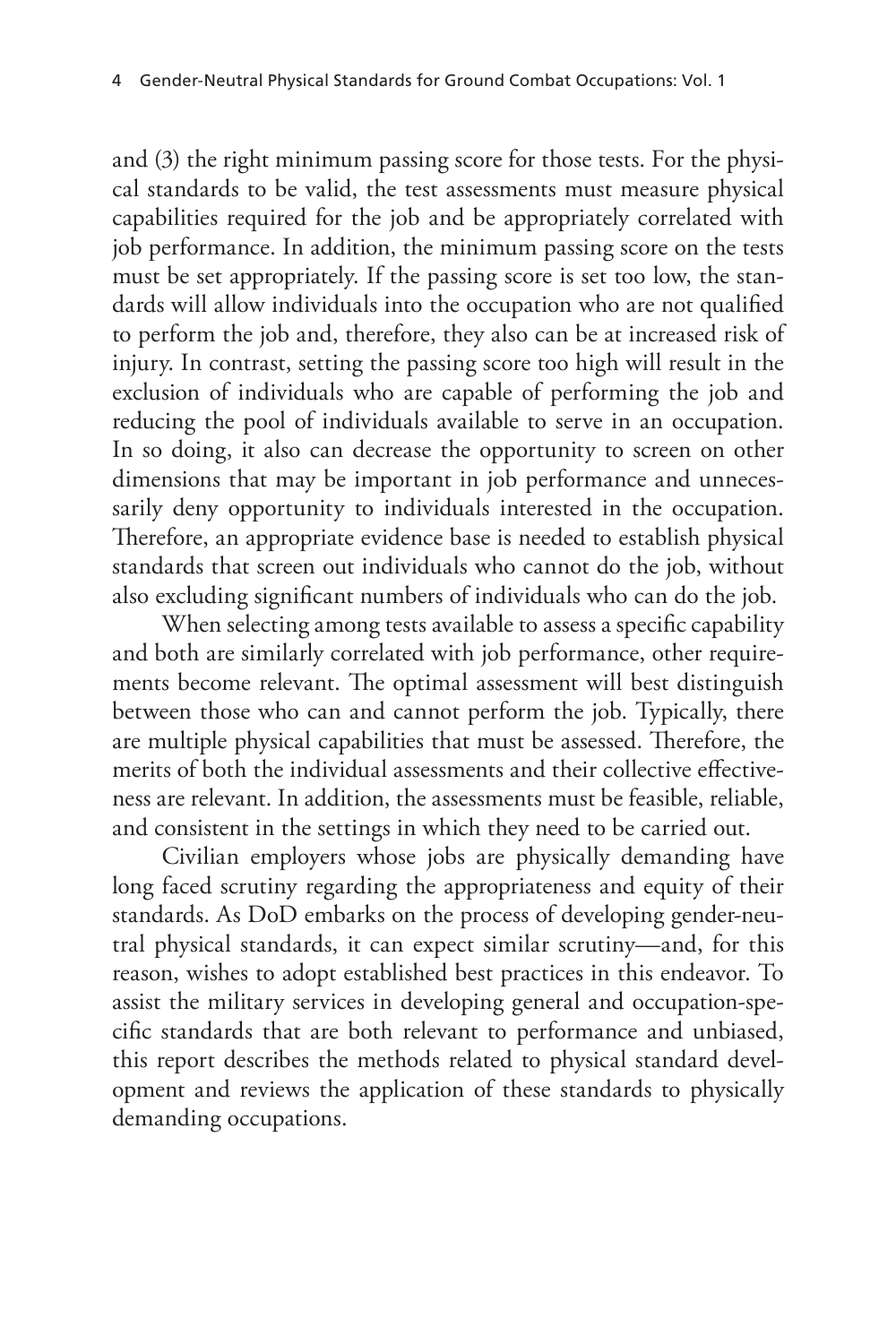and (3) the right minimum passing score for those tests. For the physical standards to be valid, the test assessments must measure physical capabilities required for the job and be appropriately correlated with job performance. In addition, the minimum passing score on the tests must be set appropriately. If the passing score is set too low, the standards will allow individuals into the occupation who are not qualified to perform the job and, therefore, they also can be at increased risk of injury. In contrast, setting the passing score too high will result in the exclusion of individuals who are capable of performing the job and reducing the pool of individuals available to serve in an occupation. In so doing, it also can decrease the opportunity to screen on other dimensions that may be important in job performance and unnecessarily deny opportunity to individuals interested in the occupation. Therefore, an appropriate evidence base is needed to establish physical standards that screen out individuals who cannot do the job, without also excluding significant numbers of individuals who can do the job.

When selecting among tests available to assess a specific capability and both are similarly correlated with job performance, other requirements become relevant. The optimal assessment will best distinguish between those who can and cannot perform the job. Typically, there are multiple physical capabilities that must be assessed. Therefore, the merits of both the individual assessments and their collective effectiveness are relevant. In addition, the assessments must be feasible, reliable, and consistent in the settings in which they need to be carried out.

Civilian employers whose jobs are physically demanding have long faced scrutiny regarding the appropriateness and equity of their standards. As DoD embarks on the process of developing gender-neutral physical standards, it can expect similar scrutiny—and, for this reason, wishes to adopt established best practices in this endeavor. To assist the military services in developing general and occupation-specific standards that are both relevant to performance and unbiased, this report describes the methods related to physical standard development and reviews the application of these standards to physically demanding occupations.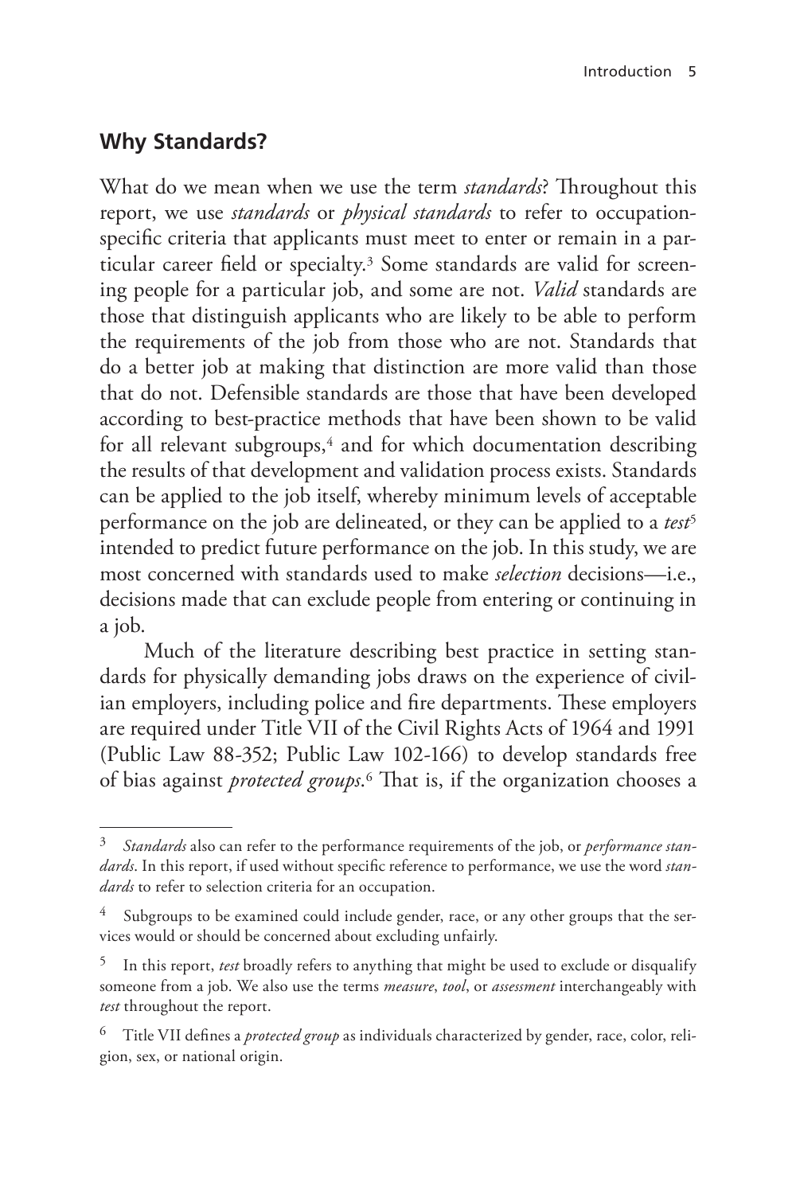## Why Standards?

What do we mean when we use the term *standards*? Throughout this report, we use *standards* or *physical standards* to refer to occupation-specific criteria that applicants must meet to enter or remain in a particular career field or specialty.[3] Some standards are valid for screening people for a particular job, and some are not. *Valid* standards are those that distinguish applicants who are likely to be able to perform the requirements of the job from those who are not. Standards that do a better job at making that distinction are more valid than those that do not. Defensible standards are those that have been developed according to best-practice methods that have been shown to be valid for all relevant subgroups,[4] and for which documentation describing the results of that development and validation process exists. Standards can be applied to the job itself, whereby minimum levels of acceptable performance on the job are delineated, or they can be applied to a *test*[5] intended to predict future performance on the job. In this study, we are most concerned with standards used to make *selection* decisions—i.e., decisions made that can exclude people from entering or continuing in a job.

Much of the literature describing best practice in setting standards for physically demanding jobs draws on the experience of civilian employers, including police and fire departments. These employers are required under Title VII of the Civil Rights Acts of 1964 and 1991 (Public Law 88-352; Public Law 102-166) to develop standards free of bias against *protected groups*.[6] That is, if the organization chooses a

---

[3] *Standards* also can refer to the performance requirements of the job, or *performance standards*. In this report, if used without specific reference to performance, we use the word *standards* to refer to selection criteria for an occupation.

[4] Subgroups to be examined could include gender, race, or any other groups that the services would or should be concerned about excluding unfairly.

[5] In this report, *test* broadly refers to anything that might be used to exclude or disqualify someone from a job. We also use the terms *measure*, *tool*, or *assessment* interchangeably with *test* throughout the report.

[6] Title VII defines a *protected group* as individuals characterized by gender, race, color, religion, sex, or national origin.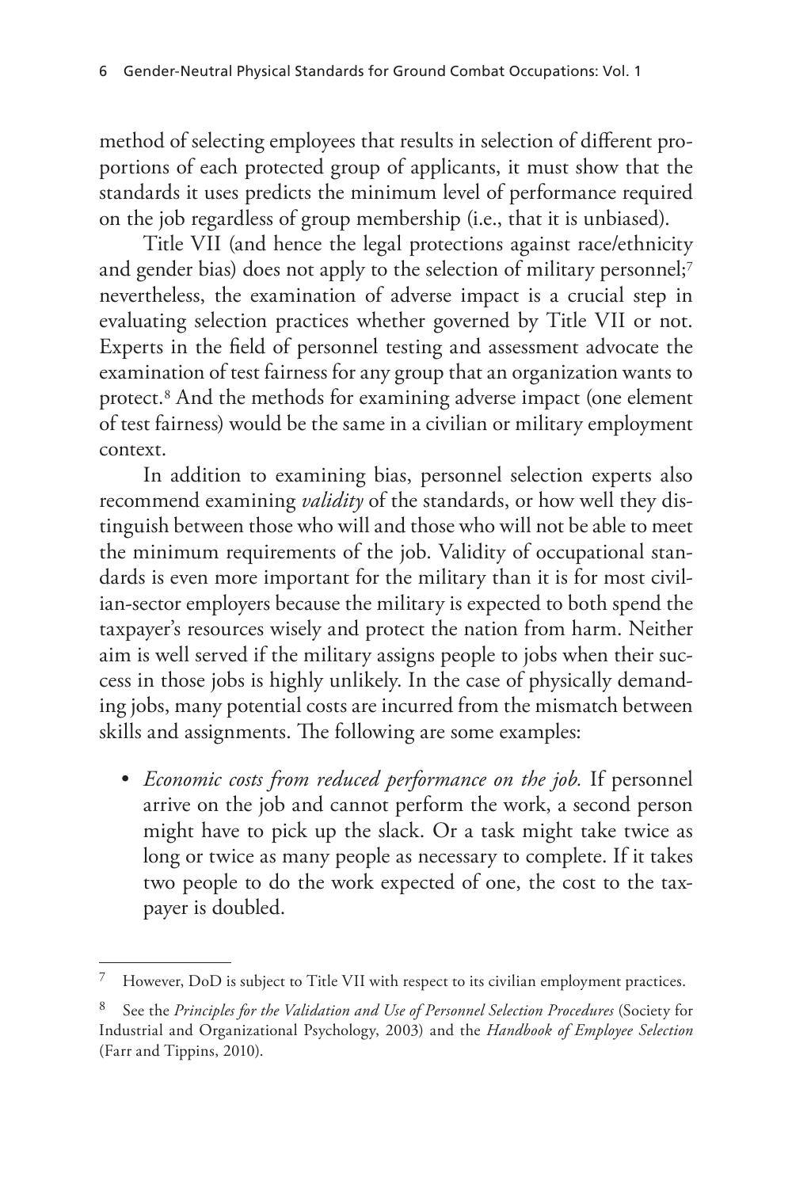method of selecting employees that results in selection of different proportions of each protected group of applicants, it must show that the standards it uses predicts the minimum level of performance required on the job regardless of group membership (i.e., that it is unbiased).

Title VII (and hence the legal protections against race/ethnicity and gender bias) does not apply to the selection of military personnel;[7] nevertheless, the examination of adverse impact is a crucial step in evaluating selection practices whether governed by Title VII or not. Experts in the field of personnel testing and assessment advocate the examination of test fairness for any group that an organization wants to protect.[8] And the methods for examining adverse impact (one element of test fairness) would be the same in a civilian or military employment context.

In addition to examining bias, personnel selection experts also recommend examining *validity* of the standards, or how well they distinguish between those who will and those who will not be able to meet the minimum requirements of the job. Validity of occupational standards is even more important for the military than it is for most civilian-sector employers because the military is expected to both spend the taxpayer's resources wisely and protect the nation from harm. Neither aim is well served if the military assigns people to jobs when their success in those jobs is highly unlikely. In the case of physically demanding jobs, many potential costs are incurred from the mismatch between skills and assignments. The following are some examples:

- *Economic costs from reduced performance on the job.* If personnel arrive on the job and cannot perform the work, a second person might have to pick up the slack. Or a task might take twice as long or twice as many people as necessary to complete. If it takes two people to do the work expected of one, the cost to the taxpayer is doubled.

---

[7] However, DoD is subject to Title VII with respect to its civilian employment practices.

[8] See the *Principles for the Validation and Use of Personnel Selection Procedures* (Society for Industrial and Organizational Psychology, 2003) and the *Handbook of Employee Selection* (Farr and Tippins, 2010).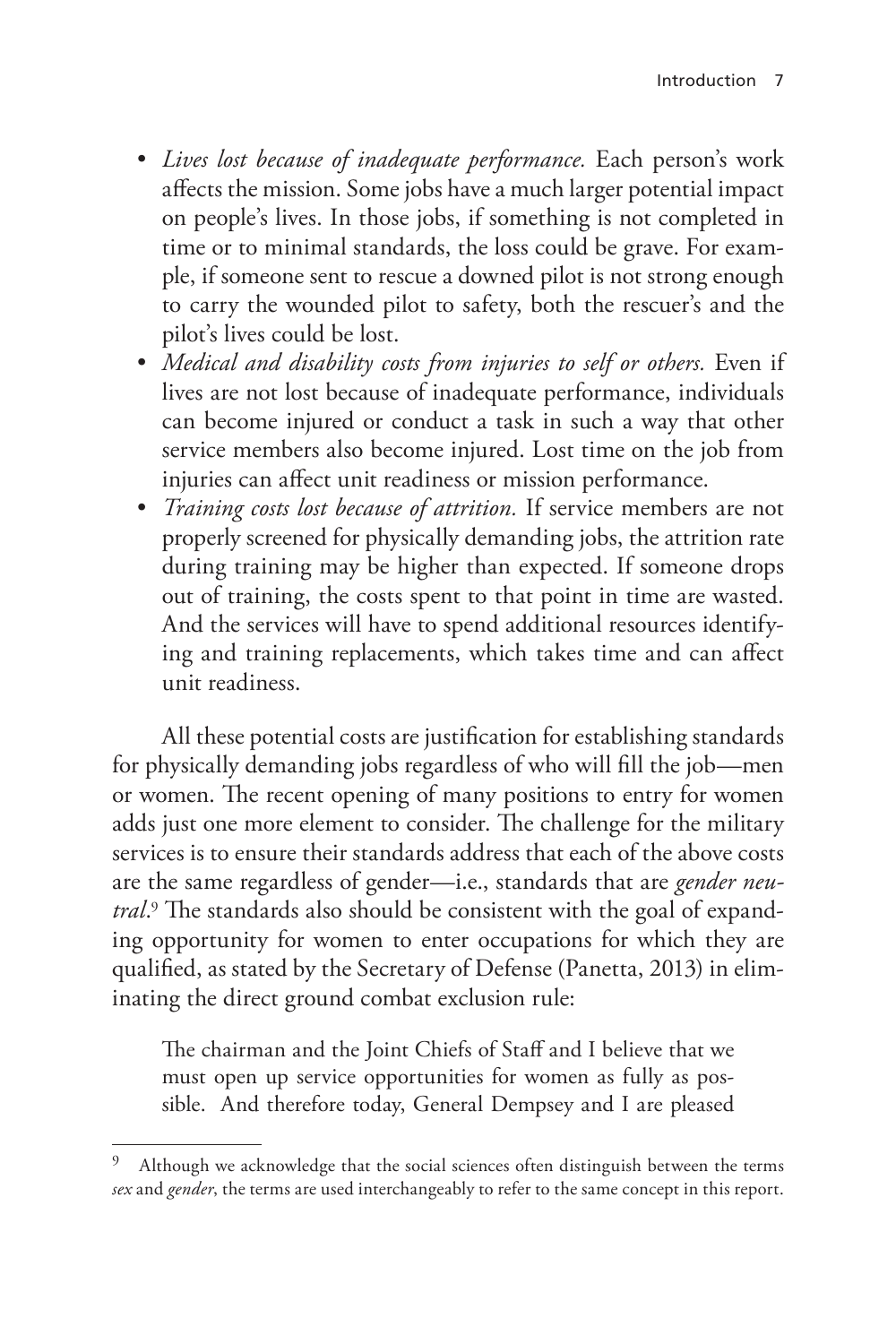- *Lives lost because of inadequate performance.* Each person's work affects the mission. Some jobs have a much larger potential impact on people's lives. In those jobs, if something is not completed in time or to minimal standards, the loss could be grave. For example, if someone sent to rescue a downed pilot is not strong enough to carry the wounded pilot to safety, both the rescuer's and the pilot's lives could be lost.
- *Medical and disability costs from injuries to self or others.* Even if lives are not lost because of inadequate performance, individuals can become injured or conduct a task in such a way that other service members also become injured. Lost time on the job from injuries can affect unit readiness or mission performance.
- *Training costs lost because of attrition.* If service members are not properly screened for physically demanding jobs, the attrition rate during training may be higher than expected. If someone drops out of training, the costs spent to that point in time are wasted. And the services will have to spend additional resources identifying and training replacements, which takes time and can affect unit readiness.

All these potential costs are justification for establishing standards for physically demanding jobs regardless of who will fill the job—men or women. The recent opening of many positions to entry for women adds just one more element to consider. The challenge for the military services is to ensure their standards address that each of the above costs are the same regardless of gender—i.e., standards that are *gender neutral*.[9] The standards also should be consistent with the goal of expanding opportunity for women to enter occupations for which they are qualified, as stated by the Secretary of Defense (Panetta, 2013) in eliminating the direct ground combat exclusion rule:

> The chairman and the Joint Chiefs of Staff and I believe that we must open up service opportunities for women as fully as possible. And therefore today, General Dempsey and I are pleased

[9] Although we acknowledge that the social sciences often distinguish between the terms *sex* and *gender*, the terms are used interchangeably to refer to the same concept in this report.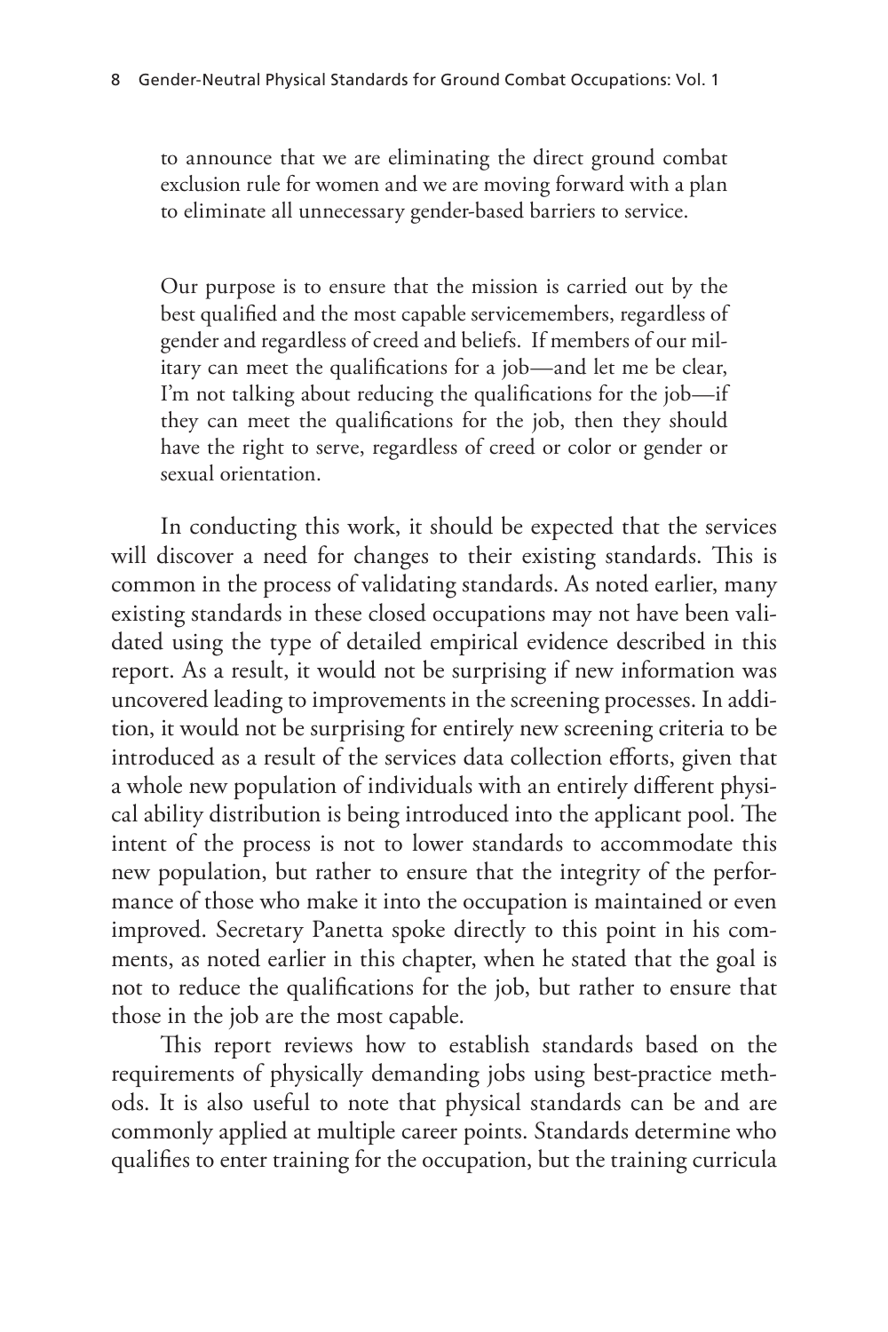> to announce that we are eliminating the direct ground combat exclusion rule for women and we are moving forward with a plan to eliminate all unnecessary gender-based barriers to service.
>
> Our purpose is to ensure that the mission is carried out by the best qualified and the most capable servicemembers, regardless of gender and regardless of creed and beliefs. If members of our military can meet the qualifications for a job—and let me be clear, I'm not talking about reducing the qualifications for the job—if they can meet the qualifications for the job, then they should have the right to serve, regardless of creed or color or gender or sexual orientation.

In conducting this work, it should be expected that the services will discover a need for changes to their existing standards. This is common in the process of validating standards. As noted earlier, many existing standards in these closed occupations may not have been validated using the type of detailed empirical evidence described in this report. As a result, it would not be surprising if new information was uncovered leading to improvements in the screening processes. In addition, it would not be surprising for entirely new screening criteria to be introduced as a result of the services data collection efforts, given that a whole new population of individuals with an entirely different physical ability distribution is being introduced into the applicant pool. The intent of the process is not to lower standards to accommodate this new population, but rather to ensure that the integrity of the performance of those who make it into the occupation is maintained or even improved. Secretary Panetta spoke directly to this point in his comments, as noted earlier in this chapter, when he stated that the goal is not to reduce the qualifications for the job, but rather to ensure that those in the job are the most capable.

This report reviews how to establish standards based on the requirements of physically demanding jobs using best-practice methods. It is also useful to note that physical standards can be and are commonly applied at multiple career points. Standards determine who qualifies to enter training for the occupation, but the training curricula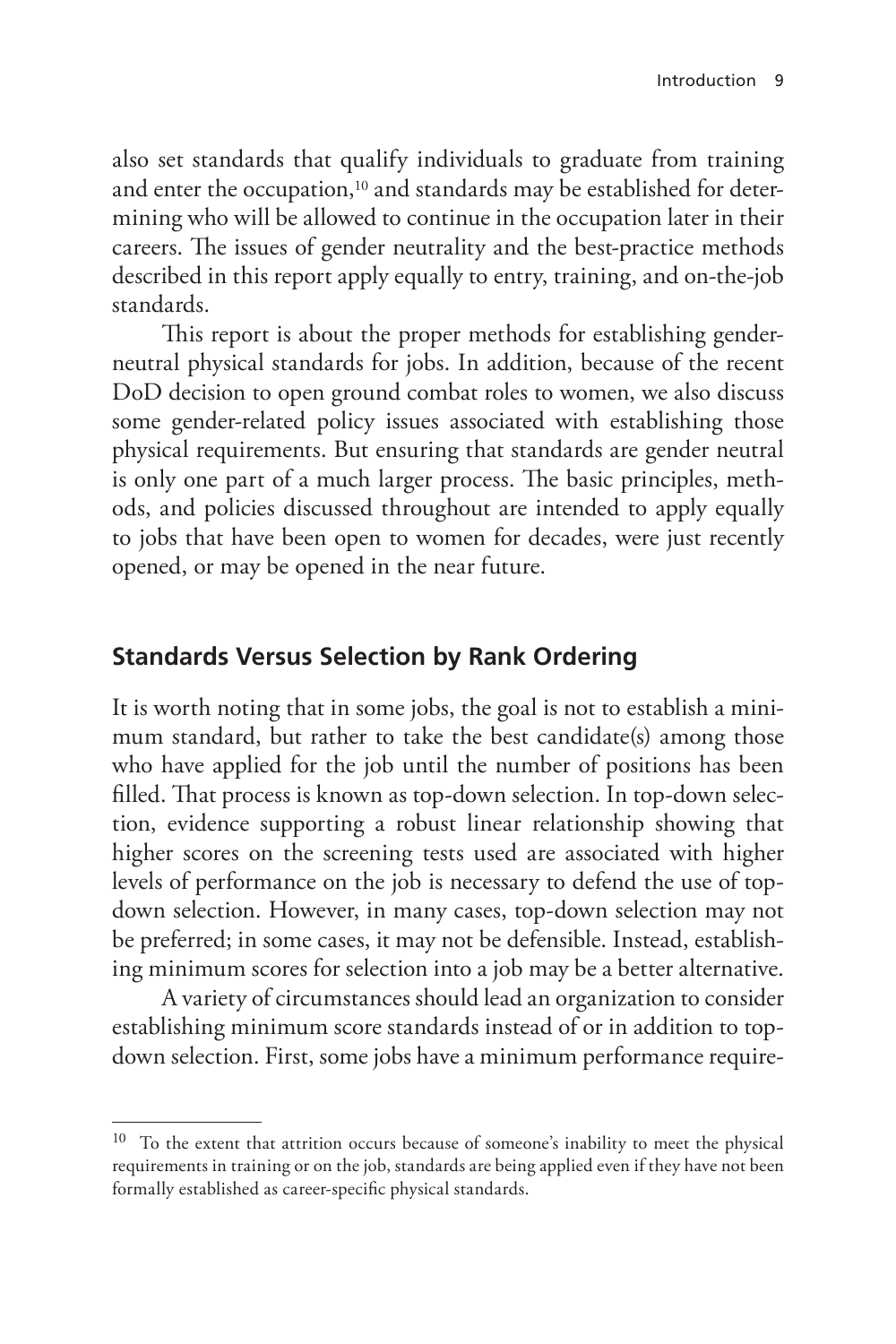also set standards that qualify individuals to graduate from training and enter the occupation,[10] and standards may be established for determining who will be allowed to continue in the occupation later in their careers. The issues of gender neutrality and the best-practice methods described in this report apply equally to entry, training, and on-the-job standards.

This report is about the proper methods for establishing gender-neutral physical standards for jobs. In addition, because of the recent DoD decision to open ground combat roles to women, we also discuss some gender-related policy issues associated with establishing those physical requirements. But ensuring that standards are gender neutral is only one part of a much larger process. The basic principles, methods, and policies discussed throughout are intended to apply equally to jobs that have been open to women for decades, were just recently opened, or may be opened in the near future.

## Standards Versus Selection by Rank Ordering

It is worth noting that in some jobs, the goal is not to establish a minimum standard, but rather to take the best candidate(s) among those who have applied for the job until the number of positions has been filled. That process is known as top-down selection. In top-down selection, evidence supporting a robust linear relationship showing that higher scores on the screening tests used are associated with higher levels of performance on the job is necessary to defend the use of top-down selection. However, in many cases, top-down selection may not be preferred; in some cases, it may not be defensible. Instead, establishing minimum scores for selection into a job may be a better alternative.

A variety of circumstances should lead an organization to consider establishing minimum score standards instead of or in addition to top-down selection. First, some jobs have a minimum performance require-

---

[10] To the extent that attrition occurs because of someone's inability to meet the physical requirements in training or on the job, standards are being applied even if they have not been formally established as career-specific physical standards.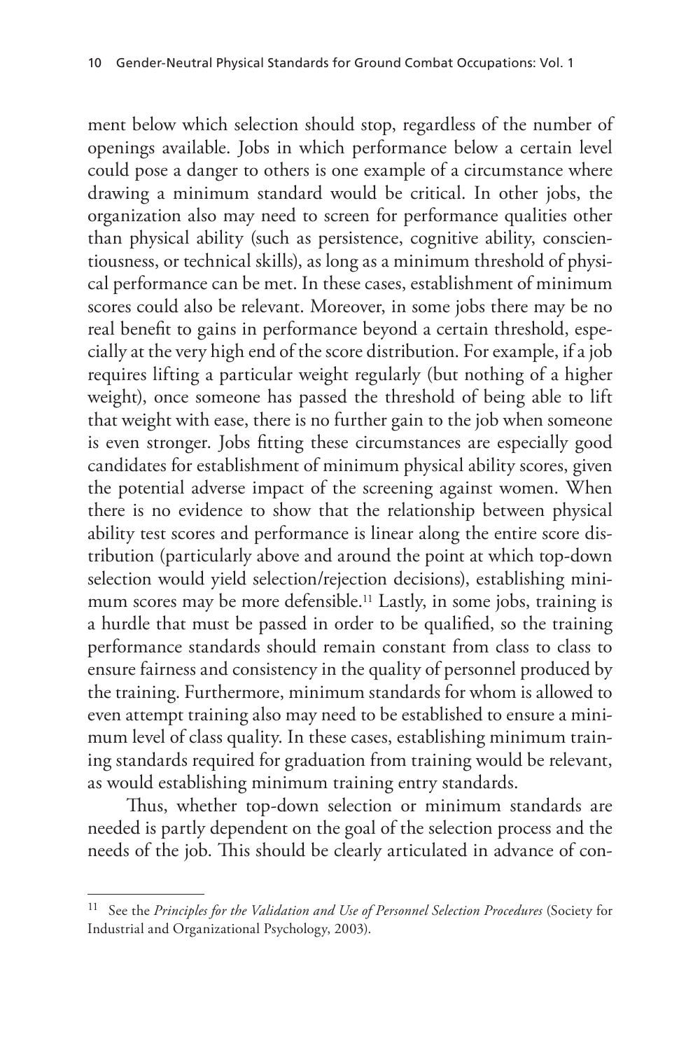ment below which selection should stop, regardless of the number of openings available. Jobs in which performance below a certain level could pose a danger to others is one example of a circumstance where drawing a minimum standard would be critical. In other jobs, the organization also may need to screen for performance qualities other than physical ability (such as persistence, cognitive ability, conscientiousness, or technical skills), as long as a minimum threshold of physical performance can be met. In these cases, establishment of minimum scores could also be relevant. Moreover, in some jobs there may be no real benefit to gains in performance beyond a certain threshold, especially at the very high end of the score distribution. For example, if a job requires lifting a particular weight regularly (but nothing of a higher weight), once someone has passed the threshold of being able to lift that weight with ease, there is no further gain to the job when someone is even stronger. Jobs fitting these circumstances are especially good candidates for establishment of minimum physical ability scores, given the potential adverse impact of the screening against women. When there is no evidence to show that the relationship between physical ability test scores and performance is linear along the entire score distribution (particularly above and around the point at which top-down selection would yield selection/rejection decisions), establishing minimum scores may be more defensible.[11] Lastly, in some jobs, training is a hurdle that must be passed in order to be qualified, so the training performance standards should remain constant from class to class to ensure fairness and consistency in the quality of personnel produced by the training. Furthermore, minimum standards for whom is allowed to even attempt training also may need to be established to ensure a minimum level of class quality. In these cases, establishing minimum training standards required for graduation from training would be relevant, as would establishing minimum training entry standards.

Thus, whether top-down selection or minimum standards are needed is partly dependent on the goal of the selection process and the needs of the job. This should be clearly articulated in advance of con-

---

[11] See the *Principles for the Validation and Use of Personnel Selection Procedures* (Society for Industrial and Organizational Psychology, 2003).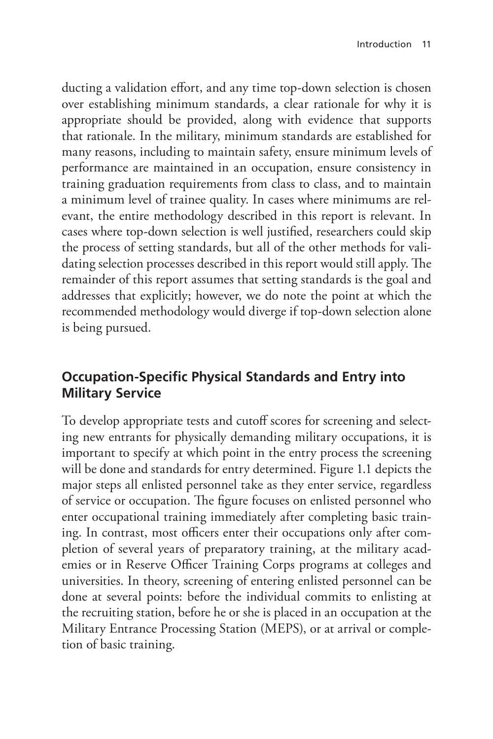ducting a validation effort, and any time top-down selection is chosen over establishing minimum standards, a clear rationale for why it is appropriate should be provided, along with evidence that supports that rationale. In the military, minimum standards are established for many reasons, including to maintain safety, ensure minimum levels of performance are maintained in an occupation, ensure consistency in training graduation requirements from class to class, and to maintain a minimum level of trainee quality. In cases where minimums are relevant, the entire methodology described in this report is relevant. In cases where top-down selection is well justified, researchers could skip the process of setting standards, but all of the other methods for validating selection processes described in this report would still apply. The remainder of this report assumes that setting standards is the goal and addresses that explicitly; however, we do note the point at which the recommended methodology would diverge if top-down selection alone is being pursued.

## Occupation-Specific Physical Standards and Entry into Military Service

To develop appropriate tests and cutoff scores for screening and selecting new entrants for physically demanding military occupations, it is important to specify at which point in the entry process the screening will be done and standards for entry determined. Figure 1.1 depicts the major steps all enlisted personnel take as they enter service, regardless of service or occupation. The figure focuses on enlisted personnel who enter occupational training immediately after completing basic training. In contrast, most officers enter their occupations only after completion of several years of preparatory training, at the military academies or in Reserve Officer Training Corps programs at colleges and universities. In theory, screening of entering enlisted personnel can be done at several points: before the individual commits to enlisting at the recruiting station, before he or she is placed in an occupation at the Military Entrance Processing Station (MEPS), or at arrival or completion of basic training.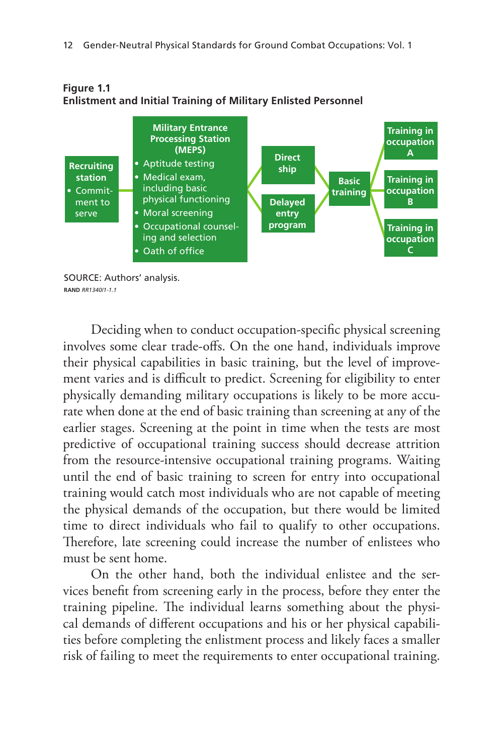**Figure 1.1**
**Enlistment and Initial Training of Military Enlisted Personnel**

**Recruiting station**
- Commitment to serve

**Military Entrance Processing Station (MEPS)**
- Aptitude testing
- Medical exam, including basic physical functioning
- Moral screening
- Occupational counseling and selection
- Oath of office

**Direct ship**

**Delayed entry program**

**Basic training**

**Training in occupation A**

**Training in occupation B**

**Training in occupation C**

SOURCE: Authors' analysis.

RAND *RR1340/1-1.1*

Deciding when to conduct occupation-specific physical screening involves some clear trade-offs. On the one hand, individuals improve their physical capabilities in basic training, but the level of improvement varies and is difficult to predict. Screening for eligibility to enter physically demanding military occupations is likely to be more accurate when done at the end of basic training than screening at any of the earlier stages. Screening at the point in time when the tests are most predictive of occupational training success should decrease attrition from the resource-intensive occupational training programs. Waiting until the end of basic training to screen for entry into occupational training would catch most individuals who are not capable of meeting the physical demands of the occupation, but there would be limited time to direct individuals who fail to qualify to other occupations. Therefore, late screening could increase the number of enlistees who must be sent home.

On the other hand, both the individual enlistee and the services benefit from screening early in the process, before they enter the training pipeline. The individual learns something about the physical demands of different occupations and his or her physical capabilities before completing the enlistment process and likely faces a smaller risk of failing to meet the requirements to enter occupational training.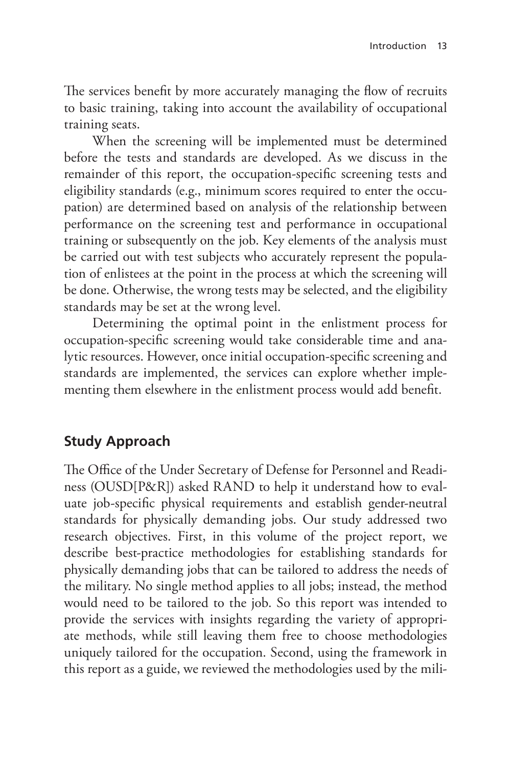The services benefit by more accurately managing the flow of recruits to basic training, taking into account the availability of occupational training seats.

When the screening will be implemented must be determined before the tests and standards are developed. As we discuss in the remainder of this report, the occupation-specific screening tests and eligibility standards (e.g., minimum scores required to enter the occupation) are determined based on analysis of the relationship between performance on the screening test and performance in occupational training or subsequently on the job. Key elements of the analysis must be carried out with test subjects who accurately represent the population of enlistees at the point in the process at which the screening will be done. Otherwise, the wrong tests may be selected, and the eligibility standards may be set at the wrong level.

Determining the optimal point in the enlistment process for occupation-specific screening would take considerable time and analytic resources. However, once initial occupation-specific screening and standards are implemented, the services can explore whether implementing them elsewhere in the enlistment process would add benefit.

## Study Approach

The Office of the Under Secretary of Defense for Personnel and Readiness (OUSD[P&R]) asked RAND to help it understand how to evaluate job-specific physical requirements and establish gender-neutral standards for physically demanding jobs. Our study addressed two research objectives. First, in this volume of the project report, we describe best-practice methodologies for establishing standards for physically demanding jobs that can be tailored to address the needs of the military. No single method applies to all jobs; instead, the method would need to be tailored to the job. So this report was intended to provide the services with insights regarding the variety of appropriate methods, while still leaving them free to choose methodologies uniquely tailored for the occupation. Second, using the framework in this report as a guide, we reviewed the methodologies used by the mili-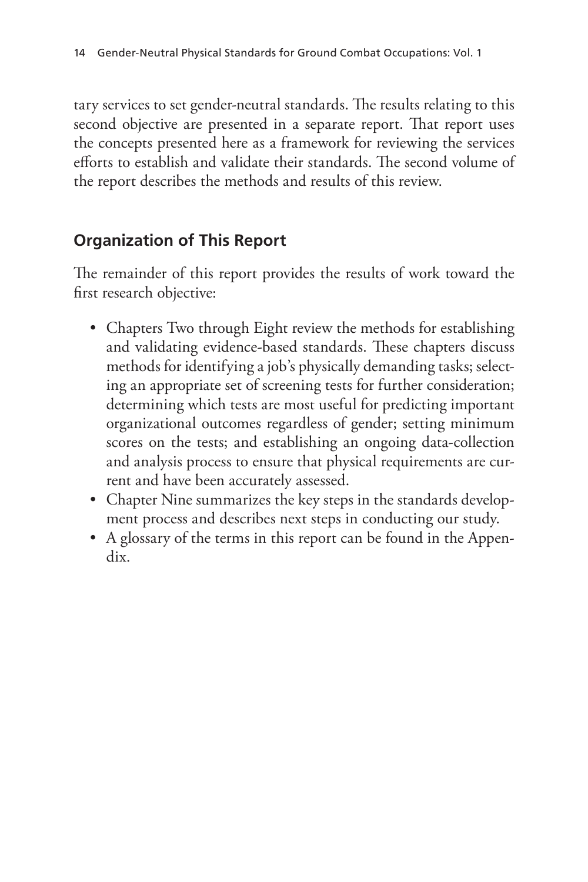tary services to set gender-neutral standards. The results relating to this second objective are presented in a separate report. That report uses the concepts presented here as a framework for reviewing the services efforts to establish and validate their standards. The second volume of the report describes the methods and results of this review.

## Organization of This Report

The remainder of this report provides the results of work toward the first research objective:

- Chapters Two through Eight review the methods for establishing and validating evidence-based standards. These chapters discuss methods for identifying a job's physically demanding tasks; selecting an appropriate set of screening tests for further consideration; determining which tests are most useful for predicting important organizational outcomes regardless of gender; setting minimum scores on the tests; and establishing an ongoing data-collection and analysis process to ensure that physical requirements are current and have been accurately assessed.
- Chapter Nine summarizes the key steps in the standards development process and describes next steps in conducting our study.
- A glossary of the terms in this report can be found in the Appendix.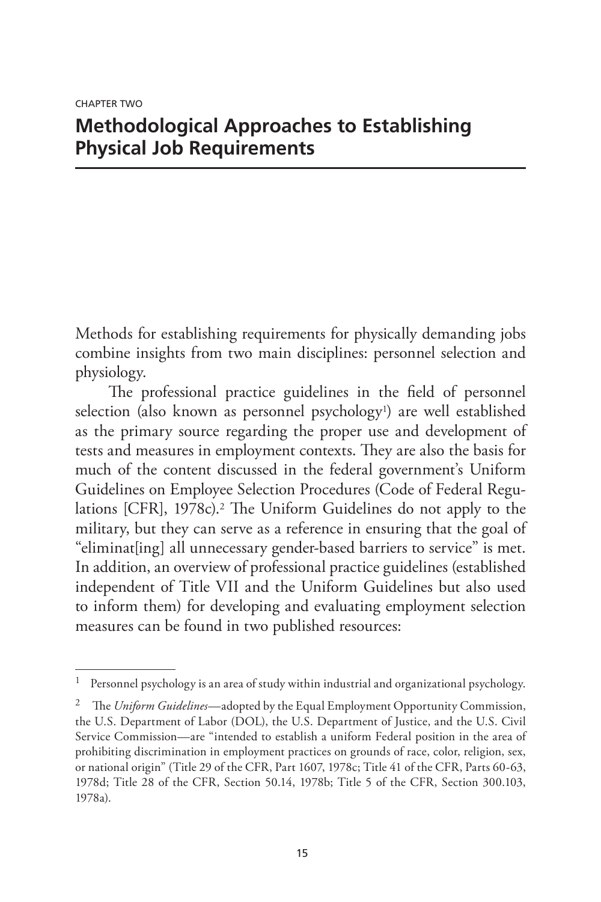CHAPTER TWO

# Methodological Approaches to Establishing Physical Job Requirements

Methods for establishing requirements for physically demanding jobs combine insights from two main disciplines: personnel selection and physiology.

The professional practice guidelines in the field of personnel selection (also known as personnel psychology[1]) are well established as the primary source regarding the proper use and development of tests and measures in employment contexts. They are also the basis for much of the content discussed in the federal government's Uniform Guidelines on Employee Selection Procedures (Code of Federal Regulations [CFR], 1978c).[2] The Uniform Guidelines do not apply to the military, but they can serve as a reference in ensuring that the goal of "eliminat[ing] all unnecessary gender-based barriers to service" is met. In addition, an overview of professional practice guidelines (established independent of Title VII and the Uniform Guidelines but also used to inform them) for developing and evaluating employment selection measures can be found in two published resources:

---

[1] Personnel psychology is an area of study within industrial and organizational psychology.

[2] The *Uniform Guidelines*—adopted by the Equal Employment Opportunity Commission, the U.S. Department of Labor (DOL), the U.S. Department of Justice, and the U.S. Civil Service Commission—are "intended to establish a uniform Federal position in the area of prohibiting discrimination in employment practices on grounds of race, color, religion, sex, or national origin" (Title 29 of the CFR, Part 1607, 1978c; Title 41 of the CFR, Parts 60-63, 1978d; Title 28 of the CFR, Section 50.14, 1978b; Title 5 of the CFR, Section 300.103, 1978a).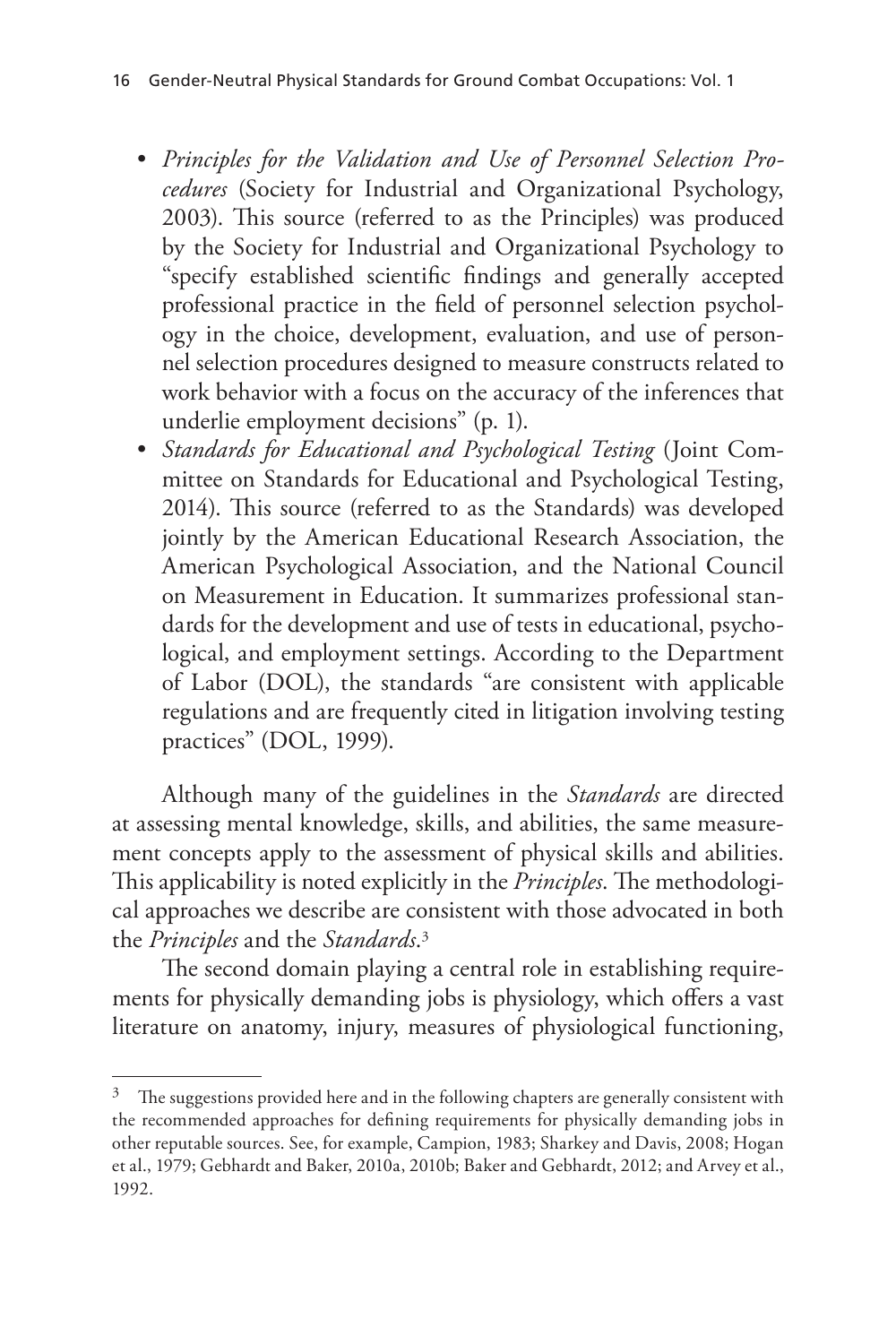- *Principles for the Validation and Use of Personnel Selection Procedures* (Society for Industrial and Organizational Psychology, 2003). This source (referred to as the Principles) was produced by the Society for Industrial and Organizational Psychology to "specify established scientific findings and generally accepted professional practice in the field of personnel selection psychology in the choice, development, evaluation, and use of personnel selection procedures designed to measure constructs related to work behavior with a focus on the accuracy of the inferences that underlie employment decisions" (p. 1).
- *Standards for Educational and Psychological Testing* (Joint Committee on Standards for Educational and Psychological Testing, 2014). This source (referred to as the Standards) was developed jointly by the American Educational Research Association, the American Psychological Association, and the National Council on Measurement in Education. It summarizes professional standards for the development and use of tests in educational, psychological, and employment settings. According to the Department of Labor (DOL), the standards "are consistent with applicable regulations and are frequently cited in litigation involving testing practices" (DOL, 1999).

Although many of the guidelines in the *Standards* are directed at assessing mental knowledge, skills, and abilities, the same measurement concepts apply to the assessment of physical skills and abilities. This applicability is noted explicitly in the *Principles*. The methodological approaches we describe are consistent with those advocated in both the *Principles* and the *Standards*.[3]

The second domain playing a central role in establishing requirements for physically demanding jobs is physiology, which offers a vast literature on anatomy, injury, measures of physiological functioning,

[3] The suggestions provided here and in the following chapters are generally consistent with the recommended approaches for defining requirements for physically demanding jobs in other reputable sources. See, for example, Campion, 1983; Sharkey and Davis, 2008; Hogan et al., 1979; Gebhardt and Baker, 2010a, 2010b; Baker and Gebhardt, 2012; and Arvey et al., 1992.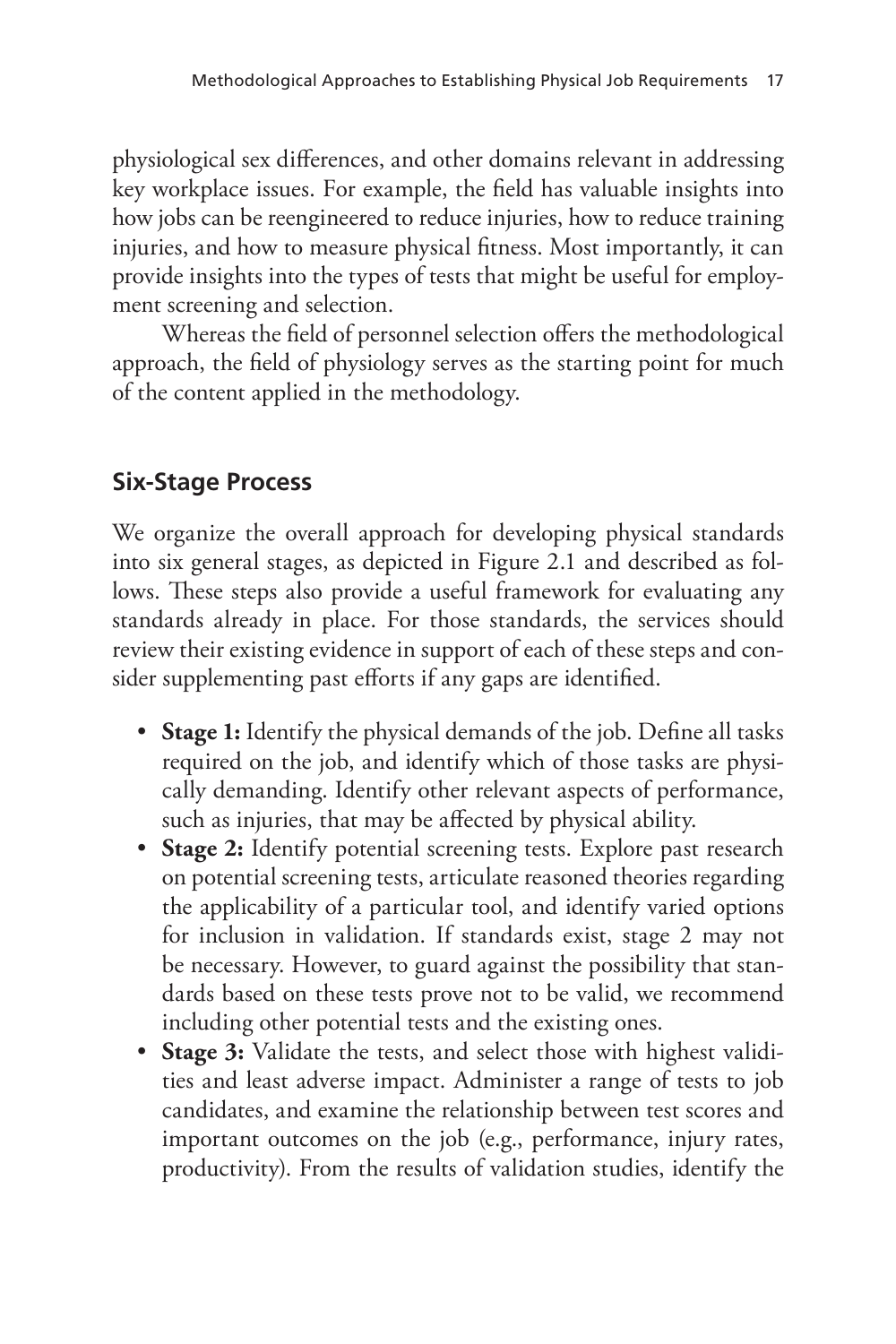physiological sex differences, and other domains relevant in addressing key workplace issues. For example, the field has valuable insights into how jobs can be reengineered to reduce injuries, how to reduce training injuries, and how to measure physical fitness. Most importantly, it can provide insights into the types of tests that might be useful for employment screening and selection.

Whereas the field of personnel selection offers the methodological approach, the field of physiology serves as the starting point for much of the content applied in the methodology.

## Six-Stage Process

We organize the overall approach for developing physical standards into six general stages, as depicted in Figure 2.1 and described as follows. These steps also provide a useful framework for evaluating any standards already in place. For those standards, the services should review their existing evidence in support of each of these steps and consider supplementing past efforts if any gaps are identified.

- **Stage 1:** Identify the physical demands of the job. Define all tasks required on the job, and identify which of those tasks are physically demanding. Identify other relevant aspects of performance, such as injuries, that may be affected by physical ability.
- **Stage 2:** Identify potential screening tests. Explore past research on potential screening tests, articulate reasoned theories regarding the applicability of a particular tool, and identify varied options for inclusion in validation. If standards exist, stage 2 may not be necessary. However, to guard against the possibility that standards based on these tests prove not to be valid, we recommend including other potential tests and the existing ones.
- **Stage 3:** Validate the tests, and select those with highest validities and least adverse impact. Administer a range of tests to job candidates, and examine the relationship between test scores and important outcomes on the job (e.g., performance, injury rates, productivity). From the results of validation studies, identify the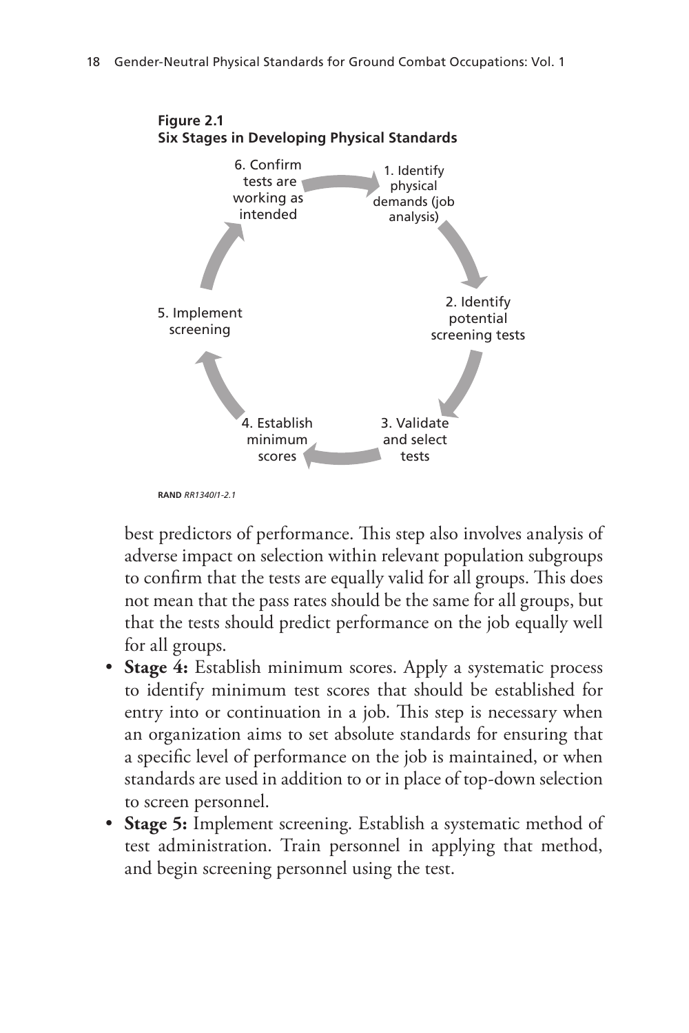**Figure 2.1**
**Six Stages in Developing Physical Standards**

1. Identify physical demands (job analysis)
2. Identify potential screening tests
3. Validate and select tests
4. Establish minimum scores
5. Implement screening
6. Confirm tests are working as intended

RAND *RR1340/1-2.1*

best predictors of performance. This step also involves analysis of adverse impact on selection within relevant population subgroups to confirm that the tests are equally valid for all groups. This does not mean that the pass rates should be the same for all groups, but that the tests should predict performance on the job equally well for all groups.

- **Stage 4:** Establish minimum scores. Apply a systematic process to identify minimum test scores that should be established for entry into or continuation in a job. This step is necessary when an organization aims to set absolute standards for ensuring that a specific level of performance on the job is maintained, or when standards are used in addition to or in place of top-down selection to screen personnel.
- **Stage 5:** Implement screening. Establish a systematic method of test administration. Train personnel in applying that method, and begin screening personnel using the test.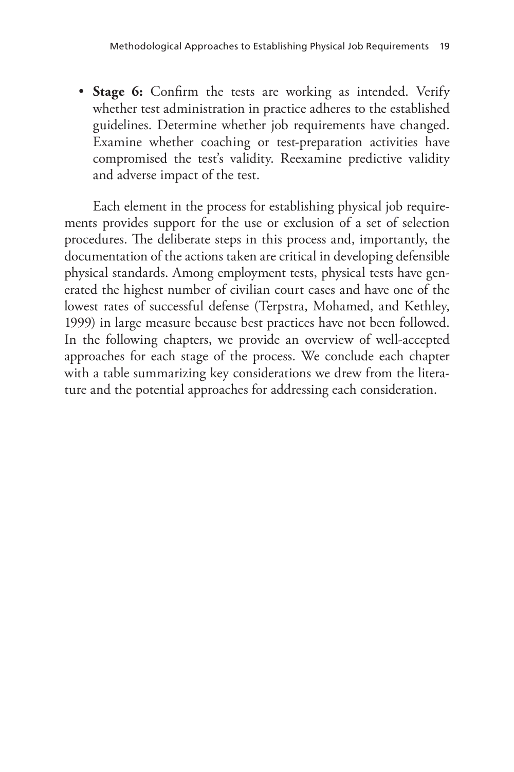- **Stage 6:** Confirm the tests are working as intended. Verify whether test administration in practice adheres to the established guidelines. Determine whether job requirements have changed. Examine whether coaching or test-preparation activities have compromised the test's validity. Reexamine predictive validity and adverse impact of the test.

Each element in the process for establishing physical job requirements provides support for the use or exclusion of a set of selection procedures. The deliberate steps in this process and, importantly, the documentation of the actions taken are critical in developing defensible physical standards. Among employment tests, physical tests have generated the highest number of civilian court cases and have one of the lowest rates of successful defense (Terpstra, Mohamed, and Kethley, 1999) in large measure because best practices have not been followed. In the following chapters, we provide an overview of well-accepted approaches for each stage of the process. We conclude each chapter with a table summarizing key considerations we drew from the literature and the potential approaches for addressing each consideration.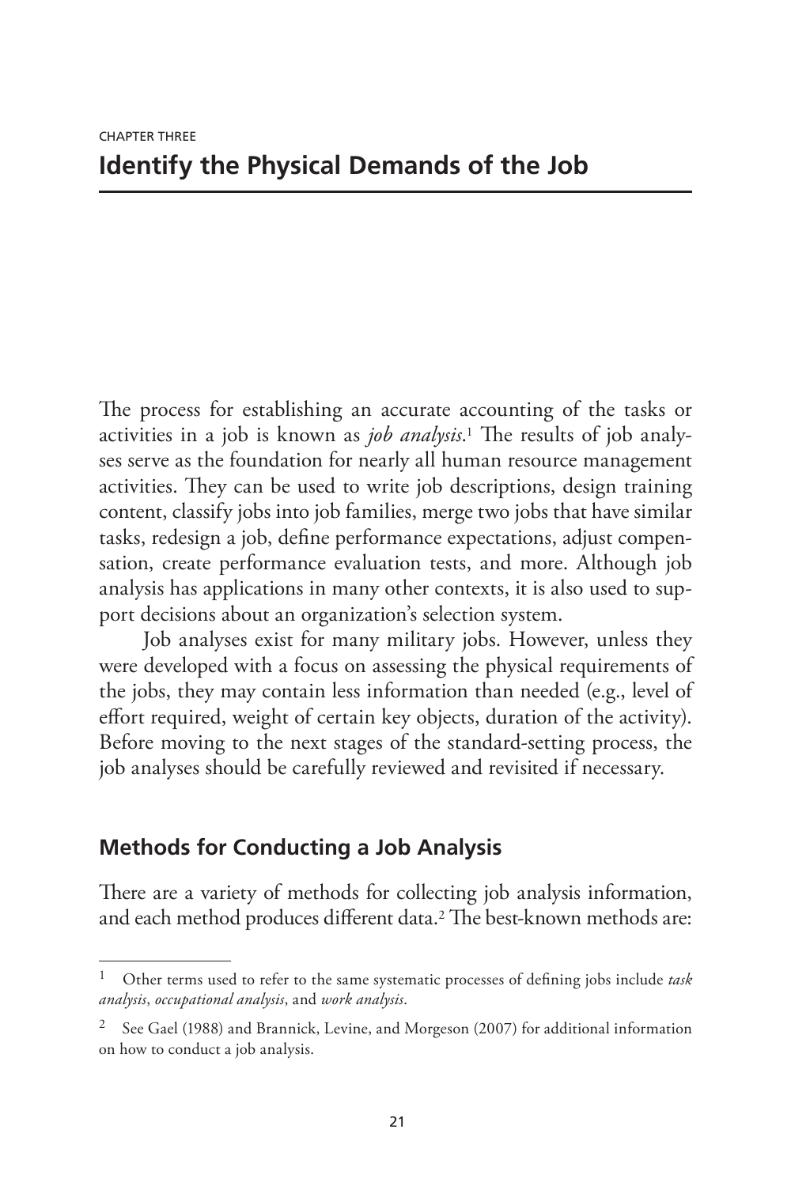CHAPTER THREE

# Identify the Physical Demands of the Job

The process for establishing an accurate accounting of the tasks or activities in a job is known as *job analysis*.[1] The results of job analyses serve as the foundation for nearly all human resource management activities. They can be used to write job descriptions, design training content, classify jobs into job families, merge two jobs that have similar tasks, redesign a job, define performance expectations, adjust compensation, create performance evaluation tests, and more. Although job analysis has applications in many other contexts, it is also used to support decisions about an organization's selection system.

Job analyses exist for many military jobs. However, unless they were developed with a focus on assessing the physical requirements of the jobs, they may contain less information than needed (e.g., level of effort required, weight of certain key objects, duration of the activity). Before moving to the next stages of the standard-setting process, the job analyses should be carefully reviewed and revisited if necessary.

## Methods for Conducting a Job Analysis

There are a variety of methods for collecting job analysis information, and each method produces different data.[2] The best-known methods are:

---

[1] Other terms used to refer to the same systematic processes of defining jobs include *task analysis*, *occupational analysis*, and *work analysis*.

[2] See Gael (1988) and Brannick, Levine, and Morgeson (2007) for additional information on how to conduct a job analysis.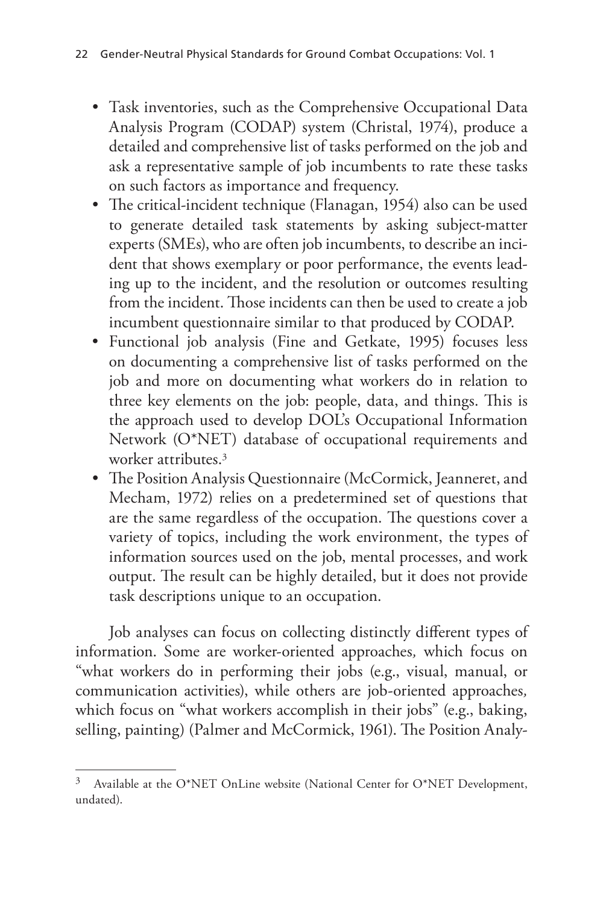- Task inventories, such as the Comprehensive Occupational Data Analysis Program (CODAP) system (Christal, 1974), produce a detailed and comprehensive list of tasks performed on the job and ask a representative sample of job incumbents to rate these tasks on such factors as importance and frequency.
- The critical-incident technique (Flanagan, 1954) also can be used to generate detailed task statements by asking subject-matter experts (SMEs), who are often job incumbents, to describe an incident that shows exemplary or poor performance, the events leading up to the incident, and the resolution or outcomes resulting from the incident. Those incidents can then be used to create a job incumbent questionnaire similar to that produced by CODAP.
- Functional job analysis (Fine and Getkate, 1995) focuses less on documenting a comprehensive list of tasks performed on the job and more on documenting what workers do in relation to three key elements on the job: people, data, and things. This is the approach used to develop DOL's Occupational Information Network (O*NET) database of occupational requirements and worker attributes.[3]
- The Position Analysis Questionnaire (McCormick, Jeanneret, and Mecham, 1972) relies on a predetermined set of questions that are the same regardless of the occupation. The questions cover a variety of topics, including the work environment, the types of information sources used on the job, mental processes, and work output. The result can be highly detailed, but it does not provide task descriptions unique to an occupation.

Job analyses can focus on collecting distinctly different types of information. Some are worker-oriented approaches, which focus on "what workers do in performing their jobs (e.g., visual, manual, or communication activities), while others are job-oriented approaches, which focus on "what workers accomplish in their jobs" (e.g., baking, selling, painting) (Palmer and McCormick, 1961). The Position Analy-

---

[3] Available at the O*NET OnLine website (National Center for O*NET Development, undated).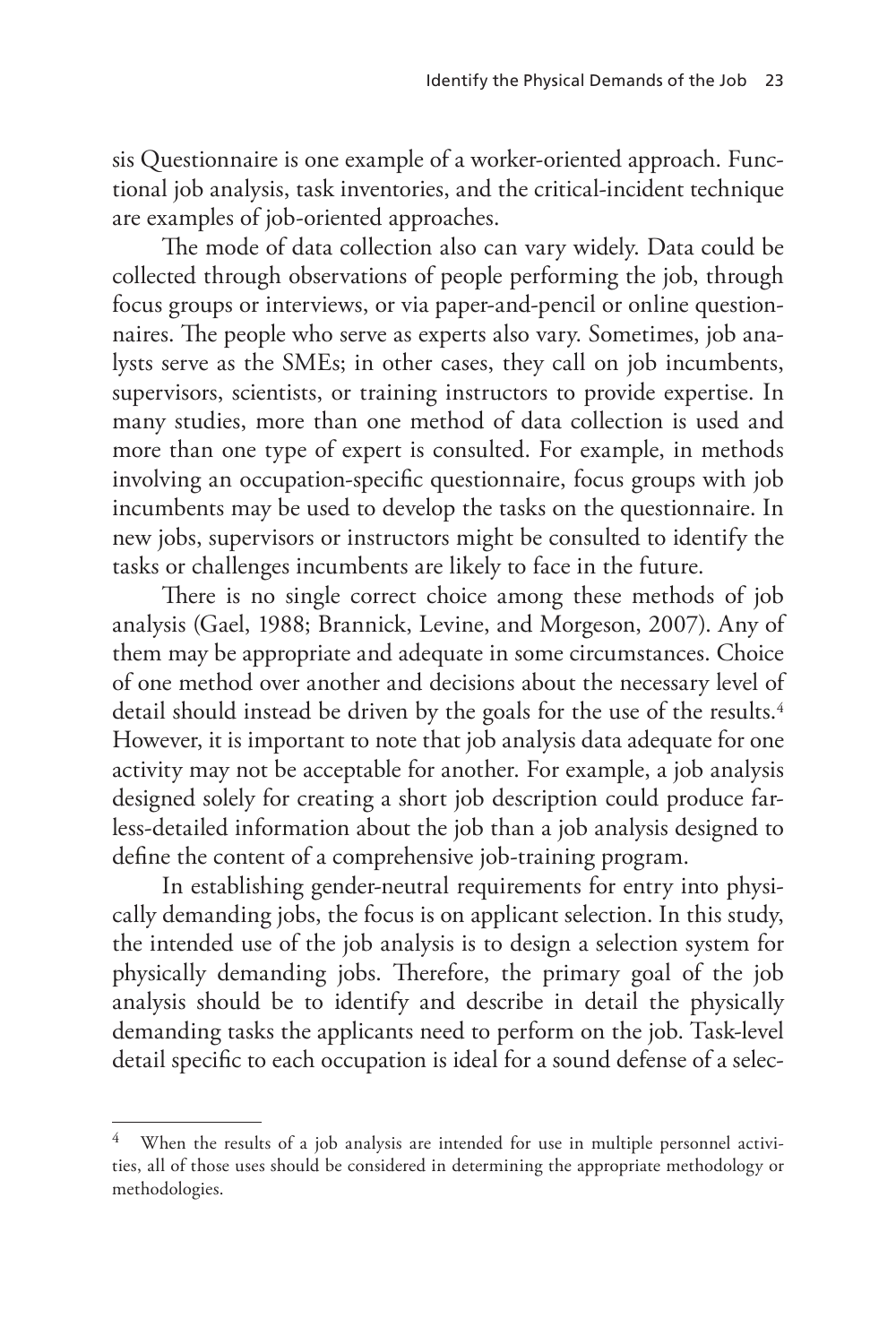sis Questionnaire is one example of a worker-oriented approach. Functional job analysis, task inventories, and the critical-incident technique are examples of job-oriented approaches.

The mode of data collection also can vary widely. Data could be collected through observations of people performing the job, through focus groups or interviews, or via paper-and-pencil or online questionnaires. The people who serve as experts also vary. Sometimes, job analysts serve as the SMEs; in other cases, they call on job incumbents, supervisors, scientists, or training instructors to provide expertise. In many studies, more than one method of data collection is used and more than one type of expert is consulted. For example, in methods involving an occupation-specific questionnaire, focus groups with job incumbents may be used to develop the tasks on the questionnaire. In new jobs, supervisors or instructors might be consulted to identify the tasks or challenges incumbents are likely to face in the future.

There is no single correct choice among these methods of job analysis (Gael, 1988; Brannick, Levine, and Morgeson, 2007). Any of them may be appropriate and adequate in some circumstances. Choice of one method over another and decisions about the necessary level of detail should instead be driven by the goals for the use of the results.[4] However, it is important to note that job analysis data adequate for one activity may not be acceptable for another. For example, a job analysis designed solely for creating a short job description could produce far-less-detailed information about the job than a job analysis designed to define the content of a comprehensive job-training program.

In establishing gender-neutral requirements for entry into physically demanding jobs, the focus is on applicant selection. In this study, the intended use of the job analysis is to design a selection system for physically demanding jobs. Therefore, the primary goal of the job analysis should be to identify and describe in detail the physically demanding tasks the applicants need to perform on the job. Task-level detail specific to each occupation is ideal for a sound defense of a selec-

[4] When the results of a job analysis are intended for use in multiple personnel activities, all of those uses should be considered in determining the appropriate methodology or methodologies.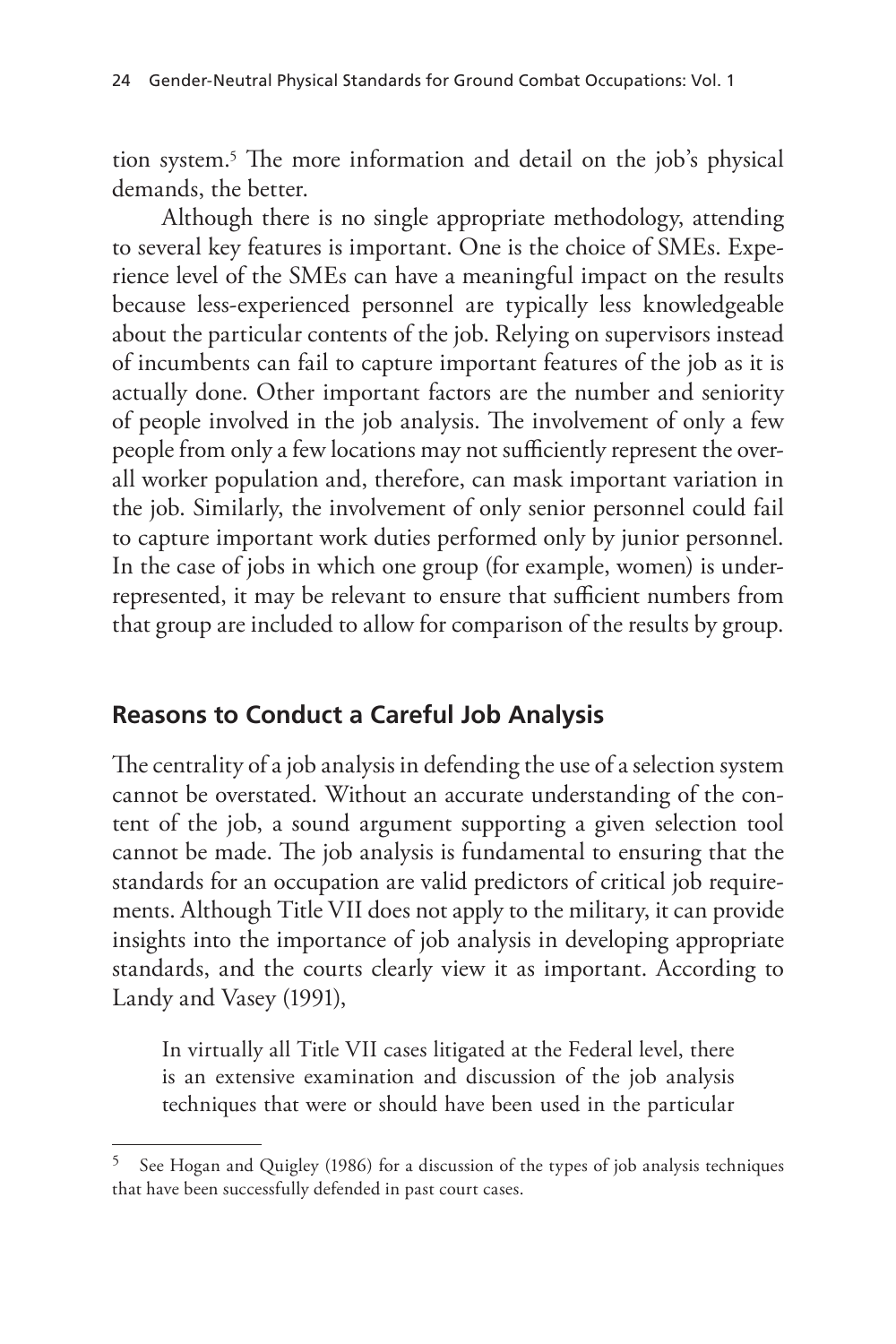tion system.[5] The more information and detail on the job's physical demands, the better.

Although there is no single appropriate methodology, attending to several key features is important. One is the choice of SMEs. Experience level of the SMEs can have a meaningful impact on the results because less-experienced personnel are typically less knowledgeable about the particular contents of the job. Relying on supervisors instead of incumbents can fail to capture important features of the job as it is actually done. Other important factors are the number and seniority of people involved in the job analysis. The involvement of only a few people from only a few locations may not sufficiently represent the overall worker population and, therefore, can mask important variation in the job. Similarly, the involvement of only senior personnel could fail to capture important work duties performed only by junior personnel. In the case of jobs in which one group (for example, women) is underrepresented, it may be relevant to ensure that sufficient numbers from that group are included to allow for comparison of the results by group.

## Reasons to Conduct a Careful Job Analysis

The centrality of a job analysis in defending the use of a selection system cannot be overstated. Without an accurate understanding of the content of the job, a sound argument supporting a given selection tool cannot be made. The job analysis is fundamental to ensuring that the standards for an occupation are valid predictors of critical job requirements. Although Title VII does not apply to the military, it can provide insights into the importance of job analysis in developing appropriate standards, and the courts clearly view it as important. According to Landy and Vasey (1991),

> In virtually all Title VII cases litigated at the Federal level, there is an extensive examination and discussion of the job analysis techniques that were or should have been used in the particular

[5] See Hogan and Quigley (1986) for a discussion of the types of job analysis techniques that have been successfully defended in past court cases.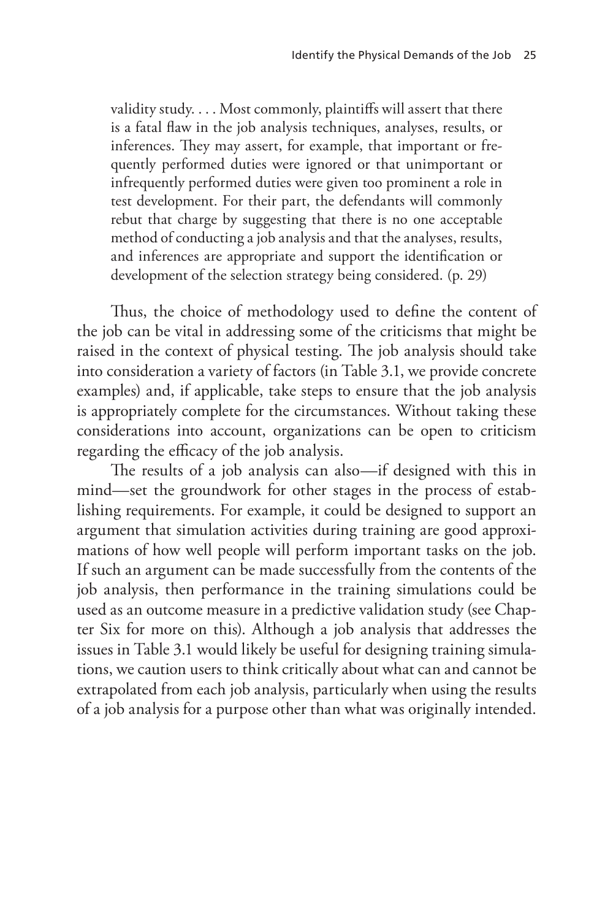> validity study. . . . Most commonly, plaintiffs will assert that there is a fatal flaw in the job analysis techniques, analyses, results, or inferences. They may assert, for example, that important or frequently performed duties were ignored or that unimportant or infrequently performed duties were given too prominent a role in test development. For their part, the defendants will commonly rebut that charge by suggesting that there is no one acceptable method of conducting a job analysis and that the analyses, results, and inferences are appropriate and support the identification or development of the selection strategy being considered. (p. 29)

Thus, the choice of methodology used to define the content of the job can be vital in addressing some of the criticisms that might be raised in the context of physical testing. The job analysis should take into consideration a variety of factors (in Table 3.1, we provide concrete examples) and, if applicable, take steps to ensure that the job analysis is appropriately complete for the circumstances. Without taking these considerations into account, organizations can be open to criticism regarding the efficacy of the job analysis.

The results of a job analysis can also—if designed with this in mind—set the groundwork for other stages in the process of establishing requirements. For example, it could be designed to support an argument that simulation activities during training are good approximations of how well people will perform important tasks on the job. If such an argument can be made successfully from the contents of the job analysis, then performance in the training simulations could be used as an outcome measure in a predictive validation study (see Chapter Six for more on this). Although a job analysis that addresses the issues in Table 3.1 would likely be useful for designing training simulations, we caution users to think critically about what can and cannot be extrapolated from each job analysis, particularly when using the results of a job analysis for a purpose other than what was originally intended.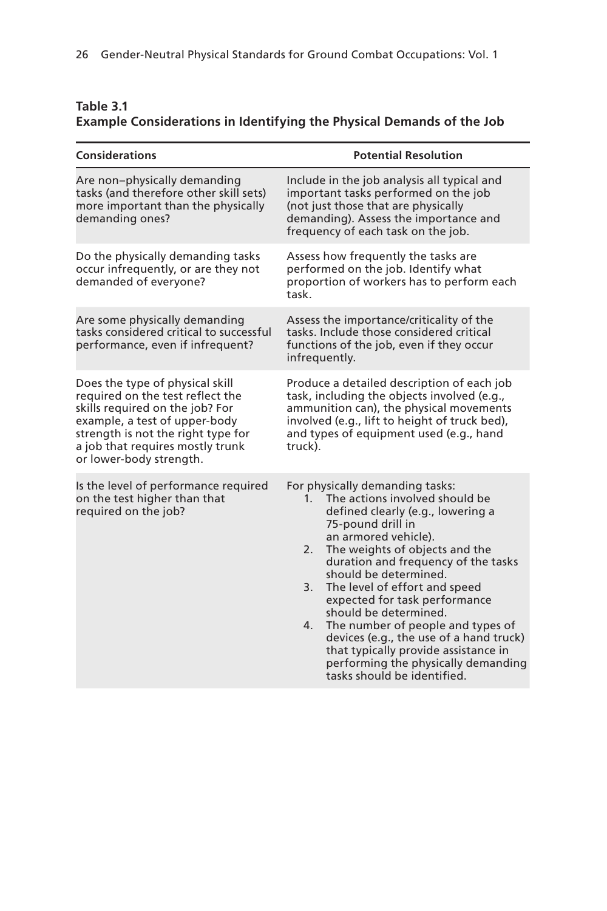**Table 3.1**
**Example Considerations in Identifying the Physical Demands of the Job**

| Considerations | Potential Resolution |
|---|---|
| Are non–physically demanding tasks (and therefore other skill sets) more important than the physically demanding ones? | Include in the job analysis all typical and important tasks performed on the job (not just those that are physically demanding). Assess the importance and frequency of each task on the job. |
| Do the physically demanding tasks occur infrequently, or are they not demanded of everyone? | Assess how frequently the tasks are performed on the job. Identify what proportion of workers has to perform each task. |
| Are some physically demanding tasks considered critical to successful performance, even if infrequent? | Assess the importance/criticality of the tasks. Include those considered critical functions of the job, even if they occur infrequently. |
| Does the type of physical skill required on the test reflect the skills required on the job? For example, a test of upper-body strength is not the right type for a job that requires mostly trunk or lower-body strength. | Produce a detailed description of each job task, including the objects involved (e.g., ammunition can), the physical movements involved (e.g., lift to height of truck bed), and types of equipment used (e.g., hand truck). |
| Is the level of performance required on the test higher than that required on the job? | For physically demanding tasks: 1. The actions involved should be defined clearly (e.g., lowering a 75-pound drill in an armored vehicle). 2. The weights of objects and the duration and frequency of the tasks should be determined. 3. The level of effort and speed expected for task performance should be determined. 4. The number of people and types of devices (e.g., the use of a hand truck) that typically provide assistance in performing the physically demanding tasks should be identified. |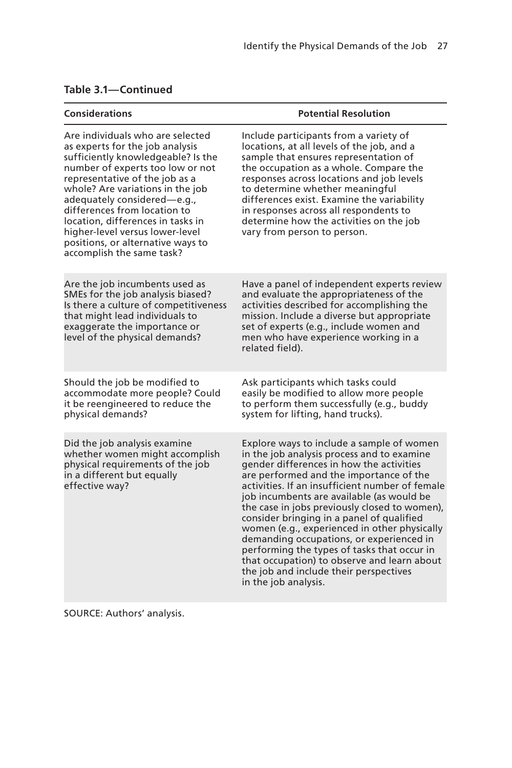**Table 3.1—Continued**

| Considerations | Potential Resolution |
|---|---|
| Are individuals who are selected as experts for the job analysis sufficiently knowledgeable? Is the number of experts too low or not representative of the job as a whole? Are variations in the job adequately considered—e.g., differences from location to location, differences in tasks in higher-level versus lower-level positions, or alternative ways to accomplish the same task? | Include participants from a variety of locations, at all levels of the job, and a sample that ensures representation of the occupation as a whole. Compare the responses across locations and job levels to determine whether meaningful differences exist. Examine the variability in responses across all respondents to determine how the activities on the job vary from person to person. |
| Are the job incumbents used as SMEs for the job analysis biased? Is there a culture of competitiveness that might lead individuals to exaggerate the importance or level of the physical demands? | Have a panel of independent experts review and evaluate the appropriateness of the activities described for accomplishing the mission. Include a diverse but appropriate set of experts (e.g., include women and men who have experience working in a related field). |
| Should the job be modified to accommodate more people? Could it be reengineered to reduce the physical demands? | Ask participants which tasks could easily be modified to allow more people to perform them successfully (e.g., buddy system for lifting, hand trucks). |
| Did the job analysis examine whether women might accomplish physical requirements of the job in a different but equally effective way? | Explore ways to include a sample of women in the job analysis process and to examine gender differences in how the activities are performed and the importance of the activities. If an insufficient number of female job incumbents are available (as would be the case in jobs previously closed to women), consider bringing in a panel of qualified women (e.g., experienced in other physically demanding occupations, or experienced in performing the types of tasks that occur in that occupation) to observe and learn about the job and include their perspectives in the job analysis. |

SOURCE: Authors' analysis.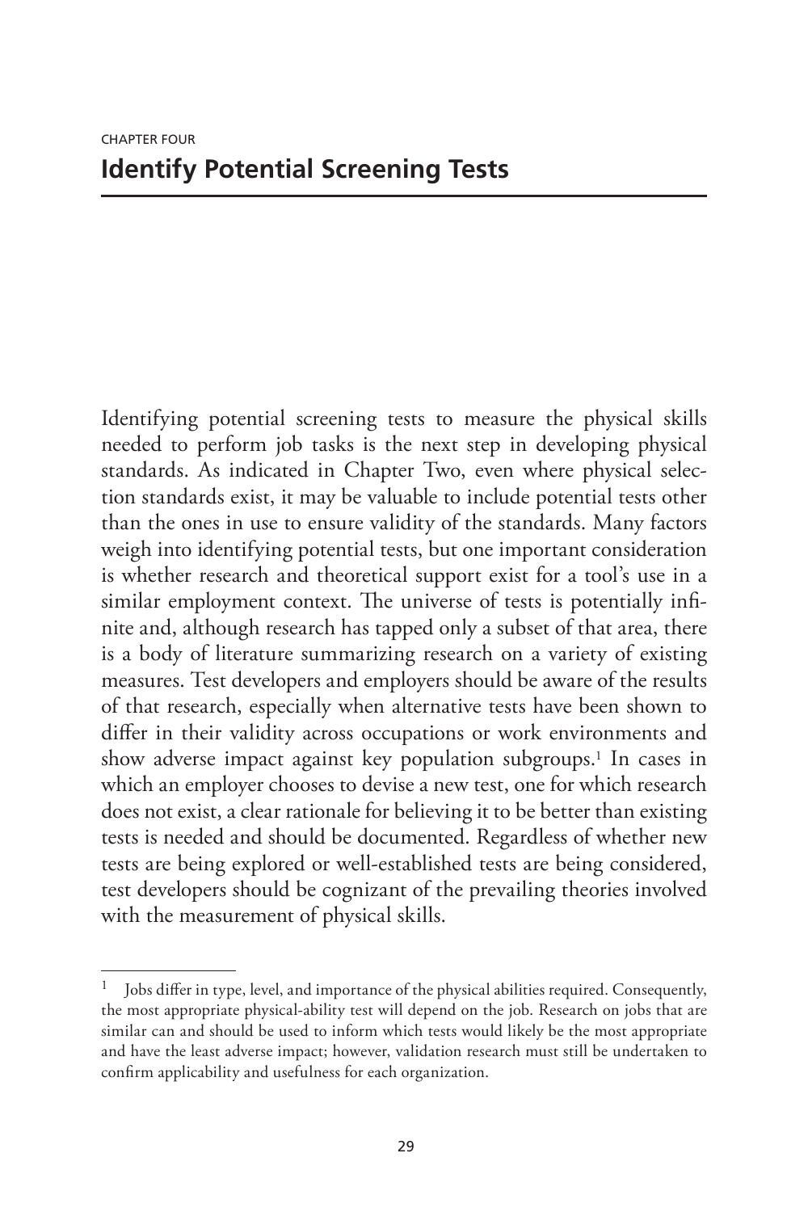CHAPTER FOUR

# Identify Potential Screening Tests

Identifying potential screening tests to measure the physical skills needed to perform job tasks is the next step in developing physical standards. As indicated in Chapter Two, even where physical selection standards exist, it may be valuable to include potential tests other than the ones in use to ensure validity of the standards. Many factors weigh into identifying potential tests, but one important consideration is whether research and theoretical support exist for a tool's use in a similar employment context. The universe of tests is potentially infinite and, although research has tapped only a subset of that area, there is a body of literature summarizing research on a variety of existing measures. Test developers and employers should be aware of the results of that research, especially when alternative tests have been shown to differ in their validity across occupations or work environments and show adverse impact against key population subgroups.[1] In cases in which an employer chooses to devise a new test, one for which research does not exist, a clear rationale for believing it to be better than existing tests is needed and should be documented. Regardless of whether new tests are being explored or well-established tests are being considered, test developers should be cognizant of the prevailing theories involved with the measurement of physical skills.

---

[1] Jobs differ in type, level, and importance of the physical abilities required. Consequently, the most appropriate physical-ability test will depend on the job. Research on jobs that are similar can and should be used to inform which tests would likely be the most appropriate and have the least adverse impact; however, validation research must still be undertaken to confirm applicability and usefulness for each organization.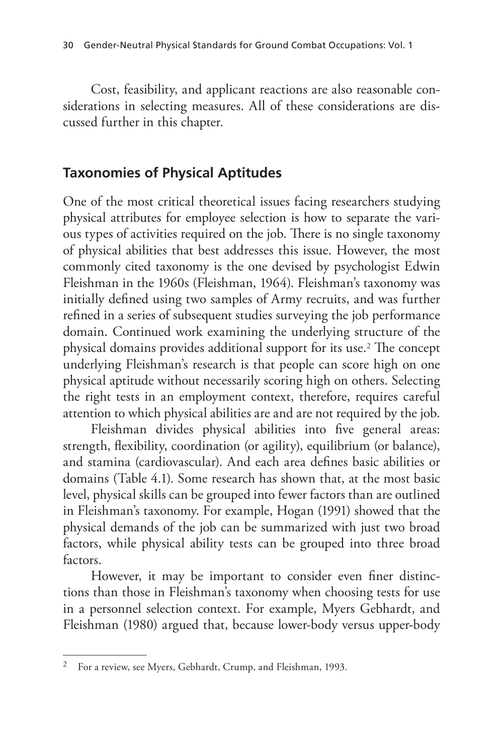Cost, feasibility, and applicant reactions are also reasonable considerations in selecting measures. All of these considerations are discussed further in this chapter.

## Taxonomies of Physical Aptitudes

One of the most critical theoretical issues facing researchers studying physical attributes for employee selection is how to separate the various types of activities required on the job. There is no single taxonomy of physical abilities that best addresses this issue. However, the most commonly cited taxonomy is the one devised by psychologist Edwin Fleishman in the 1960s (Fleishman, 1964). Fleishman's taxonomy was initially defined using two samples of Army recruits, and was further refined in a series of subsequent studies surveying the job performance domain. Continued work examining the underlying structure of the physical domains provides additional support for its use.[2] The concept underlying Fleishman's research is that people can score high on one physical aptitude without necessarily scoring high on others. Selecting the right tests in an employment context, therefore, requires careful attention to which physical abilities are and are not required by the job.

Fleishman divides physical abilities into five general areas: strength, flexibility, coordination (or agility), equilibrium (or balance), and stamina (cardiovascular). And each area defines basic abilities or domains (Table 4.1). Some research has shown that, at the most basic level, physical skills can be grouped into fewer factors than are outlined in Fleishman's taxonomy. For example, Hogan (1991) showed that the physical demands of the job can be summarized with just two broad factors, while physical ability tests can be grouped into three broad factors.

However, it may be important to consider even finer distinctions than those in Fleishman's taxonomy when choosing tests for use in a personnel selection context. For example, Myers Gebhardt, and Fleishman (1980) argued that, because lower-body versus upper-body

---

[2] For a review, see Myers, Gebhardt, Crump, and Fleishman, 1993.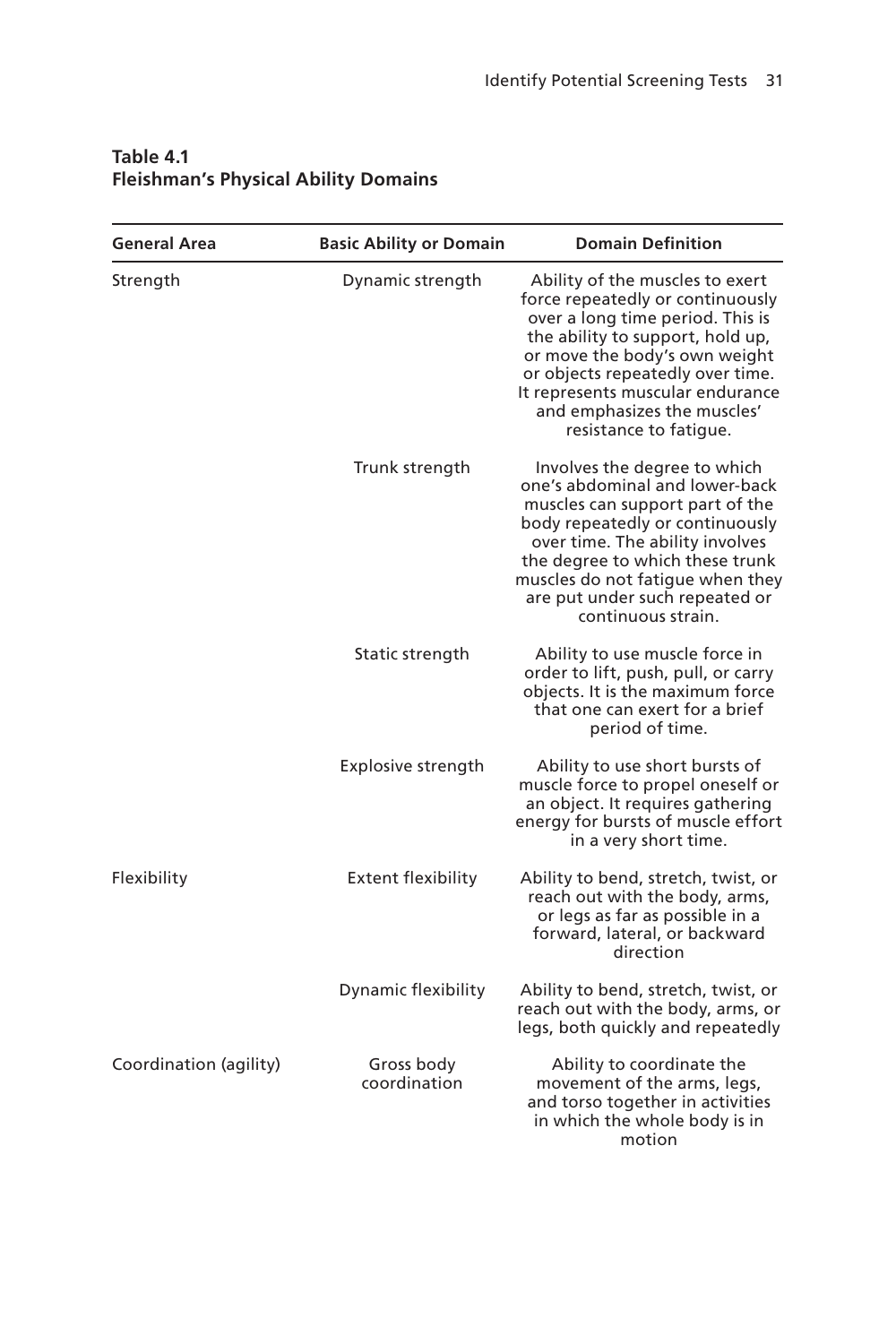**Table 4.1**
**Fleishman's Physical Ability Domains**

| General Area | Basic Ability or Domain | Domain Definition |
|---|---|---|
| Strength | Dynamic strength | Ability of the muscles to exert force repeatedly or continuously over a long time period. This is the ability to support, hold up, or move the body's own weight or objects repeatedly over time. It represents muscular endurance and emphasizes the muscles' resistance to fatigue. |
| | Trunk strength | Involves the degree to which one's abdominal and lower-back muscles can support part of the body repeatedly or continuously over time. The ability involves the degree to which these trunk muscles do not fatigue when they are put under such repeated or continuous strain. |
| | Static strength | Ability to use muscle force in order to lift, push, pull, or carry objects. It is the maximum force that one can exert for a brief period of time. |
| | Explosive strength | Ability to use short bursts of muscle force to propel oneself or an object. It requires gathering energy for bursts of muscle effort in a very short time. |
| Flexibility | Extent flexibility | Ability to bend, stretch, twist, or reach out with the body, arms, or legs as far as possible in a forward, lateral, or backward direction |
| | Dynamic flexibility | Ability to bend, stretch, twist, or reach out with the body, arms, or legs, both quickly and repeatedly |
| Coordination (agility) | Gross body coordination | Ability to coordinate the movement of the arms, legs, and torso together in activities in which the whole body is in motion |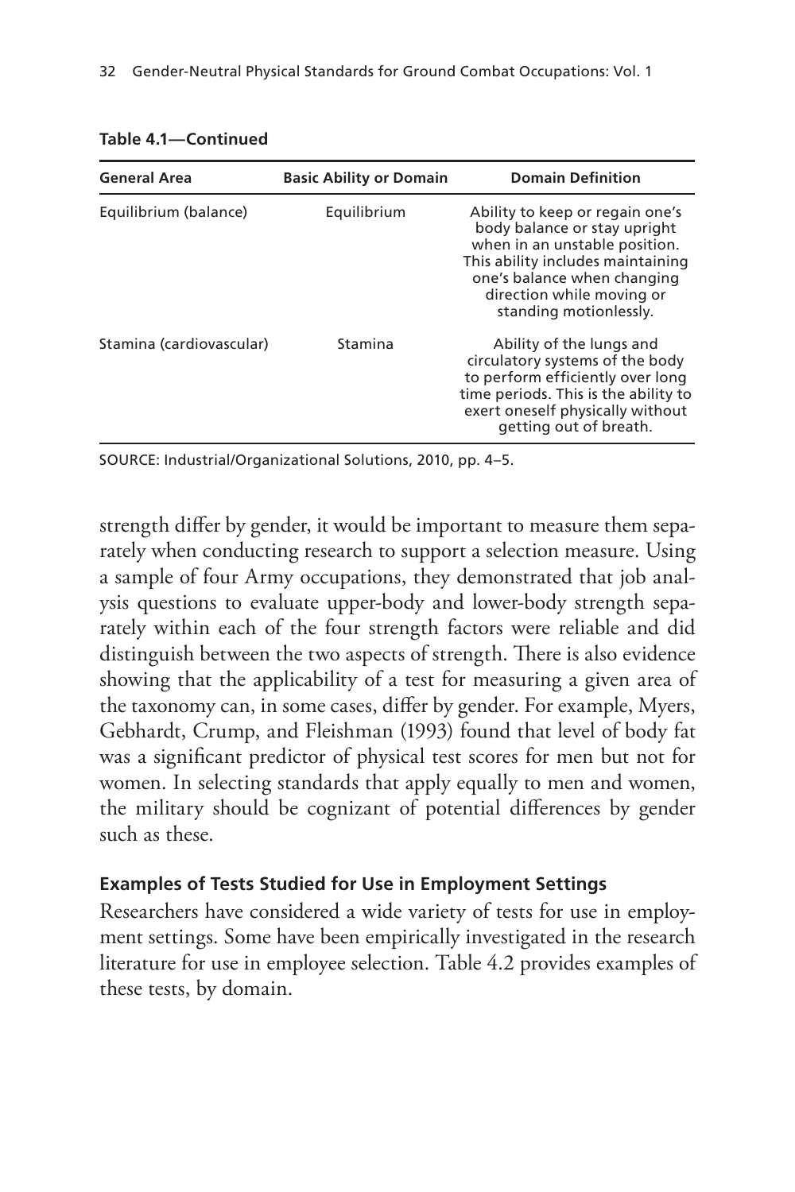**Table 4.1—Continued**

| General Area | Basic Ability or Domain | Domain Definition |
|---|---|---|
| Equilibrium (balance) | Equilibrium | Ability to keep or regain one's body balance or stay upright when in an unstable position. This ability includes maintaining one's balance when changing direction while moving or standing motionlessly. |
| Stamina (cardiovascular) | Stamina | Ability of the lungs and circulatory systems of the body to perform efficiently over long time periods. This is the ability to exert oneself physically without getting out of breath. |

SOURCE: Industrial/Organizational Solutions, 2010, pp. 4–5.

strength differ by gender, it would be important to measure them separately when conducting research to support a selection measure. Using a sample of four Army occupations, they demonstrated that job analysis questions to evaluate upper-body and lower-body strength separately within each of the four strength factors were reliable and did distinguish between the two aspects of strength. There is also evidence showing that the applicability of a test for measuring a given area of the taxonomy can, in some cases, differ by gender. For example, Myers, Gebhardt, Crump, and Fleishman (1993) found that level of body fat was a significant predictor of physical test scores for men but not for women. In selecting standards that apply equally to men and women, the military should be cognizant of potential differences by gender such as these.

### Examples of Tests Studied for Use in Employment Settings

Researchers have considered a wide variety of tests for use in employment settings. Some have been empirically investigated in the research literature for use in employee selection. Table 4.2 provides examples of these tests, by domain.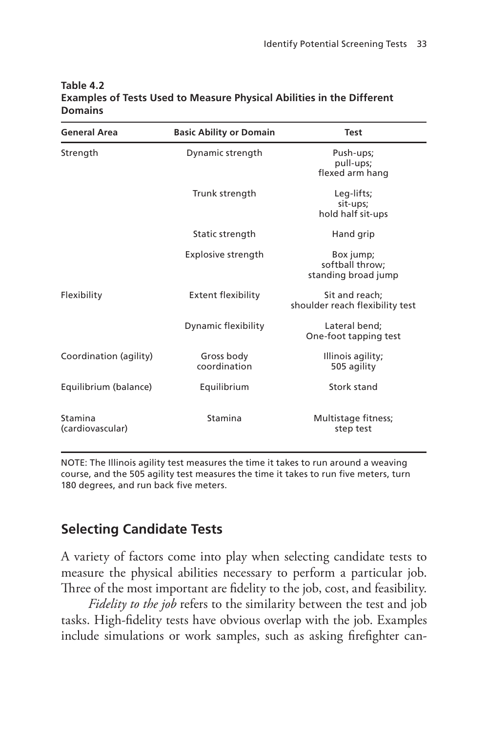**Table 4.2**
**Examples of Tests Used to Measure Physical Abilities in the Different Domains**

| General Area | Basic Ability or Domain | Test |
|---|---|---|
| Strength | Dynamic strength | Push-ups; pull-ups; flexed arm hang |
| | Trunk strength | Leg-lifts; sit-ups; hold half sit-ups |
| | Static strength | Hand grip |
| | Explosive strength | Box jump; softball throw; standing broad jump |
| Flexibility | Extent flexibility | Sit and reach; shoulder reach flexibility test |
| | Dynamic flexibility | Lateral bend; One-foot tapping test |
| Coordination (agility) | Gross body coordination | Illinois agility; 505 agility |
| Equilibrium (balance) | Equilibrium | Stork stand |
| Stamina (cardiovascular) | Stamina | Multistage fitness; step test |

NOTE: The Illinois agility test measures the time it takes to run around a weaving course, and the 505 agility test measures the time it takes to run five meters, turn 180 degrees, and run back five meters.

## Selecting Candidate Tests

A variety of factors come into play when selecting candidate tests to measure the physical abilities necessary to perform a particular job. Three of the most important are fidelity to the job, cost, and feasibility.

*Fidelity to the job* refers to the similarity between the test and job tasks. High-fidelity tests have obvious overlap with the job. Examples include simulations or work samples, such as asking firefighter can-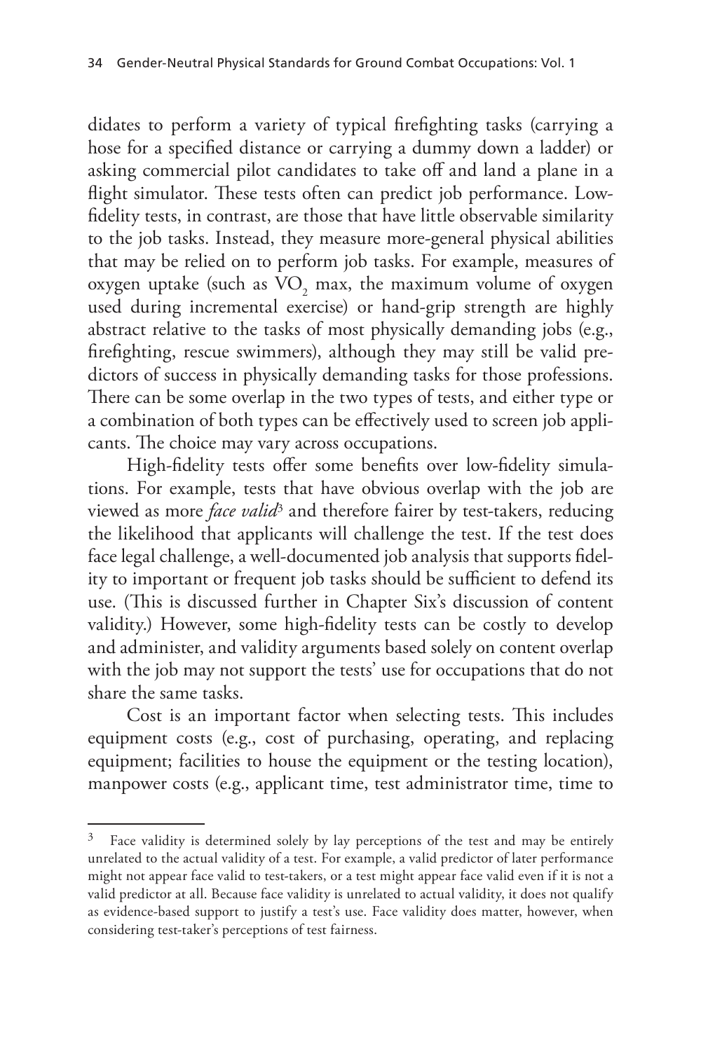didates to perform a variety of typical firefighting tasks (carrying a hose for a specified distance or carrying a dummy down a ladder) or asking commercial pilot candidates to take off and land a plane in a flight simulator. These tests often can predict job performance. Low-fidelity tests, in contrast, are those that have little observable similarity to the job tasks. Instead, they measure more-general physical abilities that may be relied on to perform job tasks. For example, measures of oxygen uptake (such as $VO_2$ max, the maximum volume of oxygen used during incremental exercise) or hand-grip strength are highly abstract relative to the tasks of most physically demanding jobs (e.g., firefighting, rescue swimmers), although they may still be valid predictors of success in physically demanding tasks for those professions. There can be some overlap in the two types of tests, and either type or a combination of both types can be effectively used to screen job applicants. The choice may vary across occupations.

High-fidelity tests offer some benefits over low-fidelity simulations. For example, tests that have obvious overlap with the job are viewed as more *face valid*[3] and therefore fairer by test-takers, reducing the likelihood that applicants will challenge the test. If the test does face legal challenge, a well-documented job analysis that supports fidelity to important or frequent job tasks should be sufficient to defend its use. (This is discussed further in Chapter Six's discussion of content validity.) However, some high-fidelity tests can be costly to develop and administer, and validity arguments based solely on content overlap with the job may not support the tests' use for occupations that do not share the same tasks.

Cost is an important factor when selecting tests. This includes equipment costs (e.g., cost of purchasing, operating, and replacing equipment; facilities to house the equipment or the testing location), manpower costs (e.g., applicant time, test administrator time, time to

---

[3] Face validity is determined solely by lay perceptions of the test and may be entirely unrelated to the actual validity of a test. For example, a valid predictor of later performance might not appear face valid to test-takers, or a test might appear face valid even if it is not a valid predictor at all. Because face validity is unrelated to actual validity, it does not qualify as evidence-based support to justify a test's use. Face validity does matter, however, when considering test-taker's perceptions of test fairness.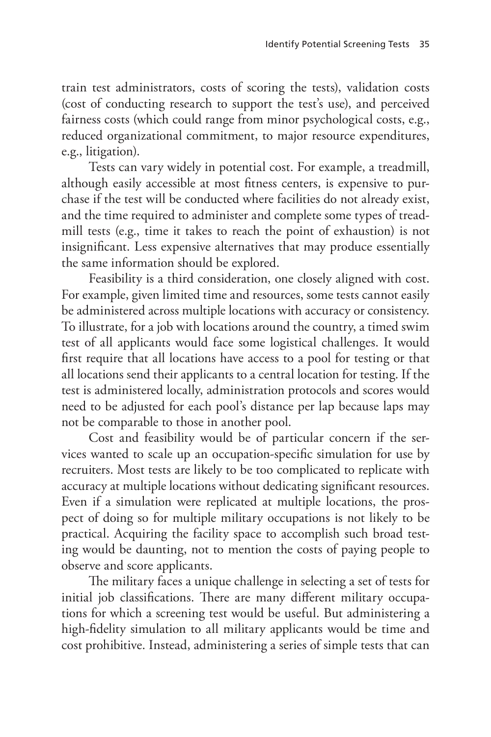train test administrators, costs of scoring the tests), validation costs (cost of conducting research to support the test's use), and perceived fairness costs (which could range from minor psychological costs, e.g., reduced organizational commitment, to major resource expenditures, e.g., litigation).

Tests can vary widely in potential cost. For example, a treadmill, although easily accessible at most fitness centers, is expensive to purchase if the test will be conducted where facilities do not already exist, and the time required to administer and complete some types of treadmill tests (e.g., time it takes to reach the point of exhaustion) is not insignificant. Less expensive alternatives that may produce essentially the same information should be explored.

Feasibility is a third consideration, one closely aligned with cost. For example, given limited time and resources, some tests cannot easily be administered across multiple locations with accuracy or consistency. To illustrate, for a job with locations around the country, a timed swim test of all applicants would face some logistical challenges. It would first require that all locations have access to a pool for testing or that all locations send their applicants to a central location for testing. If the test is administered locally, administration protocols and scores would need to be adjusted for each pool's distance per lap because laps may not be comparable to those in another pool.

Cost and feasibility would be of particular concern if the services wanted to scale up an occupation-specific simulation for use by recruiters. Most tests are likely to be too complicated to replicate with accuracy at multiple locations without dedicating significant resources. Even if a simulation were replicated at multiple locations, the prospect of doing so for multiple military occupations is not likely to be practical. Acquiring the facility space to accomplish such broad testing would be daunting, not to mention the costs of paying people to observe and score applicants.

The military faces a unique challenge in selecting a set of tests for initial job classifications. There are many different military occupations for which a screening test would be useful. But administering a high-fidelity simulation to all military applicants would be time and cost prohibitive. Instead, administering a series of simple tests that can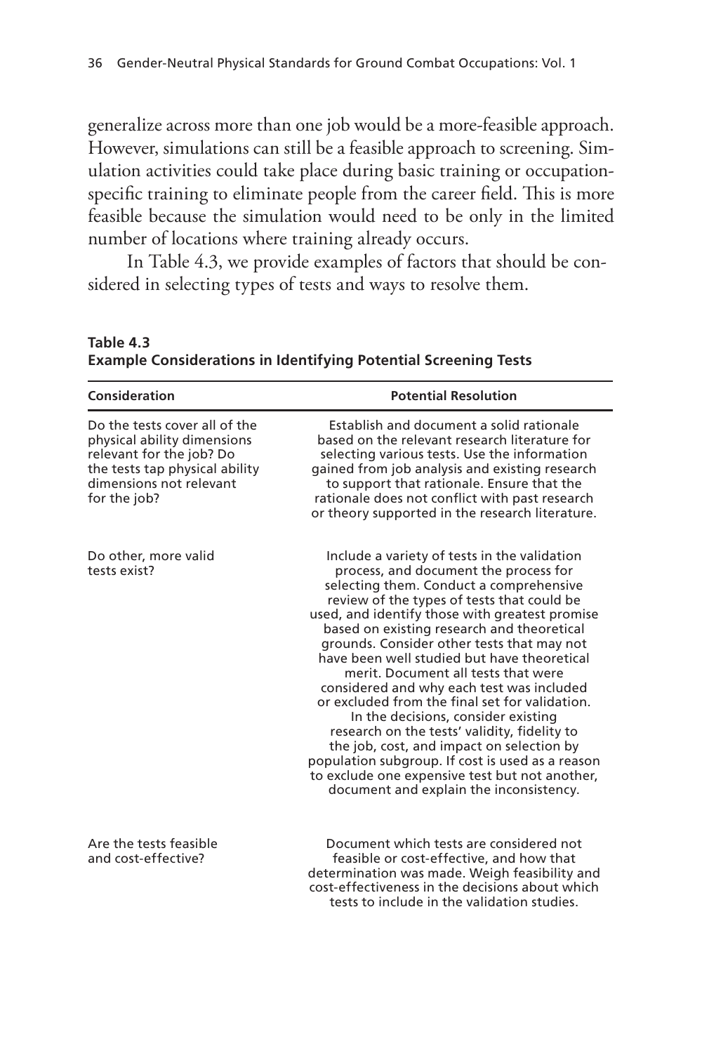generalize across more than one job would be a more-feasible approach. However, simulations can still be a feasible approach to screening. Simulation activities could take place during basic training or occupation-specific training to eliminate people from the career field. This is more feasible because the simulation would need to be only in the limited number of locations where training already occurs.

In Table 4.3, we provide examples of factors that should be considered in selecting types of tests and ways to resolve them.

**Table 4.3**
**Example Considerations in Identifying Potential Screening Tests**

| Consideration | Potential Resolution |
|---|---|
| Do the tests cover all of the physical ability dimensions relevant for the job? Do the tests tap physical ability dimensions not relevant for the job? | Establish and document a solid rationale based on the relevant research literature for selecting various tests. Use the information gained from job analysis and existing research to support that rationale. Ensure that the rationale does not conflict with past research or theory supported in the research literature. |
| Do other, more valid tests exist? | Include a variety of tests in the validation process, and document the process for selecting them. Conduct a comprehensive review of the types of tests that could be used, and identify those with greatest promise based on existing research and theoretical grounds. Consider other tests that may not have been well studied but have theoretical merit. Document all tests that were considered and why each test was included or excluded from the final set for validation. In the decisions, consider existing research on the tests' validity, fidelity to the job, cost, and impact on selection by population subgroup. If cost is used as a reason to exclude one expensive test but not another, document and explain the inconsistency. |
| Are the tests feasible and cost-effective? | Document which tests are considered not feasible or cost-effective, and how that determination was made. Weigh feasibility and cost-effectiveness in the decisions about which tests to include in the validation studies. |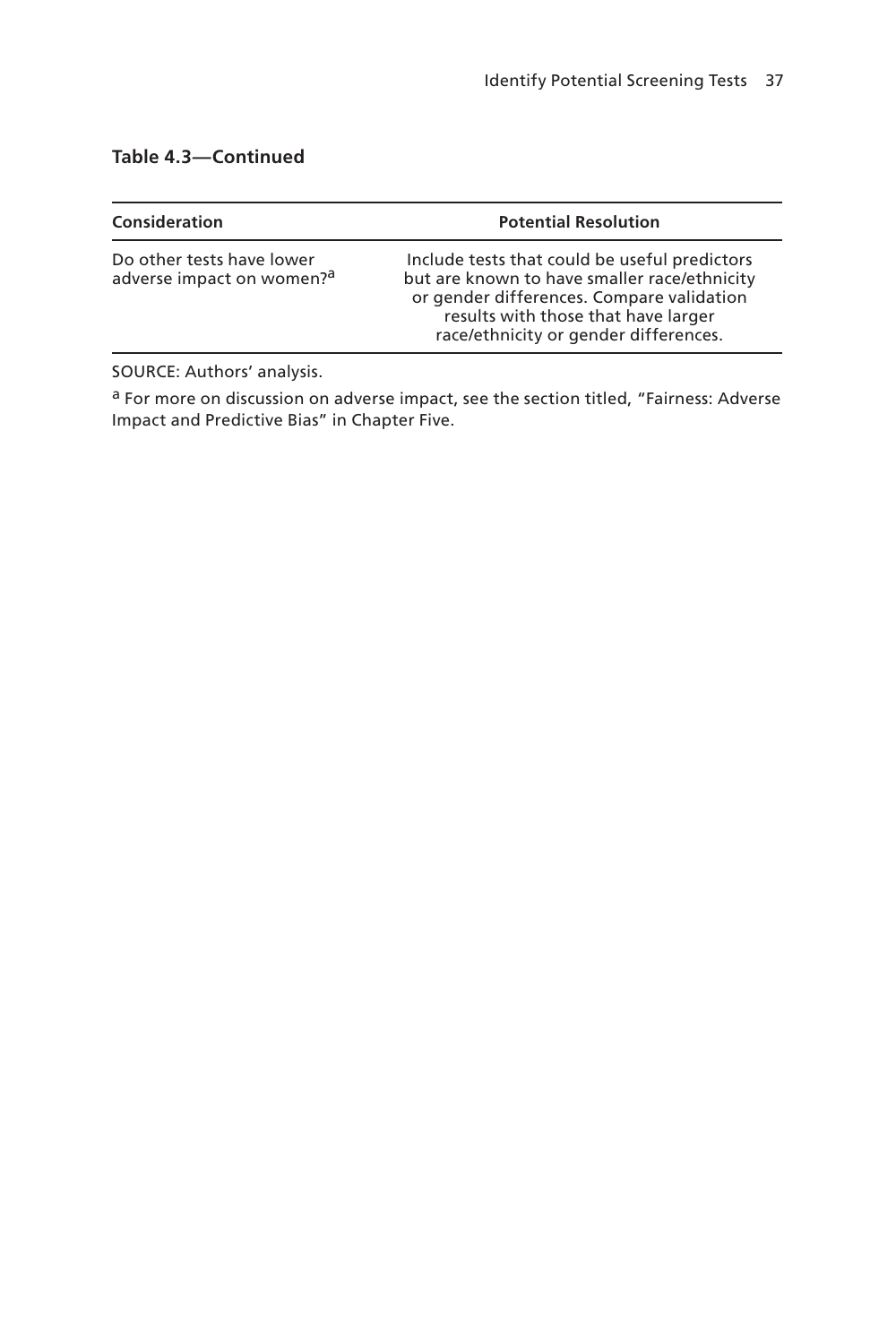**Table 4.3—Continued**

| Consideration | Potential Resolution |
| --- | --- |
| Do other tests have lower adverse impact on women?[a] | Include tests that could be useful predictors but are known to have smaller race/ethnicity or gender differences. Compare validation results with those that have larger race/ethnicity or gender differences. |

SOURCE: Authors' analysis.

[a] For more on discussion on adverse impact, see the section titled, "Fairness: Adverse Impact and Predictive Bias" in Chapter Five.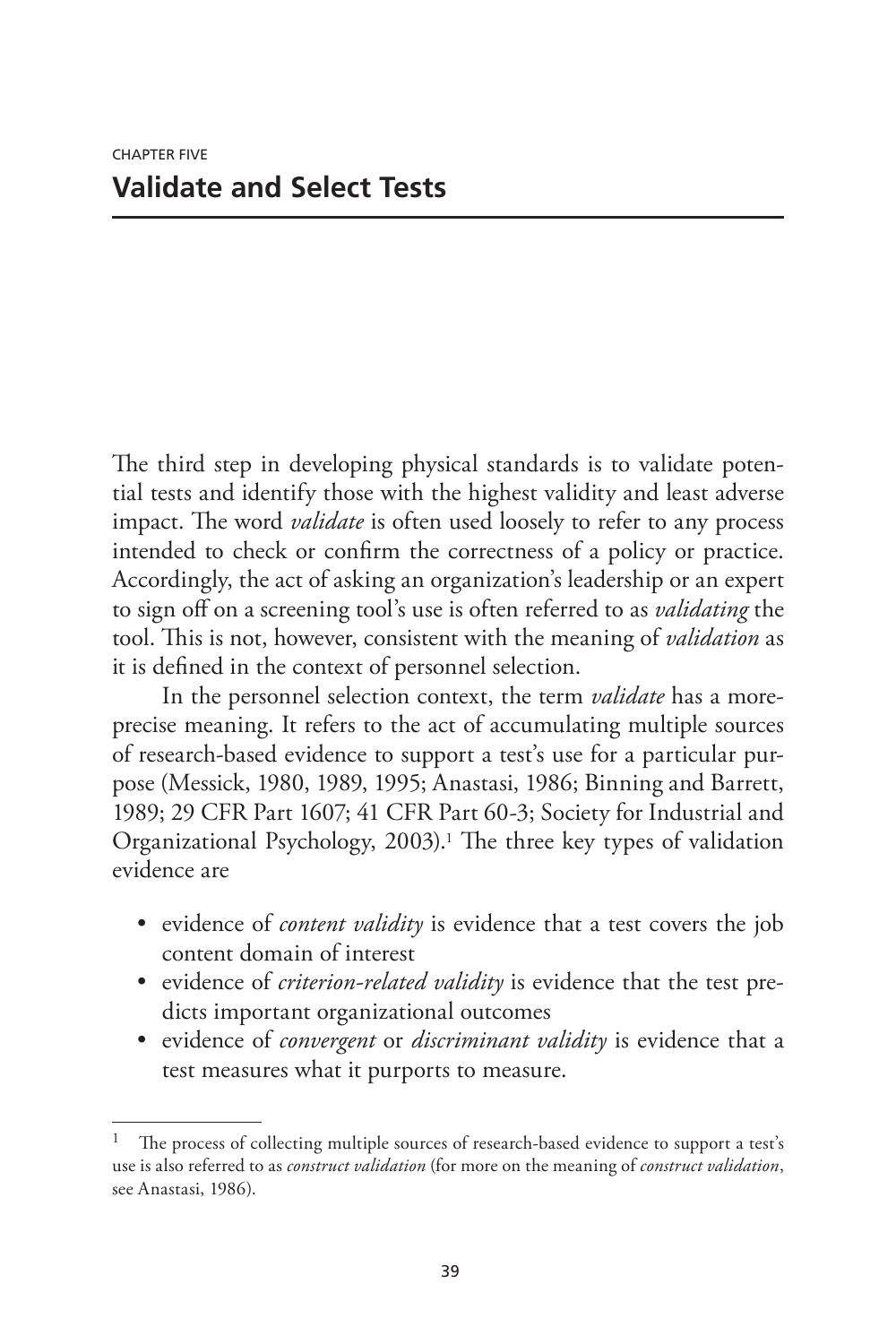CHAPTER FIVE

# Validate and Select Tests

The third step in developing physical standards is to validate potential tests and identify those with the highest validity and least adverse impact. The word *validate* is often used loosely to refer to any process intended to check or confirm the correctness of a policy or practice. Accordingly, the act of asking an organization's leadership or an expert to sign off on a screening tool's use is often referred to as *validating* the tool. This is not, however, consistent with the meaning of *validation* as it is defined in the context of personnel selection.

In the personnel selection context, the term *validate* has a more-precise meaning. It refers to the act of accumulating multiple sources of research-based evidence to support a test's use for a particular purpose (Messick, 1980, 1989, 1995; Anastasi, 1986; Binning and Barrett, 1989; 29 CFR Part 1607; 41 CFR Part 60-3; Society for Industrial and Organizational Psychology, 2003).[1] The three key types of validation evidence are

- evidence of *content validity* is evidence that a test covers the job content domain of interest
- evidence of *criterion-related validity* is evidence that the test predicts important organizational outcomes
- evidence of *convergent* or *discriminant validity* is evidence that a test measures what it purports to measure.

---

[1] The process of collecting multiple sources of research-based evidence to support a test's use is also referred to as *construct validation* (for more on the meaning of *construct validation*, see Anastasi, 1986).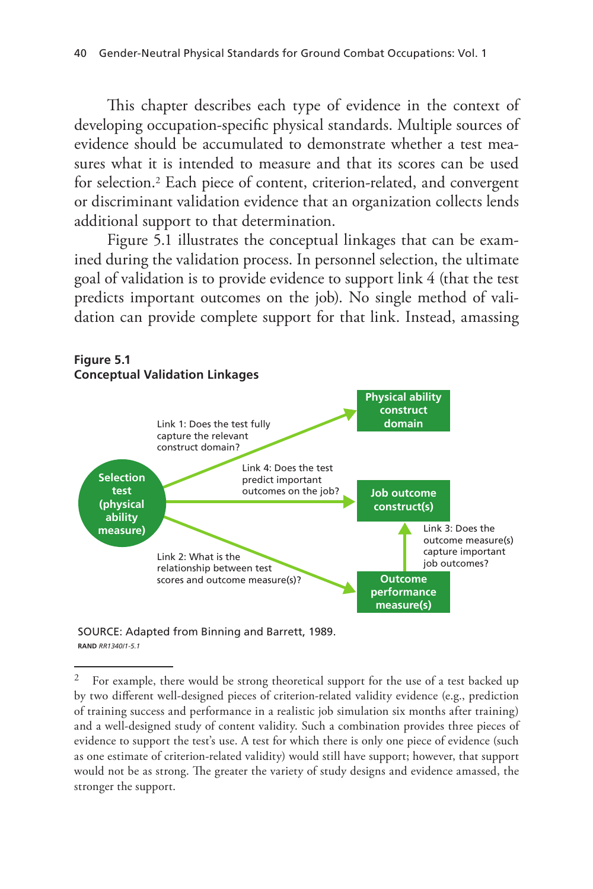This chapter describes each type of evidence in the context of developing occupation-specific physical standards. Multiple sources of evidence should be accumulated to demonstrate whether a test measures what it is intended to measure and that its scores can be used for selection.[2] Each piece of content, criterion-related, and convergent or discriminant validation evidence that an organization collects lends additional support to that determination.

Figure 5.1 illustrates the conceptual linkages that can be examined during the validation process. In personnel selection, the ultimate goal of validation is to provide evidence to support link 4 (that the test predicts important outcomes on the job). No single method of validation can provide complete support for that link. Instead, amassing

**Figure 5.1**
**Conceptual Validation Linkages**

Selection test (physical ability measure)

Physical ability construct domain

Job outcome construct(s)

Outcome performance measure(s)

Link 1: Does the test fully capture the relevant construct domain?

Link 4: Does the test predict important outcomes on the job?

Link 2: What is the relationship between test scores and outcome measure(s)?

Link 3: Does the outcome measure(s) capture important job outcomes?

SOURCE: Adapted from Binning and Barrett, 1989.

RAND *RR1340/1-5.1*

---

[2] For example, there would be strong theoretical support for the use of a test backed up by two different well-designed pieces of criterion-related validity evidence (e.g., prediction of training success and performance in a realistic job simulation six months after training) and a well-designed study of content validity. Such a combination provides three pieces of evidence to support the test's use. A test for which there is only one piece of evidence (such as one estimate of criterion-related validity) would still have support; however, that support would not be as strong. The greater the variety of study designs and evidence amassed, the stronger the support.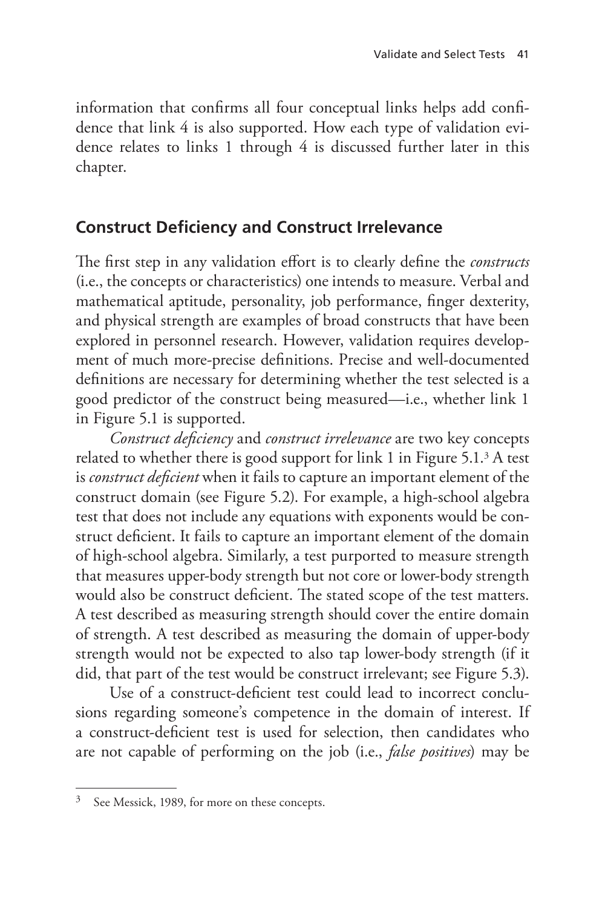information that confirms all four conceptual links helps add confidence that link 4 is also supported. How each type of validation evidence relates to links 1 through 4 is discussed further later in this chapter.

## Construct Deficiency and Construct Irrelevance

The first step in any validation effort is to clearly define the *constructs* (i.e., the concepts or characteristics) one intends to measure. Verbal and mathematical aptitude, personality, job performance, finger dexterity, and physical strength are examples of broad constructs that have been explored in personnel research. However, validation requires development of much more-precise definitions. Precise and well-documented definitions are necessary for determining whether the test selected is a good predictor of the construct being measured—i.e., whether link 1 in Figure 5.1 is supported.

*Construct deficiency* and *construct irrelevance* are two key concepts related to whether there is good support for link 1 in Figure 5.1.[3] A test is *construct deficient* when it fails to capture an important element of the construct domain (see Figure 5.2). For example, a high-school algebra test that does not include any equations with exponents would be construct deficient. It fails to capture an important element of the domain of high-school algebra. Similarly, a test purported to measure strength that measures upper-body strength but not core or lower-body strength would also be construct deficient. The stated scope of the test matters. A test described as measuring strength should cover the entire domain of strength. A test described as measuring the domain of upper-body strength would not be expected to also tap lower-body strength (if it did, that part of the test would be construct irrelevant; see Figure 5.3).

Use of a construct-deficient test could lead to incorrect conclusions regarding someone's competence in the domain of interest. If a construct-deficient test is used for selection, then candidates who are not capable of performing on the job (i.e., *false positives*) may be

[3] See Messick, 1989, for more on these concepts.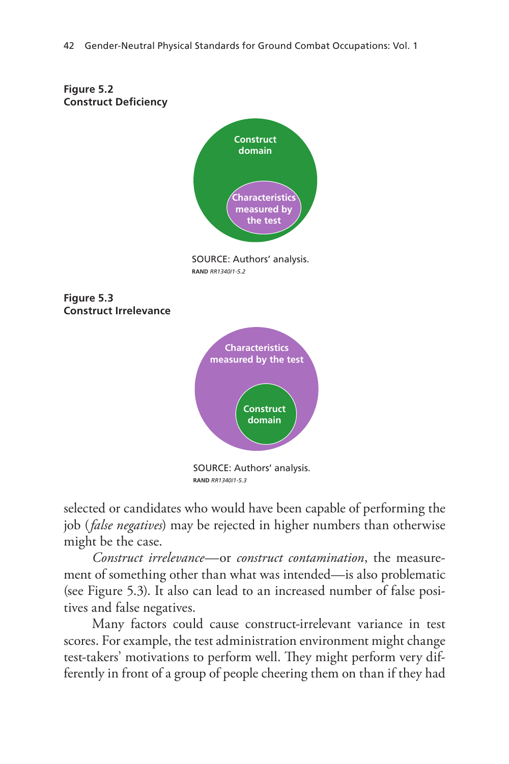**Figure 5.2**
**Construct Deficiency**

Construct domain

Characteristics measured by the test

SOURCE: Authors' analysis.
RAND *RR1340/1-5.2*

**Figure 5.3**
**Construct Irrelevance**

Characteristics measured by the test

Construct domain

SOURCE: Authors' analysis.
RAND *RR1340/1-5.3*

selected or candidates who would have been capable of performing the job (*false negatives*) may be rejected in higher numbers than otherwise might be the case.

*Construct irrelevance*—or *construct contamination*, the measurement of something other than what was intended—is also problematic (see Figure 5.3). It also can lead to an increased number of false positives and false negatives.

Many factors could cause construct-irrelevant variance in test scores. For example, the test administration environment might change test-takers' motivations to perform well. They might perform very differently in front of a group of people cheering them on than if they had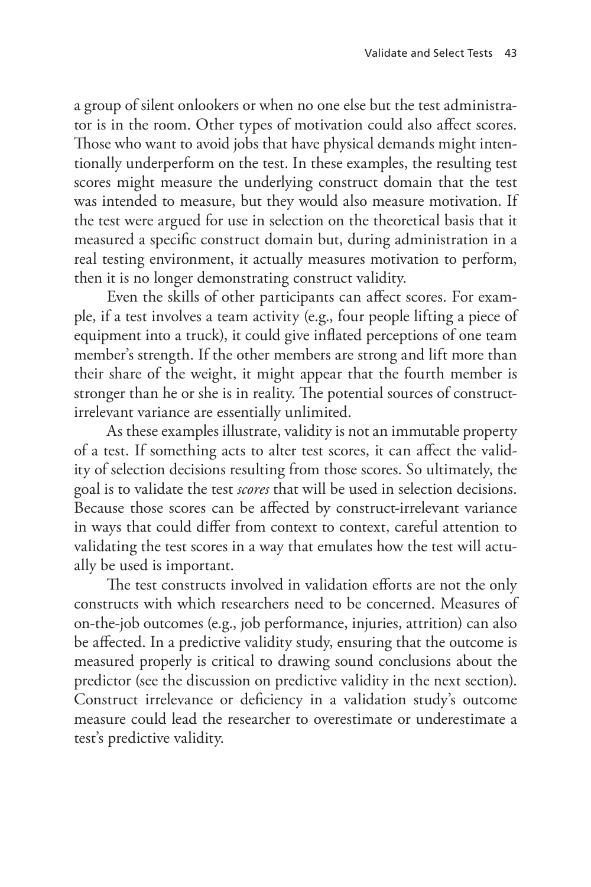a group of silent onlookers or when no one else but the test administrator is in the room. Other types of motivation could also affect scores. Those who want to avoid jobs that have physical demands might intentionally underperform on the test. In these examples, the resulting test scores might measure the underlying construct domain that the test was intended to measure, but they would also measure motivation. If the test were argued for use in selection on the theoretical basis that it measured a specific construct domain but, during administration in a real testing environment, it actually measures motivation to perform, then it is no longer demonstrating construct validity.

Even the skills of other participants can affect scores. For example, if a test involves a team activity (e.g., four people lifting a piece of equipment into a truck), it could give inflated perceptions of one team member's strength. If the other members are strong and lift more than their share of the weight, it might appear that the fourth member is stronger than he or she is in reality. The potential sources of construct-irrelevant variance are essentially unlimited.

As these examples illustrate, validity is not an immutable property of a test. If something acts to alter test scores, it can affect the validity of selection decisions resulting from those scores. So ultimately, the goal is to validate the test *scores* that will be used in selection decisions. Because those scores can be affected by construct-irrelevant variance in ways that could differ from context to context, careful attention to validating the test scores in a way that emulates how the test will actually be used is important.

The test constructs involved in validation efforts are not the only constructs with which researchers need to be concerned. Measures of on-the-job outcomes (e.g., job performance, injuries, attrition) can also be affected. In a predictive validity study, ensuring that the outcome is measured properly is critical to drawing sound conclusions about the predictor (see the discussion on predictive validity in the next section). Construct irrelevance or deficiency in a validation study's outcome measure could lead the researcher to overestimate or underestimate a test's predictive validity.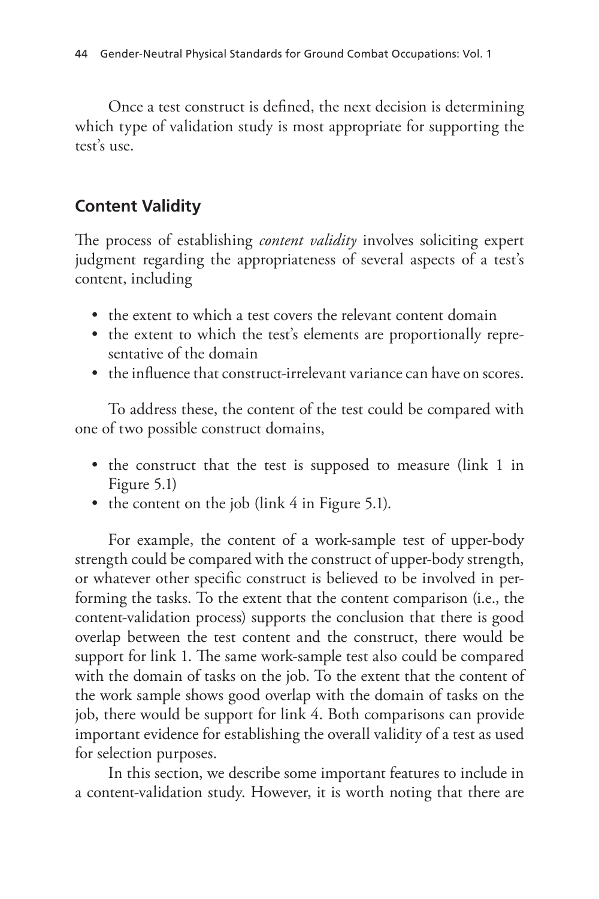Once a test construct is defined, the next decision is determining which type of validation study is most appropriate for supporting the test's use.

## Content Validity

The process of establishing *content validity* involves soliciting expert judgment regarding the appropriateness of several aspects of a test's content, including

- the extent to which a test covers the relevant content domain
- the extent to which the test's elements are proportionally representative of the domain
- the influence that construct-irrelevant variance can have on scores.

To address these, the content of the test could be compared with one of two possible construct domains,

- the construct that the test is supposed to measure (link 1 in Figure 5.1)
- the content on the job (link 4 in Figure 5.1).

For example, the content of a work-sample test of upper-body strength could be compared with the construct of upper-body strength, or whatever other specific construct is believed to be involved in performing the tasks. To the extent that the content comparison (i.e., the content-validation process) supports the conclusion that there is good overlap between the test content and the construct, there would be support for link 1. The same work-sample test also could be compared with the domain of tasks on the job. To the extent that the content of the work sample shows good overlap with the domain of tasks on the job, there would be support for link 4. Both comparisons can provide important evidence for establishing the overall validity of a test as used for selection purposes.

In this section, we describe some important features to include in a content-validation study. However, it is worth noting that there are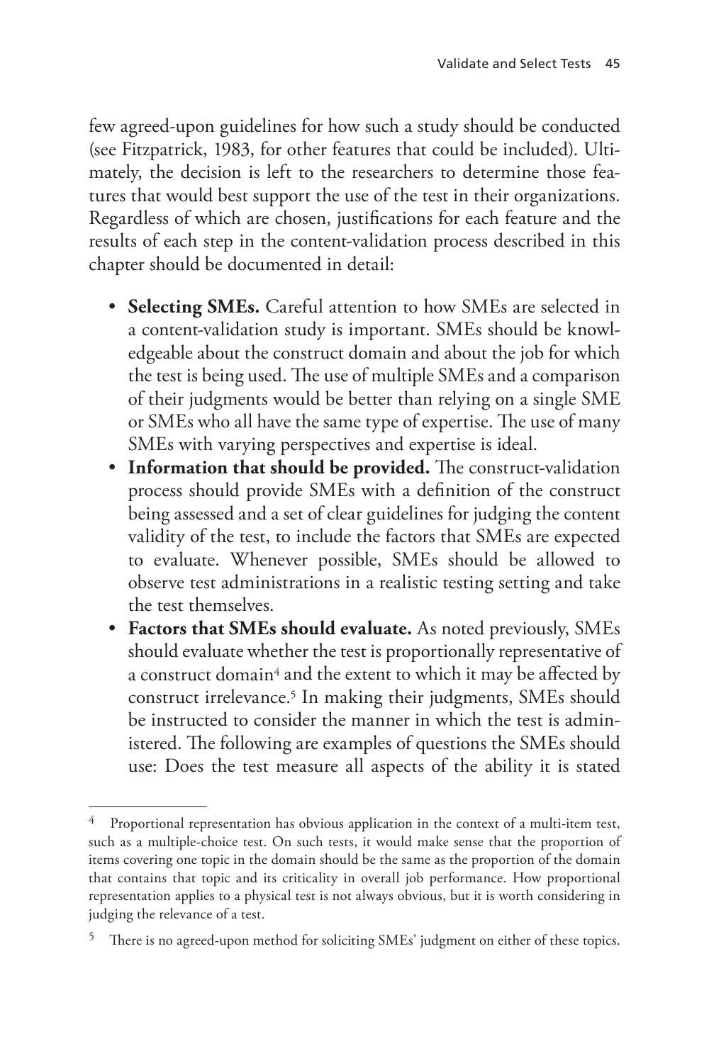few agreed-upon guidelines for how such a study should be conducted (see Fitzpatrick, 1983, for other features that could be included). Ultimately, the decision is left to the researchers to determine those features that would best support the use of the test in their organizations. Regardless of which are chosen, justifications for each feature and the results of each step in the content-validation process described in this chapter should be documented in detail:

- **Selecting SMEs.** Careful attention to how SMEs are selected in a content-validation study is important. SMEs should be knowledgeable about the construct domain and about the job for which the test is being used. The use of multiple SMEs and a comparison of their judgments would be better than relying on a single SME or SMEs who all have the same type of expertise. The use of many SMEs with varying perspectives and expertise is ideal.
- **Information that should be provided.** The construct-validation process should provide SMEs with a definition of the construct being assessed and a set of clear guidelines for judging the content validity of the test, to include the factors that SMEs are expected to evaluate. Whenever possible, SMEs should be allowed to observe test administrations in a realistic testing setting and take the test themselves.
- **Factors that SMEs should evaluate.** As noted previously, SMEs should evaluate whether the test is proportionally representative of a construct domain[4] and the extent to which it may be affected by construct irrelevance.[5] In making their judgments, SMEs should be instructed to consider the manner in which the test is administered. The following are examples of questions the SMEs should use: Does the test measure all aspects of the ability it is stated

---

[4] Proportional representation has obvious application in the context of a multi-item test, such as a multiple-choice test. On such tests, it would make sense that the proportion of items covering one topic in the domain should be the same as the proportion of the domain that contains that topic and its criticality in overall job performance. How proportional representation applies to a physical test is not always obvious, but it is worth considering in judging the relevance of a test.

[5] There is no agreed-upon method for soliciting SMEs' judgment on either of these topics.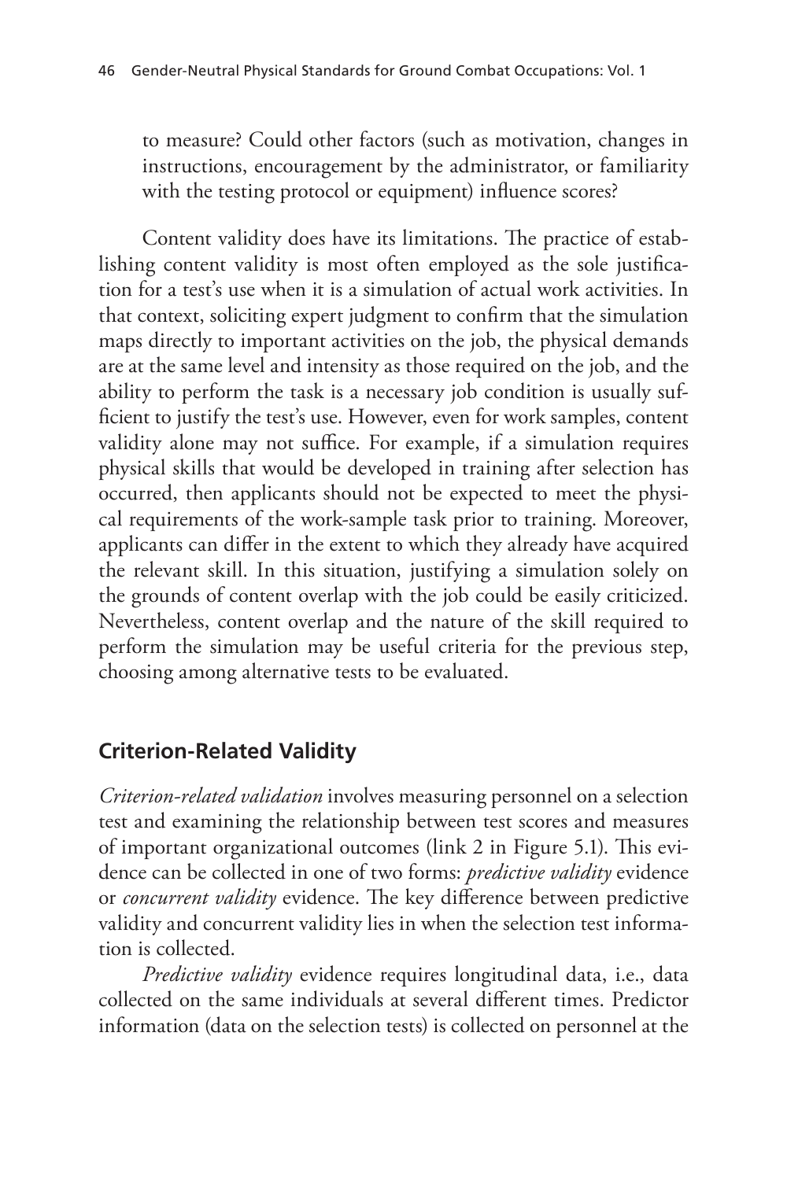to measure? Could other factors (such as motivation, changes in instructions, encouragement by the administrator, or familiarity with the testing protocol or equipment) influence scores?

Content validity does have its limitations. The practice of establishing content validity is most often employed as the sole justification for a test's use when it is a simulation of actual work activities. In that context, soliciting expert judgment to confirm that the simulation maps directly to important activities on the job, the physical demands are at the same level and intensity as those required on the job, and the ability to perform the task is a necessary job condition is usually sufficient to justify the test's use. However, even for work samples, content validity alone may not suffice. For example, if a simulation requires physical skills that would be developed in training after selection has occurred, then applicants should not be expected to meet the physical requirements of the work-sample task prior to training. Moreover, applicants can differ in the extent to which they already have acquired the relevant skill. In this situation, justifying a simulation solely on the grounds of content overlap with the job could be easily criticized. Nevertheless, content overlap and the nature of the skill required to perform the simulation may be useful criteria for the previous step, choosing among alternative tests to be evaluated.

## Criterion-Related Validity

*Criterion-related validation* involves measuring personnel on a selection test and examining the relationship between test scores and measures of important organizational outcomes (link 2 in Figure 5.1). This evidence can be collected in one of two forms: *predictive validity* evidence or *concurrent validity* evidence. The key difference between predictive validity and concurrent validity lies in when the selection test information is collected.

*Predictive validity* evidence requires longitudinal data, i.e., data collected on the same individuals at several different times. Predictor information (data on the selection tests) is collected on personnel at the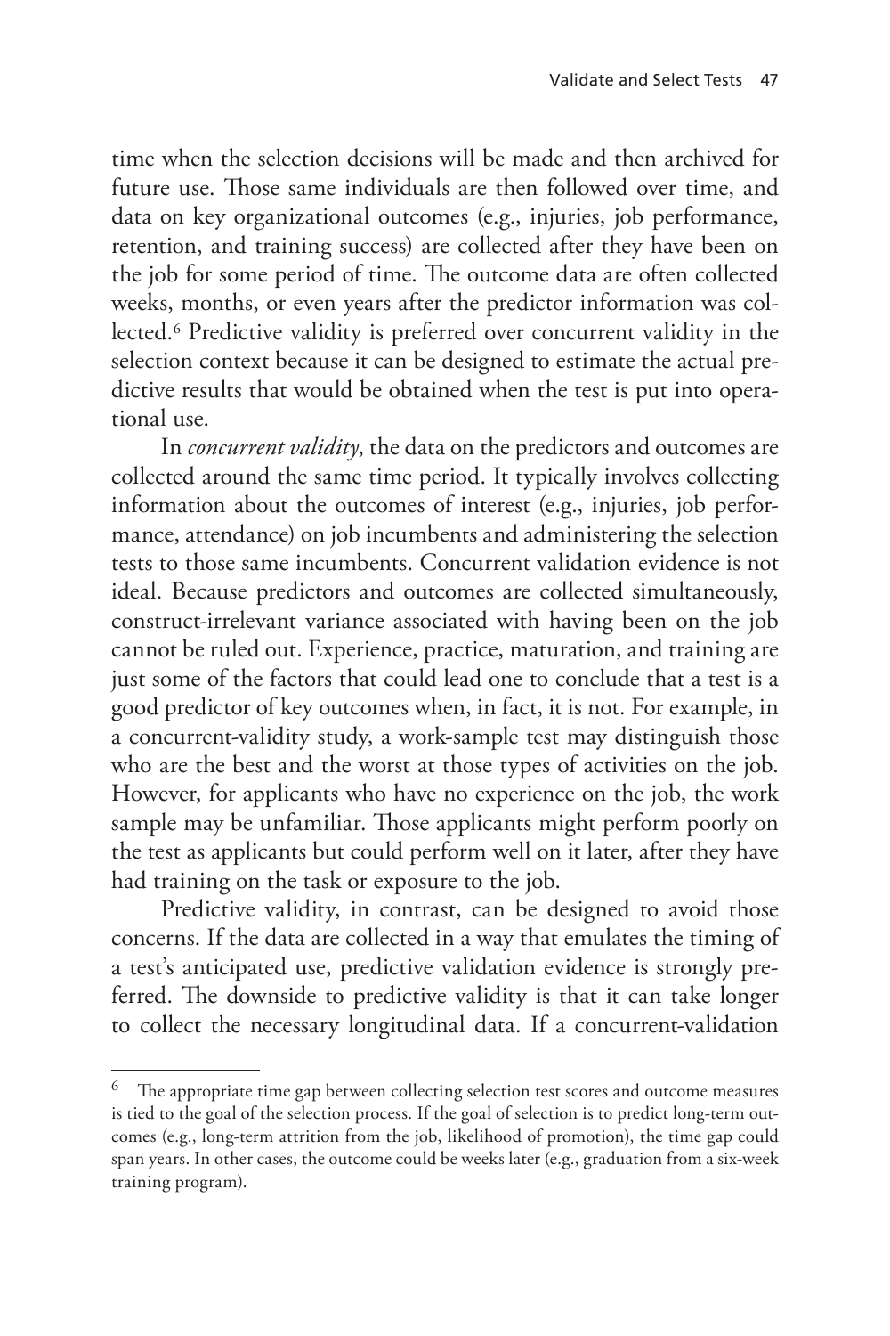time when the selection decisions will be made and then archived for future use. Those same individuals are then followed over time, and data on key organizational outcomes (e.g., injuries, job performance, retention, and training success) are collected after they have been on the job for some period of time. The outcome data are often collected weeks, months, or even years after the predictor information was collected.[6] Predictive validity is preferred over concurrent validity in the selection context because it can be designed to estimate the actual predictive results that would be obtained when the test is put into operational use.

In *concurrent validity*, the data on the predictors and outcomes are collected around the same time period. It typically involves collecting information about the outcomes of interest (e.g., injuries, job performance, attendance) on job incumbents and administering the selection tests to those same incumbents. Concurrent validation evidence is not ideal. Because predictors and outcomes are collected simultaneously, construct-irrelevant variance associated with having been on the job cannot be ruled out. Experience, practice, maturation, and training are just some of the factors that could lead one to conclude that a test is a good predictor of key outcomes when, in fact, it is not. For example, in a concurrent-validity study, a work-sample test may distinguish those who are the best and the worst at those types of activities on the job. However, for applicants who have no experience on the job, the work sample may be unfamiliar. Those applicants might perform poorly on the test as applicants but could perform well on it later, after they have had training on the task or exposure to the job.

Predictive validity, in contrast, can be designed to avoid those concerns. If the data are collected in a way that emulates the timing of a test's anticipated use, predictive validation evidence is strongly preferred. The downside to predictive validity is that it can take longer to collect the necessary longitudinal data. If a concurrent-validation

---

[6] The appropriate time gap between collecting selection test scores and outcome measures is tied to the goal of the selection process. If the goal of selection is to predict long-term outcomes (e.g., long-term attrition from the job, likelihood of promotion), the time gap could span years. In other cases, the outcome could be weeks later (e.g., graduation from a six-week training program).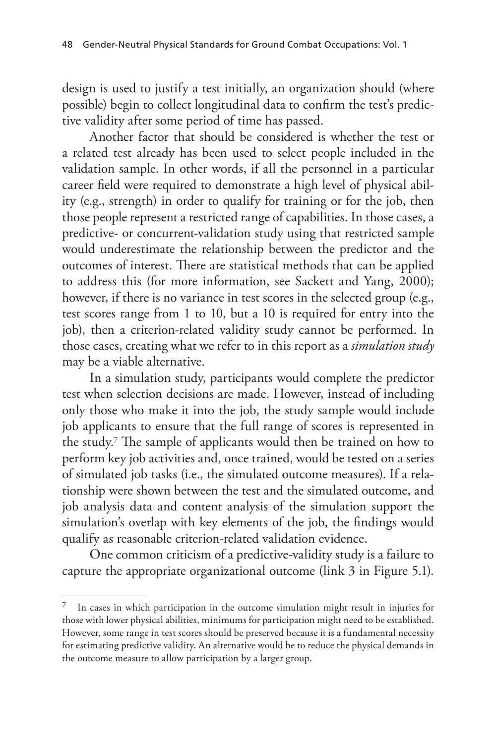design is used to justify a test initially, an organization should (where possible) begin to collect longitudinal data to confirm the test's predictive validity after some period of time has passed.

Another factor that should be considered is whether the test or a related test already has been used to select people included in the validation sample. In other words, if all the personnel in a particular career field were required to demonstrate a high level of physical ability (e.g., strength) in order to qualify for training or for the job, then those people represent a restricted range of capabilities. In those cases, a predictive- or concurrent-validation study using that restricted sample would underestimate the relationship between the predictor and the outcomes of interest. There are statistical methods that can be applied to address this (for more information, see Sackett and Yang, 2000); however, if there is no variance in test scores in the selected group (e.g., test scores range from 1 to 10, but a 10 is required for entry into the job), then a criterion-related validity study cannot be performed. In those cases, creating what we refer to in this report as a *simulation study* may be a viable alternative.

In a simulation study, participants would complete the predictor test when selection decisions are made. However, instead of including only those who make it into the job, the study sample would include job applicants to ensure that the full range of scores is represented in the study.[7] The sample of applicants would then be trained on how to perform key job activities and, once trained, would be tested on a series of simulated job tasks (i.e., the simulated outcome measures). If a relationship were shown between the test and the simulated outcome, and job analysis data and content analysis of the simulation support the simulation's overlap with key elements of the job, the findings would qualify as reasonable criterion-related validation evidence.

One common criticism of a predictive-validity study is a failure to capture the appropriate organizational outcome (link 3 in Figure 5.1).

[7] In cases in which participation in the outcome simulation might result in injuries for those with lower physical abilities, minimums for participation might need to be established. However, some range in test scores should be preserved because it is a fundamental necessity for estimating predictive validity. An alternative would be to reduce the physical demands in the outcome measure to allow participation by a larger group.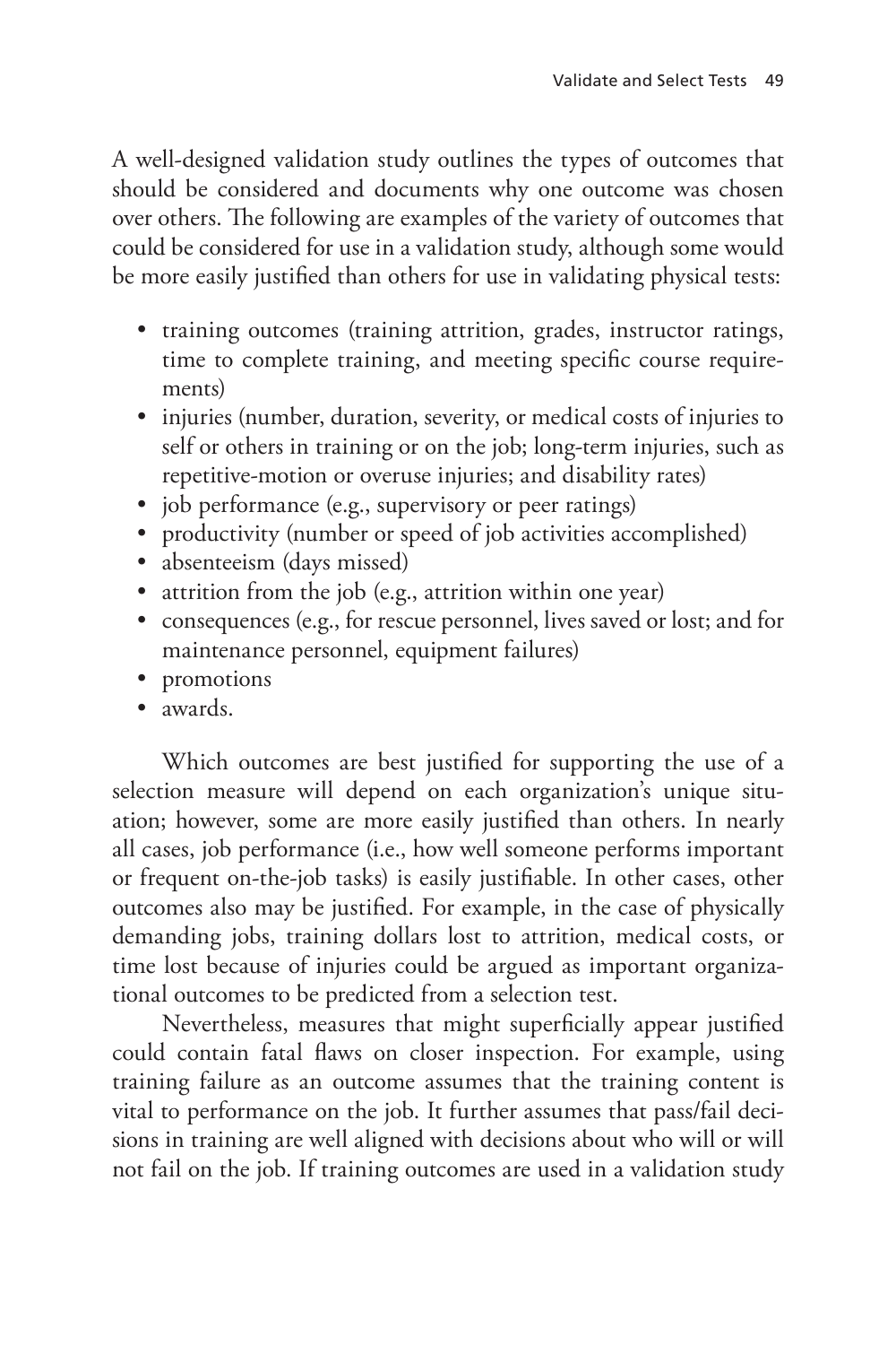A well-designed validation study outlines the types of outcomes that should be considered and documents why one outcome was chosen over others. The following are examples of the variety of outcomes that could be considered for use in a validation study, although some would be more easily justified than others for use in validating physical tests:

- training outcomes (training attrition, grades, instructor ratings, time to complete training, and meeting specific course requirements)
- injuries (number, duration, severity, or medical costs of injuries to self or others in training or on the job; long-term injuries, such as repetitive-motion or overuse injuries; and disability rates)
- job performance (e.g., supervisory or peer ratings)
- productivity (number or speed of job activities accomplished)
- absenteeism (days missed)
- attrition from the job (e.g., attrition within one year)
- consequences (e.g., for rescue personnel, lives saved or lost; and for maintenance personnel, equipment failures)
- promotions
- awards.

Which outcomes are best justified for supporting the use of a selection measure will depend on each organization's unique situation; however, some are more easily justified than others. In nearly all cases, job performance (i.e., how well someone performs important or frequent on-the-job tasks) is easily justifiable. In other cases, other outcomes also may be justified. For example, in the case of physically demanding jobs, training dollars lost to attrition, medical costs, or time lost because of injuries could be argued as important organizational outcomes to be predicted from a selection test.

Nevertheless, measures that might superficially appear justified could contain fatal flaws on closer inspection. For example, using training failure as an outcome assumes that the training content is vital to performance on the job. It further assumes that pass/fail decisions in training are well aligned with decisions about who will or will not fail on the job. If training outcomes are used in a validation study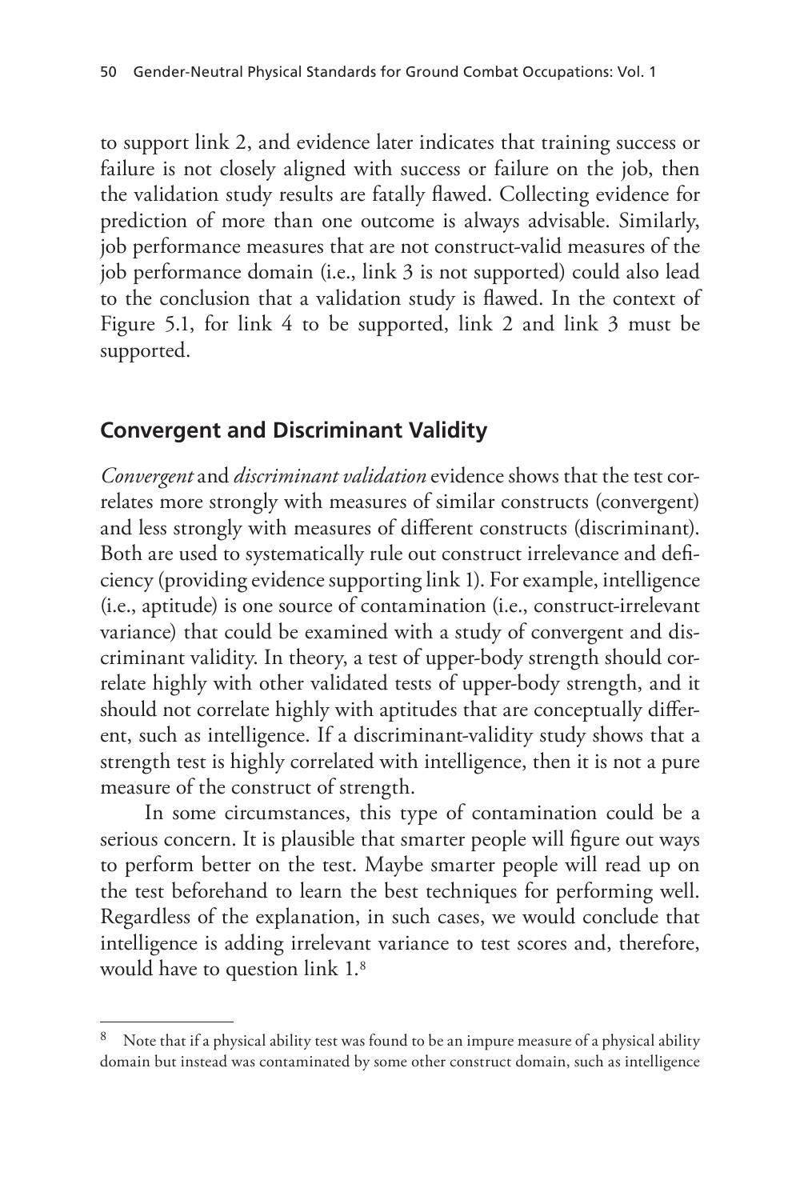to support link 2, and evidence later indicates that training success or failure is not closely aligned with success or failure on the job, then the validation study results are fatally flawed. Collecting evidence for prediction of more than one outcome is always advisable. Similarly, job performance measures that are not construct-valid measures of the job performance domain (i.e., link 3 is not supported) could also lead to the conclusion that a validation study is flawed. In the context of Figure 5.1, for link 4 to be supported, link 2 and link 3 must be supported.

## Convergent and Discriminant Validity

*Convergent* and *discriminant validation* evidence shows that the test correlates more strongly with measures of similar constructs (convergent) and less strongly with measures of different constructs (discriminant). Both are used to systematically rule out construct irrelevance and deficiency (providing evidence supporting link 1). For example, intelligence (i.e., aptitude) is one source of contamination (i.e., construct-irrelevant variance) that could be examined with a study of convergent and discriminant validity. In theory, a test of upper-body strength should correlate highly with other validated tests of upper-body strength, and it should not correlate highly with aptitudes that are conceptually different, such as intelligence. If a discriminant-validity study shows that a strength test is highly correlated with intelligence, then it is not a pure measure of the construct of strength.

In some circumstances, this type of contamination could be a serious concern. It is plausible that smarter people will figure out ways to perform better on the test. Maybe smarter people will read up on the test beforehand to learn the best techniques for performing well. Regardless of the explanation, in such cases, we would conclude that intelligence is adding irrelevant variance to test scores and, therefore, would have to question link 1.[8]

---

[8] Note that if a physical ability test was found to be an impure measure of a physical ability domain but instead was contaminated by some other construct domain, such as intelligence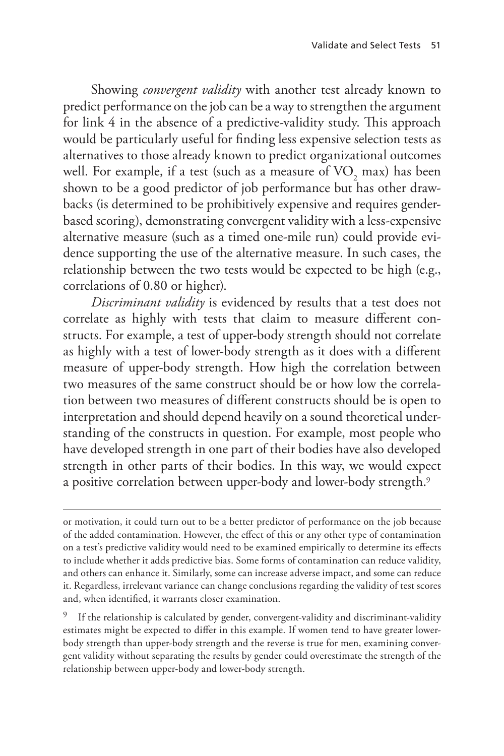Showing *convergent validity* with another test already known to predict performance on the job can be a way to strengthen the argument for link 4 in the absence of a predictive-validity study. This approach would be particularly useful for finding less expensive selection tests as alternatives to those already known to predict organizational outcomes well. For example, if a test (such as a measure of $VO_2$ max) has been shown to be a good predictor of job performance but has other drawbacks (is determined to be prohibitively expensive and requires gender-based scoring), demonstrating convergent validity with a less-expensive alternative measure (such as a timed one-mile run) could provide evidence supporting the use of the alternative measure. In such cases, the relationship between the two tests would be expected to be high (e.g., correlations of 0.80 or higher).

*Discriminant validity* is evidenced by results that a test does not correlate as highly with tests that claim to measure different constructs. For example, a test of upper-body strength should not correlate as highly with a test of lower-body strength as it does with a different measure of upper-body strength. How high the correlation between two measures of the same construct should be or how low the correlation between two measures of different constructs should be is open to interpretation and should depend heavily on a sound theoretical understanding of the constructs in question. For example, most people who have developed strength in one part of their bodies have also developed strength in other parts of their bodies. In this way, we would expect a positive correlation between upper-body and lower-body strength.[9]

---

or motivation, it could turn out to be a better predictor of performance on the job because of the added contamination. However, the effect of this or any other type of contamination on a test's predictive validity would need to be examined empirically to determine its effects to include whether it adds predictive bias. Some forms of contamination can reduce validity, and others can enhance it. Similarly, some can increase adverse impact, and some can reduce it. Regardless, irrelevant variance can change conclusions regarding the validity of test scores and, when identified, it warrants closer examination.

[9] If the relationship is calculated by gender, convergent-validity and discriminant-validity estimates might be expected to differ in this example. If women tend to have greater lower-body strength than upper-body strength and the reverse is true for men, examining convergent validity without separating the results by gender could overestimate the strength of the relationship between upper-body and lower-body strength.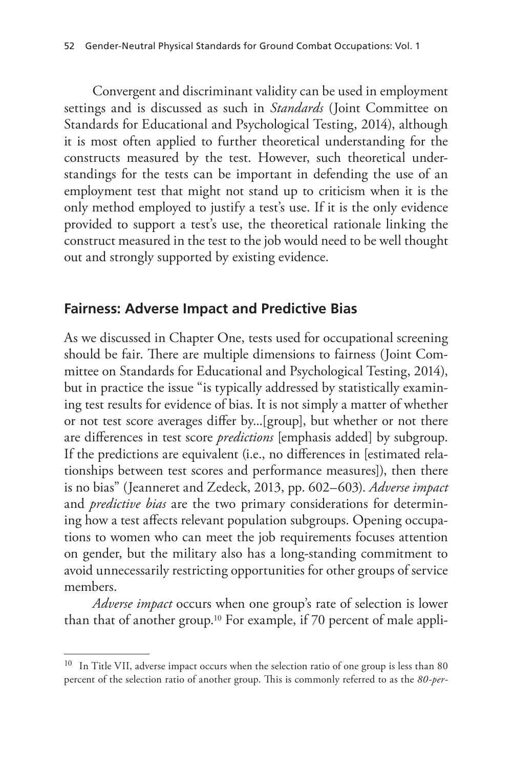Convergent and discriminant validity can be used in employment settings and is discussed as such in *Standards* (Joint Committee on Standards for Educational and Psychological Testing, 2014), although it is most often applied to further theoretical understanding for the constructs measured by the test. However, such theoretical understandings for the tests can be important in defending the use of an employment test that might not stand up to criticism when it is the only method employed to justify a test's use. If it is the only evidence provided to support a test's use, the theoretical rationale linking the construct measured in the test to the job would need to be well thought out and strongly supported by existing evidence.

## Fairness: Adverse Impact and Predictive Bias

As we discussed in Chapter One, tests used for occupational screening should be fair. There are multiple dimensions to fairness (Joint Committee on Standards for Educational and Psychological Testing, 2014), but in practice the issue "is typically addressed by statistically examining test results for evidence of bias. It is not simply a matter of whether or not test score averages differ by...[group], but whether or not there are differences in test score *predictions* [emphasis added] by subgroup. If the predictions are equivalent (i.e., no differences in [estimated relationships between test scores and performance measures]), then there is no bias" (Jeanneret and Zedeck, 2013, pp. 602–603). *Adverse impact* and *predictive bias* are the two primary considerations for determining how a test affects relevant population subgroups. Opening occupations to women who can meet the job requirements focuses attention on gender, but the military also has a long-standing commitment to avoid unnecessarily restricting opportunities for other groups of service members.

*Adverse impact* occurs when one group's rate of selection is lower than that of another group.[10] For example, if 70 percent of male appli-

[10] In Title VII, adverse impact occurs when the selection ratio of one group is less than 80 percent of the selection ratio of another group. This is commonly referred to as the *80-per-*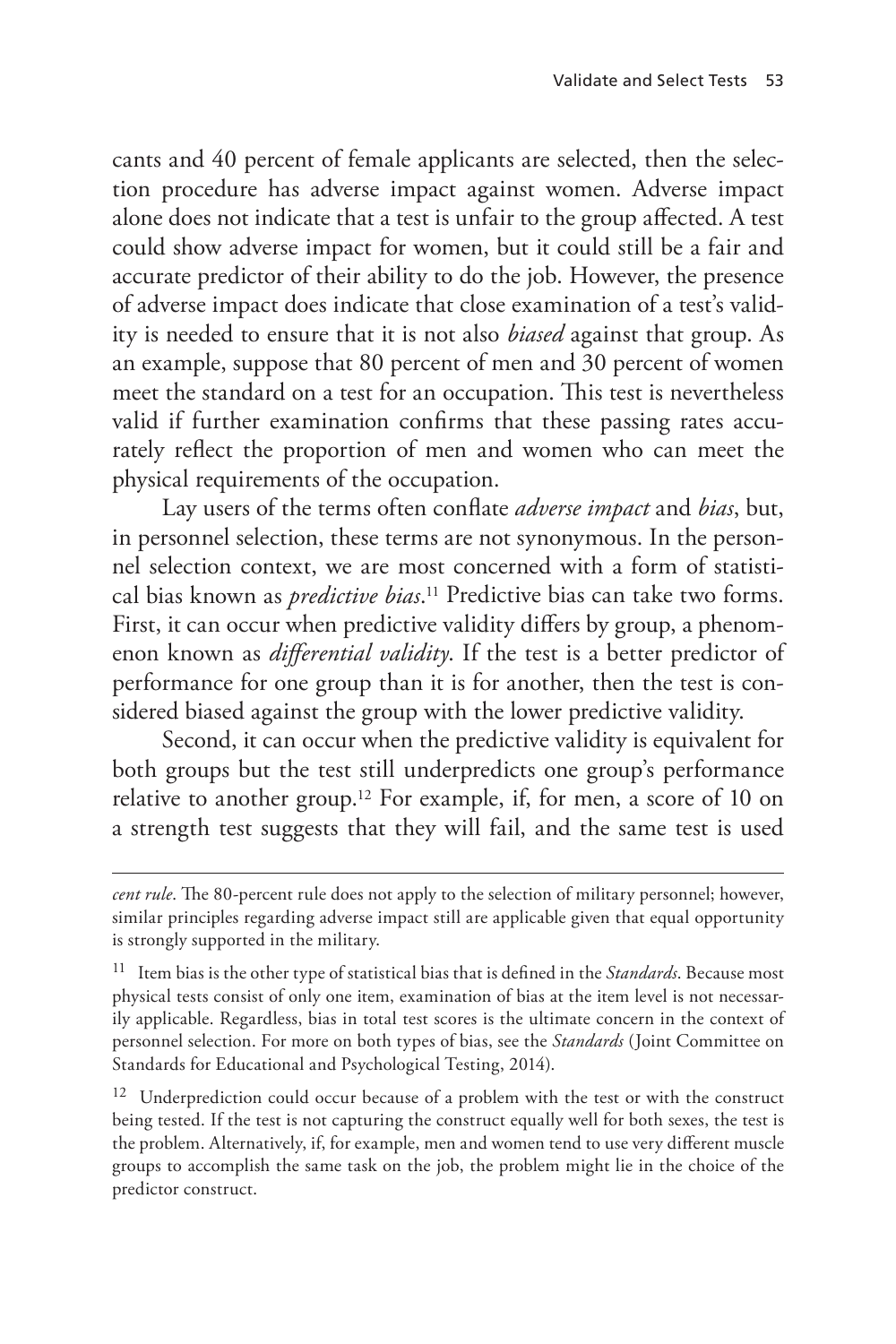cants and 40 percent of female applicants are selected, then the selection procedure has adverse impact against women. Adverse impact alone does not indicate that a test is unfair to the group affected. A test could show adverse impact for women, but it could still be a fair and accurate predictor of their ability to do the job. However, the presence of adverse impact does indicate that close examination of a test's validity is needed to ensure that it is not also *biased* against that group. As an example, suppose that 80 percent of men and 30 percent of women meet the standard on a test for an occupation. This test is nevertheless valid if further examination confirms that these passing rates accurately reflect the proportion of men and women who can meet the physical requirements of the occupation.

Lay users of the terms often conflate *adverse impact* and *bias*, but, in personnel selection, these terms are not synonymous. In the personnel selection context, we are most concerned with a form of statistical bias known as *predictive bias*.[11] Predictive bias can take two forms. First, it can occur when predictive validity differs by group, a phenomenon known as *differential validity*. If the test is a better predictor of performance for one group than it is for another, then the test is considered biased against the group with the lower predictive validity.

Second, it can occur when the predictive validity is equivalent for both groups but the test still underpredicts one group's performance relative to another group.[12] For example, if, for men, a score of 10 on a strength test suggests that they will fail, and the same test is used

---

*cent rule*. The 80-percent rule does not apply to the selection of military personnel; however, similar principles regarding adverse impact still are applicable given that equal opportunity is strongly supported in the military.

[11] Item bias is the other type of statistical bias that is defined in the *Standards*. Because most physical tests consist of only one item, examination of bias at the item level is not necessarily applicable. Regardless, bias in total test scores is the ultimate concern in the context of personnel selection. For more on both types of bias, see the *Standards* (Joint Committee on Standards for Educational and Psychological Testing, 2014).

[12] Underprediction could occur because of a problem with the test or with the construct being tested. If the test is not capturing the construct equally well for both sexes, the test is the problem. Alternatively, if, for example, men and women tend to use very different muscle groups to accomplish the same task on the job, the problem might lie in the choice of the predictor construct.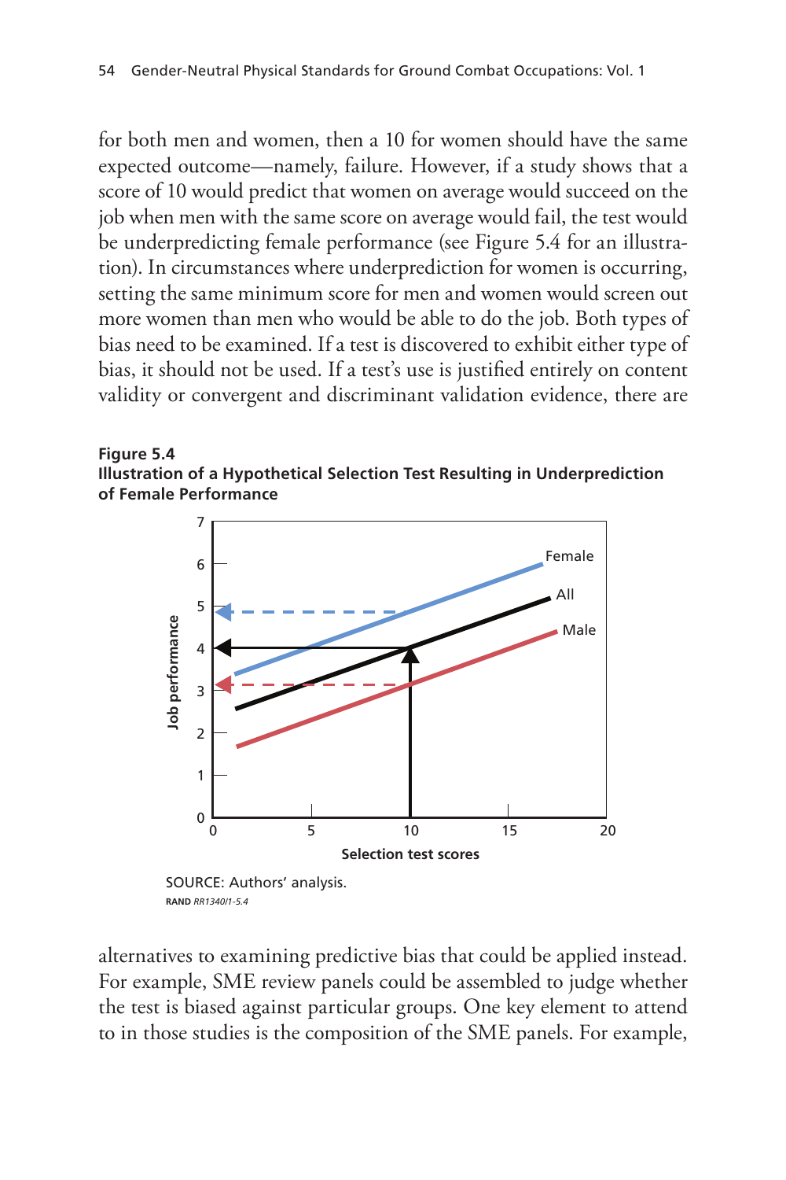for both men and women, then a 10 for women should have the same expected outcome—namely, failure. However, if a study shows that a score of 10 would predict that women on average would succeed on the job when men with the same score on average would fail, the test would be underpredicting female performance (see Figure 5.4 for an illustration). In circumstances where underprediction for women is occurring, setting the same minimum score for men and women would screen out more women than men who would be able to do the job. Both types of bias need to be examined. If a test is discovered to exhibit either type of bias, it should not be used. If a test's use is justified entirely on content validity or convergent and discriminant validation evidence, there are

**Figure 5.4**
**Illustration of a Hypothetical Selection Test Resulting in Underprediction of Female Performance**

SOURCE: Authors' analysis.
RAND *RR1340/1-5.4*

alternatives to examining predictive bias that could be applied instead. For example, SME review panels could be assembled to judge whether the test is biased against particular groups. One key element to attend to in those studies is the composition of the SME panels. For example,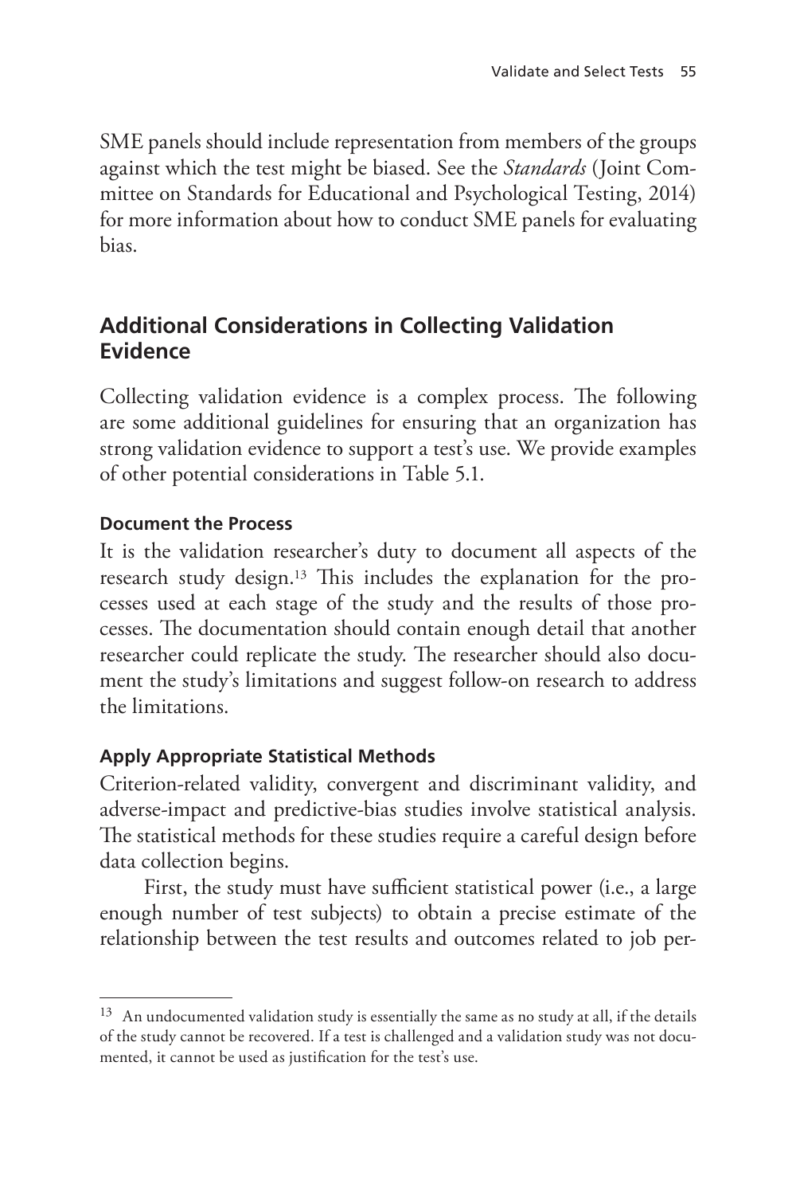SME panels should include representation from members of the groups against which the test might be biased. See the *Standards* (Joint Committee on Standards for Educational and Psychological Testing, 2014) for more information about how to conduct SME panels for evaluating bias.

## Additional Considerations in Collecting Validation Evidence

Collecting validation evidence is a complex process. The following are some additional guidelines for ensuring that an organization has strong validation evidence to support a test's use. We provide examples of other potential considerations in Table 5.1.

### Document the Process

It is the validation researcher's duty to document all aspects of the research study design.[13] This includes the explanation for the processes used at each stage of the study and the results of those processes. The documentation should contain enough detail that another researcher could replicate the study. The researcher should also document the study's limitations and suggest follow-on research to address the limitations.

### Apply Appropriate Statistical Methods

Criterion-related validity, convergent and discriminant validity, and adverse-impact and predictive-bias studies involve statistical analysis. The statistical methods for these studies require a careful design before data collection begins.

First, the study must have sufficient statistical power (i.e., a large enough number of test subjects) to obtain a precise estimate of the relationship between the test results and outcomes related to job per-

---

[13] An undocumented validation study is essentially the same as no study at all, if the details of the study cannot be recovered. If a test is challenged and a validation study was not documented, it cannot be used as justification for the test's use.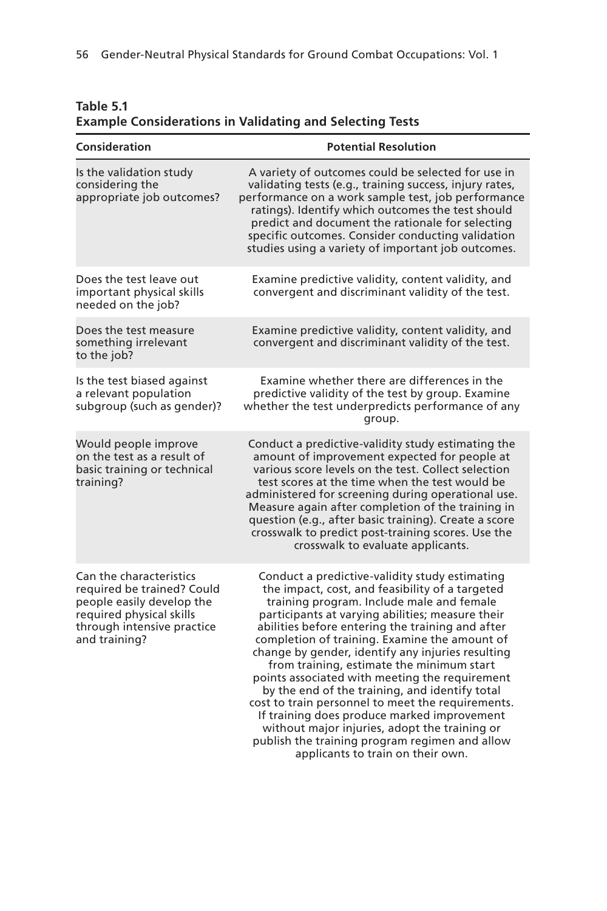**Table 5.1**
**Example Considerations in Validating and Selecting Tests**

| Consideration | Potential Resolution |
| --- | --- |
| Is the validation study considering the appropriate job outcomes? | A variety of outcomes could be selected for use in validating tests (e.g., training success, injury rates, performance on a work sample test, job performance ratings). Identify which outcomes the test should predict and document the rationale for selecting specific outcomes. Consider conducting validation studies using a variety of important job outcomes. |
| Does the test leave out important physical skills needed on the job? | Examine predictive validity, content validity, and convergent and discriminant validity of the test. |
| Does the test measure something irrelevant to the job? | Examine predictive validity, content validity, and convergent and discriminant validity of the test. |
| Is the test biased against a relevant population subgroup (such as gender)? | Examine whether there are differences in the predictive validity of the test by group. Examine whether the test underpredicts performance of any group. |
| Would people improve on the test as a result of basic training or technical training? | Conduct a predictive-validity study estimating the amount of improvement expected for people at various score levels on the test. Collect selection test scores at the time when the test would be administered for screening during operational use. Measure again after completion of the training in question (e.g., after basic training). Create a score crosswalk to predict post-training scores. Use the crosswalk to evaluate applicants. |
| Can the characteristics required be trained? Could people easily develop the required physical skills through intensive practice and training? | Conduct a predictive-validity study estimating the impact, cost, and feasibility of a targeted training program. Include male and female participants at varying abilities; measure their abilities before entering the training and after completion of training. Examine the amount of change by gender, identify any injuries resulting from training, estimate the minimum start points associated with meeting the requirement by the end of the training, and identify total cost to train personnel to meet the requirements. If training does produce marked improvement without major injuries, adopt the training or publish the training program regimen and allow applicants to train on their own. |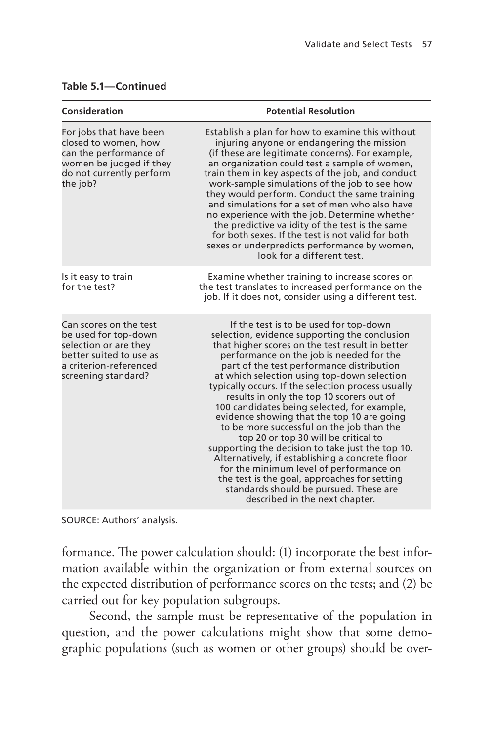**Table 5.1—Continued**

| Consideration | Potential Resolution |
| --- | --- |
| For jobs that have been closed to women, how can the performance of women be judged if they do not currently perform the job? | Establish a plan for how to examine this without injuring anyone or endangering the mission (if these are legitimate concerns). For example, an organization could test a sample of women, train them in key aspects of the job, and conduct work-sample simulations of the job to see how they would perform. Conduct the same training and simulations for a set of men who also have no experience with the job. Determine whether the predictive validity of the test is the same for both sexes. If the test is not valid for both sexes or underpredicts performance by women, look for a different test. |
| Is it easy to train for the test? | Examine whether training to increase scores on the test translates to increased performance on the job. If it does not, consider using a different test. |
| Can scores on the test be used for top-down selection or are they better suited to use as a criterion-referenced screening standard? | If the test is to be used for top-down selection, evidence supporting the conclusion that higher scores on the test result in better performance on the job is needed for the part of the test performance distribution at which selection using top-down selection typically occurs. If the selection process usually results in only the top 10 scorers out of 100 candidates being selected, for example, evidence showing that the top 10 are going to be more successful on the job than the top 20 or top 30 will be critical to supporting the decision to take just the top 10. Alternatively, if establishing a concrete floor for the minimum level of performance on the test is the goal, approaches for setting standards should be pursued. These are described in the next chapter. |

SOURCE: Authors' analysis.

formance. The power calculation should: (1) incorporate the best information available within the organization or from external sources on the expected distribution of performance scores on the tests; and (2) be carried out for key population subgroups.

Second, the sample must be representative of the population in question, and the power calculations might show that some demographic populations (such as women or other groups) should be over-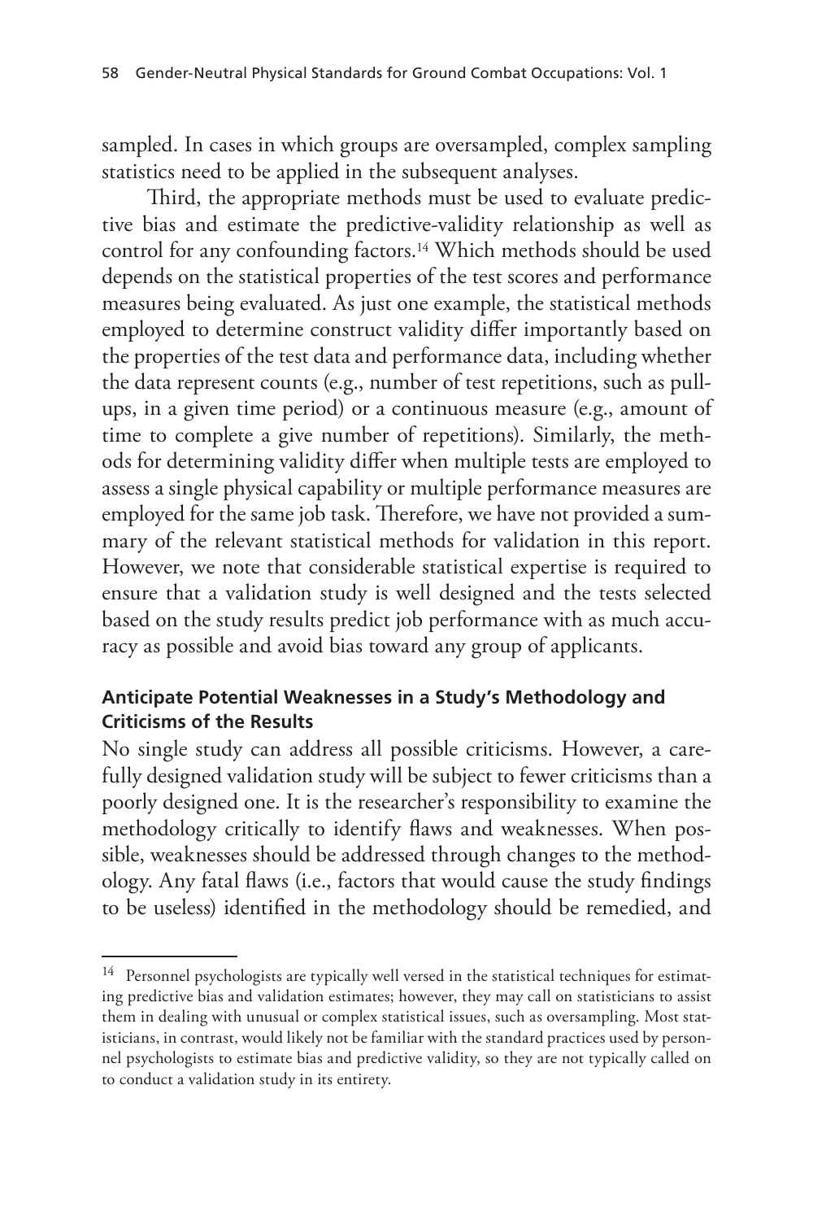sampled. In cases in which groups are oversampled, complex sampling statistics need to be applied in the subsequent analyses.

Third, the appropriate methods must be used to evaluate predictive bias and estimate the predictive-validity relationship as well as control for any confounding factors.[14] Which methods should be used depends on the statistical properties of the test scores and performance measures being evaluated. As just one example, the statistical methods employed to determine construct validity differ importantly based on the properties of the test data and performance data, including whether the data represent counts (e.g., number of test repetitions, such as pull-ups, in a given time period) or a continuous measure (e.g., amount of time to complete a give number of repetitions). Similarly, the methods for determining validity differ when multiple tests are employed to assess a single physical capability or multiple performance measures are employed for the same job task. Therefore, we have not provided a summary of the relevant statistical methods for validation in this report. However, we note that considerable statistical expertise is required to ensure that a validation study is well designed and the tests selected based on the study results predict job performance with as much accuracy as possible and avoid bias toward any group of applicants.

### Anticipate Potential Weaknesses in a Study's Methodology and Criticisms of the Results

No single study can address all possible criticisms. However, a carefully designed validation study will be subject to fewer criticisms than a poorly designed one. It is the researcher's responsibility to examine the methodology critically to identify flaws and weaknesses. When possible, weaknesses should be addressed through changes to the methodology. Any fatal flaws (i.e., factors that would cause the study findings to be useless) identified in the methodology should be remedied, and

---

[14] Personnel psychologists are typically well versed in the statistical techniques for estimating predictive bias and validation estimates; however, they may call on statisticians to assist them in dealing with unusual or complex statistical issues, such as oversampling. Most statisticians, in contrast, would likely not be familiar with the standard practices used by personnel psychologists to estimate bias and predictive validity, so they are not typically called on to conduct a validation study in its entirety.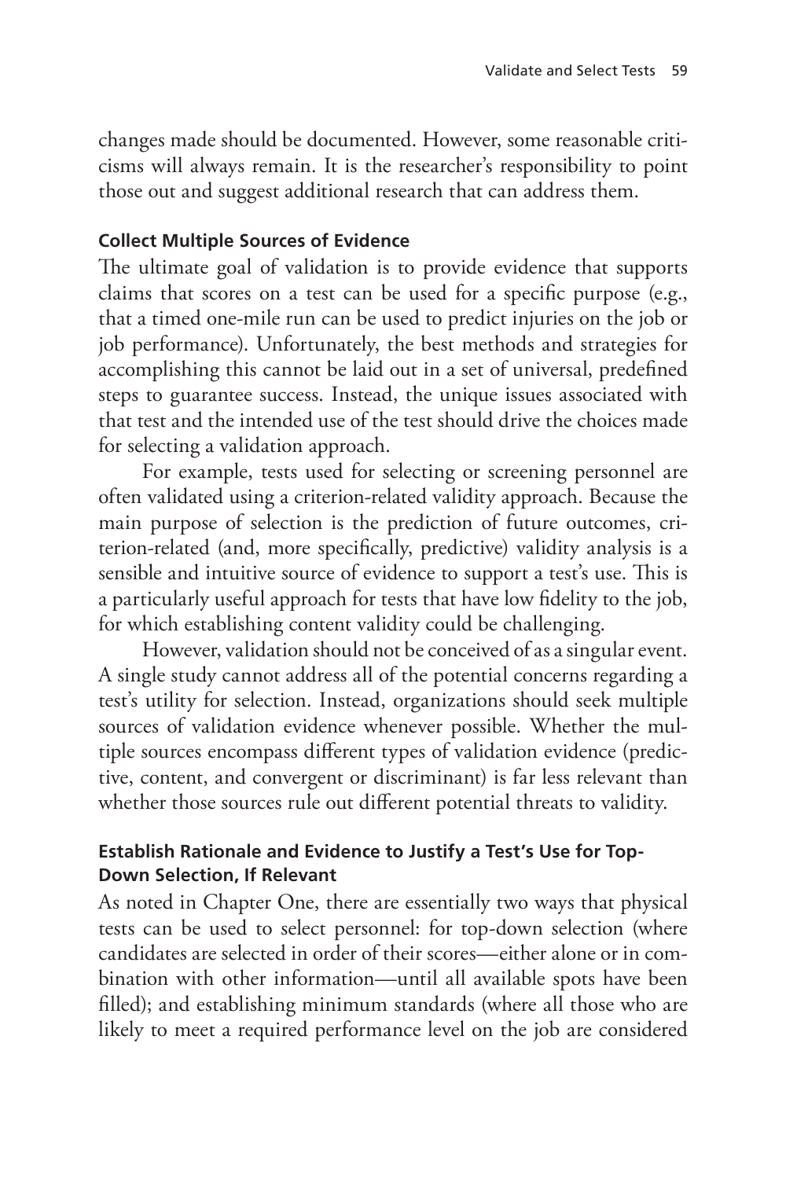changes made should be documented. However, some reasonable criticisms will always remain. It is the researcher's responsibility to point those out and suggest additional research that can address them.

### Collect Multiple Sources of Evidence

The ultimate goal of validation is to provide evidence that supports claims that scores on a test can be used for a specific purpose (e.g., that a timed one-mile run can be used to predict injuries on the job or job performance). Unfortunately, the best methods and strategies for accomplishing this cannot be laid out in a set of universal, predefined steps to guarantee success. Instead, the unique issues associated with that test and the intended use of the test should drive the choices made for selecting a validation approach.

For example, tests used for selecting or screening personnel are often validated using a criterion-related validity approach. Because the main purpose of selection is the prediction of future outcomes, criterion-related (and, more specifically, predictive) validity analysis is a sensible and intuitive source of evidence to support a test's use. This is a particularly useful approach for tests that have low fidelity to the job, for which establishing content validity could be challenging.

However, validation should not be conceived of as a singular event. A single study cannot address all of the potential concerns regarding a test's utility for selection. Instead, organizations should seek multiple sources of validation evidence whenever possible. Whether the multiple sources encompass different types of validation evidence (predictive, content, and convergent or discriminant) is far less relevant than whether those sources rule out different potential threats to validity.

### Establish Rationale and Evidence to Justify a Test's Use for Top-Down Selection, If Relevant

As noted in Chapter One, there are essentially two ways that physical tests can be used to select personnel: for top-down selection (where candidates are selected in order of their scores—either alone or in combination with other information—until all available spots have been filled); and establishing minimum standards (where all those who are likely to meet a required performance level on the job are considered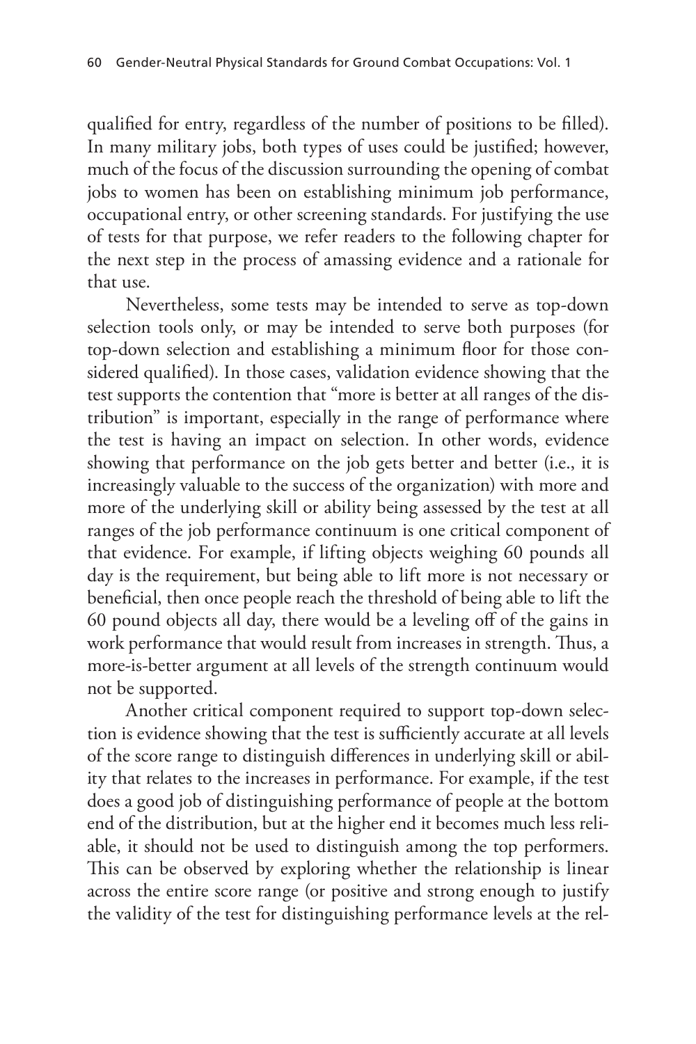qualified for entry, regardless of the number of positions to be filled). In many military jobs, both types of uses could be justified; however, much of the focus of the discussion surrounding the opening of combat jobs to women has been on establishing minimum job performance, occupational entry, or other screening standards. For justifying the use of tests for that purpose, we refer readers to the following chapter for the next step in the process of amassing evidence and a rationale for that use.

Nevertheless, some tests may be intended to serve as top-down selection tools only, or may be intended to serve both purposes (for top-down selection and establishing a minimum floor for those considered qualified). In those cases, validation evidence showing that the test supports the contention that "more is better at all ranges of the distribution" is important, especially in the range of performance where the test is having an impact on selection. In other words, evidence showing that performance on the job gets better and better (i.e., it is increasingly valuable to the success of the organization) with more and more of the underlying skill or ability being assessed by the test at all ranges of the job performance continuum is one critical component of that evidence. For example, if lifting objects weighing 60 pounds all day is the requirement, but being able to lift more is not necessary or beneficial, then once people reach the threshold of being able to lift the 60 pound objects all day, there would be a leveling off of the gains in work performance that would result from increases in strength. Thus, a more-is-better argument at all levels of the strength continuum would not be supported.

Another critical component required to support top-down selection is evidence showing that the test is sufficiently accurate at all levels of the score range to distinguish differences in underlying skill or ability that relates to the increases in performance. For example, if the test does a good job of distinguishing performance of people at the bottom end of the distribution, but at the higher end it becomes much less reliable, it should not be used to distinguish among the top performers. This can be observed by exploring whether the relationship is linear across the entire score range (or positive and strong enough to justify the validity of the test for distinguishing performance levels at the rel-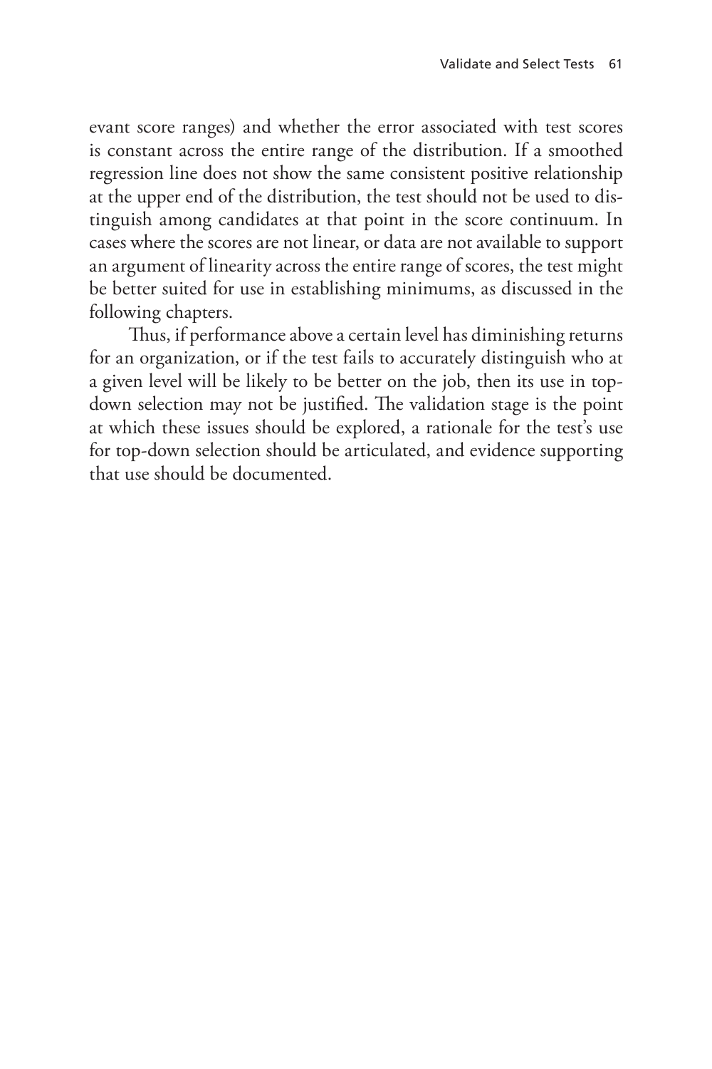evant score ranges) and whether the error associated with test scores is constant across the entire range of the distribution. If a smoothed regression line does not show the same consistent positive relationship at the upper end of the distribution, the test should not be used to distinguish among candidates at that point in the score continuum. In cases where the scores are not linear, or data are not available to support an argument of linearity across the entire range of scores, the test might be better suited for use in establishing minimums, as discussed in the following chapters.

Thus, if performance above a certain level has diminishing returns for an organization, or if the test fails to accurately distinguish who at a given level will be likely to be better on the job, then its use in top-down selection may not be justified. The validation stage is the point at which these issues should be explored, a rationale for the test's use for top-down selection should be articulated, and evidence supporting that use should be documented.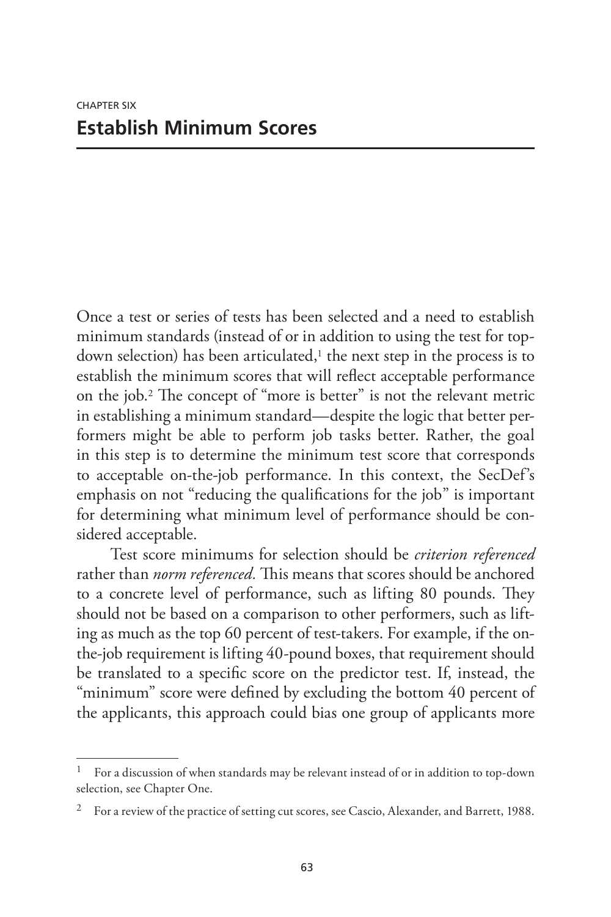CHAPTER SIX

# Establish Minimum Scores

Once a test or series of tests has been selected and a need to establish minimum standards (instead of or in addition to using the test for top-down selection) has been articulated,[1] the next step in the process is to establish the minimum scores that will reflect acceptable performance on the job.[2] The concept of "more is better" is not the relevant metric in establishing a minimum standard—despite the logic that better performers might be able to perform job tasks better. Rather, the goal in this step is to determine the minimum test score that corresponds to acceptable on-the-job performance. In this context, the SecDef's emphasis on not "reducing the qualifications for the job" is important for determining what minimum level of performance should be considered acceptable.

Test score minimums for selection should be *criterion referenced* rather than *norm referenced.* This means that scores should be anchored to a concrete level of performance, such as lifting 80 pounds. They should not be based on a comparison to other performers, such as lifting as much as the top 60 percent of test-takers. For example, if the on-the-job requirement is lifting 40-pound boxes, that requirement should be translated to a specific score on the predictor test. If, instead, the "minimum" score were defined by excluding the bottom 40 percent of the applicants, this approach could bias one group of applicants more

---

[1] For a discussion of when standards may be relevant instead of or in addition to top-down selection, see Chapter One.

[2] For a review of the practice of setting cut scores, see Cascio, Alexander, and Barrett, 1988.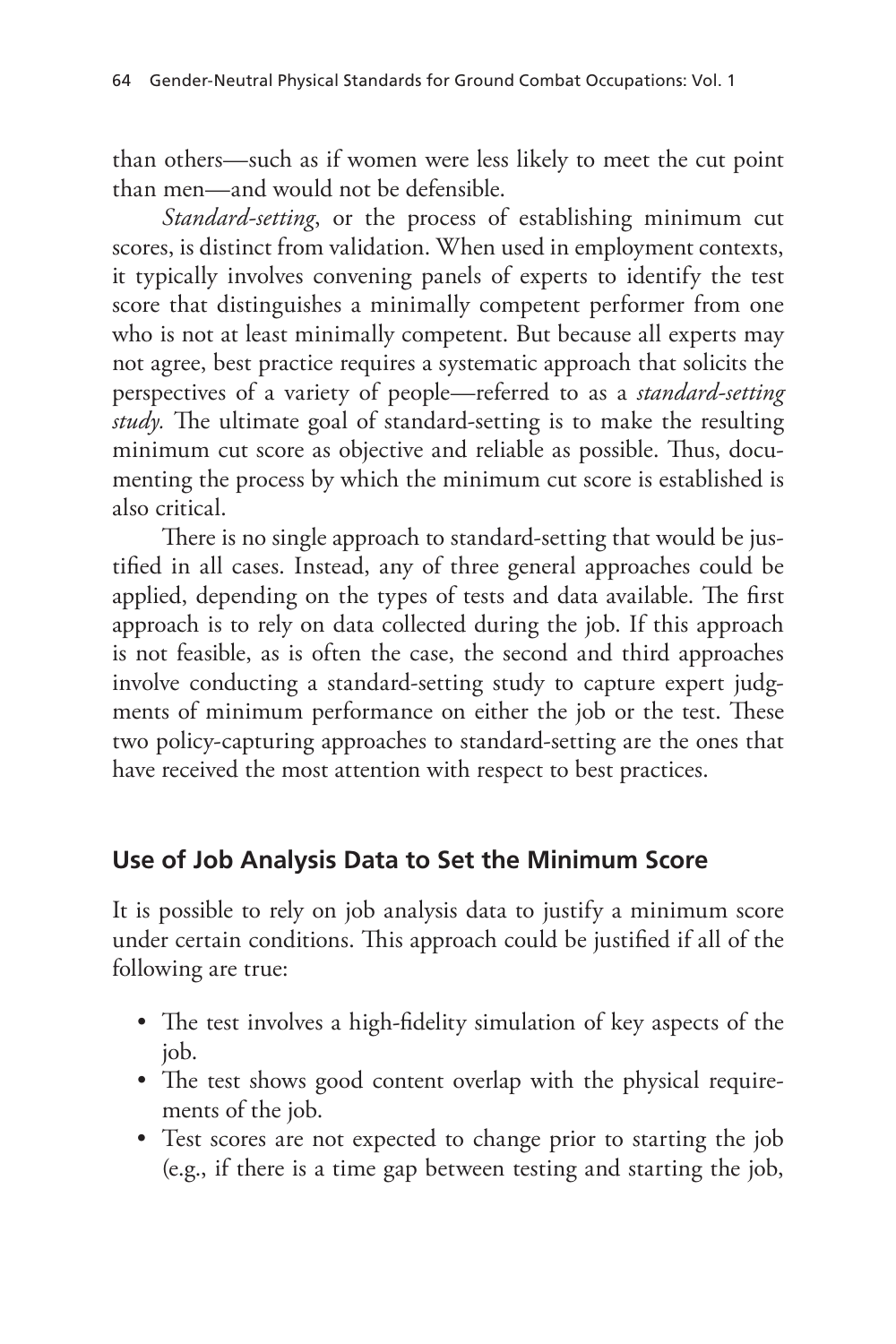than others—such as if women were less likely to meet the cut point than men—and would not be defensible.

*Standard-setting*, or the process of establishing minimum cut scores, is distinct from validation. When used in employment contexts, it typically involves convening panels of experts to identify the test score that distinguishes a minimally competent performer from one who is not at least minimally competent. But because all experts may not agree, best practice requires a systematic approach that solicits the perspectives of a variety of people—referred to as a *standard-setting study*. The ultimate goal of standard-setting is to make the resulting minimum cut score as objective and reliable as possible. Thus, documenting the process by which the minimum cut score is established is also critical.

There is no single approach to standard-setting that would be justified in all cases. Instead, any of three general approaches could be applied, depending on the types of tests and data available. The first approach is to rely on data collected during the job. If this approach is not feasible, as is often the case, the second and third approaches involve conducting a standard-setting study to capture expert judgments of minimum performance on either the job or the test. These two policy-capturing approaches to standard-setting are the ones that have received the most attention with respect to best practices.

## Use of Job Analysis Data to Set the Minimum Score

It is possible to rely on job analysis data to justify a minimum score under certain conditions. This approach could be justified if all of the following are true:

- The test involves a high-fidelity simulation of key aspects of the job.
- The test shows good content overlap with the physical requirements of the job.
- Test scores are not expected to change prior to starting the job (e.g., if there is a time gap between testing and starting the job,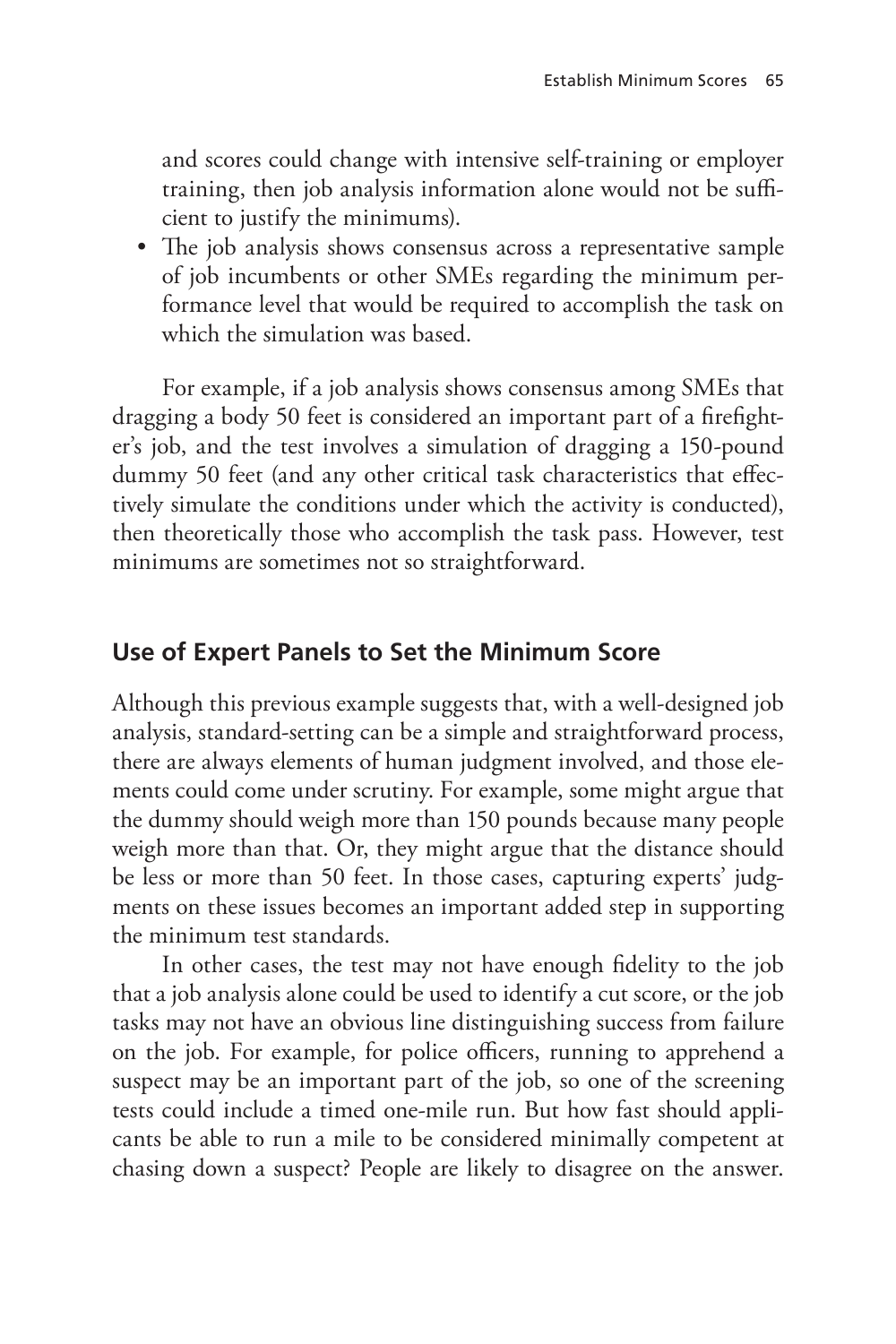and scores could change with intensive self-training or employer training, then job analysis information alone would not be sufficient to justify the minimums).

- The job analysis shows consensus across a representative sample of job incumbents or other SMEs regarding the minimum performance level that would be required to accomplish the task on which the simulation was based.

For example, if a job analysis shows consensus among SMEs that dragging a body 50 feet is considered an important part of a firefighter's job, and the test involves a simulation of dragging a 150-pound dummy 50 feet (and any other critical task characteristics that effectively simulate the conditions under which the activity is conducted), then theoretically those who accomplish the task pass. However, test minimums are sometimes not so straightforward.

## Use of Expert Panels to Set the Minimum Score

Although this previous example suggests that, with a well-designed job analysis, standard-setting can be a simple and straightforward process, there are always elements of human judgment involved, and those elements could come under scrutiny. For example, some might argue that the dummy should weigh more than 150 pounds because many people weigh more than that. Or, they might argue that the distance should be less or more than 50 feet. In those cases, capturing experts' judgments on these issues becomes an important added step in supporting the minimum test standards.

In other cases, the test may not have enough fidelity to the job that a job analysis alone could be used to identify a cut score, or the job tasks may not have an obvious line distinguishing success from failure on the job. For example, for police officers, running to apprehend a suspect may be an important part of the job, so one of the screening tests could include a timed one-mile run. But how fast should applicants be able to run a mile to be considered minimally competent at chasing down a suspect? People are likely to disagree on the answer.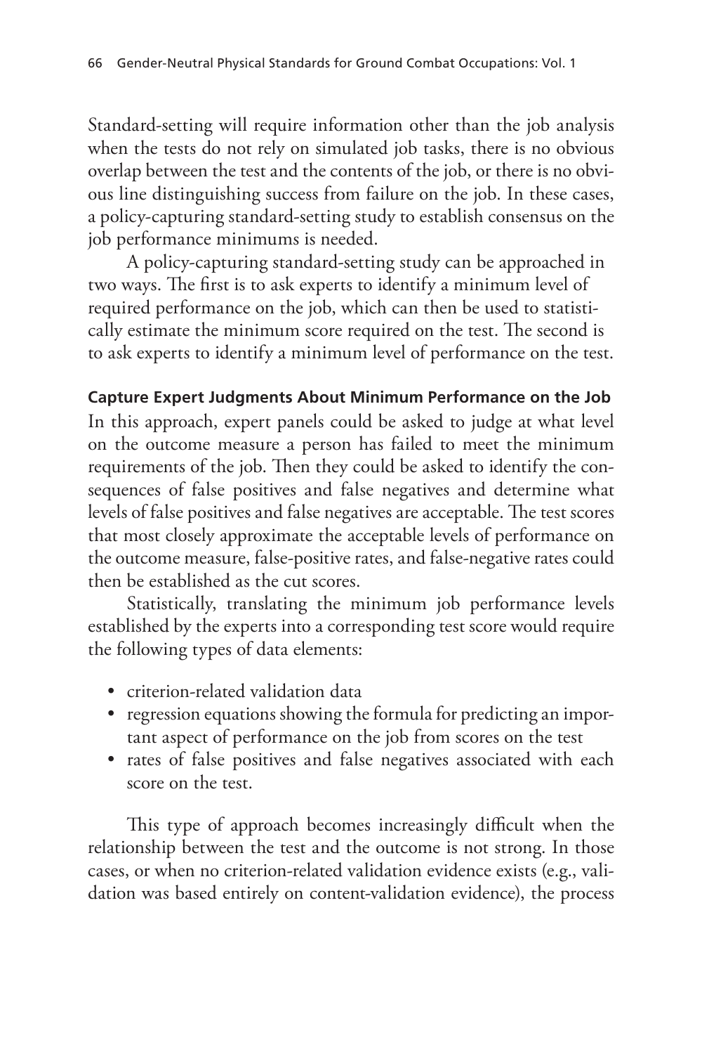Standard-setting will require information other than the job analysis when the tests do not rely on simulated job tasks, there is no obvious overlap between the test and the contents of the job, or there is no obvious line distinguishing success from failure on the job. In these cases, a policy-capturing standard-setting study to establish consensus on the job performance minimums is needed.

A policy-capturing standard-setting study can be approached in two ways. The first is to ask experts to identify a minimum level of required performance on the job, which can then be used to statistically estimate the minimum score required on the test. The second is to ask experts to identify a minimum level of performance on the test.

#### Capture Expert Judgments About Minimum Performance on the Job

In this approach, expert panels could be asked to judge at what level on the outcome measure a person has failed to meet the minimum requirements of the job. Then they could be asked to identify the consequences of false positives and false negatives and determine what levels of false positives and false negatives are acceptable. The test scores that most closely approximate the acceptable levels of performance on the outcome measure, false-positive rates, and false-negative rates could then be established as the cut scores.

Statistically, translating the minimum job performance levels established by the experts into a corresponding test score would require the following types of data elements:

- criterion-related validation data
- regression equations showing the formula for predicting an important aspect of performance on the job from scores on the test
- rates of false positives and false negatives associated with each score on the test.

This type of approach becomes increasingly difficult when the relationship between the test and the outcome is not strong. In those cases, or when no criterion-related validation evidence exists (e.g., validation was based entirely on content-validation evidence), the process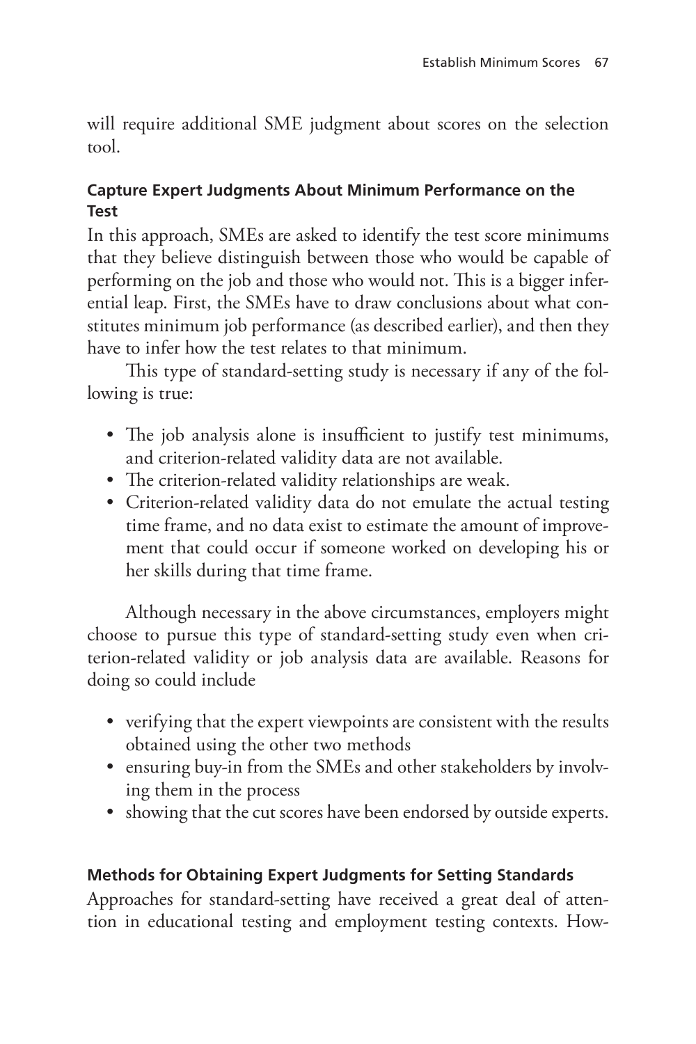will require additional SME judgment about scores on the selection tool.

### Capture Expert Judgments About Minimum Performance on the Test

In this approach, SMEs are asked to identify the test score minimums that they believe distinguish between those who would be capable of performing on the job and those who would not. This is a bigger inferential leap. First, the SMEs have to draw conclusions about what constitutes minimum job performance (as described earlier), and then they have to infer how the test relates to that minimum.

This type of standard-setting study is necessary if any of the following is true:

- The job analysis alone is insufficient to justify test minimums, and criterion-related validity data are not available.
- The criterion-related validity relationships are weak.
- Criterion-related validity data do not emulate the actual testing time frame, and no data exist to estimate the amount of improvement that could occur if someone worked on developing his or her skills during that time frame.

Although necessary in the above circumstances, employers might choose to pursue this type of standard-setting study even when criterion-related validity or job analysis data are available. Reasons for doing so could include

- verifying that the expert viewpoints are consistent with the results obtained using the other two methods
- ensuring buy-in from the SMEs and other stakeholders by involving them in the process
- showing that the cut scores have been endorsed by outside experts.

### Methods for Obtaining Expert Judgments for Setting Standards

Approaches for standard-setting have received a great deal of attention in educational testing and employment testing contexts. How-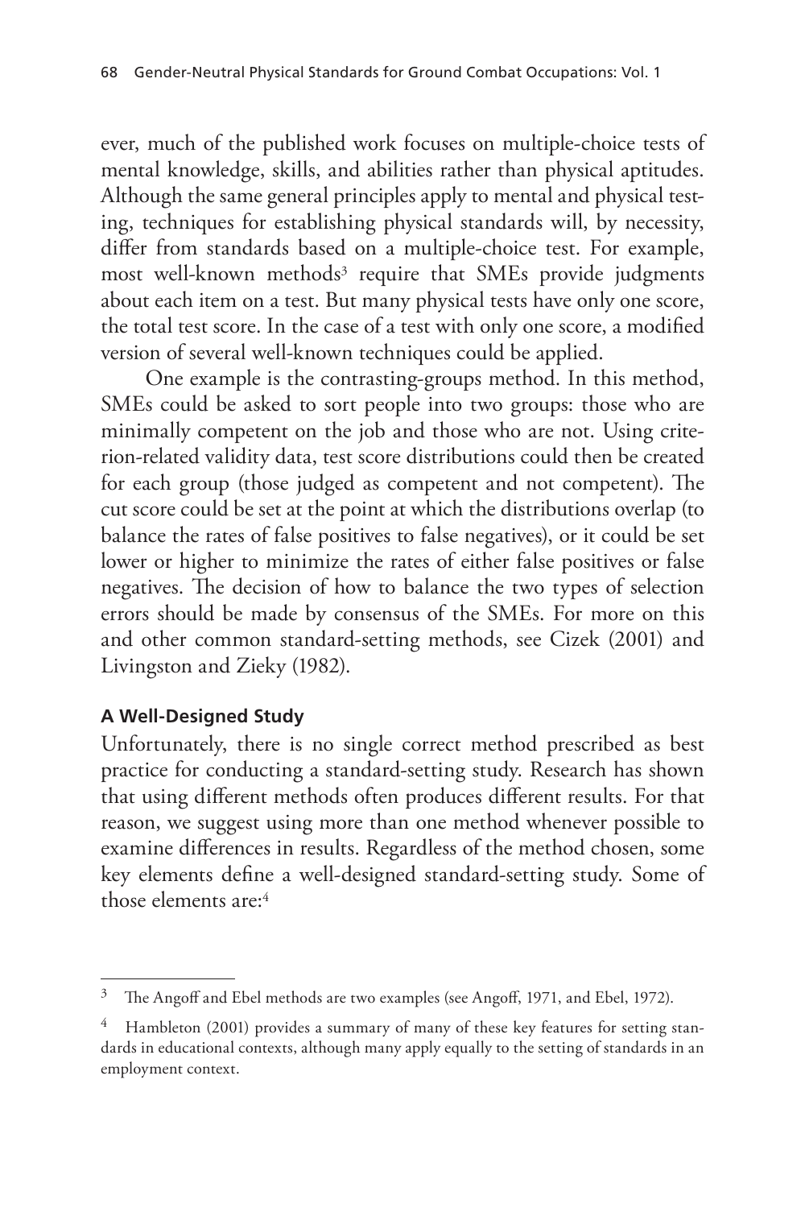ever, much of the published work focuses on multiple-choice tests of mental knowledge, skills, and abilities rather than physical aptitudes. Although the same general principles apply to mental and physical testing, techniques for establishing physical standards will, by necessity, differ from standards based on a multiple-choice test. For example, most well-known methods[3] require that SMEs provide judgments about each item on a test. But many physical tests have only one score, the total test score. In the case of a test with only one score, a modified version of several well-known techniques could be applied.

One example is the contrasting-groups method. In this method, SMEs could be asked to sort people into two groups: those who are minimally competent on the job and those who are not. Using criterion-related validity data, test score distributions could then be created for each group (those judged as competent and not competent). The cut score could be set at the point at which the distributions overlap (to balance the rates of false positives to false negatives), or it could be set lower or higher to minimize the rates of either false positives or false negatives. The decision of how to balance the two types of selection errors should be made by consensus of the SMEs. For more on this and other common standard-setting methods, see Cizek (2001) and Livingston and Zieky (1982).

### A Well-Designed Study

Unfortunately, there is no single correct method prescribed as best practice for conducting a standard-setting study. Research has shown that using different methods often produces different results. For that reason, we suggest using more than one method whenever possible to examine differences in results. Regardless of the method chosen, some key elements define a well-designed standard-setting study. Some of those elements are:[4]

---

[3] The Angoff and Ebel methods are two examples (see Angoff, 1971, and Ebel, 1972).

[4] Hambleton (2001) provides a summary of many of these key features for setting standards in educational contexts, although many apply equally to the setting of standards in an employment context.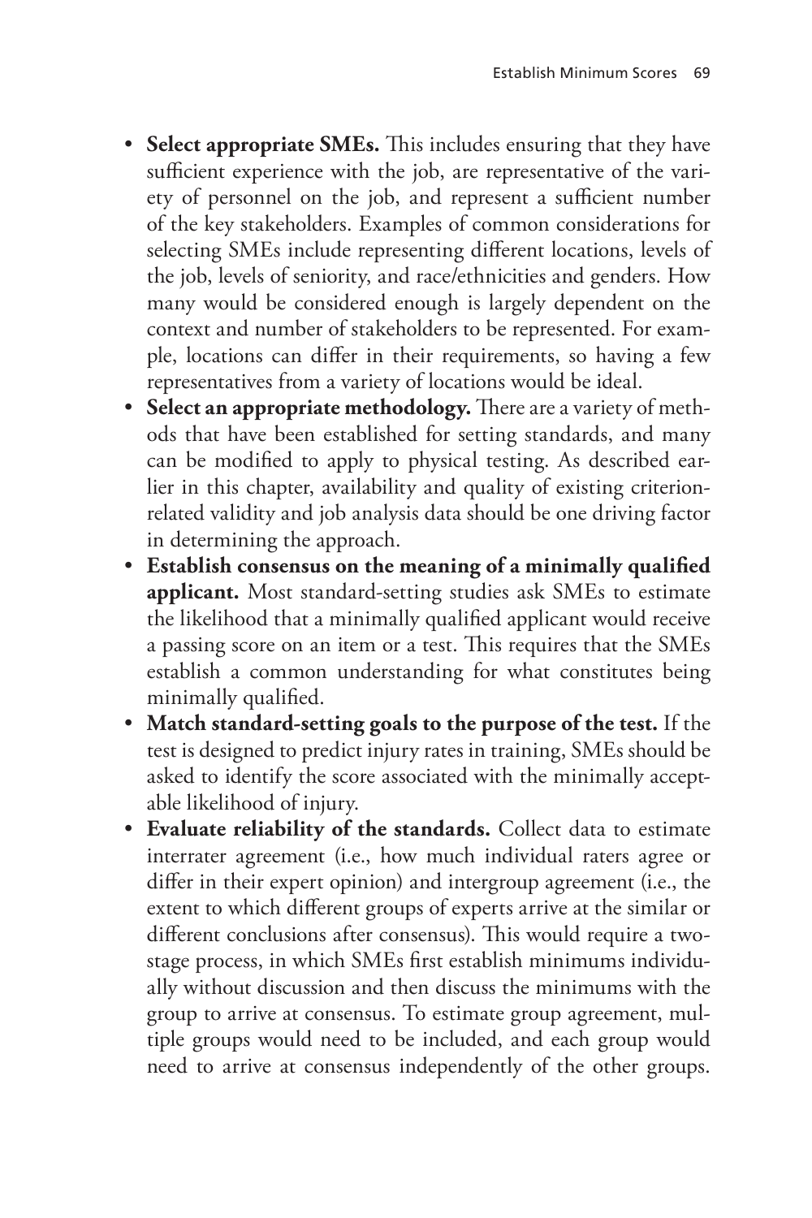- **Select appropriate SMEs.** This includes ensuring that they have sufficient experience with the job, are representative of the variety of personnel on the job, and represent a sufficient number of the key stakeholders. Examples of common considerations for selecting SMEs include representing different locations, levels of the job, levels of seniority, and race/ethnicities and genders. How many would be considered enough is largely dependent on the context and number of stakeholders to be represented. For example, locations can differ in their requirements, so having a few representatives from a variety of locations would be ideal.
- **Select an appropriate methodology.** There are a variety of methods that have been established for setting standards, and many can be modified to apply to physical testing. As described earlier in this chapter, availability and quality of existing criterion-related validity and job analysis data should be one driving factor in determining the approach.
- **Establish consensus on the meaning of a minimally qualified applicant.** Most standard-setting studies ask SMEs to estimate the likelihood that a minimally qualified applicant would receive a passing score on an item or a test. This requires that the SMEs establish a common understanding for what constitutes being minimally qualified.
- **Match standard-setting goals to the purpose of the test.** If the test is designed to predict injury rates in training, SMEs should be asked to identify the score associated with the minimally acceptable likelihood of injury.
- **Evaluate reliability of the standards.** Collect data to estimate interrater agreement (i.e., how much individual raters agree or differ in their expert opinion) and intergroup agreement (i.e., the extent to which different groups of experts arrive at the similar or different conclusions after consensus). This would require a two-stage process, in which SMEs first establish minimums individually without discussion and then discuss the minimums with the group to arrive at consensus. To estimate group agreement, multiple groups would need to be included, and each group would need to arrive at consensus independently of the other groups.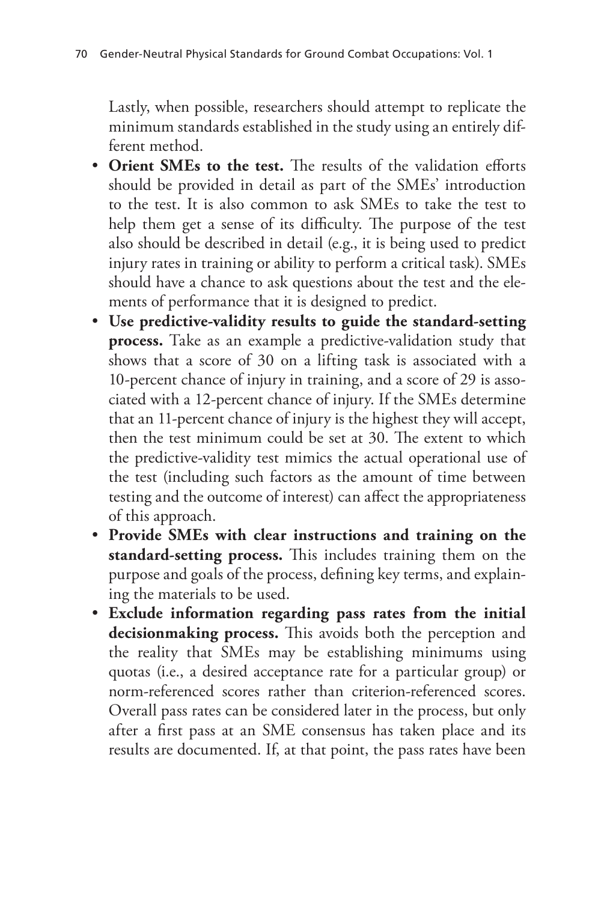Lastly, when possible, researchers should attempt to replicate the minimum standards established in the study using an entirely different method.

- **Orient SMEs to the test.** The results of the validation efforts should be provided in detail as part of the SMEs' introduction to the test. It is also common to ask SMEs to take the test to help them get a sense of its difficulty. The purpose of the test also should be described in detail (e.g., it is being used to predict injury rates in training or ability to perform a critical task). SMEs should have a chance to ask questions about the test and the elements of performance that it is designed to predict.
- **Use predictive-validity results to guide the standard-setting process.** Take as an example a predictive-validation study that shows that a score of 30 on a lifting task is associated with a 10-percent chance of injury in training, and a score of 29 is associated with a 12-percent chance of injury. If the SMEs determine that an 11-percent chance of injury is the highest they will accept, then the test minimum could be set at 30. The extent to which the predictive-validity test mimics the actual operational use of the test (including such factors as the amount of time between testing and the outcome of interest) can affect the appropriateness of this approach.
- **Provide SMEs with clear instructions and training on the standard-setting process.** This includes training them on the purpose and goals of the process, defining key terms, and explaining the materials to be used.
- **Exclude information regarding pass rates from the initial decisionmaking process.** This avoids both the perception and the reality that SMEs may be establishing minimums using quotas (i.e., a desired acceptance rate for a particular group) or norm-referenced scores rather than criterion-referenced scores. Overall pass rates can be considered later in the process, but only after a first pass at an SME consensus has taken place and its results are documented. If, at that point, the pass rates have been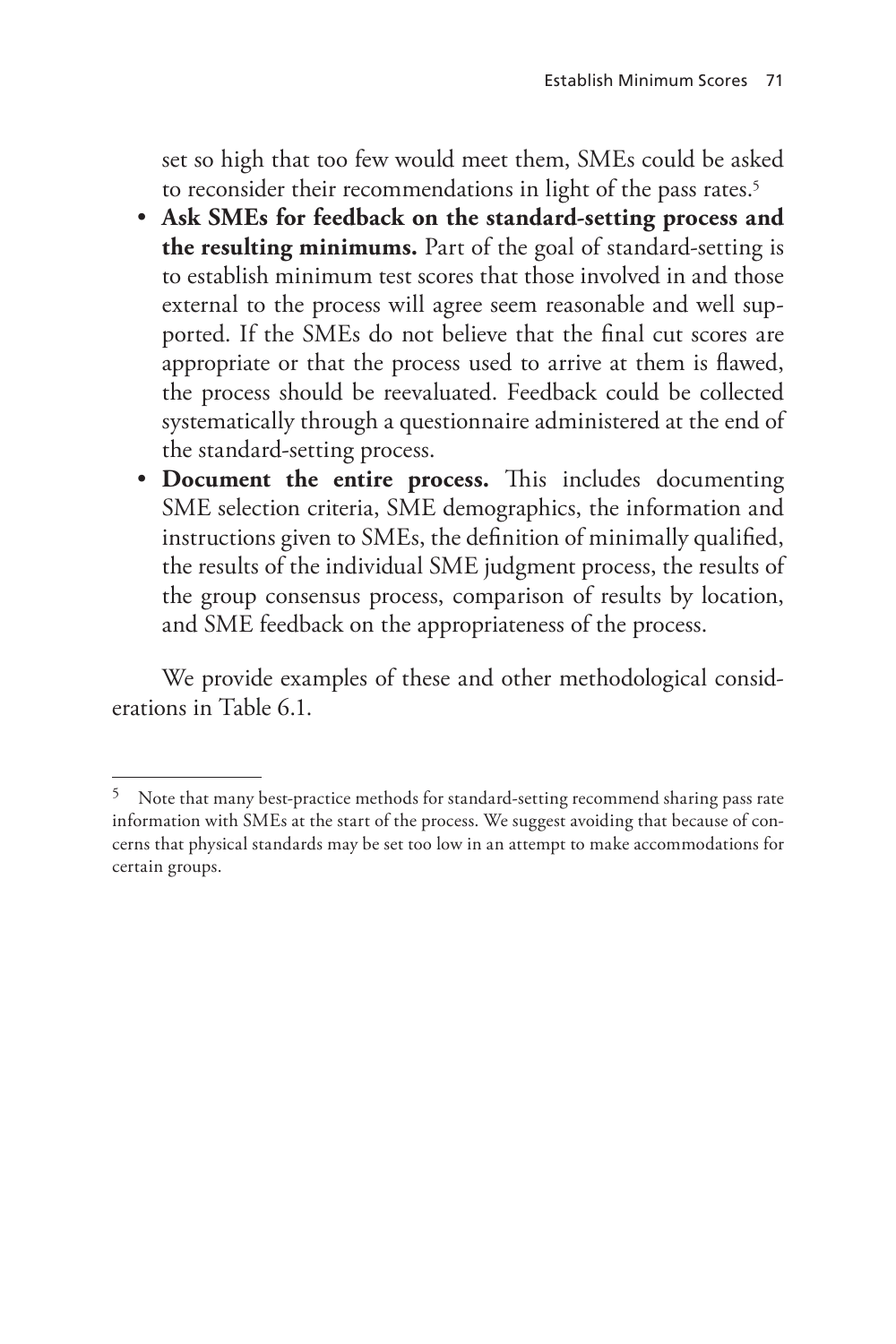set so high that too few would meet them, SMEs could be asked to reconsider their recommendations in light of the pass rates.[5]

- **Ask SMEs for feedback on the standard-setting process and the resulting minimums.** Part of the goal of standard-setting is to establish minimum test scores that those involved in and those external to the process will agree seem reasonable and well supported. If the SMEs do not believe that the final cut scores are appropriate or that the process used to arrive at them is flawed, the process should be reevaluated. Feedback could be collected systematically through a questionnaire administered at the end of the standard-setting process.
- **Document the entire process.** This includes documenting SME selection criteria, SME demographics, the information and instructions given to SMEs, the definition of minimally qualified, the results of the individual SME judgment process, the results of the group consensus process, comparison of results by location, and SME feedback on the appropriateness of the process.

We provide examples of these and other methodological considerations in Table 6.1.

---

[5] Note that many best-practice methods for standard-setting recommend sharing pass rate information with SMEs at the start of the process. We suggest avoiding that because of concerns that physical standards may be set too low in an attempt to make accommodations for certain groups.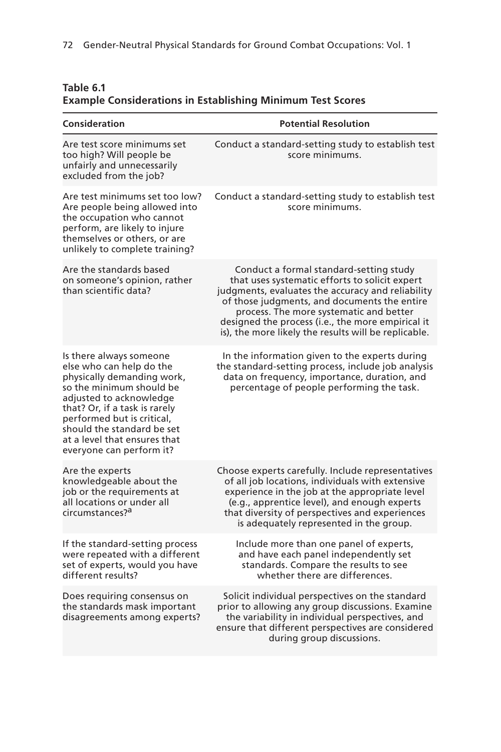**Table 6.1**
**Example Considerations in Establishing Minimum Test Scores**

| Consideration | Potential Resolution |
|---|---|
| Are test score minimums set too high? Will people be unfairly and unnecessarily excluded from the job? | Conduct a standard-setting study to establish test score minimums. |
| Are test minimums set too low? Are people being allowed into the occupation who cannot perform, are likely to injure themselves or others, or are unlikely to complete training? | Conduct a standard-setting study to establish test score minimums. |
| Are the standards based on someone's opinion, rather than scientific data? | Conduct a formal standard-setting study that uses systematic efforts to solicit expert judgments, evaluates the accuracy and reliability of those judgments, and documents the entire process. The more systematic and better designed the process (i.e., the more empirical it is), the more likely the results will be replicable. |
| Is there always someone else who can help do the physically demanding work, so the minimum should be adjusted to acknowledge that? Or, if a task is rarely performed but is critical, should the standard be set at a level that ensures that everyone can perform it? | In the information given to the experts during the standard-setting process, include job analysis data on frequency, importance, duration, and percentage of people performing the task. |
| Are the experts knowledgeable about the job or the requirements at all locations or under all circumstances?[a] | Choose experts carefully. Include representatives of all job locations, individuals with extensive experience in the job at the appropriate level (e.g., apprentice level), and enough experts that diversity of perspectives and experiences is adequately represented in the group. |
| If the standard-setting process were repeated with a different set of experts, would you have different results? | Include more than one panel of experts, and have each panel independently set standards. Compare the results to see whether there are differences. |
| Does requiring consensus on the standards mask important disagreements among experts? | Solicit individual perspectives on the standard prior to allowing any group discussions. Examine the variability in individual perspectives, and ensure that different perspectives are considered during group discussions. |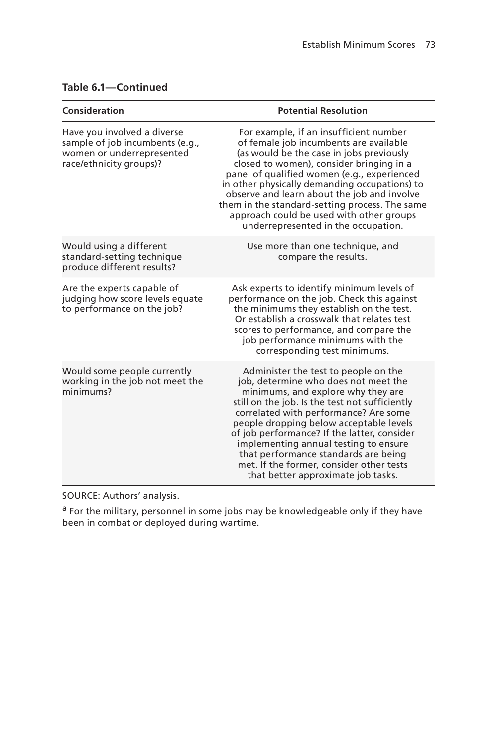**Table 6.1—Continued**

| Consideration | Potential Resolution |
|---|---|
| Have you involved a diverse sample of job incumbents (e.g., women or underrepresented race/ethnicity groups)? | For example, if an insufficient number of female job incumbents are available (as would be the case in jobs previously closed to women), consider bringing in a panel of qualified women (e.g., experienced in other physically demanding occupations) to observe and learn about the job and involve them in the standard-setting process. The same approach could be used with other groups underrepresented in the occupation. |
| Would using a different standard-setting technique produce different results? | Use more than one technique, and compare the results. |
| Are the experts capable of judging how score levels equate to performance on the job? | Ask experts to identify minimum levels of performance on the job. Check this against the minimums they establish on the test. Or establish a crosswalk that relates test scores to performance, and compare the job performance minimums with the corresponding test minimums. |
| Would some people currently working in the job not meet the minimums? | Administer the test to people on the job, determine who does not meet the minimums, and explore why they are still on the job. Is the test not sufficiently correlated with performance? Are some people dropping below acceptable levels of job performance? If the latter, consider implementing annual testing to ensure that performance standards are being met. If the former, consider other tests that better approximate job tasks. |

SOURCE: Authors' analysis.

[a] For the military, personnel in some jobs may be knowledgeable only if they have been in combat or deployed during wartime.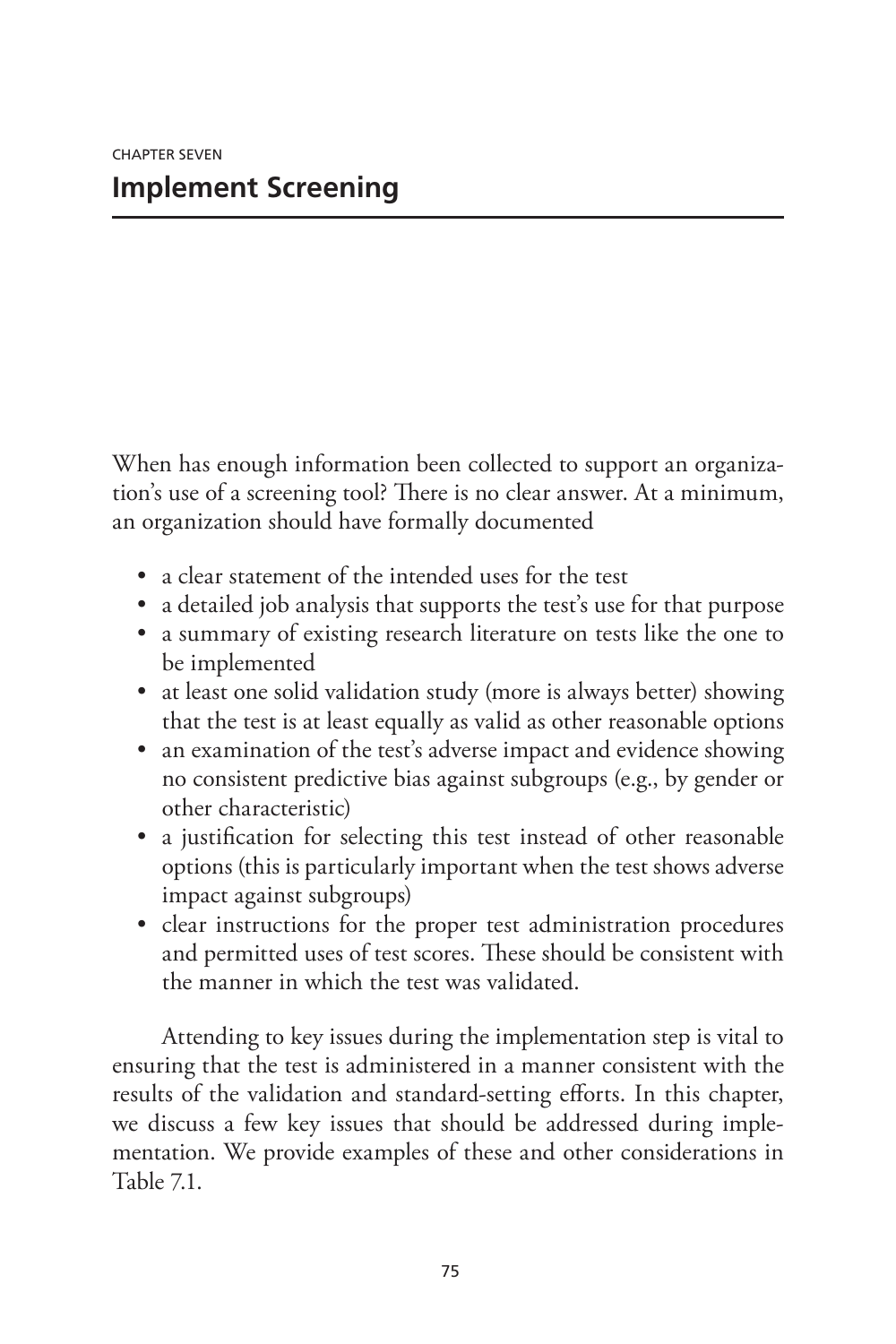CHAPTER SEVEN

# Implement Screening

When has enough information been collected to support an organization's use of a screening tool? There is no clear answer. At a minimum, an organization should have formally documented

- a clear statement of the intended uses for the test
- a detailed job analysis that supports the test's use for that purpose
- a summary of existing research literature on tests like the one to be implemented
- at least one solid validation study (more is always better) showing that the test is at least equally as valid as other reasonable options
- an examination of the test's adverse impact and evidence showing no consistent predictive bias against subgroups (e.g., by gender or other characteristic)
- a justification for selecting this test instead of other reasonable options (this is particularly important when the test shows adverse impact against subgroups)
- clear instructions for the proper test administration procedures and permitted uses of test scores. These should be consistent with the manner in which the test was validated.

Attending to key issues during the implementation step is vital to ensuring that the test is administered in a manner consistent with the results of the validation and standard-setting efforts. In this chapter, we discuss a few key issues that should be addressed during implementation. We provide examples of these and other considerations in Table 7.1.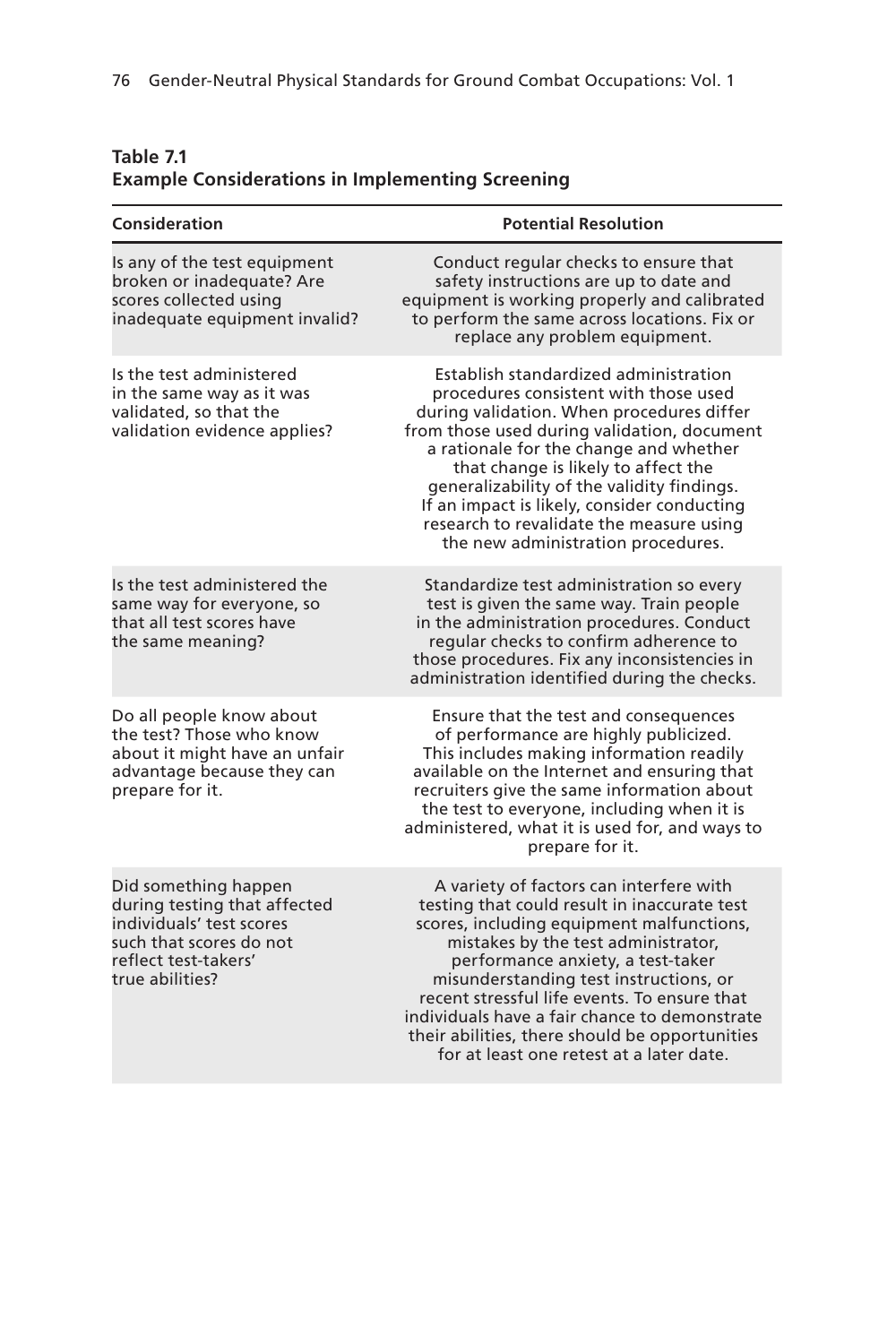**Table 7.1**
**Example Considerations in Implementing Screening**

| Consideration | Potential Resolution |
| --- | --- |
| Is any of the test equipment broken or inadequate? Are scores collected using inadequate equipment invalid? | Conduct regular checks to ensure that safety instructions are up to date and equipment is working properly and calibrated to perform the same across locations. Fix or replace any problem equipment. |
| Is the test administered in the same way as it was validated, so that the validation evidence applies? | Establish standardized administration procedures consistent with those used during validation. When procedures differ from those used during validation, document a rationale for the change and whether that change is likely to affect the generalizability of the validity findings. If an impact is likely, consider conducting research to revalidate the measure using the new administration procedures. |
| Is the test administered the same way for everyone, so that all test scores have the same meaning? | Standardize test administration so every test is given the same way. Train people in the administration procedures. Conduct regular checks to confirm adherence to those procedures. Fix any inconsistencies in administration identified during the checks. |
| Do all people know about the test? Those who know about it might have an unfair advantage because they can prepare for it. | Ensure that the test and consequences of performance are highly publicized. This includes making information readily available on the Internet and ensuring that recruiters give the same information about the test to everyone, including when it is administered, what it is used for, and ways to prepare for it. |
| Did something happen during testing that affected individuals' test scores such that scores do not reflect test-takers' true abilities? | A variety of factors can interfere with testing that could result in inaccurate test scores, including equipment malfunctions, mistakes by the test administrator, performance anxiety, a test-taker misunderstanding test instructions, or recent stressful life events. To ensure that individuals have a fair chance to demonstrate their abilities, there should be opportunities for at least one retest at a later date. |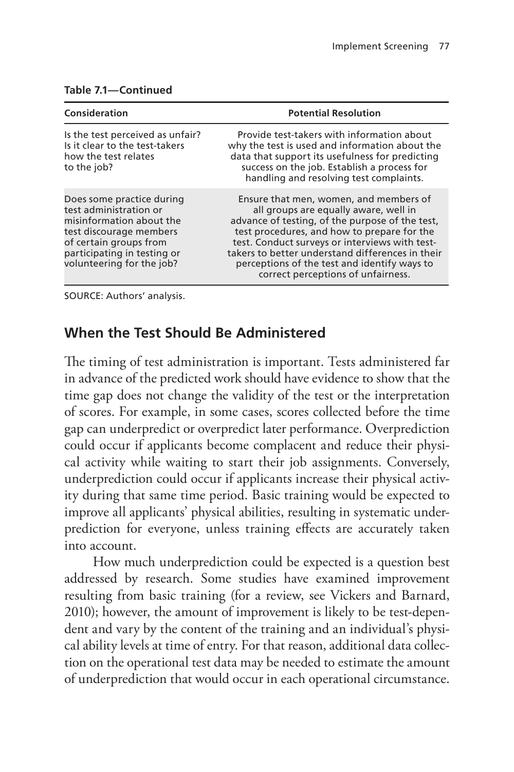**Table 7.1—Continued**

| Consideration | Potential Resolution |
| --- | --- |
| Is the test perceived as unfair? Is it clear to the test-takers how the test relates to the job? | Provide test-takers with information about why the test is used and information about the data that support its usefulness for predicting success on the job. Establish a process for handling and resolving test complaints. |
| Does some practice during test administration or misinformation about the test discourage members of certain groups from participating in testing or volunteering for the job? | Ensure that men, women, and members of all groups are equally aware, well in advance of testing, of the purpose of the test, test procedures, and how to prepare for the test. Conduct surveys or interviews with test-takers to better understand differences in their perceptions of the test and identify ways to correct perceptions of unfairness. |

SOURCE: Authors' analysis.

## When the Test Should Be Administered

The timing of test administration is important. Tests administered far in advance of the predicted work should have evidence to show that the time gap does not change the validity of the test or the interpretation of scores. For example, in some cases, scores collected before the time gap can underpredict or overpredict later performance. Overprediction could occur if applicants become complacent and reduce their physical activity while waiting to start their job assignments. Conversely, underprediction could occur if applicants increase their physical activity during that same time period. Basic training would be expected to improve all applicants' physical abilities, resulting in systematic underprediction for everyone, unless training effects are accurately taken into account.

How much underprediction could be expected is a question best addressed by research. Some studies have examined improvement resulting from basic training (for a review, see Vickers and Barnard, 2010); however, the amount of improvement is likely to be test-dependent and vary by the content of the training and an individual's physical ability levels at time of entry. For that reason, additional data collection on the operational test data may be needed to estimate the amount of underprediction that would occur in each operational circumstance.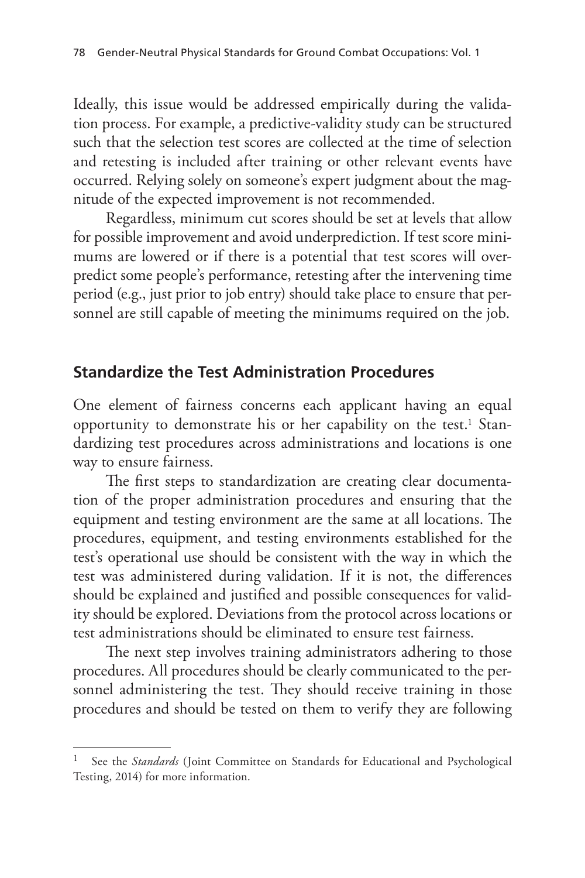Ideally, this issue would be addressed empirically during the validation process. For example, a predictive-validity study can be structured such that the selection test scores are collected at the time of selection and retesting is included after training or other relevant events have occurred. Relying solely on someone's expert judgment about the magnitude of the expected improvement is not recommended.

Regardless, minimum cut scores should be set at levels that allow for possible improvement and avoid underprediction. If test score minimums are lowered or if there is a potential that test scores will overpredict some people's performance, retesting after the intervening time period (e.g., just prior to job entry) should take place to ensure that personnel are still capable of meeting the minimums required on the job.

## Standardize the Test Administration Procedures

One element of fairness concerns each applicant having an equal opportunity to demonstrate his or her capability on the test.[1] Standardizing test procedures across administrations and locations is one way to ensure fairness.

The first steps to standardization are creating clear documentation of the proper administration procedures and ensuring that the equipment and testing environment are the same at all locations. The procedures, equipment, and testing environments established for the test's operational use should be consistent with the way in which the test was administered during validation. If it is not, the differences should be explained and justified and possible consequences for validity should be explored. Deviations from the protocol across locations or test administrations should be eliminated to ensure test fairness.

The next step involves training administrators adhering to those procedures. All procedures should be clearly communicated to the personnel administering the test. They should receive training in those procedures and should be tested on them to verify they are following

---

[1] See the *Standards* (Joint Committee on Standards for Educational and Psychological Testing, 2014) for more information.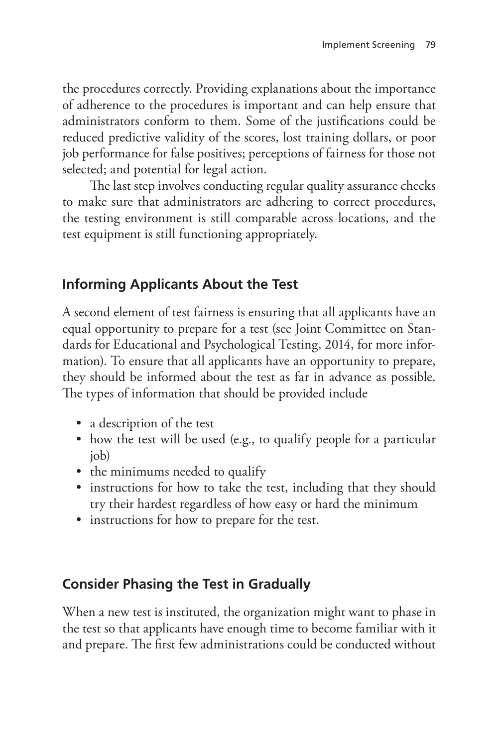the procedures correctly. Providing explanations about the importance of adherence to the procedures is important and can help ensure that administrators conform to them. Some of the justifications could be reduced predictive validity of the scores, lost training dollars, or poor job performance for false positives; perceptions of fairness for those not selected; and potential for legal action.

The last step involves conducting regular quality assurance checks to make sure that administrators are adhering to correct procedures, the testing environment is still comparable across locations, and the test equipment is still functioning appropriately.

## Informing Applicants About the Test

A second element of test fairness is ensuring that all applicants have an equal opportunity to prepare for a test (see Joint Committee on Standards for Educational and Psychological Testing, 2014, for more information). To ensure that all applicants have an opportunity to prepare, they should be informed about the test as far in advance as possible. The types of information that should be provided include

- a description of the test
- how the test will be used (e.g., to qualify people for a particular job)
- the minimums needed to qualify
- instructions for how to take the test, including that they should try their hardest regardless of how easy or hard the minimum
- instructions for how to prepare for the test.

## Consider Phasing the Test in Gradually

When a new test is instituted, the organization might want to phase in the test so that applicants have enough time to become familiar with it and prepare. The first few administrations could be conducted without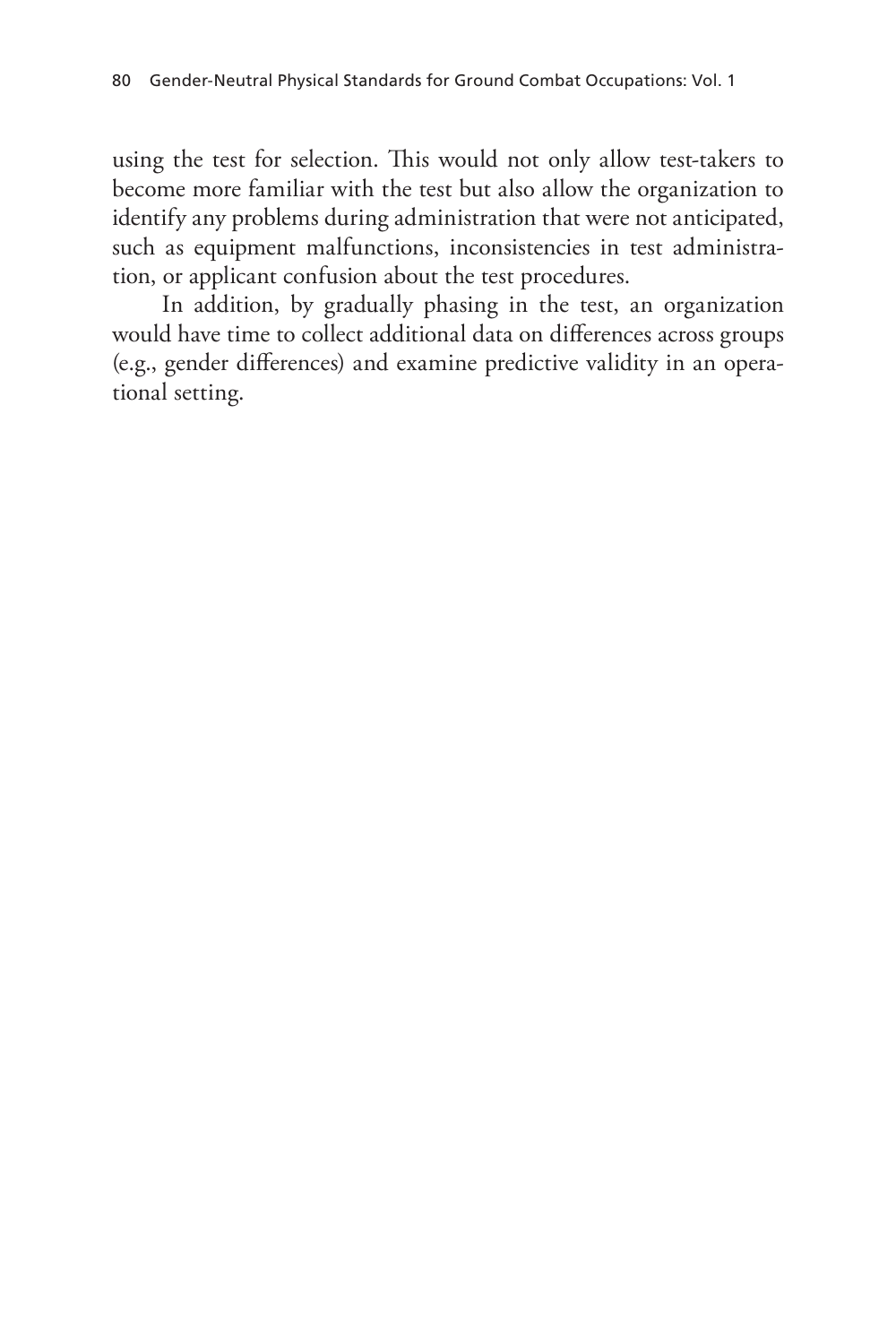using the test for selection. This would not only allow test-takers to become more familiar with the test but also allow the organization to identify any problems during administration that were not anticipated, such as equipment malfunctions, inconsistencies in test administration, or applicant confusion about the test procedures.

In addition, by gradually phasing in the test, an organization would have time to collect additional data on differences across groups (e.g., gender differences) and examine predictive validity in an operational setting.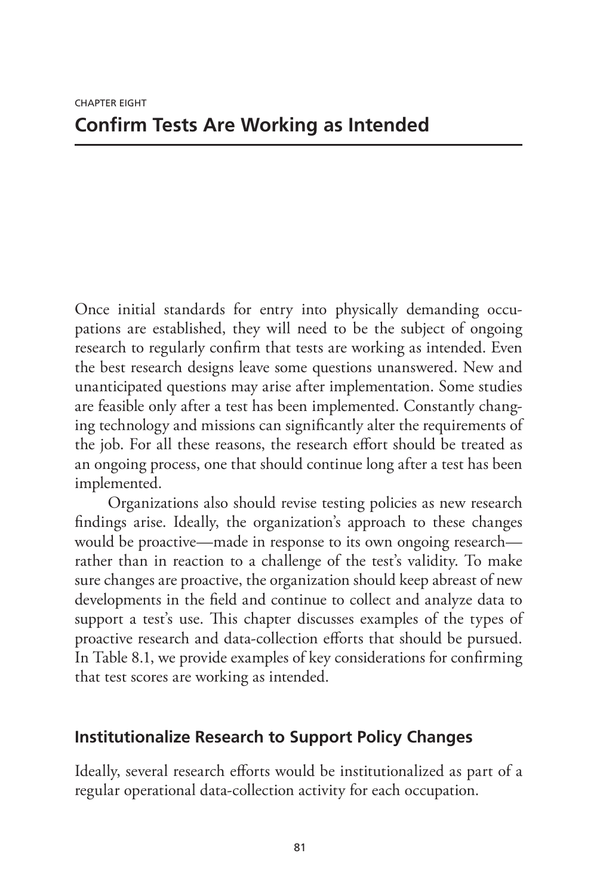CHAPTER EIGHT

# Confirm Tests Are Working as Intended

Once initial standards for entry into physically demanding occupations are established, they will need to be the subject of ongoing research to regularly confirm that tests are working as intended. Even the best research designs leave some questions unanswered. New and unanticipated questions may arise after implementation. Some studies are feasible only after a test has been implemented. Constantly changing technology and missions can significantly alter the requirements of the job. For all these reasons, the research effort should be treated as an ongoing process, one that should continue long after a test has been implemented.

Organizations also should revise testing policies as new research findings arise. Ideally, the organization's approach to these changes would be proactive—made in response to its own ongoing research—rather than in reaction to a challenge of the test's validity. To make sure changes are proactive, the organization should keep abreast of new developments in the field and continue to collect and analyze data to support a test's use. This chapter discusses examples of the types of proactive research and data-collection efforts that should be pursued. In Table 8.1, we provide examples of key considerations for confirming that test scores are working as intended.

## Institutionalize Research to Support Policy Changes

Ideally, several research efforts would be institutionalized as part of a regular operational data-collection activity for each occupation.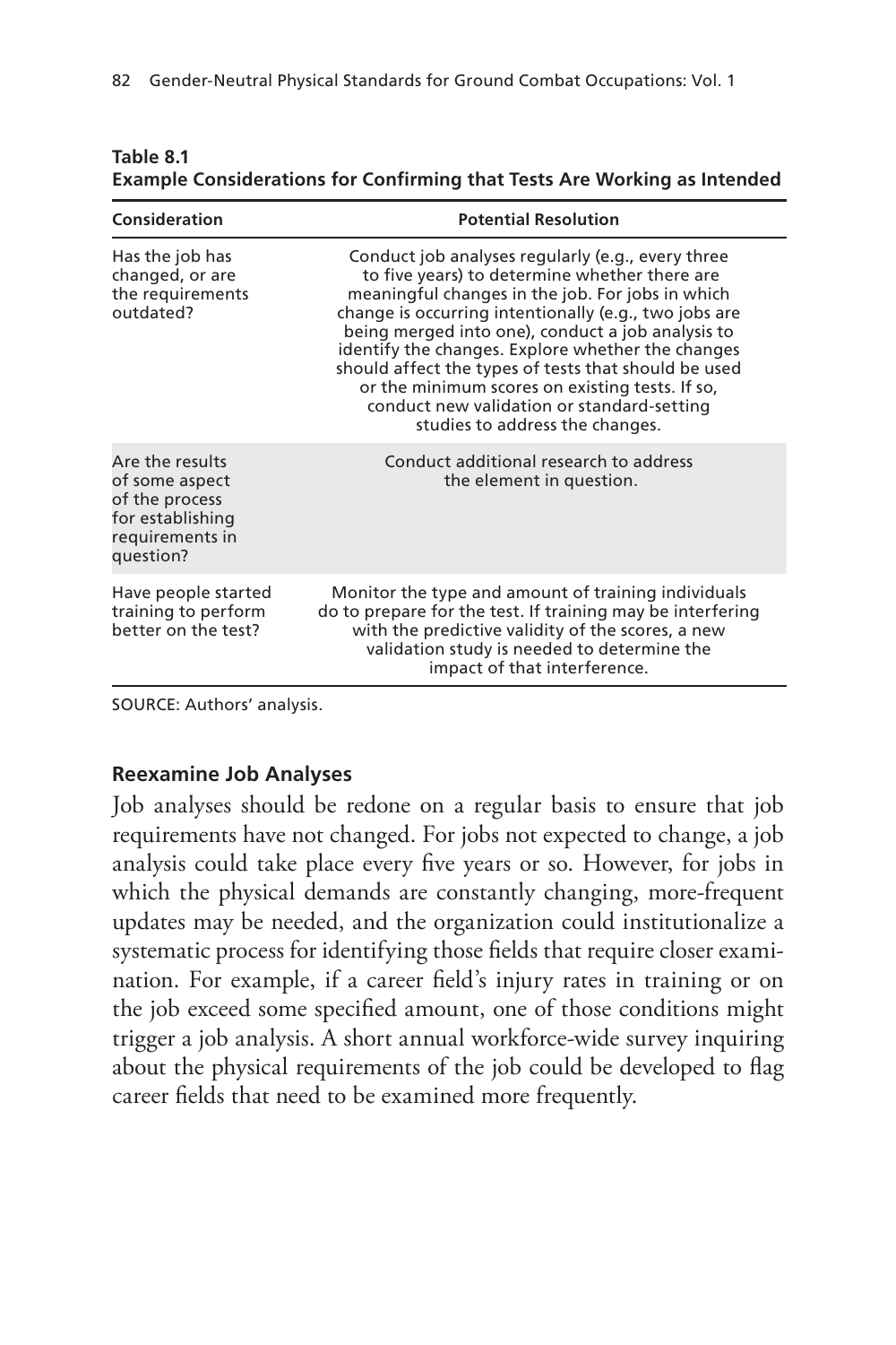**Table 8.1**
**Example Considerations for Confirming that Tests Are Working as Intended**

| Consideration | Potential Resolution |
| --- | --- |
| Has the job has changed, or are the requirements outdated? | Conduct job analyses regularly (e.g., every three to five years) to determine whether there are meaningful changes in the job. For jobs in which change is occurring intentionally (e.g., two jobs are being merged into one), conduct a job analysis to identify the changes. Explore whether the changes should affect the types of tests that should be used or the minimum scores on existing tests. If so, conduct new validation or standard-setting studies to address the changes. |
| Are the results of some aspect of the process for establishing requirements in question? | Conduct additional research to address the element in question. |
| Have people started training to perform better on the test? | Monitor the type and amount of training individuals do to prepare for the test. If training may be interfering with the predictive validity of the scores, a new validation study is needed to determine the impact of that interference. |

SOURCE: Authors' analysis.

### Reexamine Job Analyses

Job analyses should be redone on a regular basis to ensure that job requirements have not changed. For jobs not expected to change, a job analysis could take place every five years or so. However, for jobs in which the physical demands are constantly changing, more-frequent updates may be needed, and the organization could institutionalize a systematic process for identifying those fields that require closer examination. For example, if a career field's injury rates in training or on the job exceed some specified amount, one of those conditions might trigger a job analysis. A short annual workforce-wide survey inquiring about the physical requirements of the job could be developed to flag career fields that need to be examined more frequently.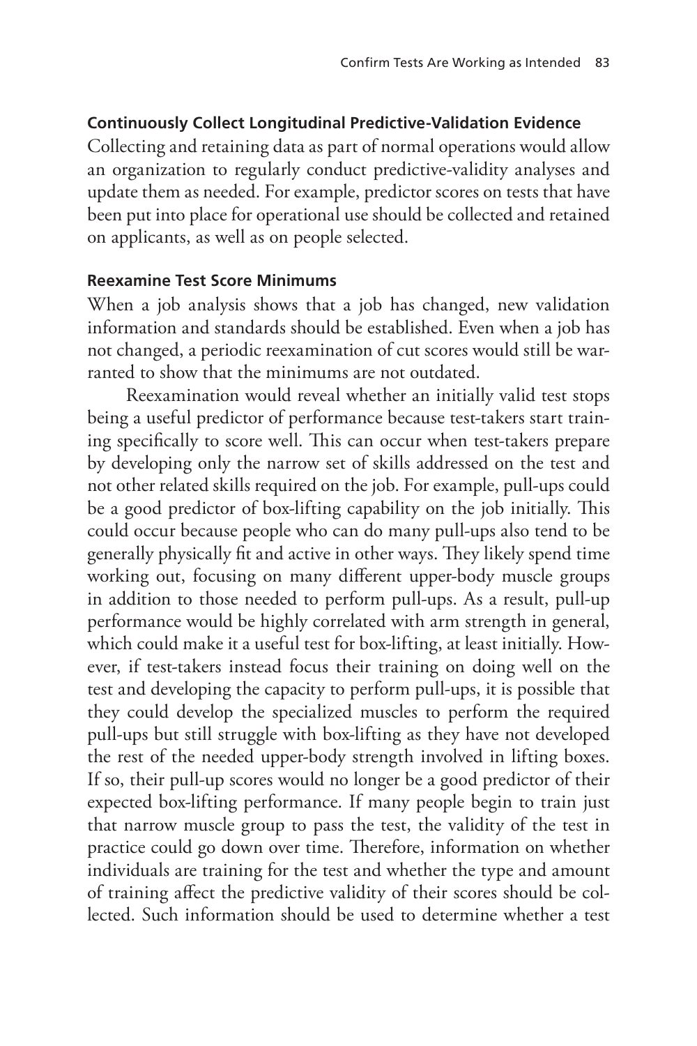#### Continuously Collect Longitudinal Predictive-Validation Evidence

Collecting and retaining data as part of normal operations would allow an organization to regularly conduct predictive-validity analyses and update them as needed. For example, predictor scores on tests that have been put into place for operational use should be collected and retained on applicants, as well as on people selected.

#### Reexamine Test Score Minimums

When a job analysis shows that a job has changed, new validation information and standards should be established. Even when a job has not changed, a periodic reexamination of cut scores would still be warranted to show that the minimums are not outdated.

Reexamination would reveal whether an initially valid test stops being a useful predictor of performance because test-takers start training specifically to score well. This can occur when test-takers prepare by developing only the narrow set of skills addressed on the test and not other related skills required on the job. For example, pull-ups could be a good predictor of box-lifting capability on the job initially. This could occur because people who can do many pull-ups also tend to be generally physically fit and active in other ways. They likely spend time working out, focusing on many different upper-body muscle groups in addition to those needed to perform pull-ups. As a result, pull-up performance would be highly correlated with arm strength in general, which could make it a useful test for box-lifting, at least initially. However, if test-takers instead focus their training on doing well on the test and developing the capacity to perform pull-ups, it is possible that they could develop the specialized muscles to perform the required pull-ups but still struggle with box-lifting as they have not developed the rest of the needed upper-body strength involved in lifting boxes. If so, their pull-up scores would no longer be a good predictor of their expected box-lifting performance. If many people begin to train just that narrow muscle group to pass the test, the validity of the test in practice could go down over time. Therefore, information on whether individuals are training for the test and whether the type and amount of training affect the predictive validity of their scores should be collected. Such information should be used to determine whether a test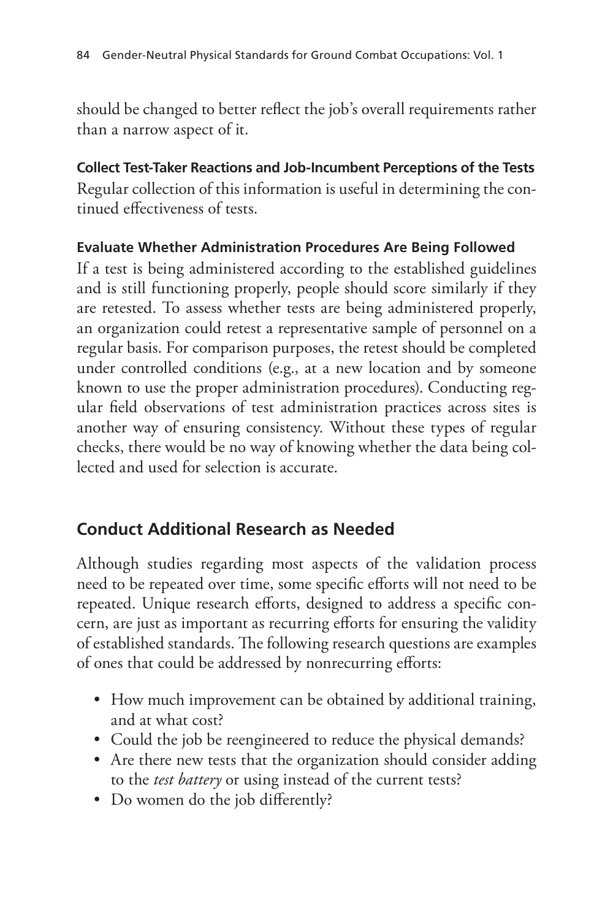should be changed to better reflect the job's overall requirements rather than a narrow aspect of it.

#### Collect Test-Taker Reactions and Job-Incumbent Perceptions of the Tests

Regular collection of this information is useful in determining the continued effectiveness of tests.

#### Evaluate Whether Administration Procedures Are Being Followed

If a test is being administered according to the established guidelines and is still functioning properly, people should score similarly if they are retested. To assess whether tests are being administered properly, an organization could retest a representative sample of personnel on a regular basis. For comparison purposes, the retest should be completed under controlled conditions (e.g., at a new location and by someone known to use the proper administration procedures). Conducting regular field observations of test administration practices across sites is another way of ensuring consistency. Without these types of regular checks, there would be no way of knowing whether the data being collected and used for selection is accurate.

## Conduct Additional Research as Needed

Although studies regarding most aspects of the validation process need to be repeated over time, some specific efforts will not need to be repeated. Unique research efforts, designed to address a specific concern, are just as important as recurring efforts for ensuring the validity of established standards. The following research questions are examples of ones that could be addressed by nonrecurring efforts:

- How much improvement can be obtained by additional training, and at what cost?
- Could the job be reengineered to reduce the physical demands?
- Are there new tests that the organization should consider adding to the *test battery* or using instead of the current tests?
- Do women do the job differently?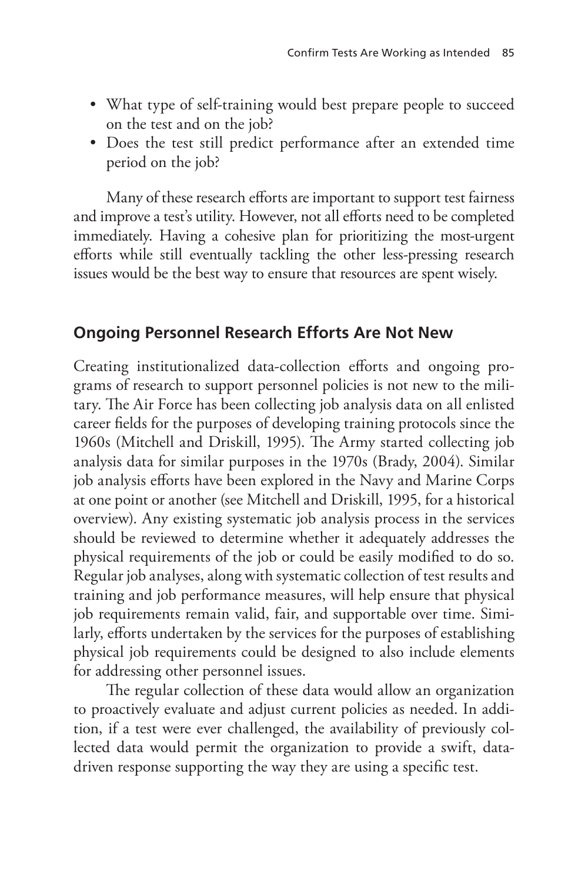- What type of self-training would best prepare people to succeed on the test and on the job?
- Does the test still predict performance after an extended time period on the job?

Many of these research efforts are important to support test fairness and improve a test's utility. However, not all efforts need to be completed immediately. Having a cohesive plan for prioritizing the most-urgent efforts while still eventually tackling the other less-pressing research issues would be the best way to ensure that resources are spent wisely.

## Ongoing Personnel Research Efforts Are Not New

Creating institutionalized data-collection efforts and ongoing programs of research to support personnel policies is not new to the military. The Air Force has been collecting job analysis data on all enlisted career fields for the purposes of developing training protocols since the 1960s (Mitchell and Driskill, 1995). The Army started collecting job analysis data for similar purposes in the 1970s (Brady, 2004). Similar job analysis efforts have been explored in the Navy and Marine Corps at one point or another (see Mitchell and Driskill, 1995, for a historical overview). Any existing systematic job analysis process in the services should be reviewed to determine whether it adequately addresses the physical requirements of the job or could be easily modified to do so. Regular job analyses, along with systematic collection of test results and training and job performance measures, will help ensure that physical job requirements remain valid, fair, and supportable over time. Similarly, efforts undertaken by the services for the purposes of establishing physical job requirements could be designed to also include elements for addressing other personnel issues.

The regular collection of these data would allow an organization to proactively evaluate and adjust current policies as needed. In addition, if a test were ever challenged, the availability of previously collected data would permit the organization to provide a swift, data-driven response supporting the way they are using a specific test.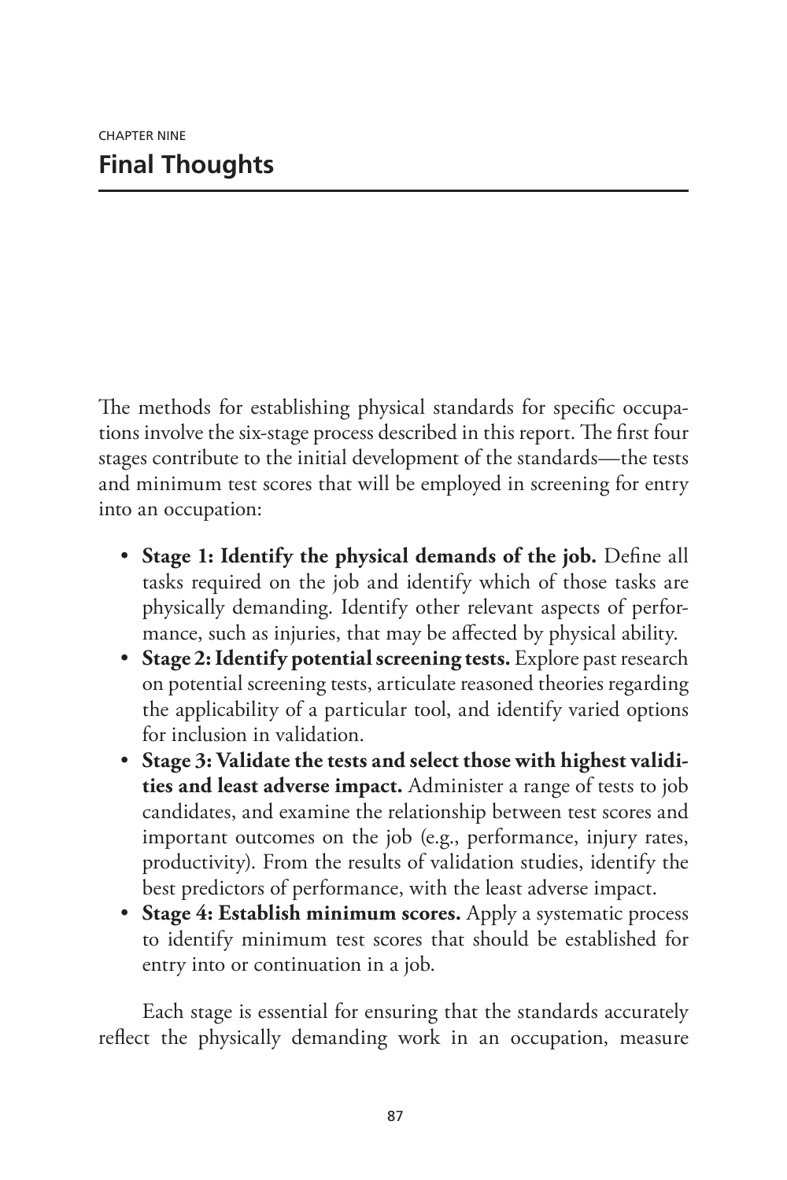CHAPTER NINE

# Final Thoughts

The methods for establishing physical standards for specific occupations involve the six-stage process described in this report. The first four stages contribute to the initial development of the standards—the tests and minimum test scores that will be employed in screening for entry into an occupation:

- **Stage 1: Identify the physical demands of the job.** Define all tasks required on the job and identify which of those tasks are physically demanding. Identify other relevant aspects of performance, such as injuries, that may be affected by physical ability.
- **Stage 2: Identify potential screening tests.** Explore past research on potential screening tests, articulate reasoned theories regarding the applicability of a particular tool, and identify varied options for inclusion in validation.
- **Stage 3: Validate the tests and select those with highest validities and least adverse impact.** Administer a range of tests to job candidates, and examine the relationship between test scores and important outcomes on the job (e.g., performance, injury rates, productivity). From the results of validation studies, identify the best predictors of performance, with the least adverse impact.
- **Stage 4: Establish minimum scores.** Apply a systematic process to identify minimum test scores that should be established for entry into or continuation in a job.

Each stage is essential for ensuring that the standards accurately reflect the physically demanding work in an occupation, measure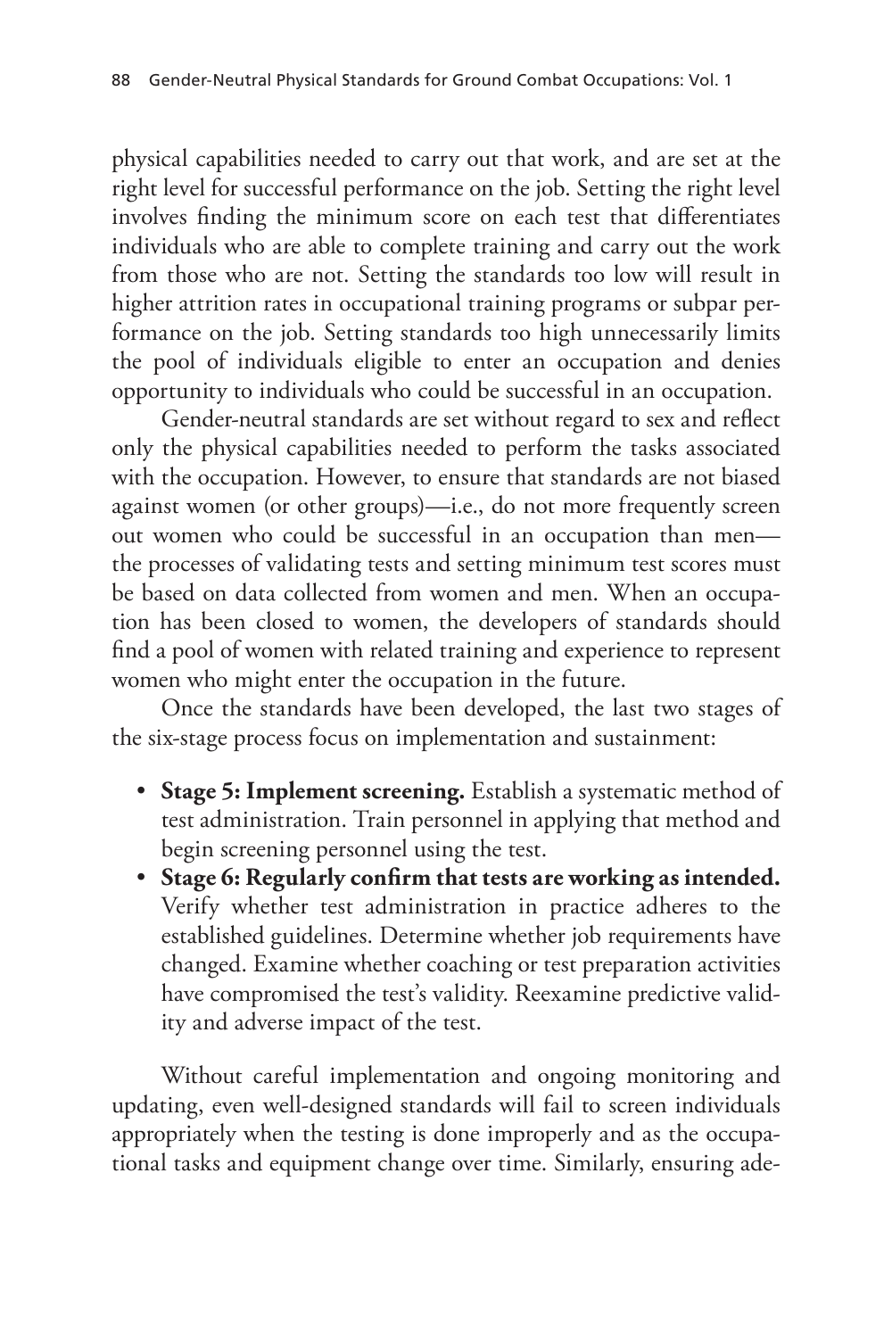physical capabilities needed to carry out that work, and are set at the right level for successful performance on the job. Setting the right level involves finding the minimum score on each test that differentiates individuals who are able to complete training and carry out the work from those who are not. Setting the standards too low will result in higher attrition rates in occupational training programs or subpar performance on the job. Setting standards too high unnecessarily limits the pool of individuals eligible to enter an occupation and denies opportunity to individuals who could be successful in an occupation.

Gender-neutral standards are set without regard to sex and reflect only the physical capabilities needed to perform the tasks associated with the occupation. However, to ensure that standards are not biased against women (or other groups)—i.e., do not more frequently screen out women who could be successful in an occupation than men—the processes of validating tests and setting minimum test scores must be based on data collected from women and men. When an occupation has been closed to women, the developers of standards should find a pool of women with related training and experience to represent women who might enter the occupation in the future.

Once the standards have been developed, the last two stages of the six-stage process focus on implementation and sustainment:

- **Stage 5: Implement screening.** Establish a systematic method of test administration. Train personnel in applying that method and begin screening personnel using the test.
- **Stage 6: Regularly confirm that tests are working as intended.** Verify whether test administration in practice adheres to the established guidelines. Determine whether job requirements have changed. Examine whether coaching or test preparation activities have compromised the test's validity. Reexamine predictive validity and adverse impact of the test.

Without careful implementation and ongoing monitoring and updating, even well-designed standards will fail to screen individuals appropriately when the testing is done improperly and as the occupational tasks and equipment change over time. Similarly, ensuring ade-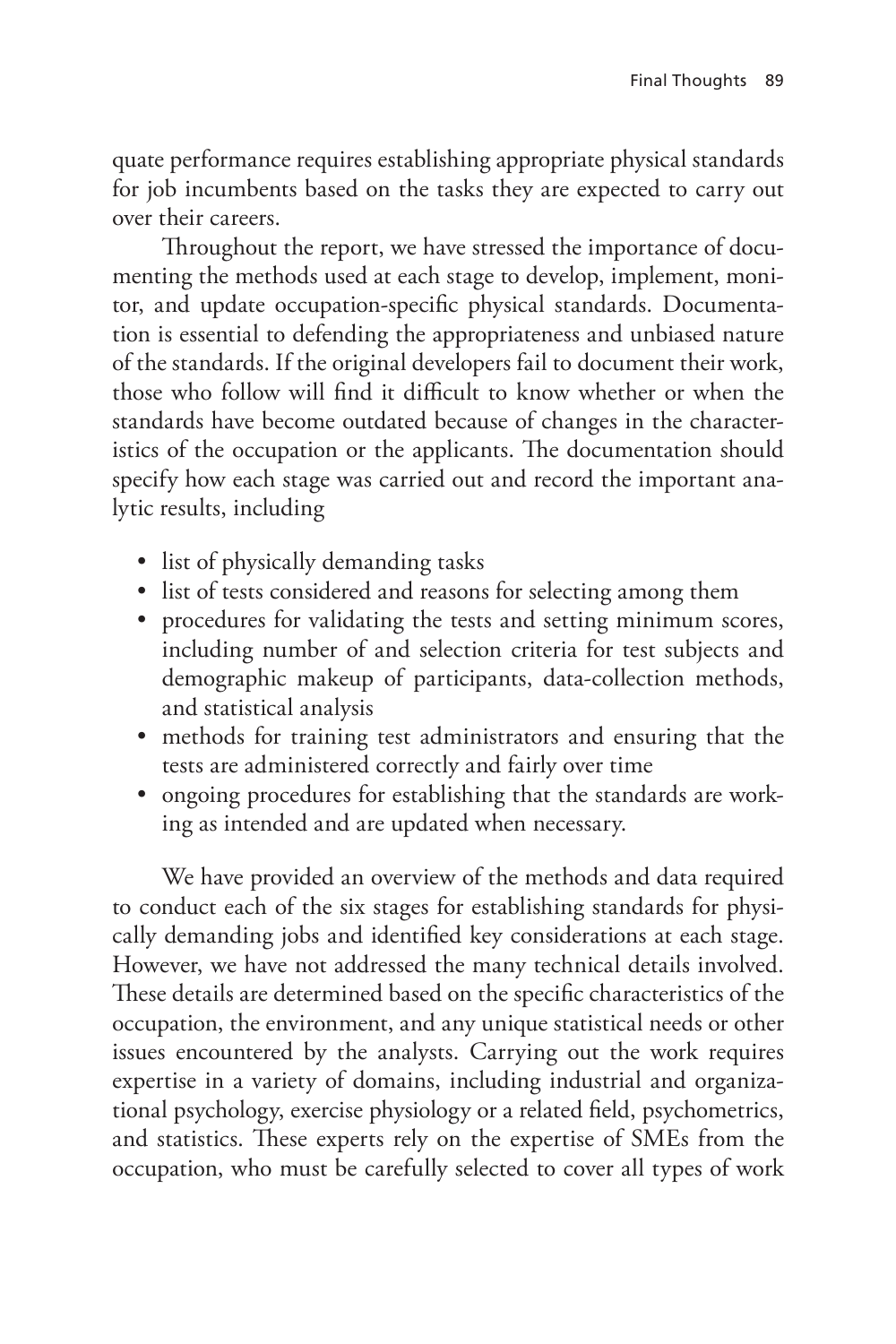quate performance requires establishing appropriate physical standards for job incumbents based on the tasks they are expected to carry out over their careers.

Throughout the report, we have stressed the importance of documenting the methods used at each stage to develop, implement, monitor, and update occupation-specific physical standards. Documentation is essential to defending the appropriateness and unbiased nature of the standards. If the original developers fail to document their work, those who follow will find it difficult to know whether or when the standards have become outdated because of changes in the characteristics of the occupation or the applicants. The documentation should specify how each stage was carried out and record the important analytic results, including

- list of physically demanding tasks
- list of tests considered and reasons for selecting among them
- procedures for validating the tests and setting minimum scores, including number of and selection criteria for test subjects and demographic makeup of participants, data-collection methods, and statistical analysis
- methods for training test administrators and ensuring that the tests are administered correctly and fairly over time
- ongoing procedures for establishing that the standards are working as intended and are updated when necessary.

We have provided an overview of the methods and data required to conduct each of the six stages for establishing standards for physically demanding jobs and identified key considerations at each stage. However, we have not addressed the many technical details involved. These details are determined based on the specific characteristics of the occupation, the environment, and any unique statistical needs or other issues encountered by the analysts. Carrying out the work requires expertise in a variety of domains, including industrial and organizational psychology, exercise physiology or a related field, psychometrics, and statistics. These experts rely on the expertise of SMEs from the occupation, who must be carefully selected to cover all types of work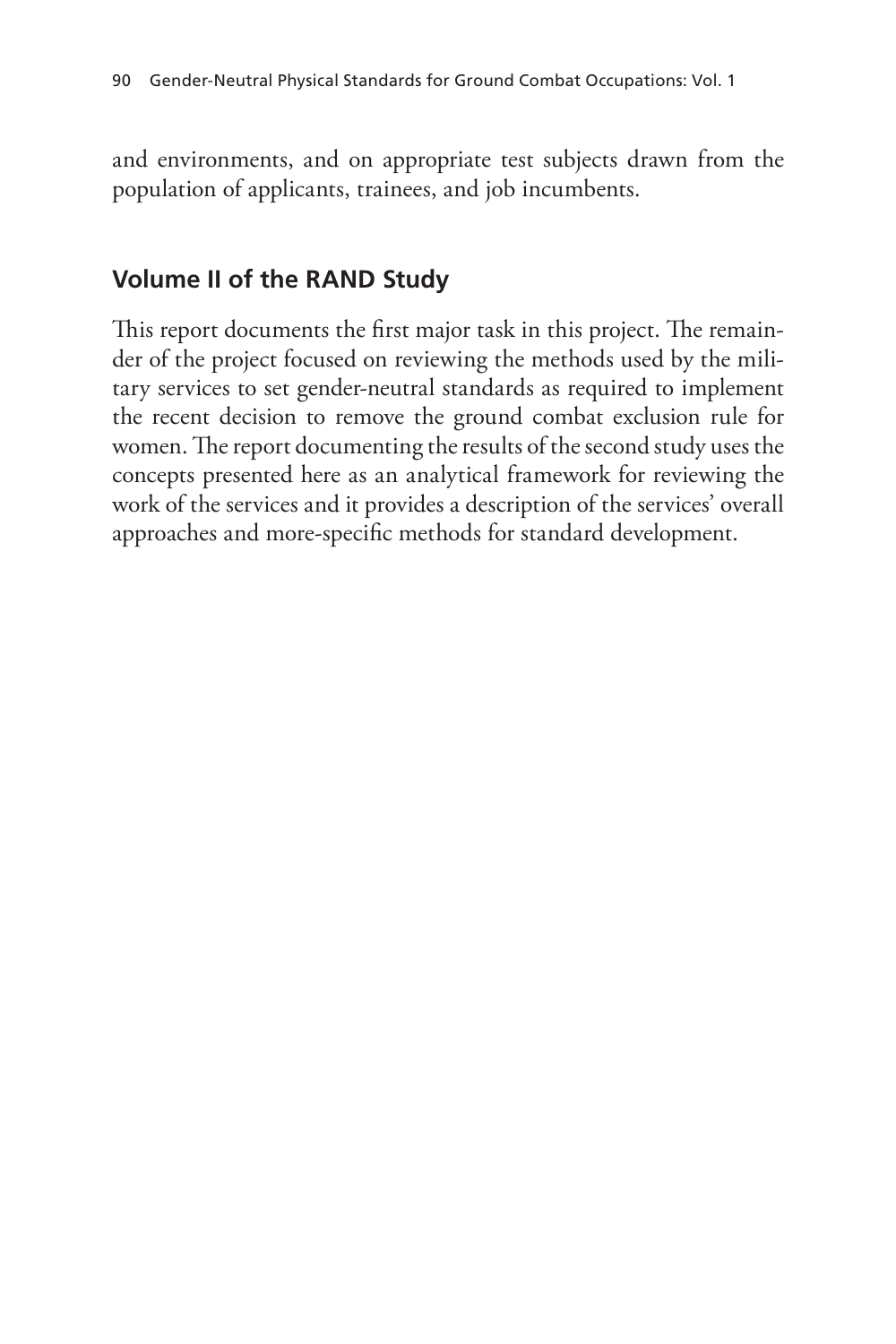and environments, and on appropriate test subjects drawn from the population of applicants, trainees, and job incumbents.

## Volume II of the RAND Study

This report documents the first major task in this project. The remainder of the project focused on reviewing the methods used by the military services to set gender-neutral standards as required to implement the recent decision to remove the ground combat exclusion rule for women. The report documenting the results of the second study uses the concepts presented here as an analytical framework for reviewing the work of the services and it provides a description of the services' overall approaches and more-specific methods for standard development.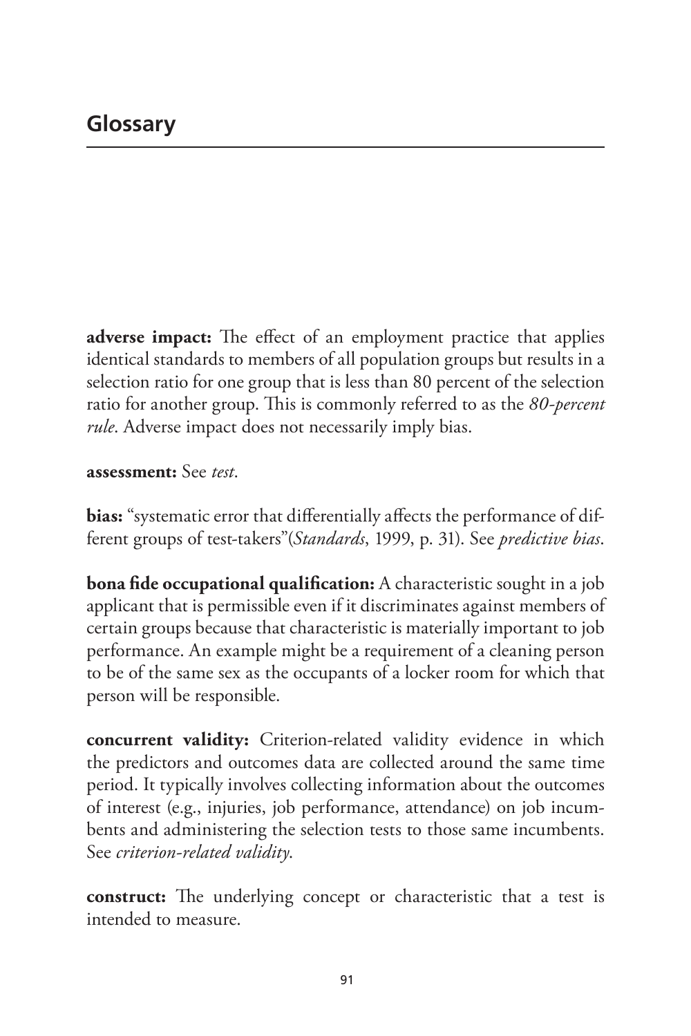# Glossary

**adverse impact:** The effect of an employment practice that applies identical standards to members of all population groups but results in a selection ratio for one group that is less than 80 percent of the selection ratio for another group. This is commonly referred to as the *80-percent rule*. Adverse impact does not necessarily imply bias.

**assessment:** See *test*.

**bias:** "systematic error that differentially affects the performance of different groups of test-takers"(*Standards*, 1999, p. 31). See *predictive bias*.

**bona fide occupational qualification:** A characteristic sought in a job applicant that is permissible even if it discriminates against members of certain groups because that characteristic is materially important to job performance. An example might be a requirement of a cleaning person to be of the same sex as the occupants of a locker room for which that person will be responsible.

**concurrent validity:** Criterion-related validity evidence in which the predictors and outcomes data are collected around the same time period. It typically involves collecting information about the outcomes of interest (e.g., injuries, job performance, attendance) on job incumbents and administering the selection tests to those same incumbents. See *criterion-related validity*.

**construct:** The underlying concept or characteristic that a test is intended to measure.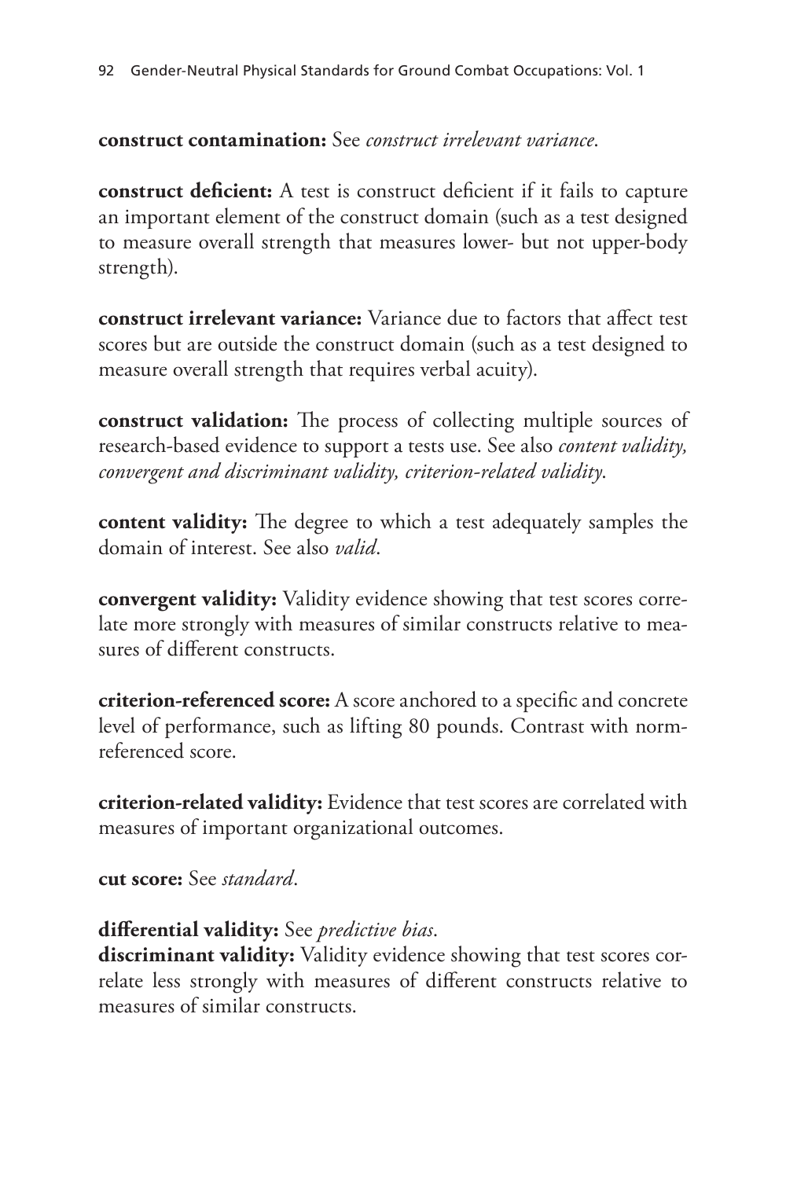**construct contamination:** See *construct irrelevant variance*.

**construct deficient:** A test is construct deficient if it fails to capture an important element of the construct domain (such as a test designed to measure overall strength that measures lower- but not upper-body strength).

**construct irrelevant variance:** Variance due to factors that affect test scores but are outside the construct domain (such as a test designed to measure overall strength that requires verbal acuity).

**construct validation:** The process of collecting multiple sources of research-based evidence to support a tests use. See also *content validity, convergent and discriminant validity, criterion-related validity*.

**content validity:** The degree to which a test adequately samples the domain of interest. See also *valid*.

**convergent validity:** Validity evidence showing that test scores correlate more strongly with measures of similar constructs relative to measures of different constructs.

**criterion-referenced score:** A score anchored to a specific and concrete level of performance, such as lifting 80 pounds. Contrast with norm-referenced score.

**criterion-related validity:** Evidence that test scores are correlated with measures of important organizational outcomes.

**cut score:** See *standard*.

**differential validity:** See *predictive bias*.

**discriminant validity:** Validity evidence showing that test scores correlate less strongly with measures of different constructs relative to measures of similar constructs.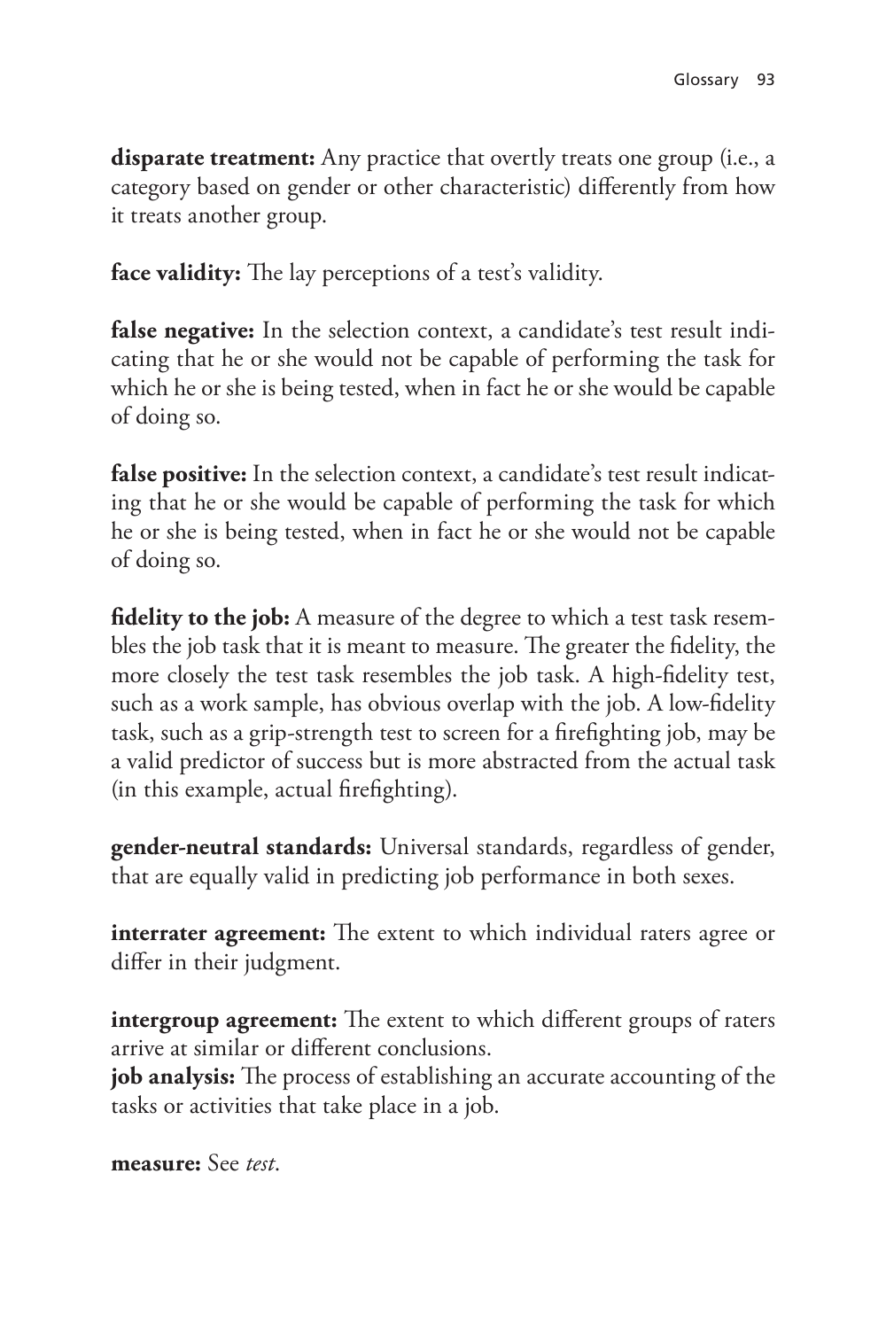**disparate treatment:** Any practice that overtly treats one group (i.e., a category based on gender or other characteristic) differently from how it treats another group.

**face validity:** The lay perceptions of a test's validity.

**false negative:** In the selection context, a candidate's test result indicating that he or she would not be capable of performing the task for which he or she is being tested, when in fact he or she would be capable of doing so.

**false positive:** In the selection context, a candidate's test result indicating that he or she would be capable of performing the task for which he or she is being tested, when in fact he or she would not be capable of doing so.

**fidelity to the job:** A measure of the degree to which a test task resembles the job task that it is meant to measure. The greater the fidelity, the more closely the test task resembles the job task. A high-fidelity test, such as a work sample, has obvious overlap with the job. A low-fidelity task, such as a grip-strength test to screen for a firefighting job, may be a valid predictor of success but is more abstracted from the actual task (in this example, actual firefighting).

**gender-neutral standards:** Universal standards, regardless of gender, that are equally valid in predicting job performance in both sexes.

**interrater agreement:** The extent to which individual raters agree or differ in their judgment.

**intergroup agreement:** The extent to which different groups of raters arrive at similar or different conclusions.

**job analysis:** The process of establishing an accurate accounting of the tasks or activities that take place in a job.

**measure:** See *test*.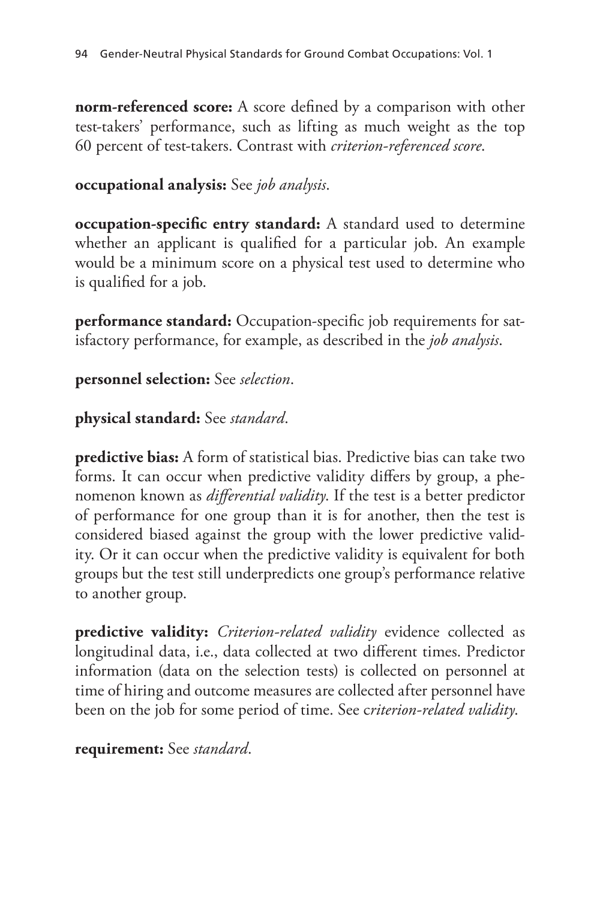**norm-referenced score:** A score defined by a comparison with other test-takers' performance, such as lifting as much weight as the top 60 percent of test-takers. Contrast with *criterion-referenced score*.

**occupational analysis:** See *job analysis*.

**occupation-specific entry standard:** A standard used to determine whether an applicant is qualified for a particular job. An example would be a minimum score on a physical test used to determine who is qualified for a job.

**performance standard:** Occupation-specific job requirements for satisfactory performance, for example, as described in the *job analysis*.

**personnel selection:** See *selection*.

**physical standard:** See *standard*.

**predictive bias:** A form of statistical bias. Predictive bias can take two forms. It can occur when predictive validity differs by group, a phenomenon known as *differential validity*. If the test is a better predictor of performance for one group than it is for another, then the test is considered biased against the group with the lower predictive validity. Or it can occur when the predictive validity is equivalent for both groups but the test still underpredicts one group's performance relative to another group.

**predictive validity:** *Criterion-related validity* evidence collected as longitudinal data, i.e., data collected at two different times. Predictor information (data on the selection tests) is collected on personnel at time of hiring and outcome measures are collected after personnel have been on the job for some period of time. See *criterion-related validity*.

**requirement:** See *standard*.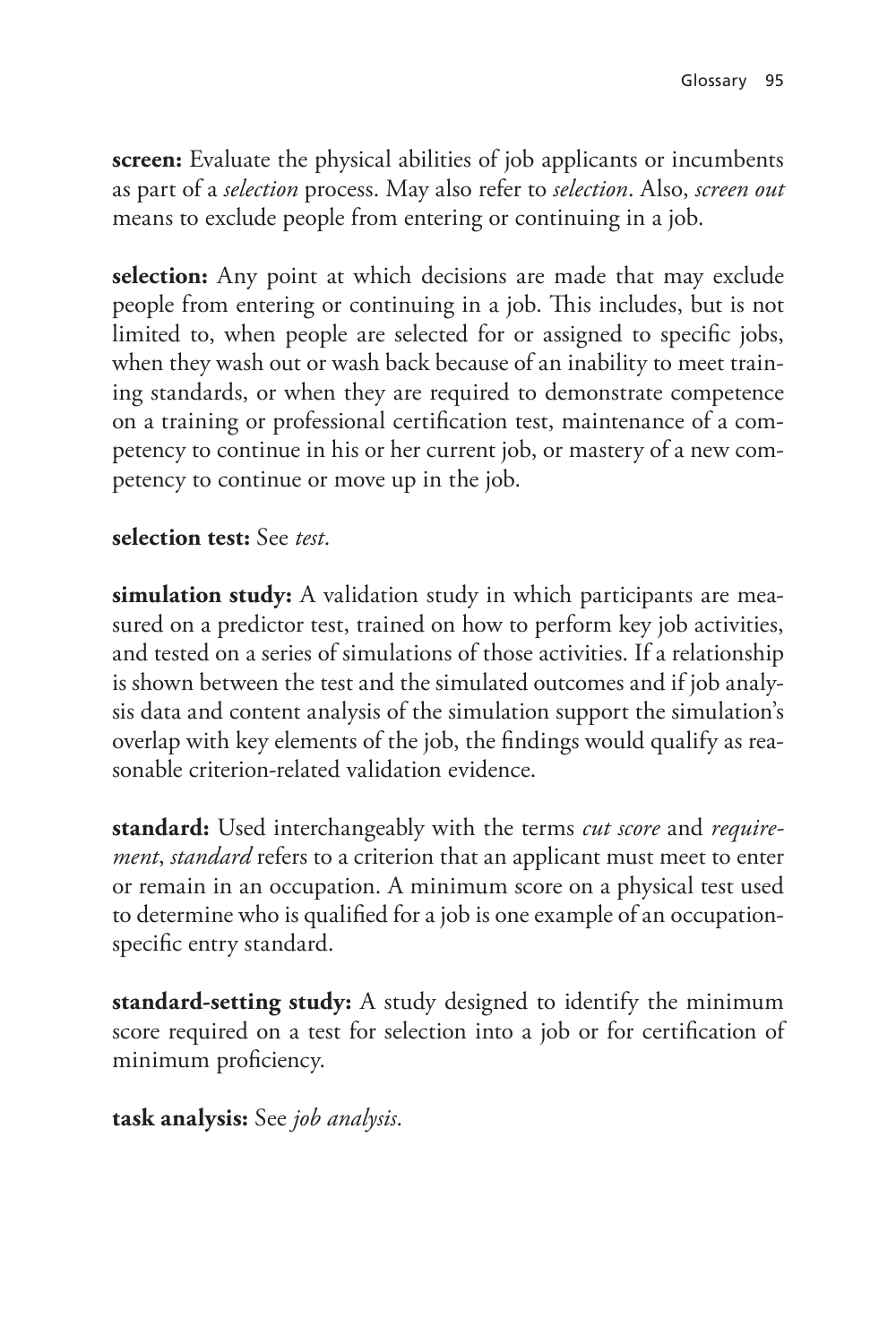**screen:** Evaluate the physical abilities of job applicants or incumbents as part of a *selection* process. May also refer to *selection*. Also, *screen out* means to exclude people from entering or continuing in a job.

**selection:** Any point at which decisions are made that may exclude people from entering or continuing in a job. This includes, but is not limited to, when people are selected for or assigned to specific jobs, when they wash out or wash back because of an inability to meet training standards, or when they are required to demonstrate competence on a training or professional certification test, maintenance of a competency to continue in his or her current job, or mastery of a new competency to continue or move up in the job.

**selection test:** See *test*.

**simulation study:** A validation study in which participants are measured on a predictor test, trained on how to perform key job activities, and tested on a series of simulations of those activities. If a relationship is shown between the test and the simulated outcomes and if job analysis data and content analysis of the simulation support the simulation's overlap with key elements of the job, the findings would qualify as reasonable criterion-related validation evidence.

**standard:** Used interchangeably with the terms *cut score* and *requirement*, *standard* refers to a criterion that an applicant must meet to enter or remain in an occupation. A minimum score on a physical test used to determine who is qualified for a job is one example of an occupation-specific entry standard.

**standard-setting study:** A study designed to identify the minimum score required on a test for selection into a job or for certification of minimum proficiency.

**task analysis:** See *job analysis*.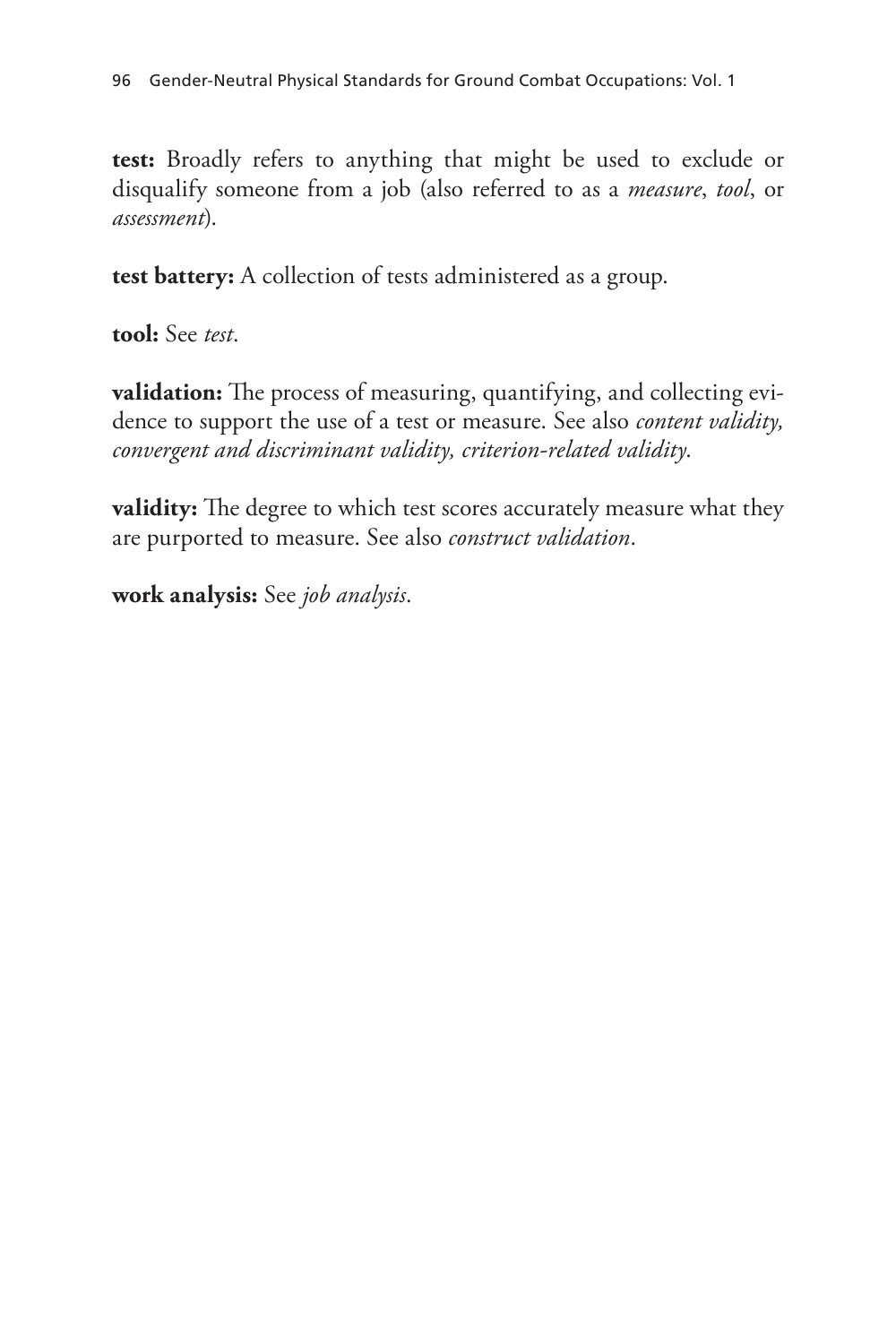**test:** Broadly refers to anything that might be used to exclude or disqualify someone from a job (also referred to as a *measure*, *tool*, or *assessment*).

**test battery:** A collection of tests administered as a group.

**tool:** See *test*.

**validation:** The process of measuring, quantifying, and collecting evidence to support the use of a test or measure. See also *content validity, convergent and discriminant validity, criterion-related validity*.

**validity:** The degree to which test scores accurately measure what they are purported to measure. See also *construct validation*.

**work analysis:** See *job analysis*.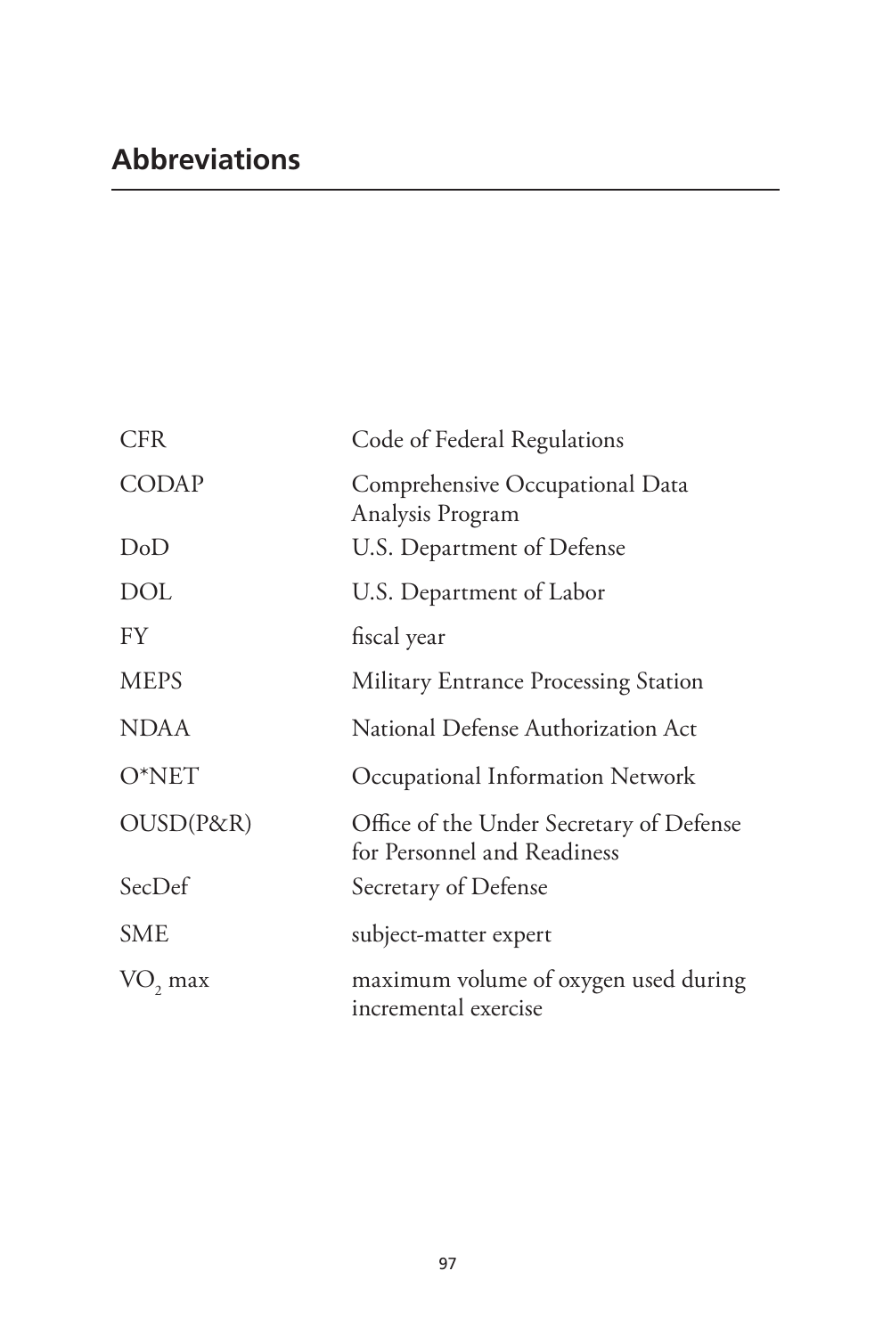## Abbreviations

| | |
|---|---|
| CFR | Code of Federal Regulations |
| CODAP | Comprehensive Occupational Data Analysis Program |
| DoD | U.S. Department of Defense |
| DOL | U.S. Department of Labor |
| FY | fiscal year |
| MEPS | Military Entrance Processing Station |
| NDAA | National Defense Authorization Act |
| O*NET | Occupational Information Network |
| OUSD(P&R) | Office of the Under Secretary of Defense for Personnel and Readiness |
| SecDef | Secretary of Defense |
| SME | subject-matter expert |
| $VO_2$ max | maximum volume of oxygen used during incremental exercise |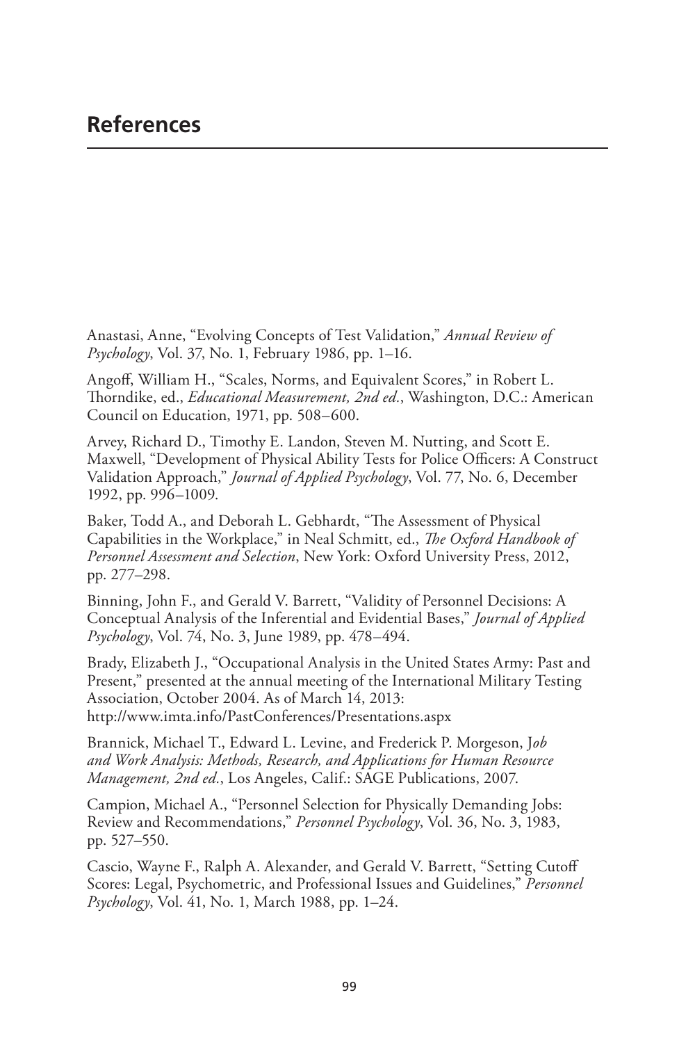## References

Anastasi, Anne, "Evolving Concepts of Test Validation," *Annual Review of Psychology*, Vol. 37, No. 1, February 1986, pp. 1–16.

Angoff, William H., "Scales, Norms, and Equivalent Scores," in Robert L. Thorndike, ed., *Educational Measurement, 2nd ed.*, Washington, D.C.: American Council on Education, 1971, pp. 508–600.

Arvey, Richard D., Timothy E. Landon, Steven M. Nutting, and Scott E. Maxwell, "Development of Physical Ability Tests for Police Officers: A Construct Validation Approach," *Journal of Applied Psychology*, Vol. 77, No. 6, December 1992, pp. 996–1009.

Baker, Todd A., and Deborah L. Gebhardt, "The Assessment of Physical Capabilities in the Workplace," in Neal Schmitt, ed., *The Oxford Handbook of Personnel Assessment and Selection*, New York: Oxford University Press, 2012, pp. 277–298.

Binning, John F., and Gerald V. Barrett, "Validity of Personnel Decisions: A Conceptual Analysis of the Inferential and Evidential Bases," *Journal of Applied Psychology*, Vol. 74, No. 3, June 1989, pp. 478–494.

Brady, Elizabeth J., "Occupational Analysis in the United States Army: Past and Present," presented at the annual meeting of the International Military Testing Association, October 2004. As of March 14, 2013:
http://www.imta.info/PastConferences/Presentations.aspx

Brannick, Michael T., Edward L. Levine, and Frederick P. Morgeson, *Job and Work Analysis: Methods, Research, and Applications for Human Resource Management, 2nd ed.*, Los Angeles, Calif.: SAGE Publications, 2007.

Campion, Michael A., "Personnel Selection for Physically Demanding Jobs: Review and Recommendations," *Personnel Psychology*, Vol. 36, No. 3, 1983, pp. 527–550.

Cascio, Wayne F., Ralph A. Alexander, and Gerald V. Barrett, "Setting Cutoff Scores: Legal, Psychometric, and Professional Issues and Guidelines," *Personnel Psychology*, Vol. 41, No. 1, March 1988, pp. 1–24.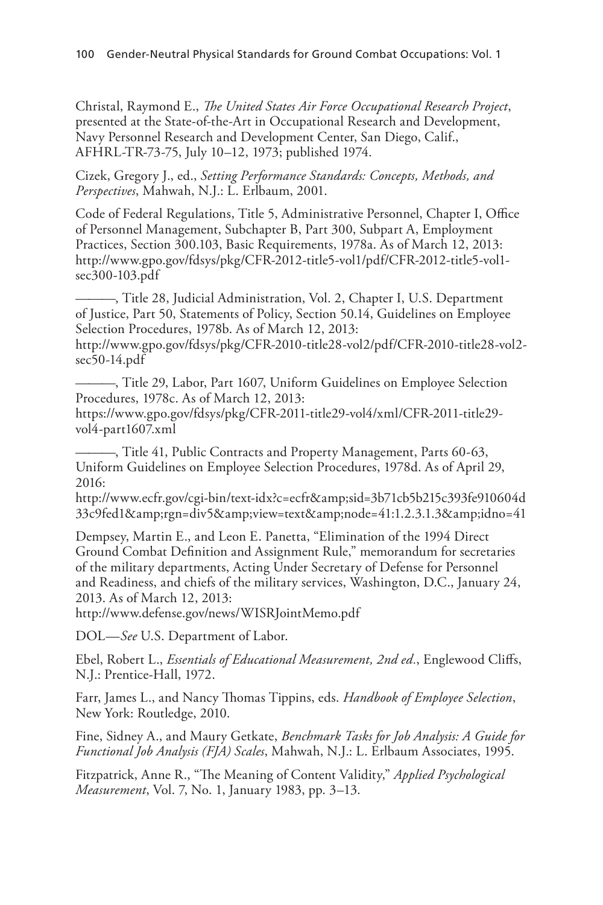Christal, Raymond E., *The United States Air Force Occupational Research Project*, presented at the State-of-the-Art in Occupational Research and Development, Navy Personnel Research and Development Center, San Diego, Calif., AFHRL-TR-73-75, July 10–12, 1973; published 1974.

Cizek, Gregory J., ed., *Setting Performance Standards: Concepts, Methods, and Perspectives*, Mahwah, N.J.: L. Erlbaum, 2001.

Code of Federal Regulations, Title 5, Administrative Personnel, Chapter I, Office of Personnel Management, Subchapter B, Part 300, Subpart A, Employment Practices, Section 300.103, Basic Requirements, 1978a. As of March 12, 2013: http://www.gpo.gov/fdsys/pkg/CFR-2012-title5-vol1/pdf/CFR-2012-title5-vol1-sec300-103.pdf

———, Title 28, Judicial Administration, Vol. 2, Chapter I, U.S. Department of Justice, Part 50, Statements of Policy, Section 50.14, Guidelines on Employee Selection Procedures, 1978b. As of March 12, 2013:
http://www.gpo.gov/fdsys/pkg/CFR-2010-title28-vol2/pdf/CFR-2010-title28-vol2-sec50-14.pdf

———, Title 29, Labor, Part 1607, Uniform Guidelines on Employee Selection Procedures, 1978c. As of March 12, 2013:
https://www.gpo.gov/fdsys/pkg/CFR-2011-title29-vol4/xml/CFR-2011-title29-vol4-part1607.xml

———, Title 41, Public Contracts and Property Management, Parts 60-63, Uniform Guidelines on Employee Selection Procedures, 1978d. As of April 29, 2016:
http://www.ecfr.gov/cgi-bin/text-idx?c=ecfr&amp;sid=3b71cb5b215c393fe910604d33c9fed1&amp;rgn=div5&amp;view=text&amp;node=41:1.2.3.1.3&amp;idno=41

Dempsey, Martin E., and Leon E. Panetta, "Elimination of the 1994 Direct Ground Combat Definition and Assignment Rule," memorandum for secretaries of the military departments, Acting Under Secretary of Defense for Personnel and Readiness, and chiefs of the military services, Washington, D.C., January 24, 2013. As of March 12, 2013:
http://www.defense.gov/news/WISRJointMemo.pdf

DOL—*See* U.S. Department of Labor.

Ebel, Robert L., *Essentials of Educational Measurement, 2nd ed*., Englewood Cliffs, N.J.: Prentice-Hall, 1972.

Farr, James L., and Nancy Thomas Tippins, eds. *Handbook of Employee Selection*, New York: Routledge, 2010.

Fine, Sidney A., and Maury Getkate, *Benchmark Tasks for Job Analysis: A Guide for Functional Job Analysis (FJA) Scales*, Mahwah, N.J.: L. Erlbaum Associates, 1995.

Fitzpatrick, Anne R., "The Meaning of Content Validity," *Applied Psychological Measurement*, Vol. 7, No. 1, January 1983, pp. 3–13.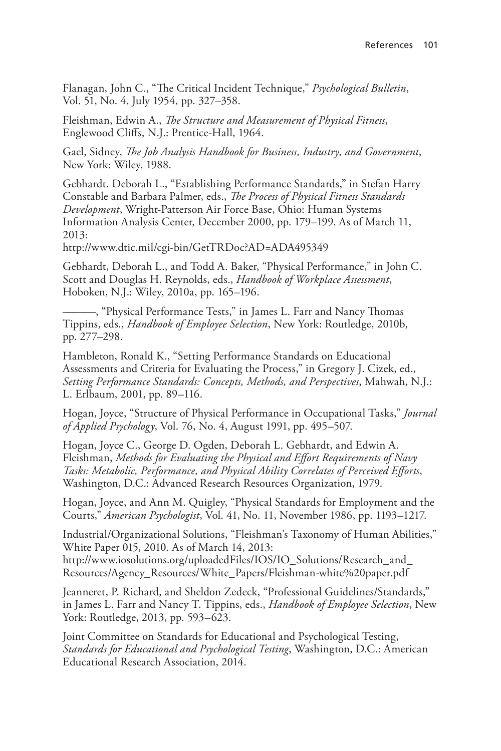Flanagan, John C., "The Critical Incident Technique," *Psychological Bulletin*, Vol. 51, No. 4, July 1954, pp. 327–358.

Fleishman, Edwin A., *The Structure and Measurement of Physical Fitness*, Englewood Cliffs, N.J.: Prentice-Hall, 1964.

Gael, Sidney, *The Job Analysis Handbook for Business, Industry, and Government*, New York: Wiley, 1988.

Gebhardt, Deborah L., "Establishing Performance Standards," in Stefan Harry Constable and Barbara Palmer, eds., *The Process of Physical Fitness Standards Development*, Wright-Patterson Air Force Base, Ohio: Human Systems Information Analysis Center, December 2000, pp. 179–199. As of March 11, 2013:
http://www.dtic.mil/cgi-bin/GetTRDoc?AD=ADA495349

Gebhardt, Deborah L., and Todd A. Baker, "Physical Performance," in John C. Scott and Douglas H. Reynolds, eds., *Handbook of Workplace Assessment*, Hoboken, N.J.: Wiley, 2010a, pp. 165–196.

———, "Physical Performance Tests," in James L. Farr and Nancy Thomas Tippins, eds., *Handbook of Employee Selection*, New York: Routledge, 2010b, pp. 277–298.

Hambleton, Ronald K., "Setting Performance Standards on Educational Assessments and Criteria for Evaluating the Process," in Gregory J. Cizek, ed., *Setting Performance Standards: Concepts, Methods, and Perspectives*, Mahwah, N.J.: L. Erlbaum, 2001, pp. 89–116.

Hogan, Joyce, "Structure of Physical Performance in Occupational Tasks," *Journal of Applied Psychology*, Vol. 76, No. 4, August 1991, pp. 495–507.

Hogan, Joyce C., George D. Ogden, Deborah L. Gebhardt, and Edwin A. Fleishman, *Methods for Evaluating the Physical and Effort Requirements of Navy Tasks: Metabolic, Performance, and Physical Ability Correlates of Perceived Efforts*, Washington, D.C.: Advanced Research Resources Organization, 1979.

Hogan, Joyce, and Ann M. Quigley, "Physical Standards for Employment and the Courts," *American Psychologist*, Vol. 41, No. 11, November 1986, pp. 1193–1217.

Industrial/Organizational Solutions, "Fleishman's Taxonomy of Human Abilities," White Paper 015, 2010. As of March 14, 2013:
http://www.iosolutions.org/uploadedFiles/IOS/IO_Solutions/Research_and_Resources/Agency_Resources/White_Papers/Fleishman-white%20paper.pdf

Jeanneret, P. Richard, and Sheldon Zedeck, "Professional Guidelines/Standards," in James L. Farr and Nancy T. Tippins, eds., *Handbook of Employee Selection*, New York: Routledge, 2013, pp. 593–623.

Joint Committee on Standards for Educational and Psychological Testing, *Standards for Educational and Psychological Testing*, Washington, D.C.: American Educational Research Association, 2014.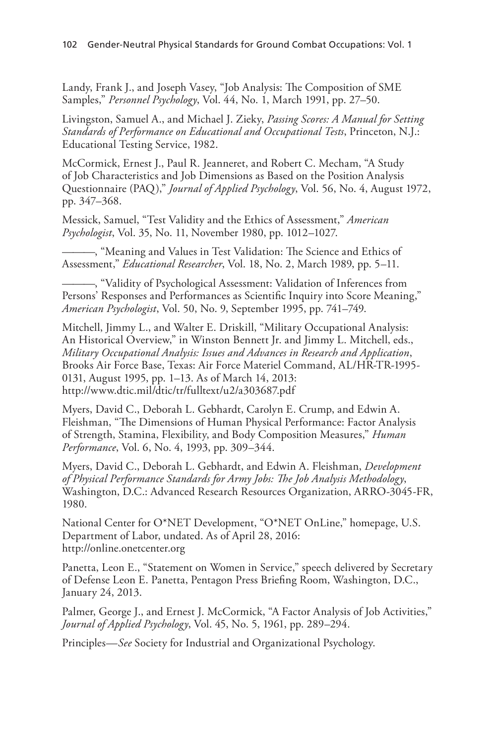Landy, Frank J., and Joseph Vasey, "Job Analysis: The Composition of SME Samples," *Personnel Psychology*, Vol. 44, No. 1, March 1991, pp. 27–50.

Livingston, Samuel A., and Michael J. Zieky, *Passing Scores: A Manual for Setting Standards of Performance on Educational and Occupational Tests*, Princeton, N.J.: Educational Testing Service, 1982.

McCormick, Ernest J., Paul R. Jeanneret, and Robert C. Mecham, "A Study of Job Characteristics and Job Dimensions as Based on the Position Analysis Questionnaire (PAQ)," *Journal of Applied Psychology*, Vol. 56, No. 4, August 1972, pp. 347–368.

Messick, Samuel, "Test Validity and the Ethics of Assessment," *American Psychologist*, Vol. 35, No. 11, November 1980, pp. 1012–1027.

———, "Meaning and Values in Test Validation: The Science and Ethics of Assessment," *Educational Researcher*, Vol. 18, No. 2, March 1989, pp. 5–11.

———, "Validity of Psychological Assessment: Validation of Inferences from Persons' Responses and Performances as Scientific Inquiry into Score Meaning," *American Psychologist*, Vol. 50, No. 9, September 1995, pp. 741–749.

Mitchell, Jimmy L., and Walter E. Driskill, "Military Occupational Analysis: An Historical Overview," in Winston Bennett Jr. and Jimmy L. Mitchell, eds., *Military Occupational Analysis: Issues and Advances in Research and Application*, Brooks Air Force Base, Texas: Air Force Materiel Command, AL/HR-TR-1995-0131, August 1995, pp. 1–13. As of March 14, 2013: http://www.dtic.mil/dtic/tr/fulltext/u2/a303687.pdf

Myers, David C., Deborah L. Gebhardt, Carolyn E. Crump, and Edwin A. Fleishman, "The Dimensions of Human Physical Performance: Factor Analysis of Strength, Stamina, Flexibility, and Body Composition Measures," *Human Performance*, Vol. 6, No. 4, 1993, pp. 309–344.

Myers, David C., Deborah L. Gebhardt, and Edwin A. Fleishman, *Development of Physical Performance Standards for Army Jobs: The Job Analysis Methodology*, Washington, D.C.: Advanced Research Resources Organization, ARRO-3045-FR, 1980.

National Center for O*NET Development, "O*NET OnLine," homepage, U.S. Department of Labor, undated. As of April 28, 2016: http://online.onetcenter.org

Panetta, Leon E., "Statement on Women in Service," speech delivered by Secretary of Defense Leon E. Panetta, Pentagon Press Briefing Room, Washington, D.C., January 24, 2013.

Palmer, George J., and Ernest J. McCormick, "A Factor Analysis of Job Activities," *Journal of Applied Psychology*, Vol. 45, No. 5, 1961, pp. 289–294.

Principles—*See* Society for Industrial and Organizational Psychology.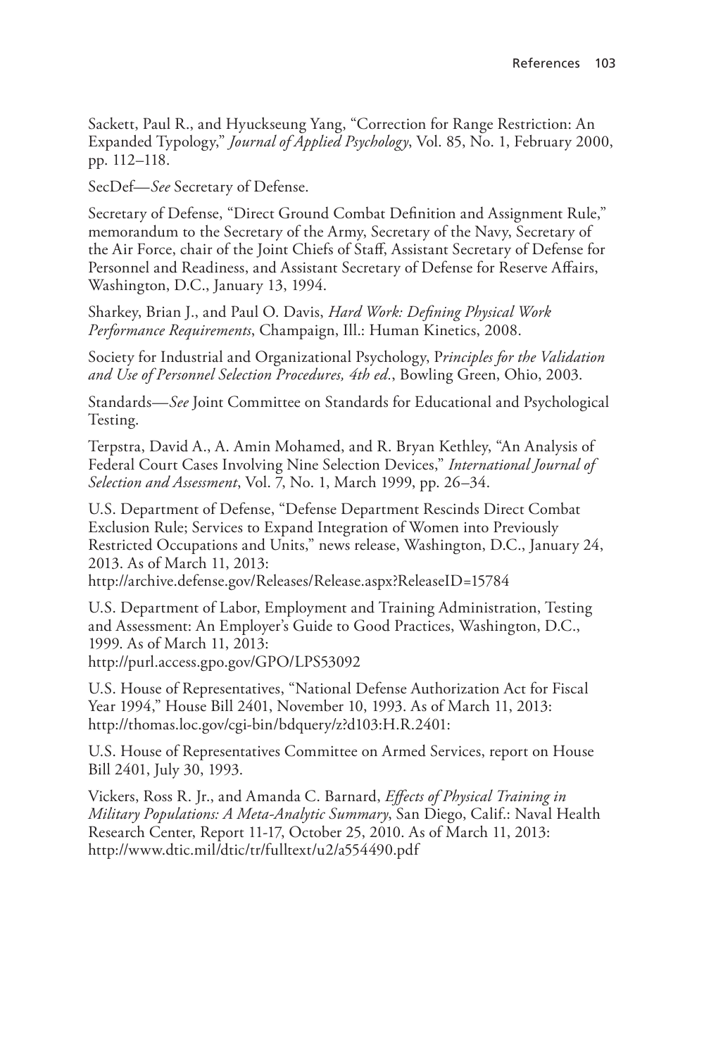Sackett, Paul R., and Hyuckseung Yang, "Correction for Range Restriction: An Expanded Typology," *Journal of Applied Psychology*, Vol. 85, No. 1, February 2000, pp. 112–118.

SecDef—*See* Secretary of Defense.

Secretary of Defense, "Direct Ground Combat Definition and Assignment Rule," memorandum to the Secretary of the Army, Secretary of the Navy, Secretary of the Air Force, chair of the Joint Chiefs of Staff, Assistant Secretary of Defense for Personnel and Readiness, and Assistant Secretary of Defense for Reserve Affairs, Washington, D.C., January 13, 1994.

Sharkey, Brian J., and Paul O. Davis, *Hard Work: Defining Physical Work Performance Requirements*, Champaign, Ill.: Human Kinetics, 2008.

Society for Industrial and Organizational Psychology, P*rinciples for the Validation and Use of Personnel Selection Procedures, 4th ed.*, Bowling Green, Ohio, 2003.

Standards—*See* Joint Committee on Standards for Educational and Psychological Testing.

Terpstra, David A., A. Amin Mohamed, and R. Bryan Kethley, "An Analysis of Federal Court Cases Involving Nine Selection Devices," *International Journal of Selection and Assessment*, Vol. 7, No. 1, March 1999, pp. 26–34.

U.S. Department of Defense, "Defense Department Rescinds Direct Combat Exclusion Rule; Services to Expand Integration of Women into Previously Restricted Occupations and Units," news release, Washington, D.C., January 24, 2013. As of March 11, 2013:
http://archive.defense.gov/Releases/Release.aspx?ReleaseID=15784

U.S. Department of Labor, Employment and Training Administration, Testing and Assessment: An Employer's Guide to Good Practices, Washington, D.C., 1999. As of March 11, 2013:
http://purl.access.gpo.gov/GPO/LPS53092

U.S. House of Representatives, "National Defense Authorization Act for Fiscal Year 1994," House Bill 2401, November 10, 1993. As of March 11, 2013:
http://thomas.loc.gov/cgi-bin/bdquery/z?d103:H.R.2401:

U.S. House of Representatives Committee on Armed Services, report on House Bill 2401, July 30, 1993.

Vickers, Ross R. Jr., and Amanda C. Barnard, *Effects of Physical Training in Military Populations: A Meta-Analytic Summary*, San Diego, Calif.: Naval Health Research Center, Report 11-17, October 25, 2010. As of March 11, 2013:
http://www.dtic.mil/dtic/tr/fulltext/u2/a554490.pdf